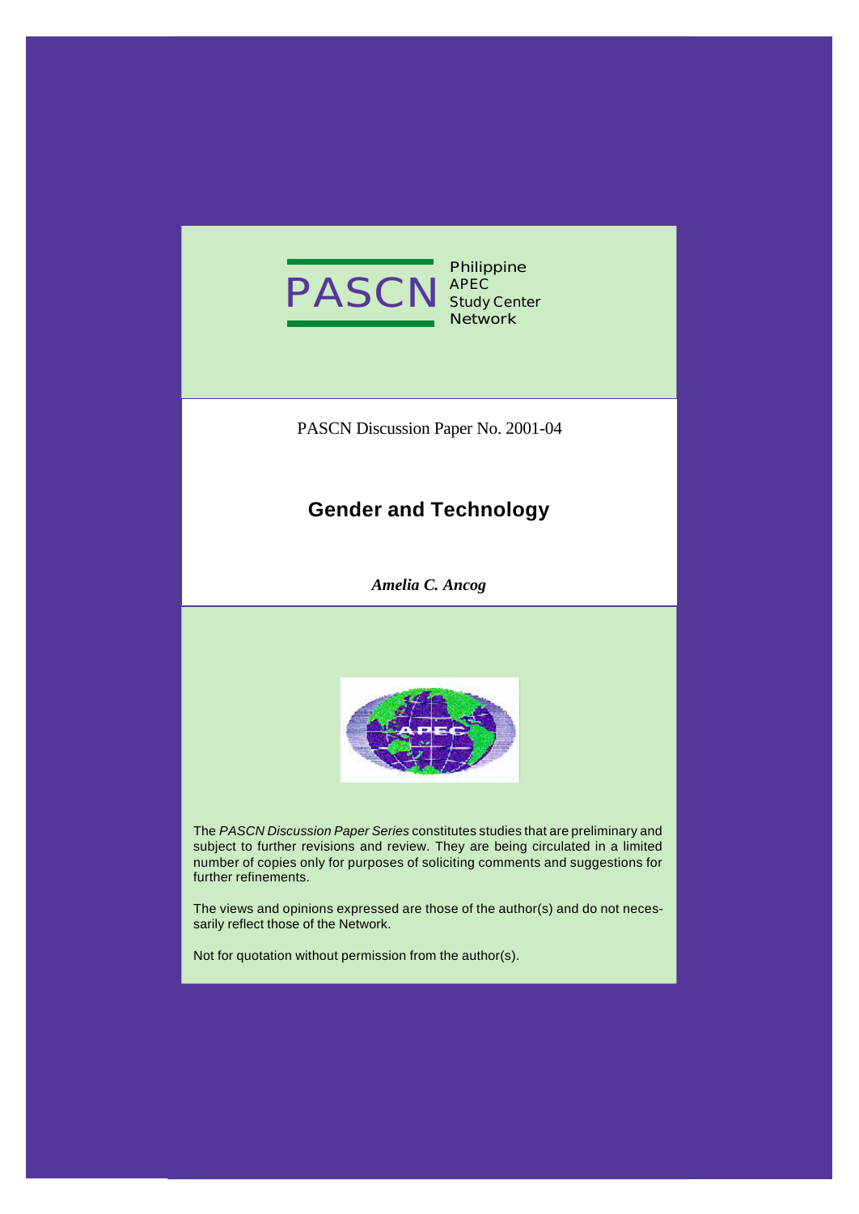PASCN

Philippine
APEC
Study Center
Network

PASCN Discussion Paper No. 2001-04

# Gender and Technology

***Amelia C. Ancog***

The *PASCN Discussion Paper Series* constitutes studies that are preliminary and subject to further revisions and review. They are being circulated in a limited number of copies only for purposes of soliciting comments and suggestions for further refinements.

The views and opinions expressed are those of the author(s) and do not necessarily reflect those of the Network.

Not for quotation without permission from the author(s).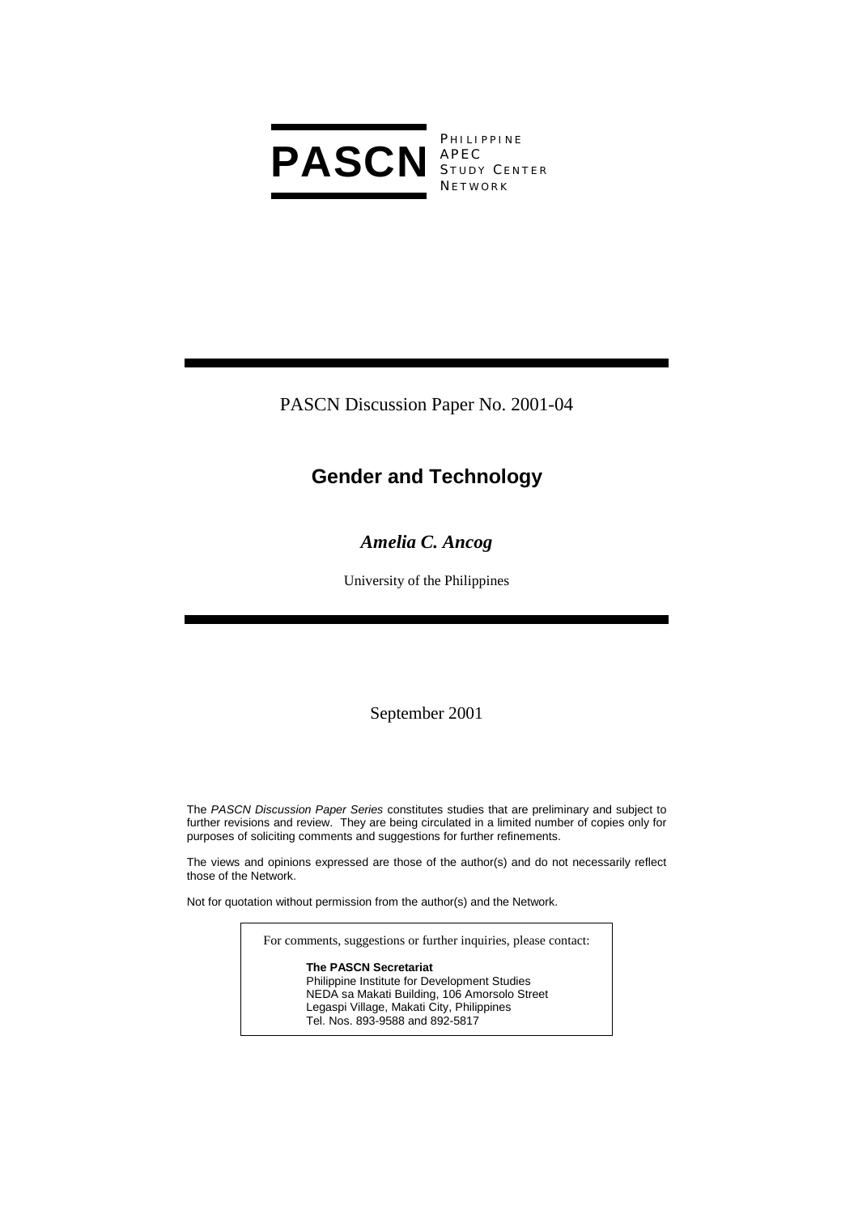**PASCN** PHILIPPINE APEC STUDY CENTER NETWORK

PASCN Discussion Paper No. 2001-04

# Gender and Technology

***Amelia C. Ancog***

University of the Philippines

September 2001

The *PASCN Discussion Paper Series* constitutes studies that are preliminary and subject to further revisions and review. They are being circulated in a limited number of copies only for purposes of soliciting comments and suggestions for further refinements.

The views and opinions expressed are those of the author(s) and do not necessarily reflect those of the Network.

Not for quotation without permission from the author(s) and the Network.

For comments, suggestions or further inquiries, please contact:

**The PASCN Secretariat**
Philippine Institute for Development Studies
NEDA sa Makati Building, 106 Amorsolo Street
Legaspi Village, Makati City, Philippines
Tel. Nos. 893-9588 and 892-5817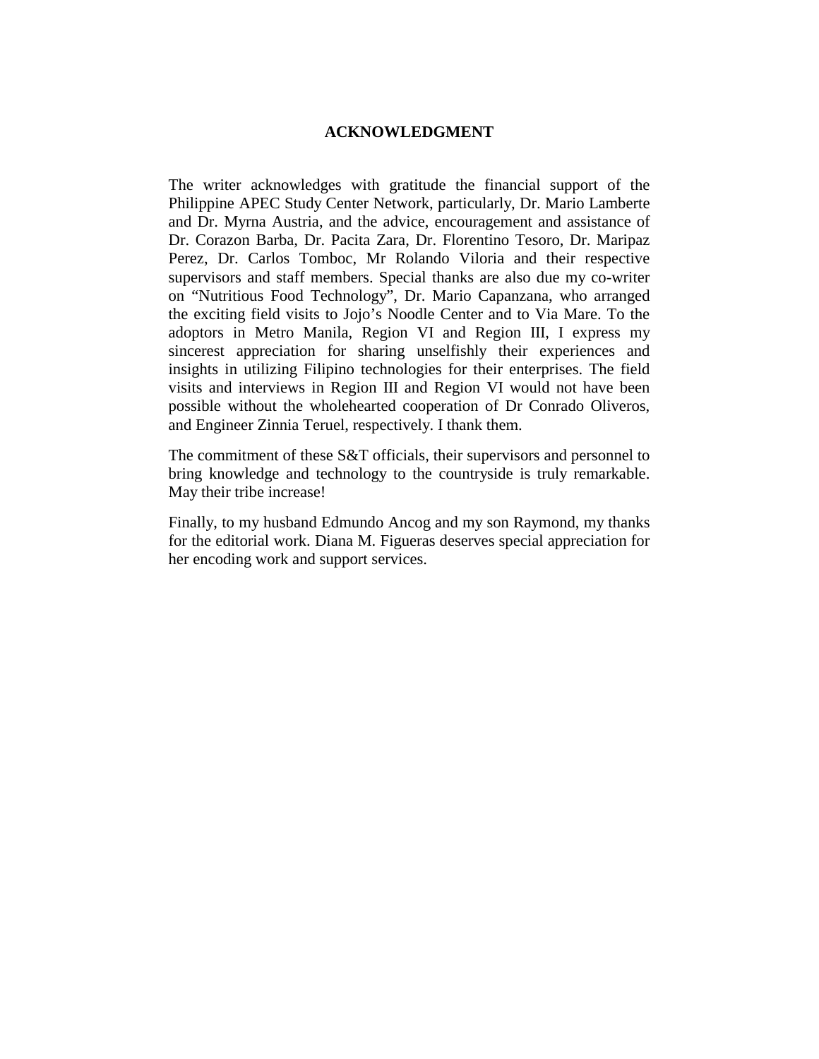# ACKNOWLEDGMENT

The writer acknowledges with gratitude the financial support of the Philippine APEC Study Center Network, particularly, Dr. Mario Lamberte and Dr. Myrna Austria, and the advice, encouragement and assistance of Dr. Corazon Barba, Dr. Pacita Zara, Dr. Florentino Tesoro, Dr. Maripaz Perez, Dr. Carlos Tomboc, Mr Rolando Viloria and their respective supervisors and staff members. Special thanks are also due my co-writer on "Nutritious Food Technology", Dr. Mario Capanzana, who arranged the exciting field visits to Jojo's Noodle Center and to Via Mare. To the adoptors in Metro Manila, Region VI and Region III, I express my sincerest appreciation for sharing unselfishly their experiences and insights in utilizing Filipino technologies for their enterprises. The field visits and interviews in Region III and Region VI would not have been possible without the wholehearted cooperation of Dr Conrado Oliveros, and Engineer Zinnia Teruel, respectively. I thank them.

The commitment of these S&T officials, their supervisors and personnel to bring knowledge and technology to the countryside is truly remarkable. May their tribe increase!

Finally, to my husband Edmundo Ancog and my son Raymond, my thanks for the editorial work. Diana M. Figueras deserves special appreciation for her encoding work and support services.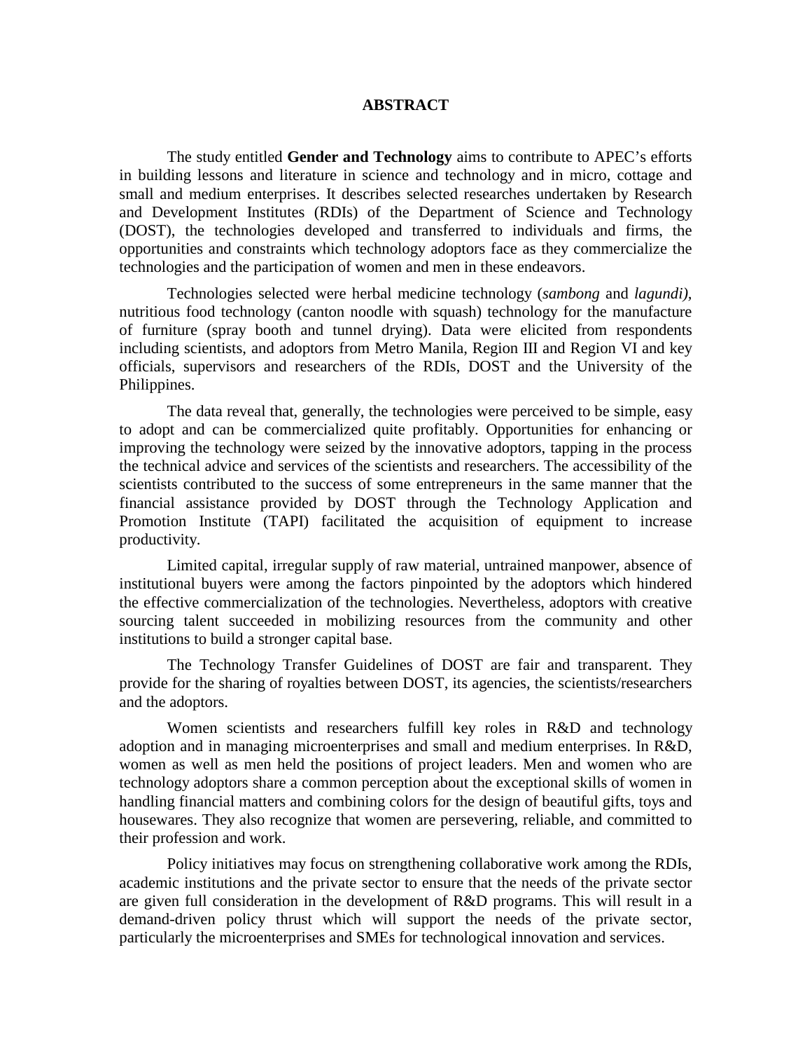# ABSTRACT

The study entitled **Gender and Technology** aims to contribute to APEC's efforts in building lessons and literature in science and technology and in micro, cottage and small and medium enterprises. It describes selected researches undertaken by Research and Development Institutes (RDIs) of the Department of Science and Technology (DOST), the technologies developed and transferred to individuals and firms, the opportunities and constraints which technology adoptors face as they commercialize the technologies and the participation of women and men in these endeavors.

Technologies selected were herbal medicine technology (*sambong* and *lagundi),* nutritious food technology (canton noodle with squash) technology for the manufacture of furniture (spray booth and tunnel drying). Data were elicited from respondents including scientists, and adoptors from Metro Manila, Region III and Region VI and key officials, supervisors and researchers of the RDIs, DOST and the University of the Philippines.

The data reveal that, generally, the technologies were perceived to be simple, easy to adopt and can be commercialized quite profitably. Opportunities for enhancing or improving the technology were seized by the innovative adoptors, tapping in the process the technical advice and services of the scientists and researchers. The accessibility of the scientists contributed to the success of some entrepreneurs in the same manner that the financial assistance provided by DOST through the Technology Application and Promotion Institute (TAPI) facilitated the acquisition of equipment to increase productivity.

Limited capital, irregular supply of raw material, untrained manpower, absence of institutional buyers were among the factors pinpointed by the adoptors which hindered the effective commercialization of the technologies. Nevertheless, adoptors with creative sourcing talent succeeded in mobilizing resources from the community and other institutions to build a stronger capital base.

The Technology Transfer Guidelines of DOST are fair and transparent. They provide for the sharing of royalties between DOST, its agencies, the scientists/researchers and the adoptors.

Women scientists and researchers fulfill key roles in R&D and technology adoption and in managing microenterprises and small and medium enterprises. In R&D, women as well as men held the positions of project leaders. Men and women who are technology adoptors share a common perception about the exceptional skills of women in handling financial matters and combining colors for the design of beautiful gifts, toys and housewares. They also recognize that women are persevering, reliable, and committed to their profession and work.

Policy initiatives may focus on strengthening collaborative work among the RDIs, academic institutions and the private sector to ensure that the needs of the private sector are given full consideration in the development of R&D programs. This will result in a demand-driven policy thrust which will support the needs of the private sector, particularly the microenterprises and SMEs for technological innovation and services.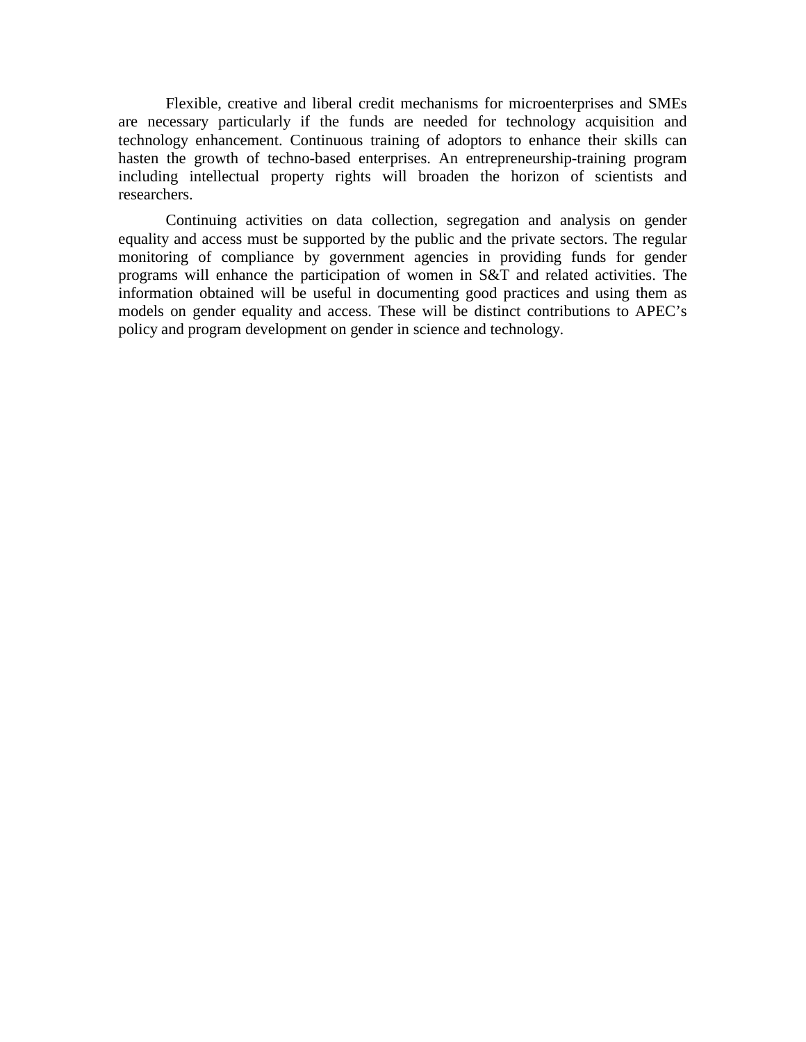Flexible, creative and liberal credit mechanisms for microenterprises and SMEs are necessary particularly if the funds are needed for technology acquisition and technology enhancement. Continuous training of adoptors to enhance their skills can hasten the growth of techno-based enterprises. An entrepreneurship-training program including intellectual property rights will broaden the horizon of scientists and researchers.

Continuing activities on data collection, segregation and analysis on gender equality and access must be supported by the public and the private sectors. The regular monitoring of compliance by government agencies in providing funds for gender programs will enhance the participation of women in S&T and related activities. The information obtained will be useful in documenting good practices and using them as models on gender equality and access. These will be distinct contributions to APEC's policy and program development on gender in science and technology.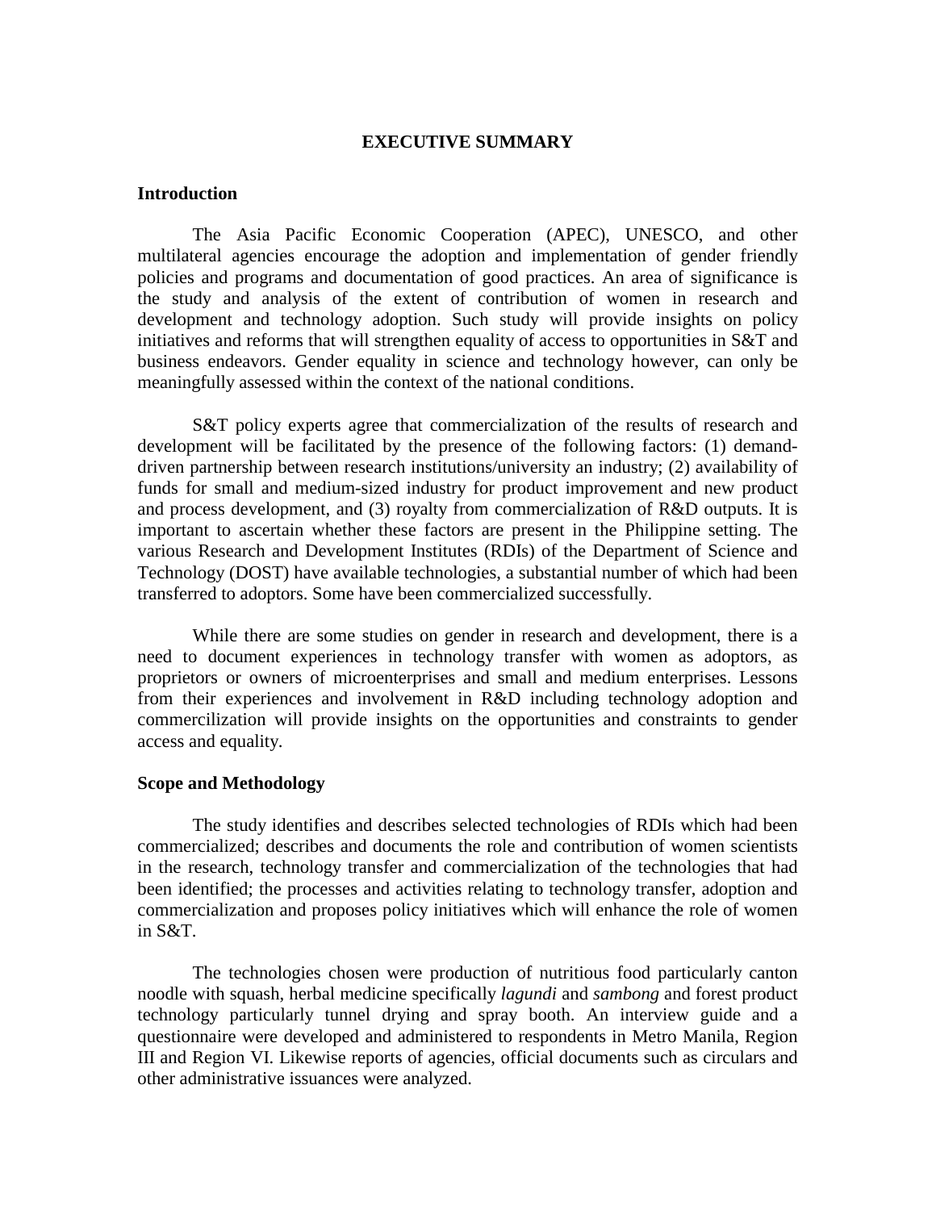# EXECUTIVE SUMMARY

## Introduction

The Asia Pacific Economic Cooperation (APEC), UNESCO, and other multilateral agencies encourage the adoption and implementation of gender friendly policies and programs and documentation of good practices. An area of significance is the study and analysis of the extent of contribution of women in research and development and technology adoption. Such study will provide insights on policy initiatives and reforms that will strengthen equality of access to opportunities in S&T and business endeavors. Gender equality in science and technology however, can only be meaningfully assessed within the context of the national conditions.

S&T policy experts agree that commercialization of the results of research and development will be facilitated by the presence of the following factors: (1) demand-driven partnership between research institutions/university an industry; (2) availability of funds for small and medium-sized industry for product improvement and new product and process development, and (3) royalty from commercialization of R&D outputs. It is important to ascertain whether these factors are present in the Philippine setting. The various Research and Development Institutes (RDIs) of the Department of Science and Technology (DOST) have available technologies, a substantial number of which had been transferred to adoptors. Some have been commercialized successfully.

While there are some studies on gender in research and development, there is a need to document experiences in technology transfer with women as adoptors, as proprietors or owners of microenterprises and small and medium enterprises. Lessons from their experiences and involvement in R&D including technology adoption and commercilization will provide insights on the opportunities and constraints to gender access and equality.

## Scope and Methodology

The study identifies and describes selected technologies of RDIs which had been commercialized; describes and documents the role and contribution of women scientists in the research, technology transfer and commercialization of the technologies that had been identified; the processes and activities relating to technology transfer, adoption and commercialization and proposes policy initiatives which will enhance the role of women in S&T.

The technologies chosen were production of nutritious food particularly canton noodle with squash, herbal medicine specifically *lagundi* and *sambong* and forest product technology particularly tunnel drying and spray booth. An interview guide and a questionnaire were developed and administered to respondents in Metro Manila, Region III and Region VI. Likewise reports of agencies, official documents such as circulars and other administrative issuances were analyzed.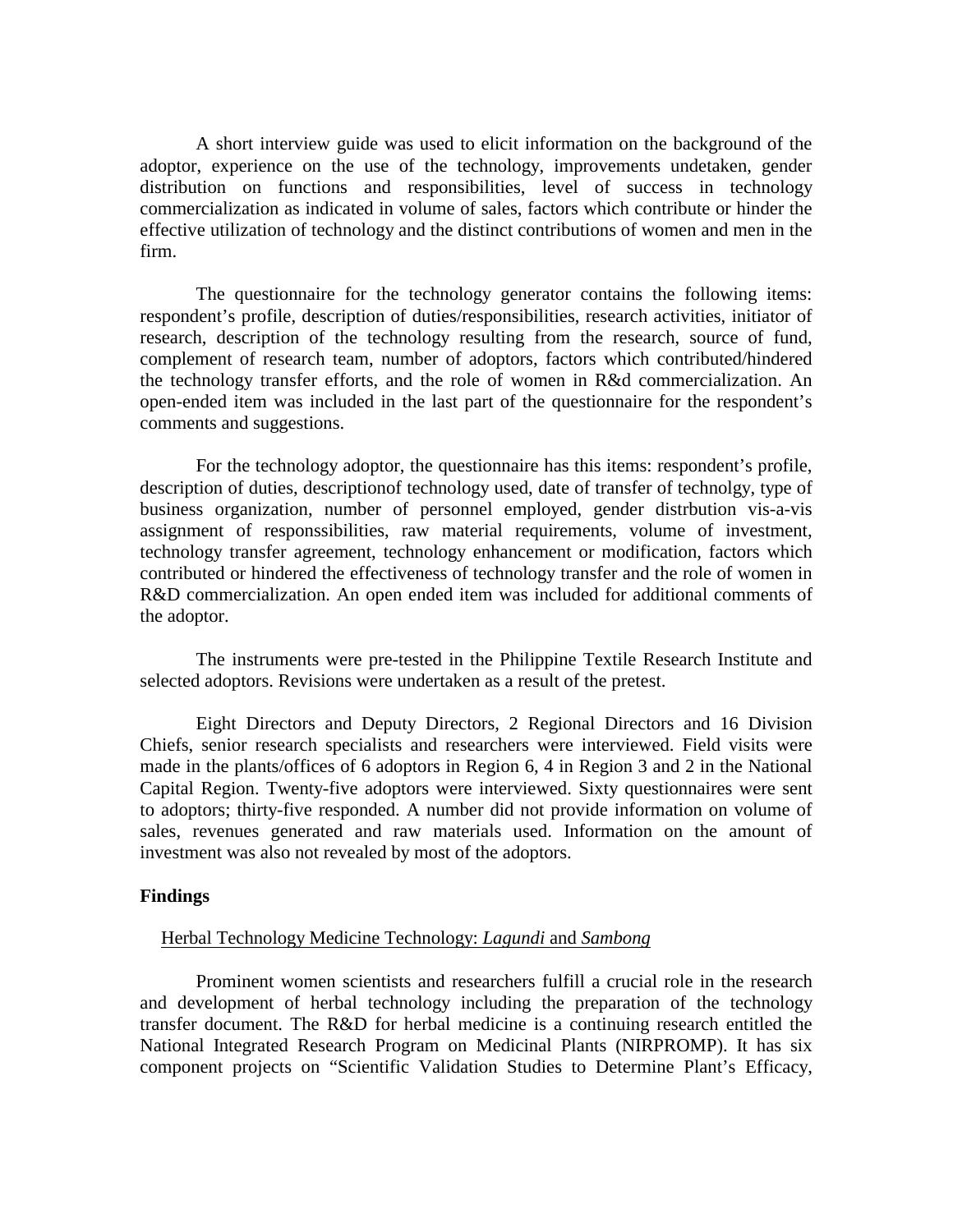A short interview guide was used to elicit information on the background of the adoptor, experience on the use of the technology, improvements undetaken, gender distribution on functions and responsibilities, level of success in technology commercialization as indicated in volume of sales, factors which contribute or hinder the effective utilization of technology and the distinct contributions of women and men in the firm.

The questionnaire for the technology generator contains the following items: respondent's profile, description of duties/responsibilities, research activities, initiator of research, description of the technology resulting from the research, source of fund, complement of research team, number of adoptors, factors which contributed/hindered the technology transfer efforts, and the role of women in R&d commercialization. An open-ended item was included in the last part of the questionnaire for the respondent's comments and suggestions.

For the technology adoptor, the questionnaire has this items: respondent's profile, description of duties, descriptionof technology used, date of transfer of technolgy, type of business organization, number of personnel employed, gender distrbution vis-a-vis assignment of responssibilities, raw material requirements, volume of investment, technology transfer agreement, technology enhancement or modification, factors which contributed or hindered the effectiveness of technology transfer and the role of women in R&D commercialization. An open ended item was included for additional comments of the adoptor.

The instruments were pre-tested in the Philippine Textile Research Institute and selected adoptors. Revisions were undertaken as a result of the pretest.

Eight Directors and Deputy Directors, 2 Regional Directors and 16 Division Chiefs, senior research specialists and researchers were interviewed. Field visits were made in the plants/offices of 6 adoptors in Region 6, 4 in Region 3 and 2 in the National Capital Region. Twenty-five adoptors were interviewed. Sixty questionnaires were sent to adoptors; thirty-five responded. A number did not provide information on volume of sales, revenues generated and raw materials used. Information on the amount of investment was also not revealed by most of the adoptors.

**Findings**

Herbal Technology Medicine Technology: *Lagundi* and *Sambong*

Prominent women scientists and researchers fulfill a crucial role in the research and development of herbal technology including the preparation of the technology transfer document. The R&D for herbal medicine is a continuing research entitled the National Integrated Research Program on Medicinal Plants (NIRPROMP). It has six component projects on "Scientific Validation Studies to Determine Plant's Efficacy,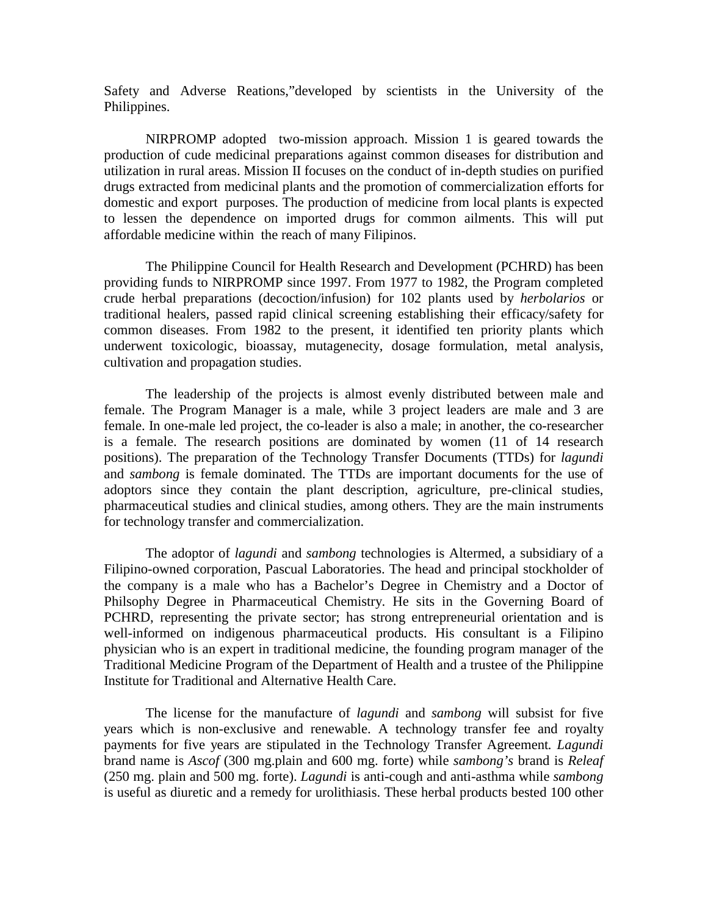Safety and Adverse Reations,"developed by scientists in the University of the Philippines.

NIRPROMP adopted two-mission approach. Mission 1 is geared towards the production of cude medicinal preparations against common diseases for distribution and utilization in rural areas. Mission II focuses on the conduct of in-depth studies on purified drugs extracted from medicinal plants and the promotion of commercialization efforts for domestic and export purposes. The production of medicine from local plants is expected to lessen the dependence on imported drugs for common ailments. This will put affordable medicine within the reach of many Filipinos.

The Philippine Council for Health Research and Development (PCHRD) has been providing funds to NIRPROMP since 1997. From 1977 to 1982, the Program completed crude herbal preparations (decoction/infusion) for 102 plants used by *herbolarios* or traditional healers, passed rapid clinical screening establishing their efficacy/safety for common diseases. From 1982 to the present, it identified ten priority plants which underwent toxicologic, bioassay, mutagenecity, dosage formulation, metal analysis, cultivation and propagation studies.

The leadership of the projects is almost evenly distributed between male and female. The Program Manager is a male, while 3 project leaders are male and 3 are female. In one-male led project, the co-leader is also a male; in another, the co-researcher is a female. The research positions are dominated by women (11 of 14 research positions). The preparation of the Technology Transfer Documents (TTDs) for *lagundi* and *sambong* is female dominated. The TTDs are important documents for the use of adoptors since they contain the plant description, agriculture, pre-clinical studies, pharmaceutical studies and clinical studies, among others. They are the main instruments for technology transfer and commercialization.

The adoptor of *lagundi* and *sambong* technologies is Altermed, a subsidiary of a Filipino-owned corporation, Pascual Laboratories. The head and principal stockholder of the company is a male who has a Bachelor's Degree in Chemistry and a Doctor of Philsophy Degree in Pharmaceutical Chemistry. He sits in the Governing Board of PCHRD, representing the private sector; has strong entrepreneurial orientation and is well-informed on indigenous pharmaceutical products. His consultant is a Filipino physician who is an expert in traditional medicine, the founding program manager of the Traditional Medicine Program of the Department of Health and a trustee of the Philippine Institute for Traditional and Alternative Health Care.

The license for the manufacture of *lagundi* and *sambong* will subsist for five years which is non-exclusive and renewable. A technology transfer fee and royalty payments for five years are stipulated in the Technology Transfer Agreement. *Lagundi* brand name is *Ascof* (300 mg.plain and 600 mg. forte) while *sambong's* brand is *Releaf* (250 mg. plain and 500 mg. forte). *Lagundi* is anti-cough and anti-asthma while *sambong* is useful as diuretic and a remedy for urolithiasis. These herbal products bested 100 other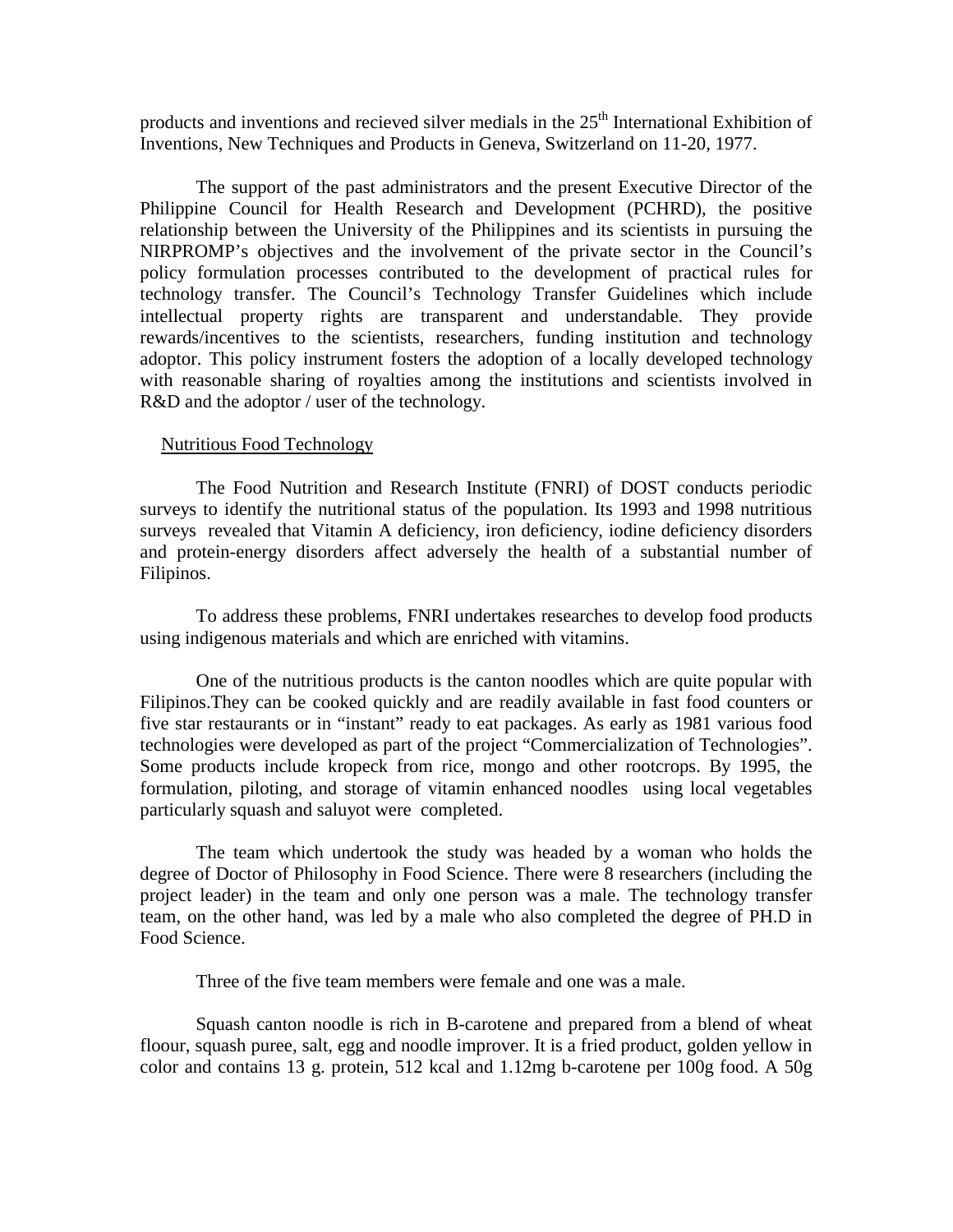products and inventions and recieved silver medials in the 25th International Exhibition of Inventions, New Techniques and Products in Geneva, Switzerland on 11-20, 1977.

The support of the past administrators and the present Executive Director of the Philippine Council for Health Research and Development (PCHRD), the positive relationship between the University of the Philippines and its scientists in pursuing the NIRPROMP's objectives and the involvement of the private sector in the Council's policy formulation processes contributed to the development of practical rules for technology transfer. The Council's Technology Transfer Guidelines which include intellectual property rights are transparent and understandable. They provide rewards/incentives to the scientists, researchers, funding institution and technology adoptor. This policy instrument fosters the adoption of a locally developed technology with reasonable sharing of royalties among the institutions and scientists involved in R&D and the adoptor / user of the technology.

Nutritious Food Technology

The Food Nutrition and Research Institute (FNRI) of DOST conducts periodic surveys to identify the nutritional status of the population. Its 1993 and 1998 nutritious surveys revealed that Vitamin A deficiency, iron deficiency, iodine deficiency disorders and protein-energy disorders affect adversely the health of a substantial number of Filipinos.

To address these problems, FNRI undertakes researches to develop food products using indigenous materials and which are enriched with vitamins.

One of the nutritious products is the canton noodles which are quite popular with Filipinos.They can be cooked quickly and are readily available in fast food counters or five star restaurants or in "instant" ready to eat packages. As early as 1981 various food technologies were developed as part of the project "Commercialization of Technologies". Some products include kropeck from rice, mongo and other rootcrops. By 1995, the formulation, piloting, and storage of vitamin enhanced noodles using local vegetables particularly squash and saluyot were completed.

The team which undertook the study was headed by a woman who holds the degree of Doctor of Philosophy in Food Science. There were 8 researchers (including the project leader) in the team and only one person was a male. The technology transfer team, on the other hand, was led by a male who also completed the degree of PH.D in Food Science.

Three of the five team members were female and one was a male.

Squash canton noodle is rich in B-carotene and prepared from a blend of wheat floour, squash puree, salt, egg and noodle improver. It is a fried product, golden yellow in color and contains 13 g. protein, 512 kcal and 1.12mg b-carotene per 100g food. A 50g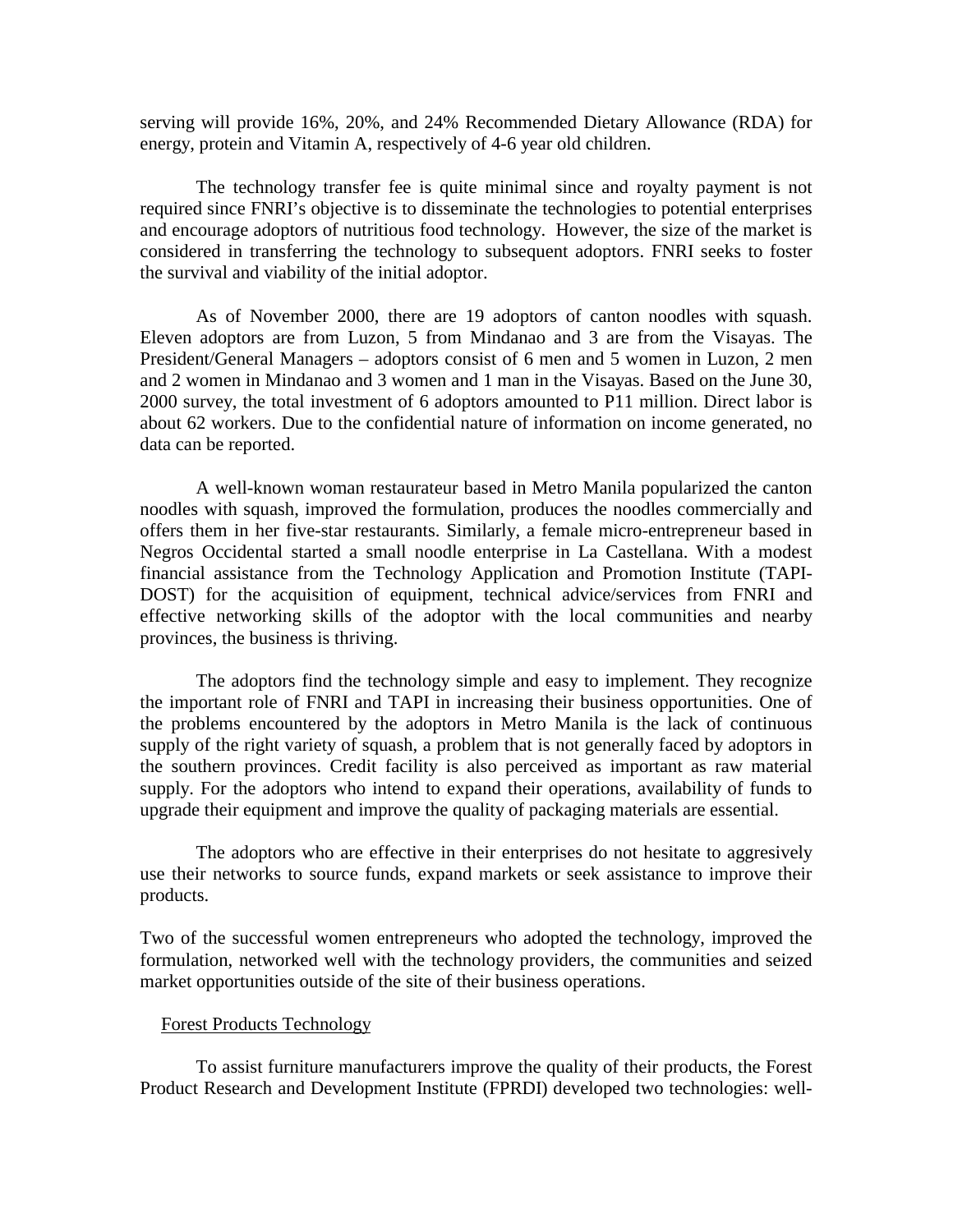serving will provide 16%, 20%, and 24% Recommended Dietary Allowance (RDA) for energy, protein and Vitamin A, respectively of 4-6 year old children.

The technology transfer fee is quite minimal since and royalty payment is not required since FNRI's objective is to disseminate the technologies to potential enterprises and encourage adoptors of nutritious food technology. However, the size of the market is considered in transferring the technology to subsequent adoptors. FNRI seeks to foster the survival and viability of the initial adoptor.

As of November 2000, there are 19 adoptors of canton noodles with squash. Eleven adoptors are from Luzon, 5 from Mindanao and 3 are from the Visayas. The President/General Managers – adoptors consist of 6 men and 5 women in Luzon, 2 men and 2 women in Mindanao and 3 women and 1 man in the Visayas. Based on the June 30, 2000 survey, the total investment of 6 adoptors amounted to P11 million. Direct labor is about 62 workers. Due to the confidential nature of information on income generated, no data can be reported.

A well-known woman restaurateur based in Metro Manila popularized the canton noodles with squash, improved the formulation, produces the noodles commercially and offers them in her five-star restaurants. Similarly, a female micro-entrepreneur based in Negros Occidental started a small noodle enterprise in La Castellana. With a modest financial assistance from the Technology Application and Promotion Institute (TAPI-DOST) for the acquisition of equipment, technical advice/services from FNRI and effective networking skills of the adoptor with the local communities and nearby provinces, the business is thriving.

The adoptors find the technology simple and easy to implement. They recognize the important role of FNRI and TAPI in increasing their business opportunities. One of the problems encountered by the adoptors in Metro Manila is the lack of continuous supply of the right variety of squash, a problem that is not generally faced by adoptors in the southern provinces. Credit facility is also perceived as important as raw material supply. For the adoptors who intend to expand their operations, availability of funds to upgrade their equipment and improve the quality of packaging materials are essential.

The adoptors who are effective in their enterprises do not hesitate to aggresively use their networks to source funds, expand markets or seek assistance to improve their products.

Two of the successful women entrepreneurs who adopted the technology, improved the formulation, networked well with the technology providers, the communities and seized market opportunities outside of the site of their business operations.

Forest Products Technology

To assist furniture manufacturers improve the quality of their products, the Forest Product Research and Development Institute (FPRDI) developed two technologies: well-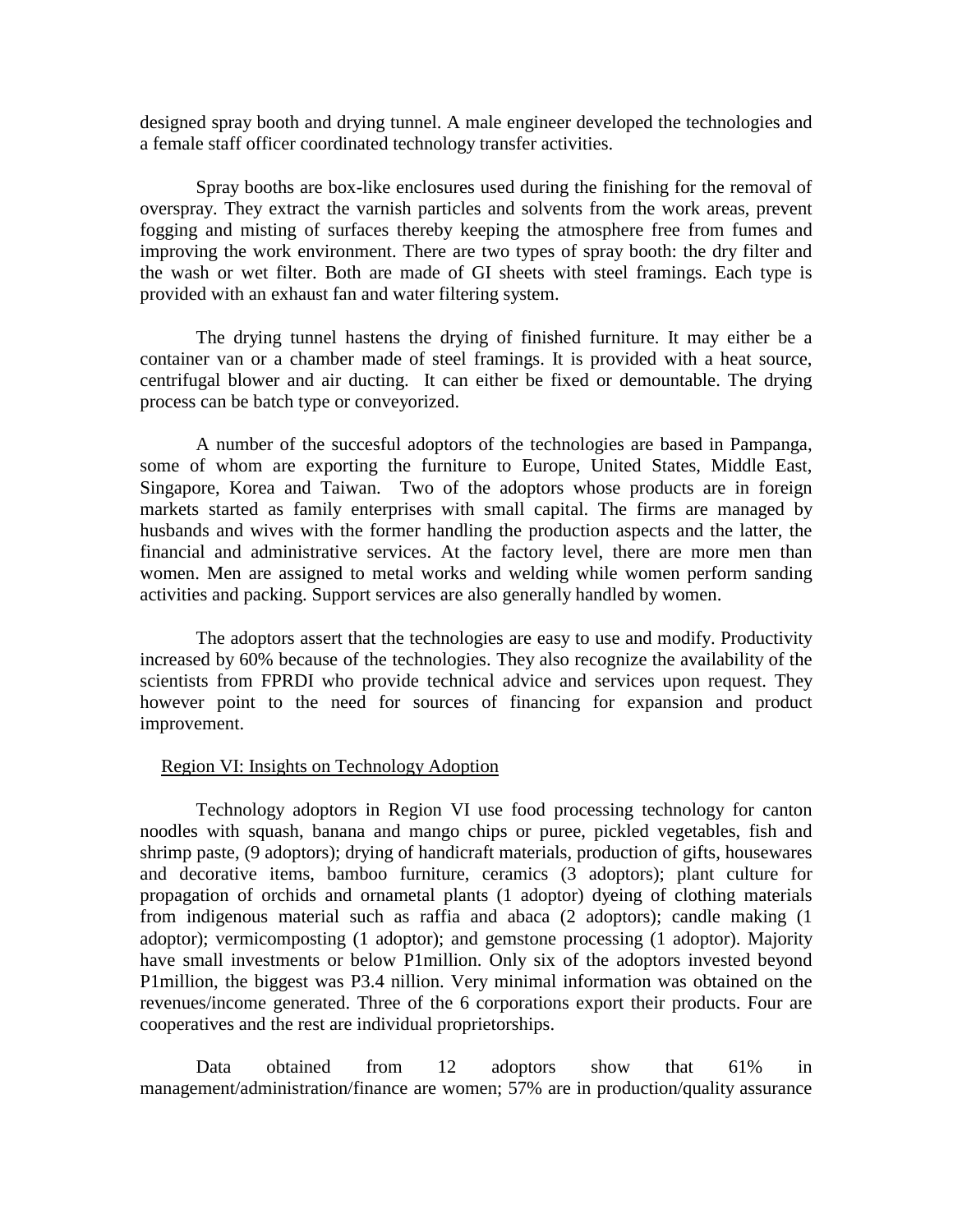designed spray booth and drying tunnel. A male engineer developed the technologies and a female staff officer coordinated technology transfer activities.

Spray booths are box-like enclosures used during the finishing for the removal of overspray. They extract the varnish particles and solvents from the work areas, prevent fogging and misting of surfaces thereby keeping the atmosphere free from fumes and improving the work environment. There are two types of spray booth: the dry filter and the wash or wet filter. Both are made of GI sheets with steel framings. Each type is provided with an exhaust fan and water filtering system.

The drying tunnel hastens the drying of finished furniture. It may either be a container van or a chamber made of steel framings. It is provided with a heat source, centrifugal blower and air ducting. It can either be fixed or demountable. The drying process can be batch type or conveyorized.

A number of the succesful adoptors of the technologies are based in Pampanga, some of whom are exporting the furniture to Europe, United States, Middle East, Singapore, Korea and Taiwan. Two of the adoptors whose products are in foreign markets started as family enterprises with small capital. The firms are managed by husbands and wives with the former handling the production aspects and the latter, the financial and administrative services. At the factory level, there are more men than women. Men are assigned to metal works and welding while women perform sanding activities and packing. Support services are also generally handled by women.

The adoptors assert that the technologies are easy to use and modify. Productivity increased by 60% because of the technologies. They also recognize the availability of the scientists from FPRDI who provide technical advice and services upon request. They however point to the need for sources of financing for expansion and product improvement.

Region VI: Insights on Technology Adoption

Technology adoptors in Region VI use food processing technology for canton noodles with squash, banana and mango chips or puree, pickled vegetables, fish and shrimp paste, (9 adoptors); drying of handicraft materials, production of gifts, housewares and decorative items, bamboo furniture, ceramics (3 adoptors); plant culture for propagation of orchids and ornametal plants (1 adoptor) dyeing of clothing materials from indigenous material such as raffia and abaca (2 adoptors); candle making (1 adoptor); vermicomposting (1 adoptor); and gemstone processing (1 adoptor). Majority have small investments or below P1million. Only six of the adoptors invested beyond P1million, the biggest was P3.4 nillion. Very minimal information was obtained on the revenues/income generated. Three of the 6 corporations export their products. Four are cooperatives and the rest are individual proprietorships.

Data obtained from 12 adoptors show that 61% in management/administration/finance are women; 57% are in production/quality assurance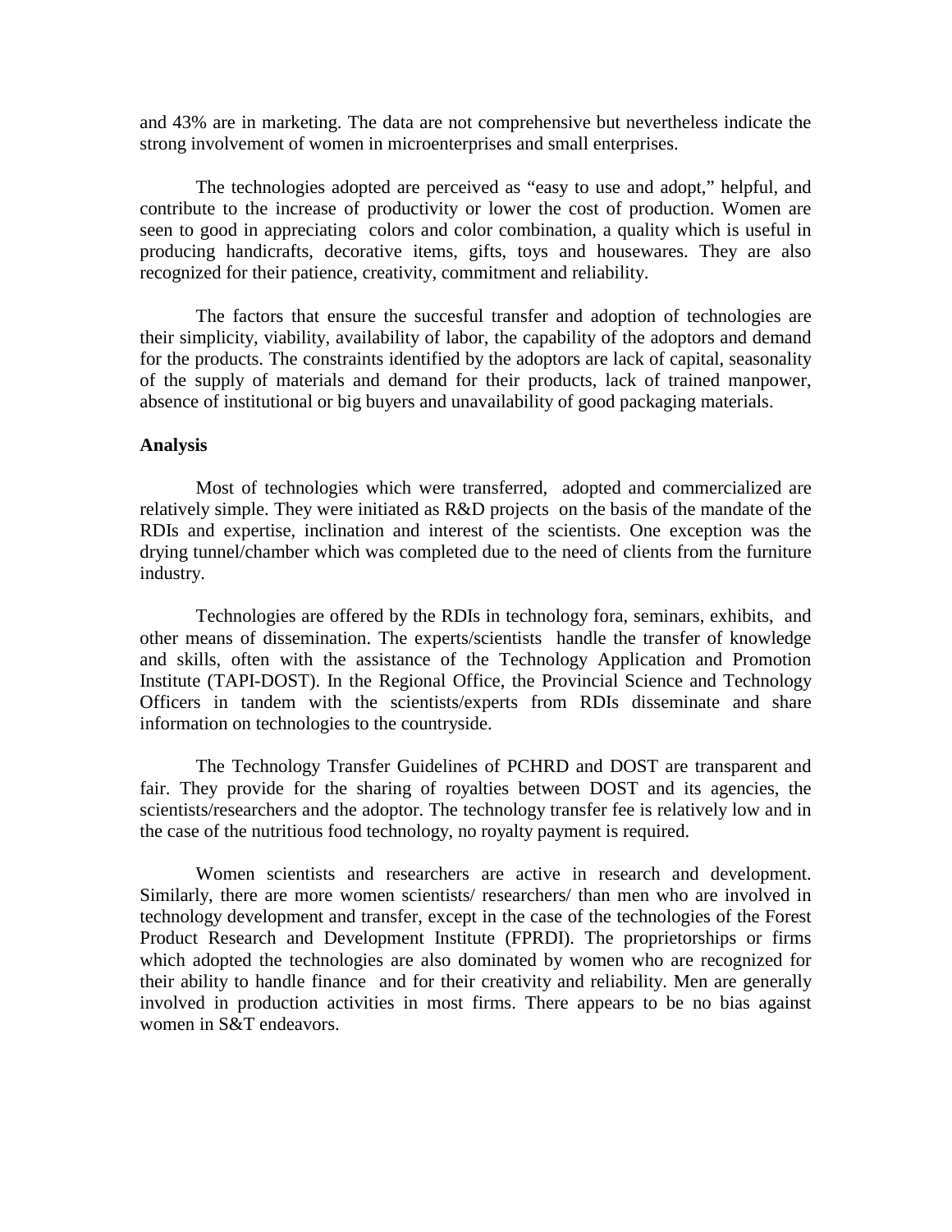and 43% are in marketing. The data are not comprehensive but nevertheless indicate the strong involvement of women in microenterprises and small enterprises.

The technologies adopted are perceived as “easy to use and adopt,” helpful, and contribute to the increase of productivity or lower the cost of production. Women are seen to good in appreciating colors and color combination, a quality which is useful in producing handicrafts, decorative items, gifts, toys and housewares. They are also recognized for their patience, creativity, commitment and reliability.

The factors that ensure the succesful transfer and adoption of technologies are their simplicity, viability, availability of labor, the capability of the adoptors and demand for the products. The constraints identified by the adoptors are lack of capital, seasonality of the supply of materials and demand for their products, lack of trained manpower, absence of institutional or big buyers and unavailability of good packaging materials.

**Analysis**

Most of technologies which were transferred, adopted and commercialized are relatively simple. They were initiated as R&D projects on the basis of the mandate of the RDIs and expertise, inclination and interest of the scientists. One exception was the drying tunnel/chamber which was completed due to the need of clients from the furniture industry.

Technologies are offered by the RDIs in technology fora, seminars, exhibits, and other means of dissemination. The experts/scientists handle the transfer of knowledge and skills, often with the assistance of the Technology Application and Promotion Institute (TAPI-DOST). In the Regional Office, the Provincial Science and Technology Officers in tandem with the scientists/experts from RDIs disseminate and share information on technologies to the countryside.

The Technology Transfer Guidelines of PCHRD and DOST are transparent and fair. They provide for the sharing of royalties between DOST and its agencies, the scientists/researchers and the adoptor. The technology transfer fee is relatively low and in the case of the nutritious food technology, no royalty payment is required.

Women scientists and researchers are active in research and development. Similarly, there are more women scientists/ researchers/ than men who are involved in technology development and transfer, except in the case of the technologies of the Forest Product Research and Development Institute (FPRDI). The proprietorships or firms which adopted the technologies are also dominated by women who are recognized for their ability to handle finance and for their creativity and reliability. Men are generally involved in production activities in most firms. There appears to be no bias against women in S&T endeavors.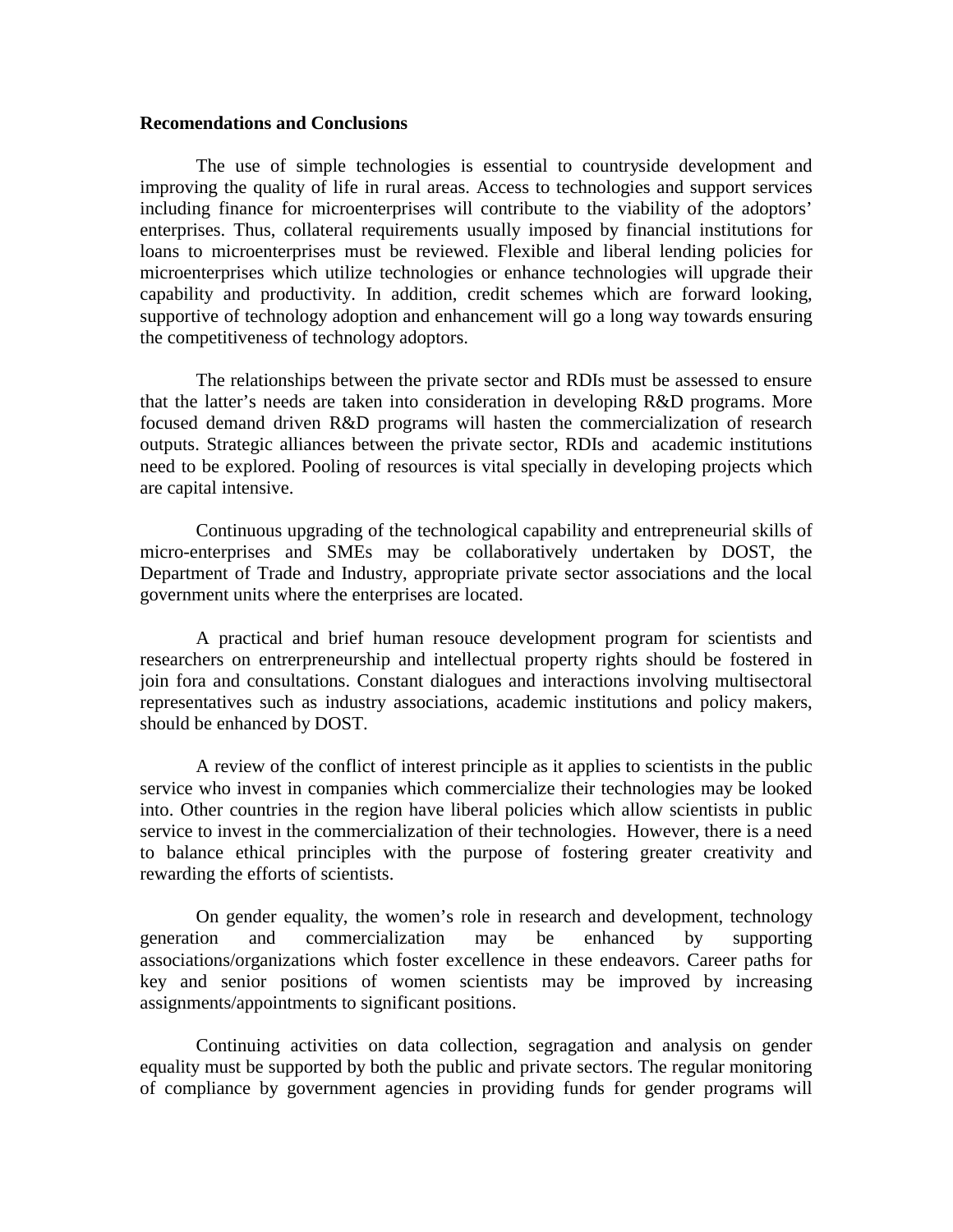**Recomendations and Conclusions**

The use of simple technologies is essential to countryside development and improving the quality of life in rural areas. Access to technologies and support services including finance for microenterprises will contribute to the viability of the adoptors' enterprises. Thus, collateral requirements usually imposed by financial institutions for loans to microenterprises must be reviewed. Flexible and liberal lending policies for microenterprises which utilize technologies or enhance technologies will upgrade their capability and productivity. In addition, credit schemes which are forward looking, supportive of technology adoption and enhancement will go a long way towards ensuring the competitiveness of technology adoptors.

The relationships between the private sector and RDIs must be assessed to ensure that the latter's needs are taken into consideration in developing R&D programs. More focused demand driven R&D programs will hasten the commercialization of research outputs. Strategic alliances between the private sector, RDIs and academic institutions need to be explored. Pooling of resources is vital specially in developing projects which are capital intensive.

Continuous upgrading of the technological capability and entrepreneurial skills of micro-enterprises and SMEs may be collaboratively undertaken by DOST, the Department of Trade and Industry, appropriate private sector associations and the local government units where the enterprises are located.

A practical and brief human resouce development program for scientists and researchers on entrerpreneurship and intellectual property rights should be fostered in join fora and consultations. Constant dialogues and interactions involving multisectoral representatives such as industry associations, academic institutions and policy makers, should be enhanced by DOST.

A review of the conflict of interest principle as it applies to scientists in the public service who invest in companies which commercialize their technologies may be looked into. Other countries in the region have liberal policies which allow scientists in public service to invest in the commercialization of their technologies. However, there is a need to balance ethical principles with the purpose of fostering greater creativity and rewarding the efforts of scientists.

On gender equality, the women's role in research and development, technology generation and commercialization may be enhanced by supporting associations/organizations which foster excellence in these endeavors. Career paths for key and senior positions of women scientists may be improved by increasing assignments/appointments to significant positions.

Continuing activities on data collection, segragation and analysis on gender equality must be supported by both the public and private sectors. The regular monitoring of compliance by government agencies in providing funds for gender programs will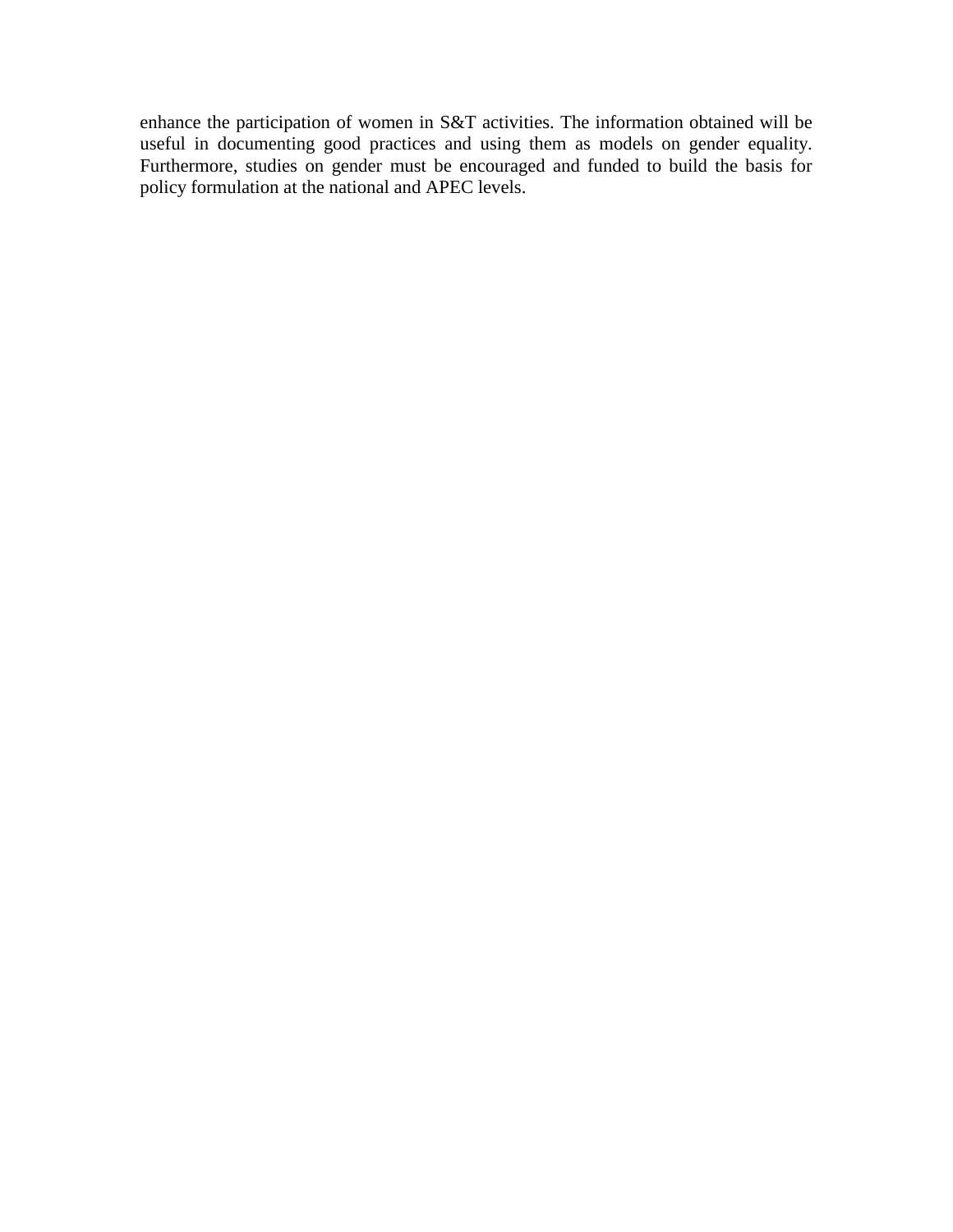enhance the participation of women in S&T activities. The information obtained will be useful in documenting good practices and using them as models on gender equality. Furthermore, studies on gender must be encouraged and funded to build the basis for policy formulation at the national and APEC levels.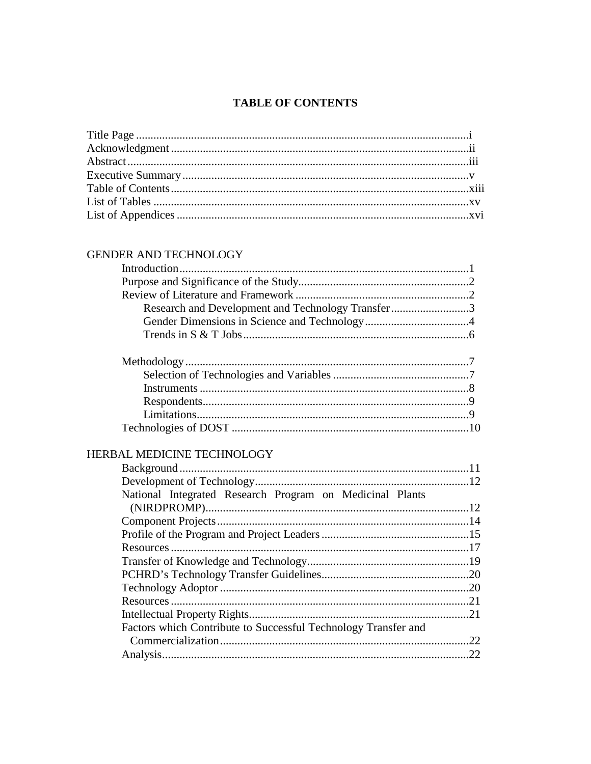## TABLE OF CONTENTS

Title Page ....................................................................................................i
Acknowledgment ........................................................................................ii
Abstract........................................................................................................iii
Executive Summary .....................................................................................v
Table of Contents.........................................................................................xiii
List of Tables ...............................................................................................xv
List of Appendices .......................................................................................xvi

GENDER AND TECHNOLOGY

- Introduction....................................................................................................1
- Purpose and Significance of the Study...........................................................2
- Review of Literature and Framework ............................................................2
  - Research and Development and Technology Transfer...........................3
  - Gender Dimensions in Science and Technology....................................4
  - Trends in S & T Jobs..............................................................................6
- Methodology...................................................................................................7
  - Selection of Technologies and Variables ...............................................7
  - Instruments.............................................................................................8
  - Respondents............................................................................................9
  - Limitations..............................................................................................9
- Technologies of DOST ..................................................................................10

HERBAL MEDICINE TECHNOLOGY

- Background....................................................................................................11
- Development of Technology..........................................................................12
- National Integrated Research Program on Medicinal Plants (NIRDPROMP)...........................................................................................12
- Component Projects.......................................................................................14
- Profile of the Program and Project Leaders...................................................15
- Resources.......................................................................................................17
- Transfer of Knowledge and Technology........................................................19
- PCHRD's Technology Transfer Guidelines...................................................20
- Technology Adoptor ......................................................................................20
- Resources.......................................................................................................21
- Intellectual Property Rights...........................................................................21
- Factors which Contribute to Successful Technology Transfer and Commercialization.....................................................................................22
- Analysis.........................................................................................................22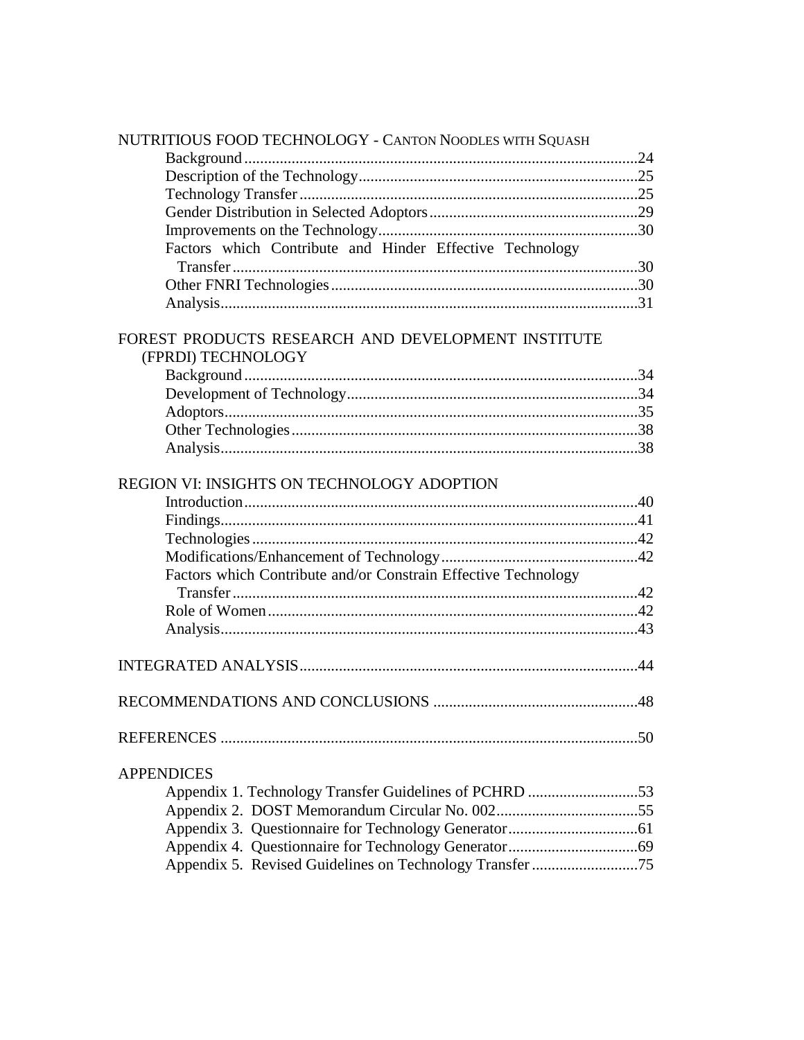NUTRITIOUS FOOD TECHNOLOGY - CANTON NOODLES WITH SQUASH

- Background ....................................................................................................24
- Description of the Technology.......................................................................25
- Technology Transfer ......................................................................................25
- Gender Distribution in Selected Adoptors .....................................................29
- Improvements on the Technology..................................................................30
- Factors which Contribute and Hinder Effective Technology Transfer ........................................................................................................30
- Other FNRI Technologies..............................................................................30
- Analysis..........................................................................................................31

FOREST PRODUCTS RESEARCH AND DEVELOPMENT INSTITUTE (FPRDI) TECHNOLOGY

- Background ....................................................................................................34
- Development of Technology..........................................................................34
- Adoptors.........................................................................................................35
- Other Technologies ........................................................................................38
- Analysis..........................................................................................................38

REGION VI: INSIGHTS ON TECHNOLOGY ADOPTION

- Introduction....................................................................................................40
- Findings..........................................................................................................41
- Technologies ..................................................................................................42
- Modifications/Enhancement of Technology..................................................42
- Factors which Contribute and/or Constrain Effective Technology Transfer ........................................................................................................42
- Role of Women..............................................................................................42
- Analysis..........................................................................................................43

INTEGRATED ANALYSIS......................................................................................44

RECOMMENDATIONS AND CONCLUSIONS ....................................................48

REFERENCES ..........................................................................................................50

APPENDICES

- Appendix 1. Technology Transfer Guidelines of PCHRD ............................53
- Appendix 2. DOST Memorandum Circular No. 002....................................55
- Appendix 3. Questionnaire for Technology Generator.................................61
- Appendix 4. Questionnaire for Technology Generator.................................69
- Appendix 5. Revised Guidelines on Technology Transfer ...........................75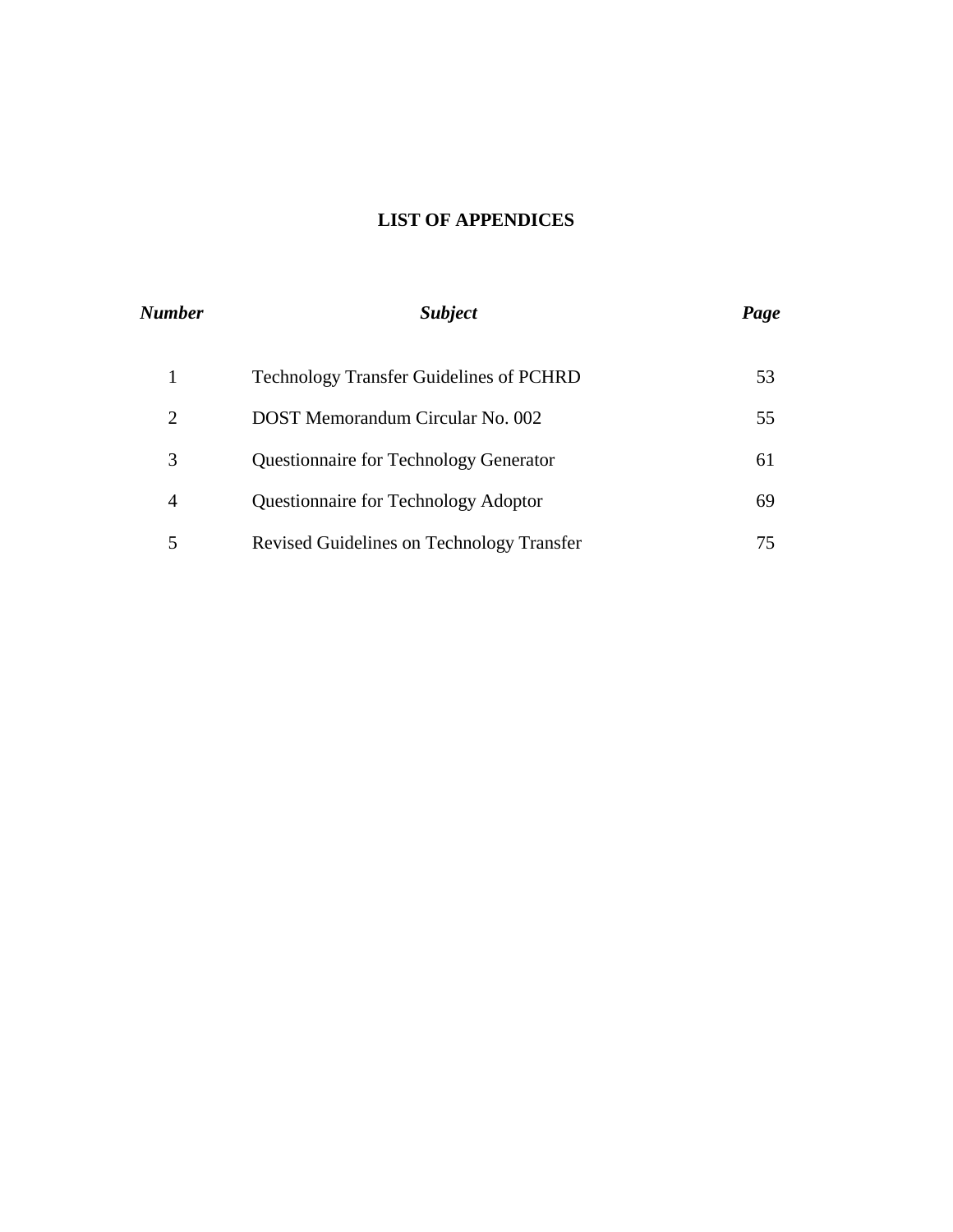## LIST OF APPENDICES

| *Number* | *Subject* | *Page* |
|---|---|---|
| 1 | Technology Transfer Guidelines of PCHRD | 53 |
| 2 | DOST Memorandum Circular No. 002 | 55 |
| 3 | Questionnaire for Technology Generator | 61 |
| 4 | Questionnaire for Technology Adoptor | 69 |
| 5 | Revised Guidelines on Technology Transfer | 75 |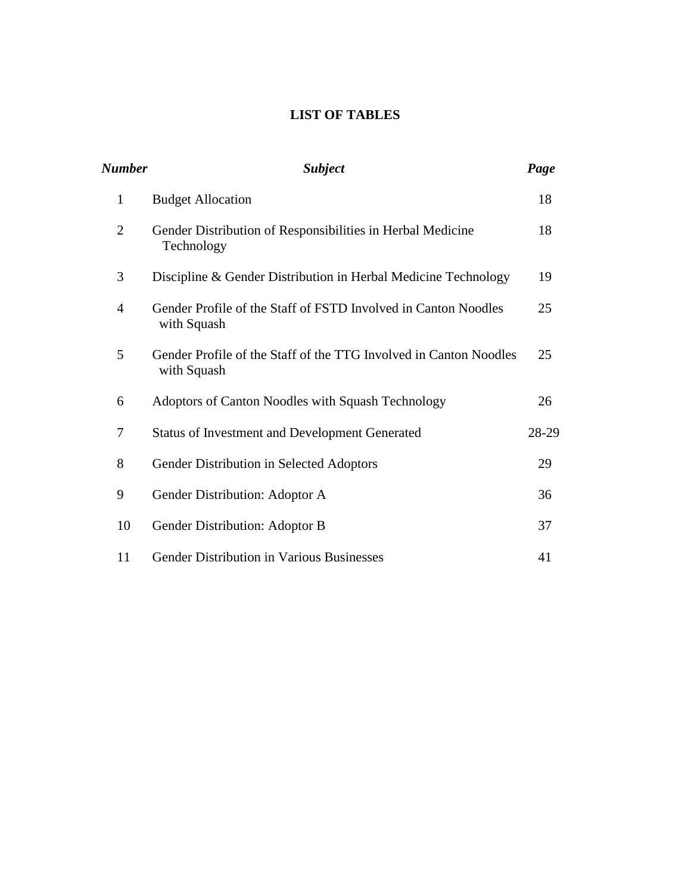# LIST OF TABLES

| *Number* | *Subject* | *Page* |
|---|---|---|
| 1 | Budget Allocation | 18 |
| 2 | Gender Distribution of Responsibilities in Herbal Medicine Technology | 18 |
| 3 | Discipline & Gender Distribution in Herbal Medicine Technology | 19 |
| 4 | Gender Profile of the Staff of FSTD Involved in Canton Noodles with Squash | 25 |
| 5 | Gender Profile of the Staff of the TTG Involved in Canton Noodles with Squash | 25 |
| 6 | Adoptors of Canton Noodles with Squash Technology | 26 |
| 7 | Status of Investment and Development Generated | 28-29 |
| 8 | Gender Distribution in Selected Adoptors | 29 |
| 9 | Gender Distribution: Adoptor A | 36 |
| 10 | Gender Distribution: Adoptor B | 37 |
| 11 | Gender Distribution in Various Businesses | 41 |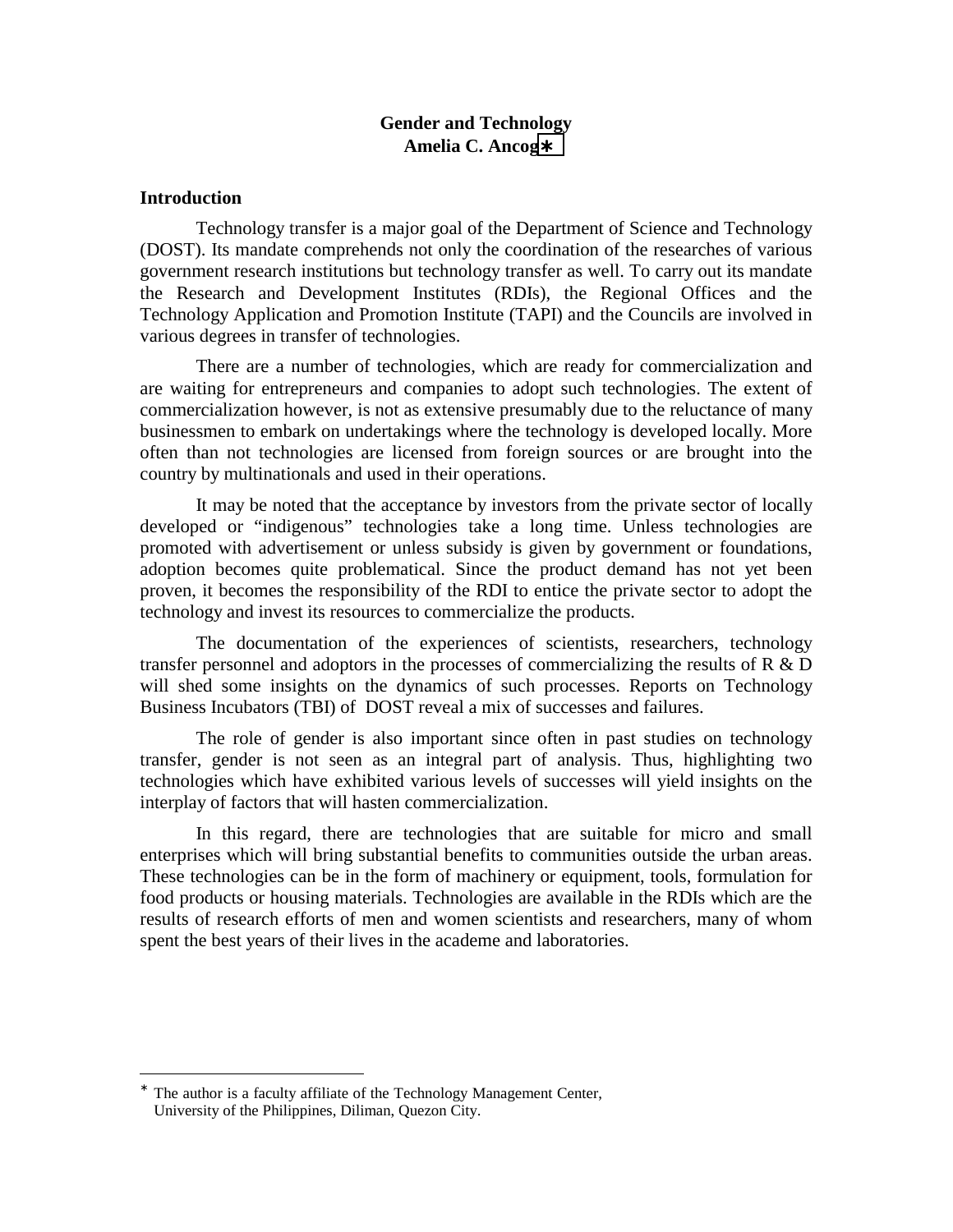# Gender and Technology

**Amelia C. Ancog***

## Introduction

Technology transfer is a major goal of the Department of Science and Technology (DOST). Its mandate comprehends not only the coordination of the researches of various government research institutions but technology transfer as well. To carry out its mandate the Research and Development Institutes (RDIs), the Regional Offices and the Technology Application and Promotion Institute (TAPI) and the Councils are involved in various degrees in transfer of technologies.

There are a number of technologies, which are ready for commercialization and are waiting for entrepreneurs and companies to adopt such technologies. The extent of commercialization however, is not as extensive presumably due to the reluctance of many businessmen to embark on undertakings where the technology is developed locally. More often than not technologies are licensed from foreign sources or are brought into the country by multinationals and used in their operations.

It may be noted that the acceptance by investors from the private sector of locally developed or "indigenous" technologies take a long time. Unless technologies are promoted with advertisement or unless subsidy is given by government or foundations, adoption becomes quite problematical. Since the product demand has not yet been proven, it becomes the responsibility of the RDI to entice the private sector to adopt the technology and invest its resources to commercialize the products.

The documentation of the experiences of scientists, researchers, technology transfer personnel and adoptors in the processes of commercializing the results of R & D will shed some insights on the dynamics of such processes. Reports on Technology Business Incubators (TBI) of DOST reveal a mix of successes and failures.

The role of gender is also important since often in past studies on technology transfer, gender is not seen as an integral part of analysis. Thus, highlighting two technologies which have exhibited various levels of successes will yield insights on the interplay of factors that will hasten commercialization.

In this regard, there are technologies that are suitable for micro and small enterprises which will bring substantial benefits to communities outside the urban areas. These technologies can be in the form of machinery or equipment, tools, formulation for food products or housing materials. Technologies are available in the RDIs which are the results of research efforts of men and women scientists and researchers, many of whom spent the best years of their lives in the academe and laboratories.

---

* The author is a faculty affiliate of the Technology Management Center, University of the Philippines, Diliman, Quezon City.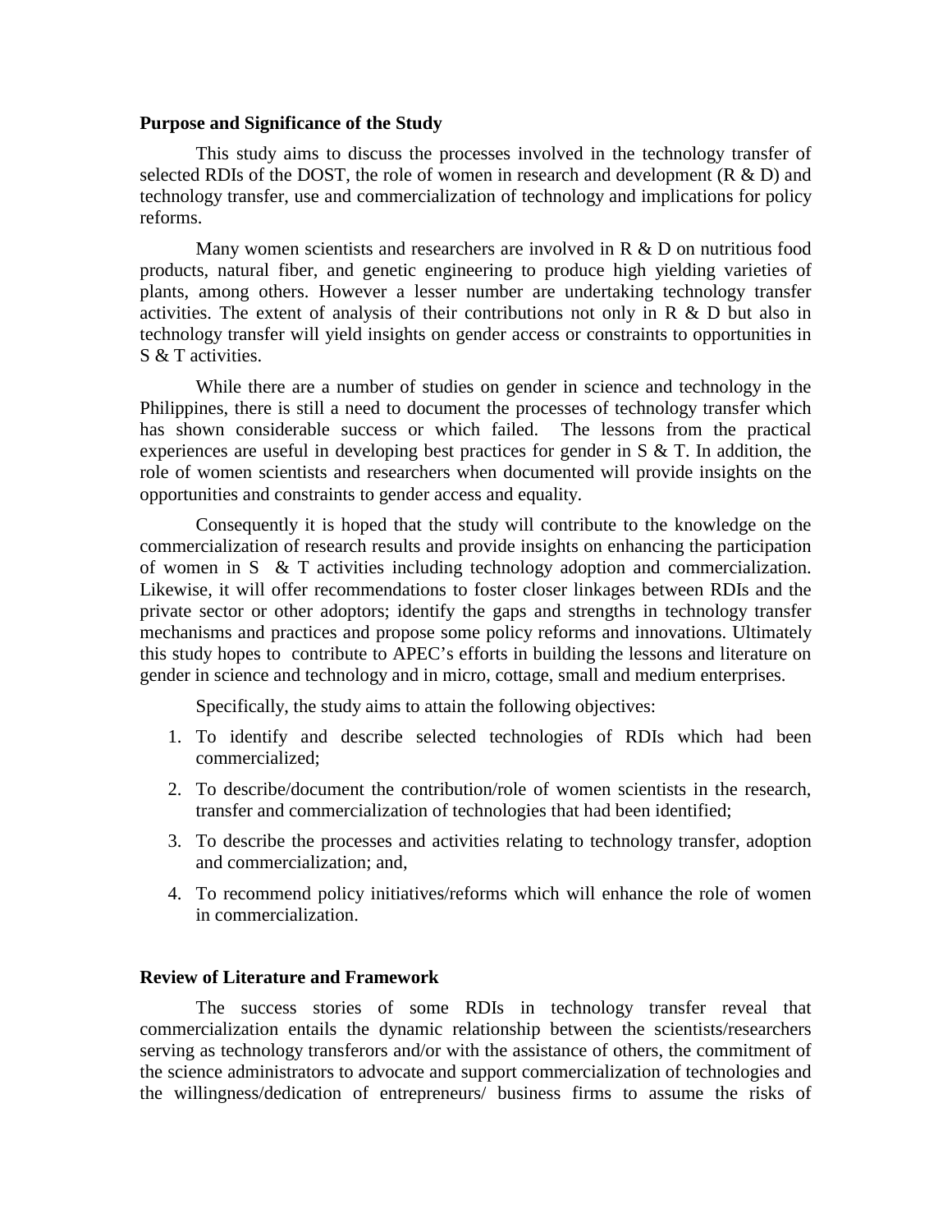**Purpose and Significance of the Study**

This study aims to discuss the processes involved in the technology transfer of selected RDIs of the DOST, the role of women in research and development (R & D) and technology transfer, use and commercialization of technology and implications for policy reforms.

Many women scientists and researchers are involved in R & D on nutritious food products, natural fiber, and genetic engineering to produce high yielding varieties of plants, among others. However a lesser number are undertaking technology transfer activities. The extent of analysis of their contributions not only in R & D but also in technology transfer will yield insights on gender access or constraints to opportunities in S & T activities.

While there are a number of studies on gender in science and technology in the Philippines, there is still a need to document the processes of technology transfer which has shown considerable success or which failed. The lessons from the practical experiences are useful in developing best practices for gender in S & T. In addition, the role of women scientists and researchers when documented will provide insights on the opportunities and constraints to gender access and equality.

Consequently it is hoped that the study will contribute to the knowledge on the commercialization of research results and provide insights on enhancing the participation of women in S & T activities including technology adoption and commercialization. Likewise, it will offer recommendations to foster closer linkages between RDIs and the private sector or other adoptors; identify the gaps and strengths in technology transfer mechanisms and practices and propose some policy reforms and innovations. Ultimately this study hopes to contribute to APEC's efforts in building the lessons and literature on gender in science and technology and in micro, cottage, small and medium enterprises.

Specifically, the study aims to attain the following objectives:

1. To identify and describe selected technologies of RDIs which had been commercialized;
2. To describe/document the contribution/role of women scientists in the research, transfer and commercialization of technologies that had been identified;
3. To describe the processes and activities relating to technology transfer, adoption and commercialization; and,
4. To recommend policy initiatives/reforms which will enhance the role of women in commercialization.

**Review of Literature and Framework**

The success stories of some RDIs in technology transfer reveal that commercialization entails the dynamic relationship between the scientists/researchers serving as technology transferors and/or with the assistance of others, the commitment of the science administrators to advocate and support commercialization of technologies and the willingness/dedication of entrepreneurs/ business firms to assume the risks of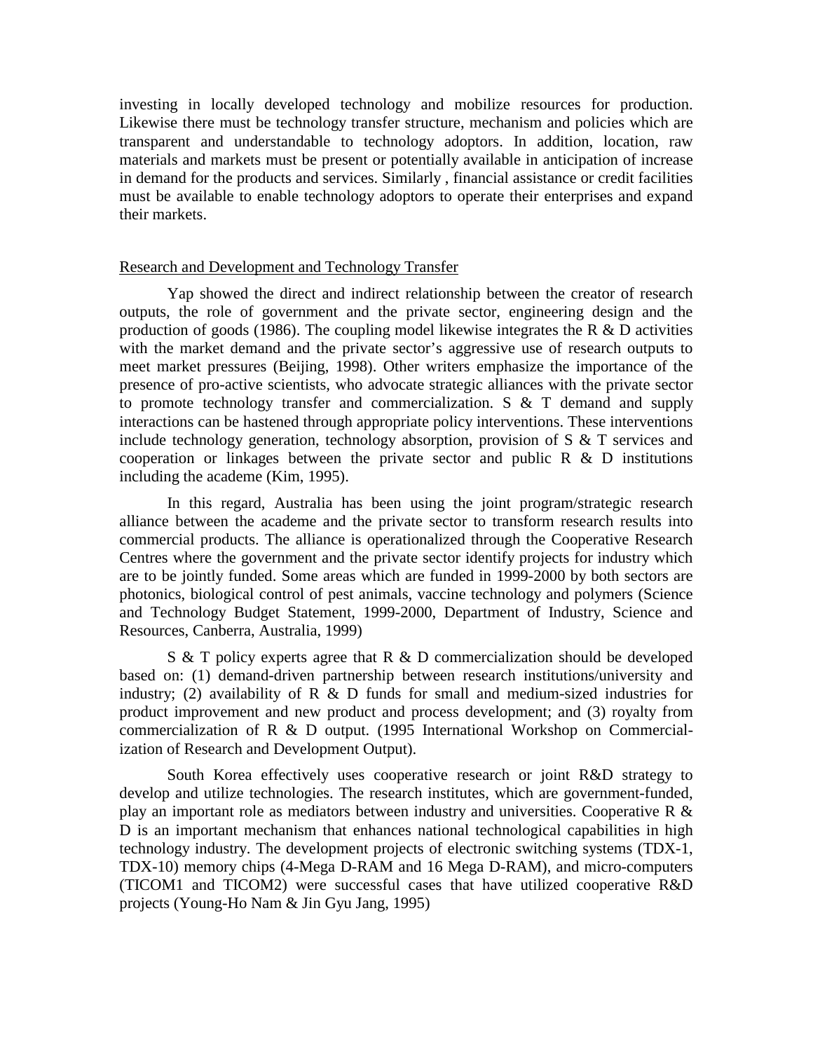investing in locally developed technology and mobilize resources for production. Likewise there must be technology transfer structure, mechanism and policies which are transparent and understandable to technology adoptors. In addition, location, raw materials and markets must be present or potentially available in anticipation of increase in demand for the products and services. Similarly , financial assistance or credit facilities must be available to enable technology adoptors to operate their enterprises and expand their markets.

## Research and Development and Technology Transfer

Yap showed the direct and indirect relationship between the creator of research outputs, the role of government and the private sector, engineering design and the production of goods (1986). The coupling model likewise integrates the R & D activities with the market demand and the private sector's aggressive use of research outputs to meet market pressures (Beijing, 1998). Other writers emphasize the importance of the presence of pro-active scientists, who advocate strategic alliances with the private sector to promote technology transfer and commercialization. S & T demand and supply interactions can be hastened through appropriate policy interventions. These interventions include technology generation, technology absorption, provision of S & T services and cooperation or linkages between the private sector and public R & D institutions including the academe (Kim, 1995).

In this regard, Australia has been using the joint program/strategic research alliance between the academe and the private sector to transform research results into commercial products. The alliance is operationalized through the Cooperative Research Centres where the government and the private sector identify projects for industry which are to be jointly funded. Some areas which are funded in 1999-2000 by both sectors are photonics, biological control of pest animals, vaccine technology and polymers (Science and Technology Budget Statement, 1999-2000, Department of Industry, Science and Resources, Canberra, Australia, 1999)

S & T policy experts agree that R & D commercialization should be developed based on: (1) demand-driven partnership between research institutions/university and industry; (2) availability of R & D funds for small and medium-sized industries for product improvement and new product and process development; and (3) royalty from commercialization of R & D output. (1995 International Workshop on Commercialization of Research and Development Output).

South Korea effectively uses cooperative research or joint R&D strategy to develop and utilize technologies. The research institutes, which are government-funded, play an important role as mediators between industry and universities. Cooperative R & D is an important mechanism that enhances national technological capabilities in high technology industry. The development projects of electronic switching systems (TDX-1, TDX-10) memory chips (4-Mega D-RAM and 16 Mega D-RAM), and micro-computers (TICOM1 and TICOM2) were successful cases that have utilized cooperative R&D projects (Young-Ho Nam & Jin Gyu Jang, 1995)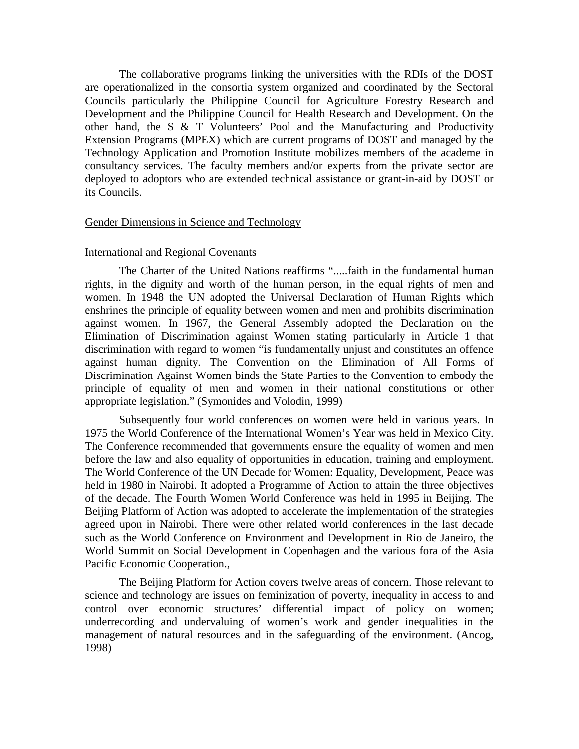The collaborative programs linking the universities with the RDIs of the DOST are operationalized in the consortia system organized and coordinated by the Sectoral Councils particularly the Philippine Council for Agriculture Forestry Research and Development and the Philippine Council for Health Research and Development. On the other hand, the S & T Volunteers' Pool and the Manufacturing and Productivity Extension Programs (MPEX) which are current programs of DOST and managed by the Technology Application and Promotion Institute mobilizes members of the academe in consultancy services. The faculty members and/or experts from the private sector are deployed to adoptors who are extended technical assistance or grant-in-aid by DOST or its Councils.

<u>Gender Dimensions in Science and Technology</u>

International and Regional Covenants

The Charter of the United Nations reaffirms ".....faith in the fundamental human rights, in the dignity and worth of the human person, in the equal rights of men and women. In 1948 the UN adopted the Universal Declaration of Human Rights which enshrines the principle of equality between women and men and prohibits discrimination against women. In 1967, the General Assembly adopted the Declaration on the Elimination of Discrimination against Women stating particularly in Article 1 that discrimination with regard to women "is fundamentally unjust and constitutes an offence against human dignity. The Convention on the Elimination of All Forms of Discrimination Against Women binds the State Parties to the Convention to embody the principle of equality of men and women in their national constitutions or other appropriate legislation." (Symonides and Volodin, 1999)

Subsequently four world conferences on women were held in various years. In 1975 the World Conference of the International Women's Year was held in Mexico City. The Conference recommended that governments ensure the equality of women and men before the law and also equality of opportunities in education, training and employment. The World Conference of the UN Decade for Women: Equality, Development, Peace was held in 1980 in Nairobi. It adopted a Programme of Action to attain the three objectives of the decade. The Fourth Women World Conference was held in 1995 in Beijing. The Beijing Platform of Action was adopted to accelerate the implementation of the strategies agreed upon in Nairobi. There were other related world conferences in the last decade such as the World Conference on Environment and Development in Rio de Janeiro, the World Summit on Social Development in Copenhagen and the various fora of the Asia Pacific Economic Cooperation.,

The Beijing Platform for Action covers twelve areas of concern. Those relevant to science and technology are issues on feminization of poverty, inequality in access to and control over economic structures' differential impact of policy on women; underrecording and undervaluing of women's work and gender inequalities in the management of natural resources and in the safeguarding of the environment. (Ancog, 1998)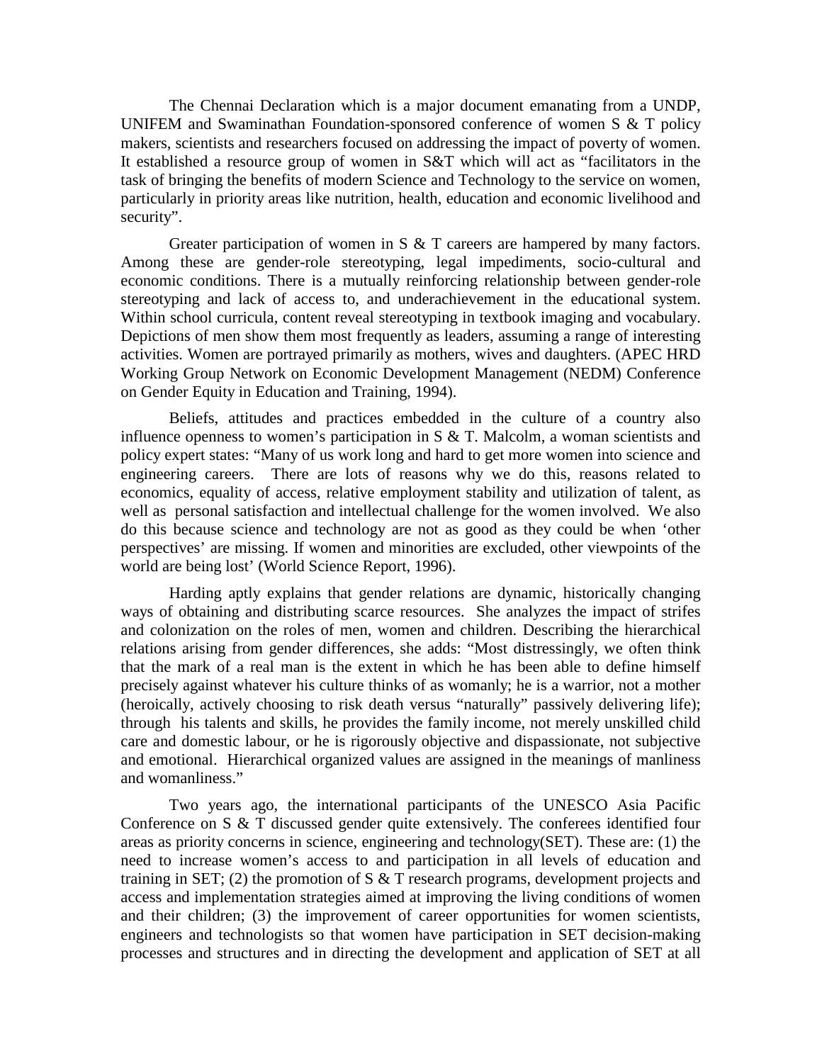The Chennai Declaration which is a major document emanating from a UNDP, UNIFEM and Swaminathan Foundation-sponsored conference of women S & T policy makers, scientists and researchers focused on addressing the impact of poverty of women. It established a resource group of women in S&T which will act as "facilitators in the task of bringing the benefits of modern Science and Technology to the service on women, particularly in priority areas like nutrition, health, education and economic livelihood and security".

Greater participation of women in S & T careers are hampered by many factors. Among these are gender-role stereotyping, legal impediments, socio-cultural and economic conditions. There is a mutually reinforcing relationship between gender-role stereotyping and lack of access to, and underachievement in the educational system. Within school curricula, content reveal stereotyping in textbook imaging and vocabulary. Depictions of men show them most frequently as leaders, assuming a range of interesting activities. Women are portrayed primarily as mothers, wives and daughters. (APEC HRD Working Group Network on Economic Development Management (NEDM) Conference on Gender Equity in Education and Training, 1994).

Beliefs, attitudes and practices embedded in the culture of a country also influence openness to women's participation in S & T. Malcolm, a woman scientists and policy expert states: "Many of us work long and hard to get more women into science and engineering careers. There are lots of reasons why we do this, reasons related to economics, equality of access, relative employment stability and utilization of talent, as well as personal satisfaction and intellectual challenge for the women involved. We also do this because science and technology are not as good as they could be when 'other perspectives' are missing. If women and minorities are excluded, other viewpoints of the world are being lost' (World Science Report, 1996).

Harding aptly explains that gender relations are dynamic, historically changing ways of obtaining and distributing scarce resources. She analyzes the impact of strifes and colonization on the roles of men, women and children. Describing the hierarchical relations arising from gender differences, she adds: "Most distressingly, we often think that the mark of a real man is the extent in which he has been able to define himself precisely against whatever his culture thinks of as womanly; he is a warrior, not a mother (heroically, actively choosing to risk death versus "naturally" passively delivering life); through his talents and skills, he provides the family income, not merely unskilled child care and domestic labour, or he is rigorously objective and dispassionate, not subjective and emotional. Hierarchical organized values are assigned in the meanings of manliness and womanliness."

Two years ago, the international participants of the UNESCO Asia Pacific Conference on S & T discussed gender quite extensively. The conferees identified four areas as priority concerns in science, engineering and technology(SET). These are: (1) the need to increase women's access to and participation in all levels of education and training in SET; (2) the promotion of S & T research programs, development projects and access and implementation strategies aimed at improving the living conditions of women and their children; (3) the improvement of career opportunities for women scientists, engineers and technologists so that women have participation in SET decision-making processes and structures and in directing the development and application of SET at all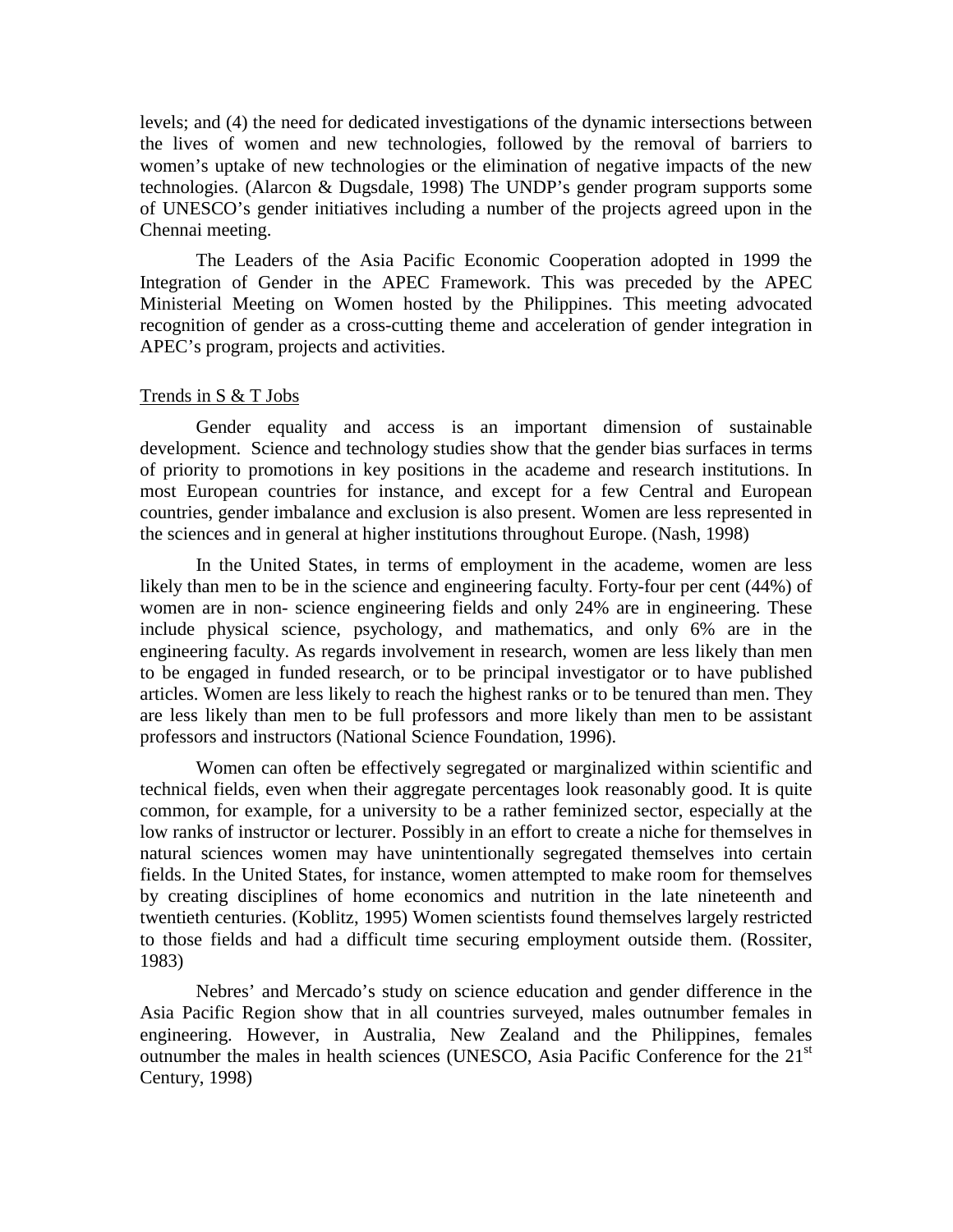levels; and (4) the need for dedicated investigations of the dynamic intersections between the lives of women and new technologies, followed by the removal of barriers to women's uptake of new technologies or the elimination of negative impacts of the new technologies. (Alarcon & Dugsdale, 1998) The UNDP's gender program supports some of UNESCO's gender initiatives including a number of the projects agreed upon in the Chennai meeting.

The Leaders of the Asia Pacific Economic Cooperation adopted in 1999 the Integration of Gender in the APEC Framework. This was preceded by the APEC Ministerial Meeting on Women hosted by the Philippines. This meeting advocated recognition of gender as a cross-cutting theme and acceleration of gender integration in APEC's program, projects and activities.

Trends in S & T Jobs

Gender equality and access is an important dimension of sustainable development. Science and technology studies show that the gender bias surfaces in terms of priority to promotions in key positions in the academe and research institutions. In most European countries for instance, and except for a few Central and European countries, gender imbalance and exclusion is also present. Women are less represented in the sciences and in general at higher institutions throughout Europe. (Nash, 1998)

In the United States, in terms of employment in the academe, women are less likely than men to be in the science and engineering faculty. Forty-four per cent (44%) of women are in non- science engineering fields and only 24% are in engineering. These include physical science, psychology, and mathematics, and only 6% are in the engineering faculty. As regards involvement in research, women are less likely than men to be engaged in funded research, or to be principal investigator or to have published articles. Women are less likely to reach the highest ranks or to be tenured than men. They are less likely than men to be full professors and more likely than men to be assistant professors and instructors (National Science Foundation, 1996).

Women can often be effectively segregated or marginalized within scientific and technical fields, even when their aggregate percentages look reasonably good. It is quite common, for example, for a university to be a rather feminized sector, especially at the low ranks of instructor or lecturer. Possibly in an effort to create a niche for themselves in natural sciences women may have unintentionally segregated themselves into certain fields. In the United States, for instance, women attempted to make room for themselves by creating disciplines of home economics and nutrition in the late nineteenth and twentieth centuries. (Koblitz, 1995) Women scientists found themselves largely restricted to those fields and had a difficult time securing employment outside them. (Rossiter, 1983)

Nebres' and Mercado's study on science education and gender difference in the Asia Pacific Region show that in all countries surveyed, males outnumber females in engineering. However, in Australia, New Zealand and the Philippines, females outnumber the males in health sciences (UNESCO, Asia Pacific Conference for the 21st Century, 1998)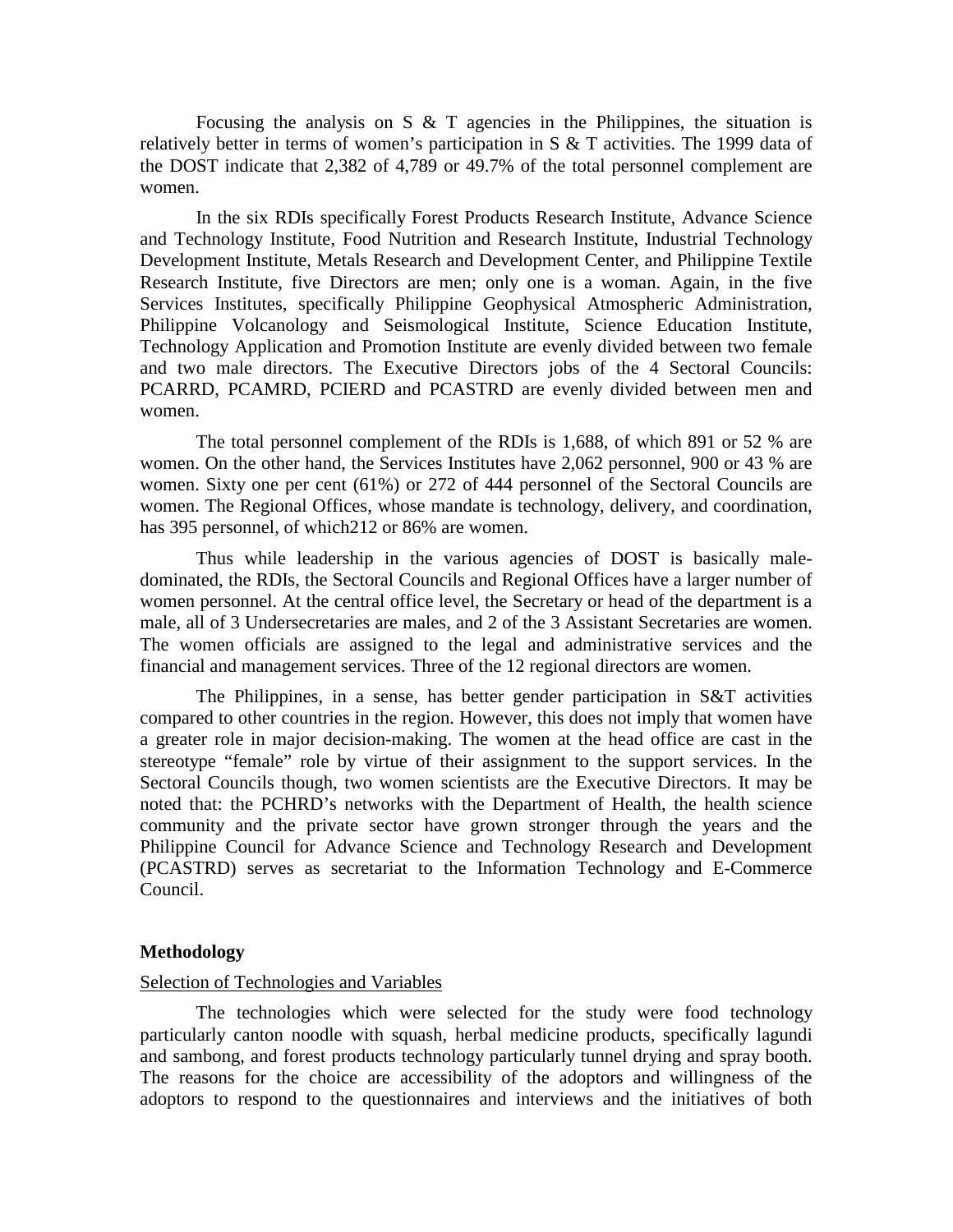Focusing the analysis on S & T agencies in the Philippines, the situation is relatively better in terms of women's participation in S & T activities. The 1999 data of the DOST indicate that 2,382 of 4,789 or 49.7% of the total personnel complement are women.

In the six RDIs specifically Forest Products Research Institute, Advance Science and Technology Institute, Food Nutrition and Research Institute, Industrial Technology Development Institute, Metals Research and Development Center, and Philippine Textile Research Institute, five Directors are men; only one is a woman. Again, in the five Services Institutes, specifically Philippine Geophysical Atmospheric Administration, Philippine Volcanology and Seismological Institute, Science Education Institute, Technology Application and Promotion Institute are evenly divided between two female and two male directors. The Executive Directors jobs of the 4 Sectoral Councils: PCARRD, PCAMRD, PCIERD and PCASTRD are evenly divided between men and women.

The total personnel complement of the RDIs is 1,688, of which 891 or 52 % are women. On the other hand, the Services Institutes have 2,062 personnel, 900 or 43 % are women. Sixty one per cent (61%) or 272 of 444 personnel of the Sectoral Councils are women. The Regional Offices, whose mandate is technology, delivery, and coordination, has 395 personnel, of which212 or 86% are women.

Thus while leadership in the various agencies of DOST is basically male-dominated, the RDIs, the Sectoral Councils and Regional Offices have a larger number of women personnel. At the central office level, the Secretary or head of the department is a male, all of 3 Undersecretaries are males, and 2 of the 3 Assistant Secretaries are women. The women officials are assigned to the legal and administrative services and the financial and management services. Three of the 12 regional directors are women.

The Philippines, in a sense, has better gender participation in S&T activities compared to other countries in the region. However, this does not imply that women have a greater role in major decision-making. The women at the head office are cast in the stereotype "female" role by virtue of their assignment to the support services. In the Sectoral Councils though, two women scientists are the Executive Directors. It may be noted that: the PCHRD's networks with the Department of Health, the health science community and the private sector have grown stronger through the years and the Philippine Council for Advance Science and Technology Research and Development (PCASTRD) serves as secretariat to the Information Technology and E-Commerce Council.

**Methodology**

Selection of Technologies and Variables

The technologies which were selected for the study were food technology particularly canton noodle with squash, herbal medicine products, specifically lagundi and sambong, and forest products technology particularly tunnel drying and spray booth. The reasons for the choice are accessibility of the adoptors and willingness of the adoptors to respond to the questionnaires and interviews and the initiatives of both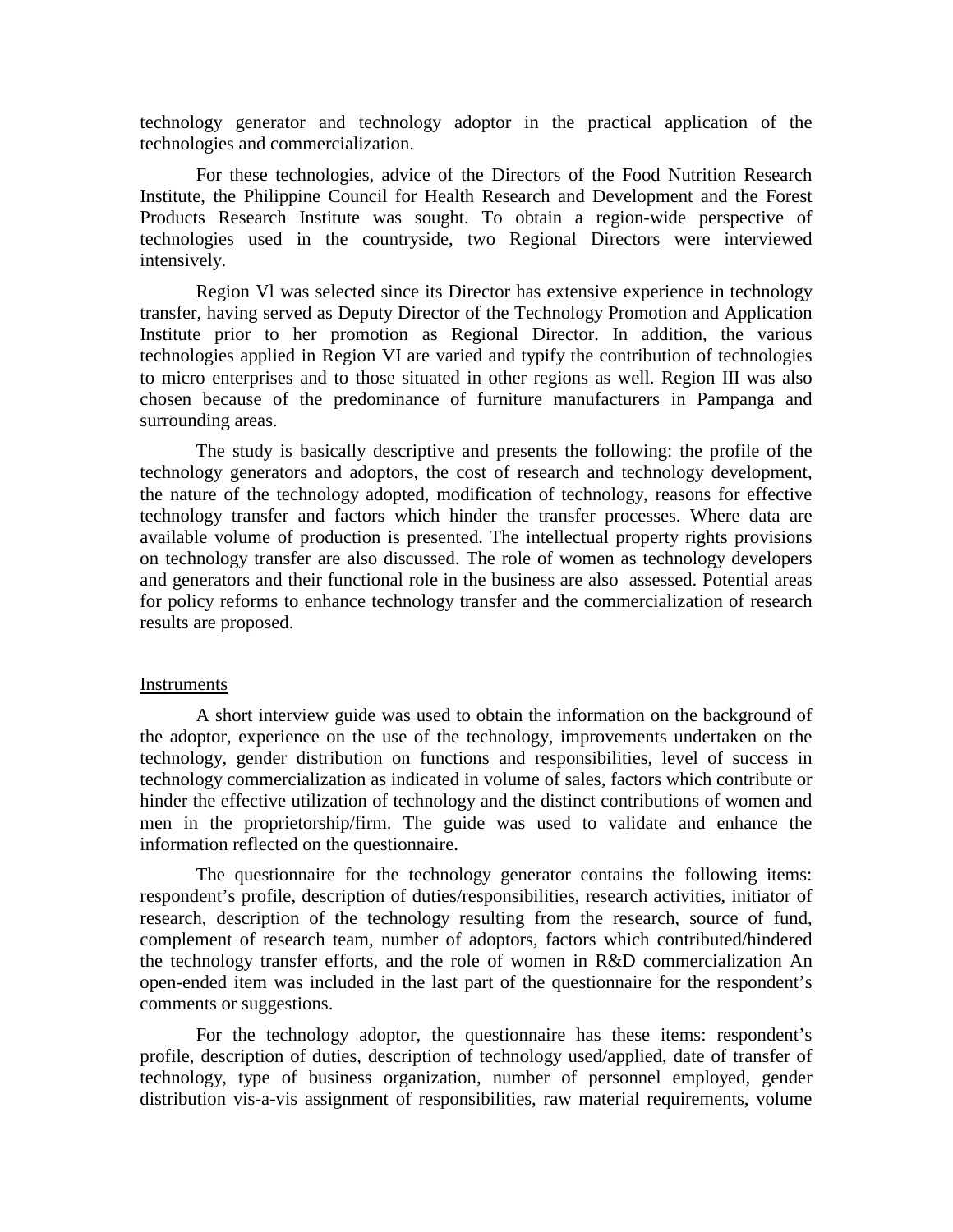technology generator and technology adoptor in the practical application of the technologies and commercialization.

For these technologies, advice of the Directors of the Food Nutrition Research Institute, the Philippine Council for Health Research and Development and the Forest Products Research Institute was sought. To obtain a region-wide perspective of technologies used in the countryside, two Regional Directors were interviewed intensively.

Region Vl was selected since its Director has extensive experience in technology transfer, having served as Deputy Director of the Technology Promotion and Application Institute prior to her promotion as Regional Director. In addition, the various technologies applied in Region VI are varied and typify the contribution of technologies to micro enterprises and to those situated in other regions as well. Region III was also chosen because of the predominance of furniture manufacturers in Pampanga and surrounding areas.

The study is basically descriptive and presents the following: the profile of the technology generators and adoptors, the cost of research and technology development, the nature of the technology adopted, modification of technology, reasons for effective technology transfer and factors which hinder the transfer processes. Where data are available volume of production is presented. The intellectual property rights provisions on technology transfer are also discussed. The role of women as technology developers and generators and their functional role in the business are also assessed. Potential areas for policy reforms to enhance technology transfer and the commercialization of research results are proposed.

Instruments

A short interview guide was used to obtain the information on the background of the adoptor, experience on the use of the technology, improvements undertaken on the technology, gender distribution on functions and responsibilities, level of success in technology commercialization as indicated in volume of sales, factors which contribute or hinder the effective utilization of technology and the distinct contributions of women and men in the proprietorship/firm. The guide was used to validate and enhance the information reflected on the questionnaire.

The questionnaire for the technology generator contains the following items: respondent's profile, description of duties/responsibilities, research activities, initiator of research, description of the technology resulting from the research, source of fund, complement of research team, number of adoptors, factors which contributed/hindered the technology transfer efforts, and the role of women in R&D commercialization An open-ended item was included in the last part of the questionnaire for the respondent's comments or suggestions.

For the technology adoptor, the questionnaire has these items: respondent's profile, description of duties, description of technology used/applied, date of transfer of technology, type of business organization, number of personnel employed, gender distribution vis-a-vis assignment of responsibilities, raw material requirements, volume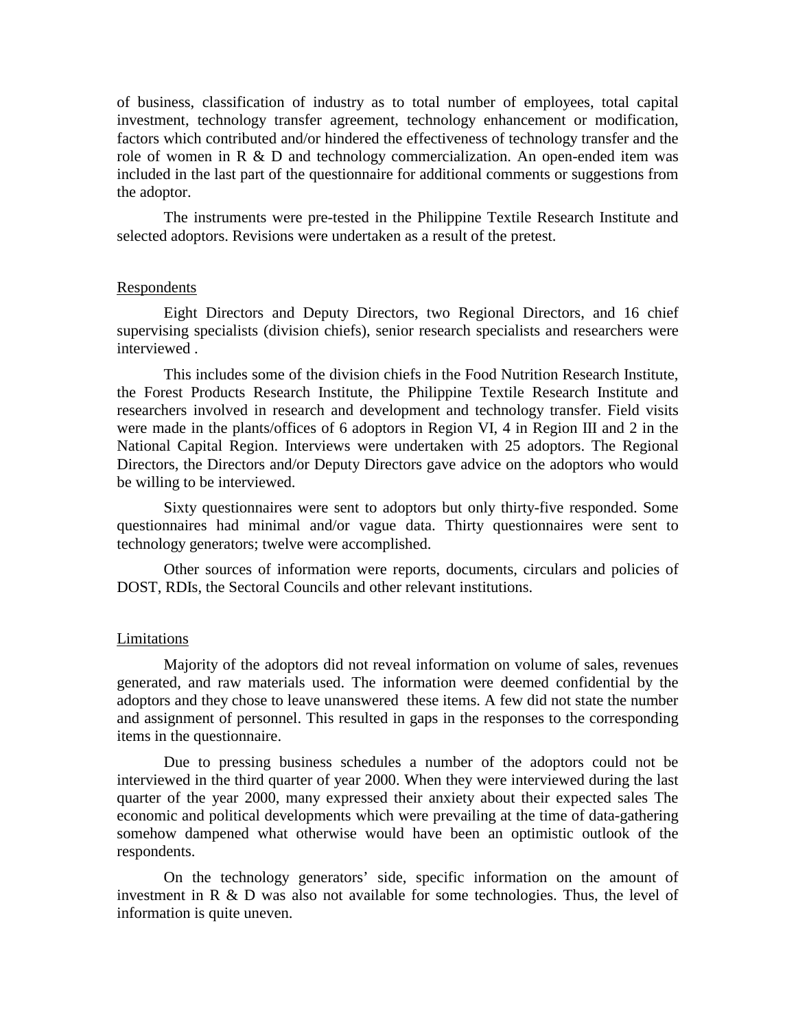of business, classification of industry as to total number of employees, total capital investment, technology transfer agreement, technology enhancement or modification, factors which contributed and/or hindered the effectiveness of technology transfer and the role of women in R & D and technology commercialization. An open-ended item was included in the last part of the questionnaire for additional comments or suggestions from the adoptor.

The instruments were pre-tested in the Philippine Textile Research Institute and selected adoptors. Revisions were undertaken as a result of the pretest.

## Respondents

Eight Directors and Deputy Directors, two Regional Directors, and 16 chief supervising specialists (division chiefs), senior research specialists and researchers were interviewed .

This includes some of the division chiefs in the Food Nutrition Research Institute, the Forest Products Research Institute, the Philippine Textile Research Institute and researchers involved in research and development and technology transfer. Field visits were made in the plants/offices of 6 adoptors in Region VI, 4 in Region III and 2 in the National Capital Region. Interviews were undertaken with 25 adoptors. The Regional Directors, the Directors and/or Deputy Directors gave advice on the adoptors who would be willing to be interviewed.

Sixty questionnaires were sent to adoptors but only thirty-five responded. Some questionnaires had minimal and/or vague data. Thirty questionnaires were sent to technology generators; twelve were accomplished.

Other sources of information were reports, documents, circulars and policies of DOST, RDIs, the Sectoral Councils and other relevant institutions.

## Limitations

Majority of the adoptors did not reveal information on volume of sales, revenues generated, and raw materials used. The information were deemed confidential by the adoptors and they chose to leave unanswered these items. A few did not state the number and assignment of personnel. This resulted in gaps in the responses to the corresponding items in the questionnaire.

Due to pressing business schedules a number of the adoptors could not be interviewed in the third quarter of year 2000. When they were interviewed during the last quarter of the year 2000, many expressed their anxiety about their expected sales The economic and political developments which were prevailing at the time of data-gathering somehow dampened what otherwise would have been an optimistic outlook of the respondents.

On the technology generators' side, specific information on the amount of investment in R & D was also not available for some technologies. Thus, the level of information is quite uneven.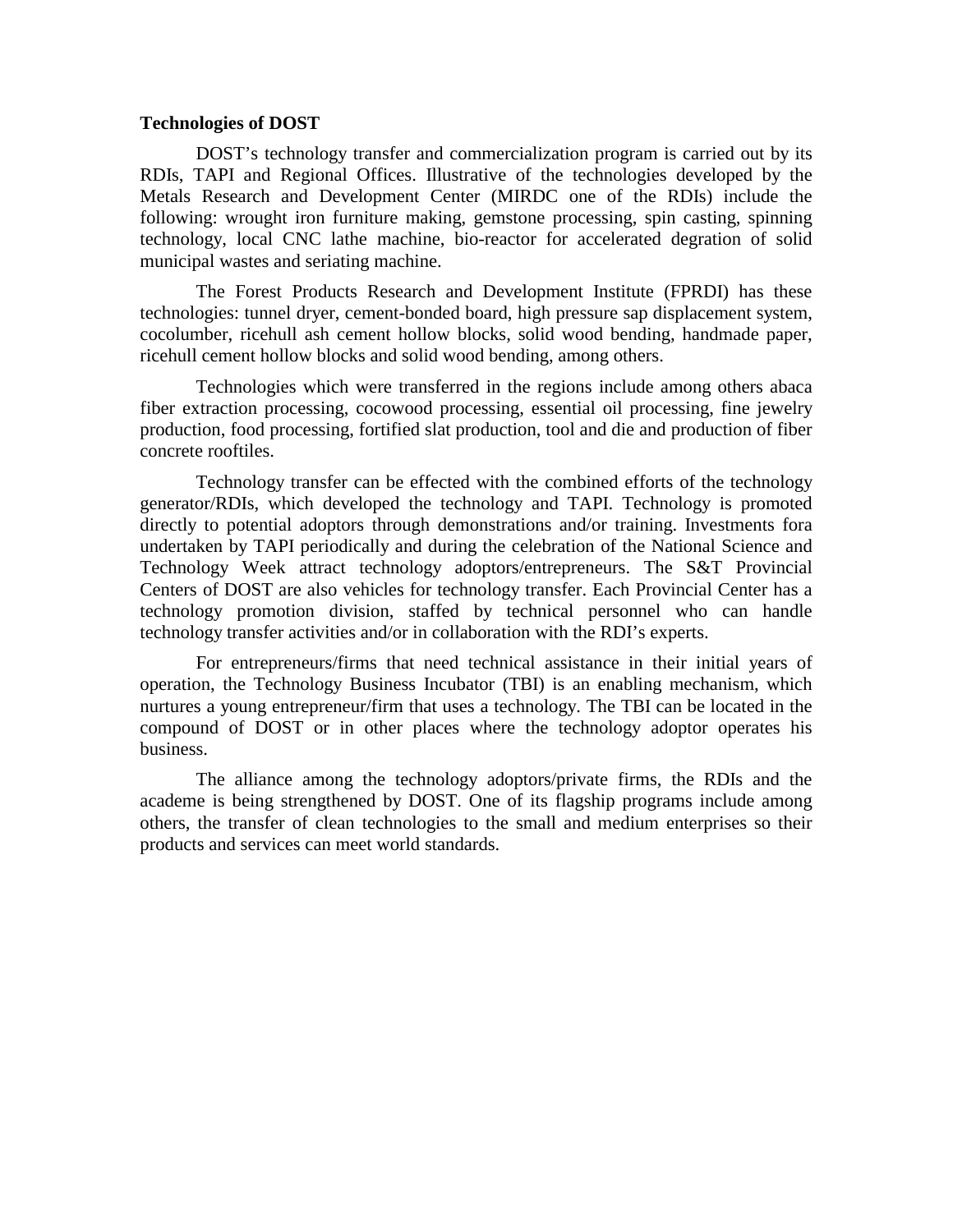**Technologies of DOST**

DOST's technology transfer and commercialization program is carried out by its RDIs, TAPI and Regional Offices. Illustrative of the technologies developed by the Metals Research and Development Center (MIRDC one of the RDIs) include the following: wrought iron furniture making, gemstone processing, spin casting, spinning technology, local CNC lathe machine, bio-reactor for accelerated degration of solid municipal wastes and seriating machine.

The Forest Products Research and Development Institute (FPRDI) has these technologies: tunnel dryer, cement-bonded board, high pressure sap displacement system, cocolumber, ricehull ash cement hollow blocks, solid wood bending, handmade paper, ricehull cement hollow blocks and solid wood bending, among others.

Technologies which were transferred in the regions include among others abaca fiber extraction processing, cocowood processing, essential oil processing, fine jewelry production, food processing, fortified slat production, tool and die and production of fiber concrete rooftiles.

Technology transfer can be effected with the combined efforts of the technology generator/RDIs, which developed the technology and TAPI. Technology is promoted directly to potential adoptors through demonstrations and/or training. Investments fora undertaken by TAPI periodically and during the celebration of the National Science and Technology Week attract technology adoptors/entrepreneurs. The S&T Provincial Centers of DOST are also vehicles for technology transfer. Each Provincial Center has a technology promotion division, staffed by technical personnel who can handle technology transfer activities and/or in collaboration with the RDI's experts.

For entrepreneurs/firms that need technical assistance in their initial years of operation, the Technology Business Incubator (TBI) is an enabling mechanism, which nurtures a young entrepreneur/firm that uses a technology. The TBI can be located in the compound of DOST or in other places where the technology adoptor operates his business.

The alliance among the technology adoptors/private firms, the RDIs and the academe is being strengthened by DOST. One of its flagship programs include among others, the transfer of clean technologies to the small and medium enterprises so their products and services can meet world standards.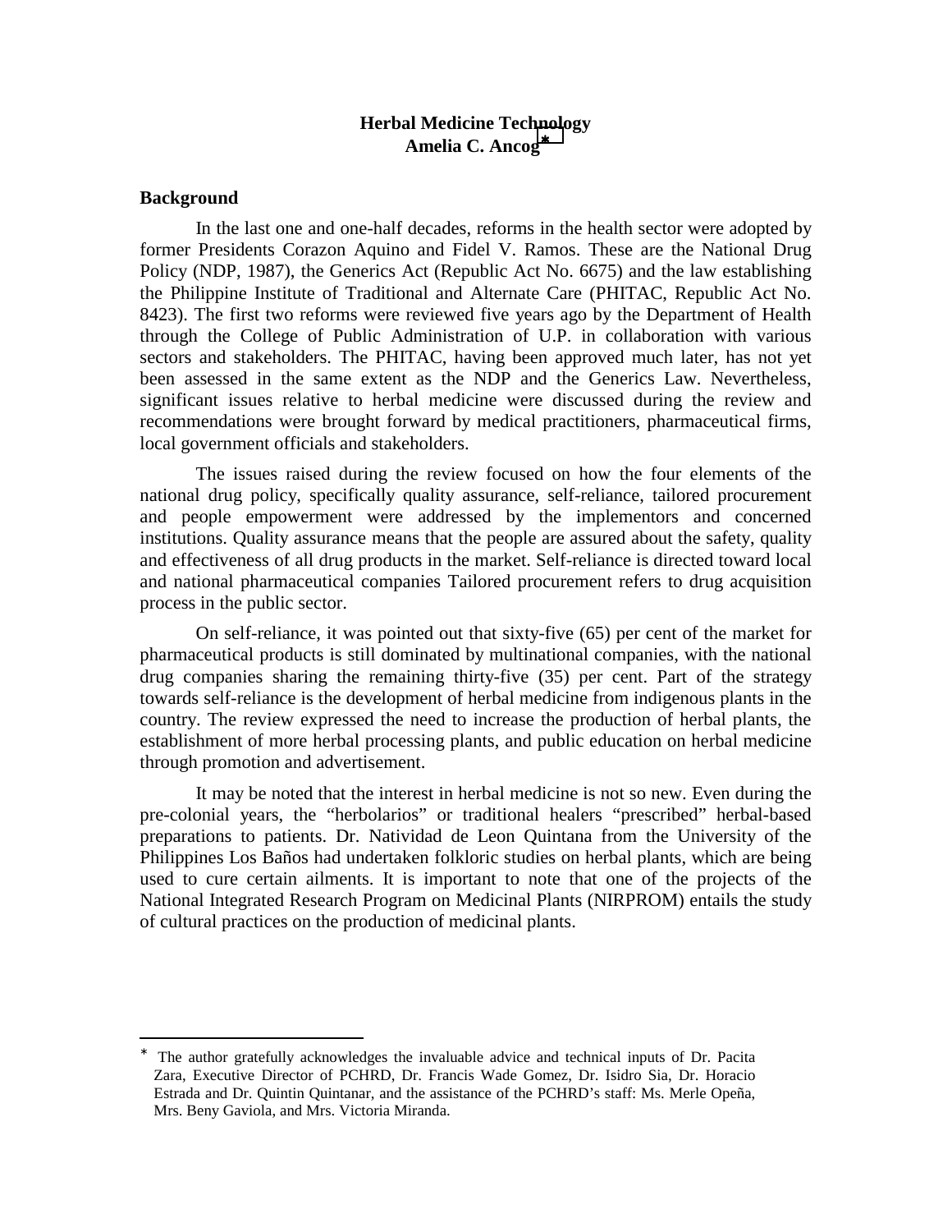# Herbal Medicine Technology

**Amelia C. Ancog***

## Background

In the last one and one-half decades, reforms in the health sector were adopted by former Presidents Corazon Aquino and Fidel V. Ramos. These are the National Drug Policy (NDP, 1987), the Generics Act (Republic Act No. 6675) and the law establishing the Philippine Institute of Traditional and Alternate Care (PHITAC, Republic Act No. 8423). The first two reforms were reviewed five years ago by the Department of Health through the College of Public Administration of U.P. in collaboration with various sectors and stakeholders. The PHITAC, having been approved much later, has not yet been assessed in the same extent as the NDP and the Generics Law. Nevertheless, significant issues relative to herbal medicine were discussed during the review and recommendations were brought forward by medical practitioners, pharmaceutical firms, local government officials and stakeholders.

The issues raised during the review focused on how the four elements of the national drug policy, specifically quality assurance, self-reliance, tailored procurement and people empowerment were addressed by the implementors and concerned institutions. Quality assurance means that the people are assured about the safety, quality and effectiveness of all drug products in the market. Self-reliance is directed toward local and national pharmaceutical companies Tailored procurement refers to drug acquisition process in the public sector.

On self-reliance, it was pointed out that sixty-five (65) per cent of the market for pharmaceutical products is still dominated by multinational companies, with the national drug companies sharing the remaining thirty-five (35) per cent. Part of the strategy towards self-reliance is the development of herbal medicine from indigenous plants in the country. The review expressed the need to increase the production of herbal plants, the establishment of more herbal processing plants, and public education on herbal medicine through promotion and advertisement.

It may be noted that the interest in herbal medicine is not so new. Even during the pre-colonial years, the "herbolarios" or traditional healers "prescribed" herbal-based preparations to patients. Dr. Natividad de Leon Quintana from the University of the Philippines Los Baños had undertaken folkloric studies on herbal plants, which are being used to cure certain ailments. It is important to note that one of the projects of the National Integrated Research Program on Medicinal Plants (NIRPROM) entails the study of cultural practices on the production of medicinal plants.

---

* The author gratefully acknowledges the invaluable advice and technical inputs of Dr. Pacita Zara, Executive Director of PCHRD, Dr. Francis Wade Gomez, Dr. Isidro Sia, Dr. Horacio Estrada and Dr. Quintin Quintanar, and the assistance of the PCHRD's staff: Ms. Merle Opeña, Mrs. Beny Gaviola, and Mrs. Victoria Miranda.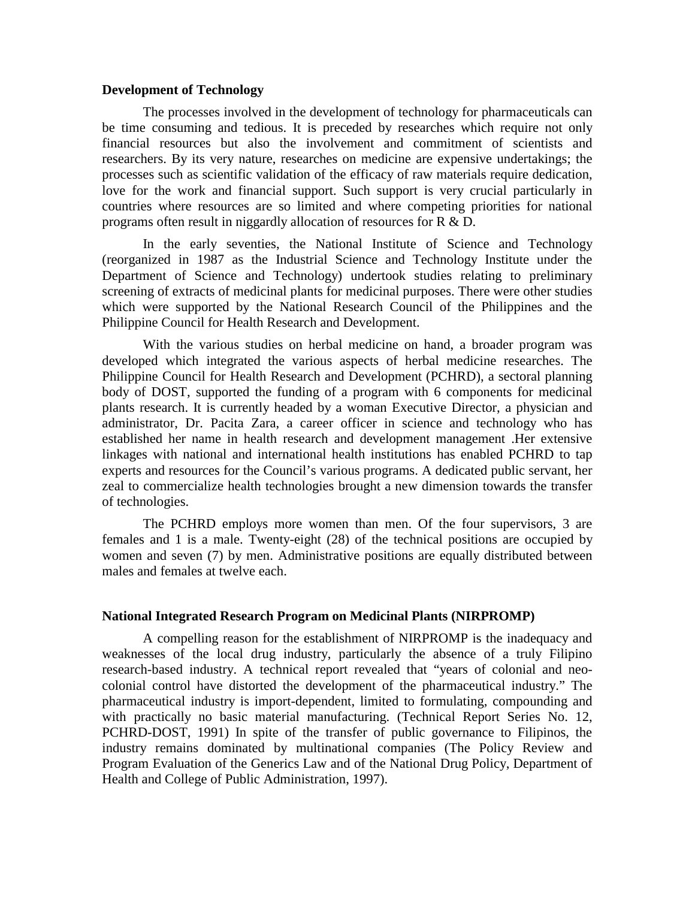**Development of Technology**

The processes involved in the development of technology for pharmaceuticals can be time consuming and tedious. It is preceded by researches which require not only financial resources but also the involvement and commitment of scientists and researchers. By its very nature, researches on medicine are expensive undertakings; the processes such as scientific validation of the efficacy of raw materials require dedication, love for the work and financial support. Such support is very crucial particularly in countries where resources are so limited and where competing priorities for national programs often result in niggardly allocation of resources for R & D.

In the early seventies, the National Institute of Science and Technology (reorganized in 1987 as the Industrial Science and Technology Institute under the Department of Science and Technology) undertook studies relating to preliminary screening of extracts of medicinal plants for medicinal purposes. There were other studies which were supported by the National Research Council of the Philippines and the Philippine Council for Health Research and Development.

With the various studies on herbal medicine on hand, a broader program was developed which integrated the various aspects of herbal medicine researches. The Philippine Council for Health Research and Development (PCHRD), a sectoral planning body of DOST, supported the funding of a program with 6 components for medicinal plants research. It is currently headed by a woman Executive Director, a physician and administrator, Dr. Pacita Zara, a career officer in science and technology who has established her name in health research and development management .Her extensive linkages with national and international health institutions has enabled PCHRD to tap experts and resources for the Council's various programs. A dedicated public servant, her zeal to commercialize health technologies brought a new dimension towards the transfer of technologies.

The PCHRD employs more women than men. Of the four supervisors, 3 are females and 1 is a male. Twenty-eight (28) of the technical positions are occupied by women and seven (7) by men. Administrative positions are equally distributed between males and females at twelve each.

**National Integrated Research Program on Medicinal Plants (NIRPROMP)**

A compelling reason for the establishment of NIRPROMP is the inadequacy and weaknesses of the local drug industry, particularly the absence of a truly Filipino research-based industry. A technical report revealed that "years of colonial and neo-colonial control have distorted the development of the pharmaceutical industry." The pharmaceutical industry is import-dependent, limited to formulating, compounding and with practically no basic material manufacturing. (Technical Report Series No. 12, PCHRD-DOST, 1991) In spite of the transfer of public governance to Filipinos, the industry remains dominated by multinational companies (The Policy Review and Program Evaluation of the Generics Law and of the National Drug Policy, Department of Health and College of Public Administration, 1997).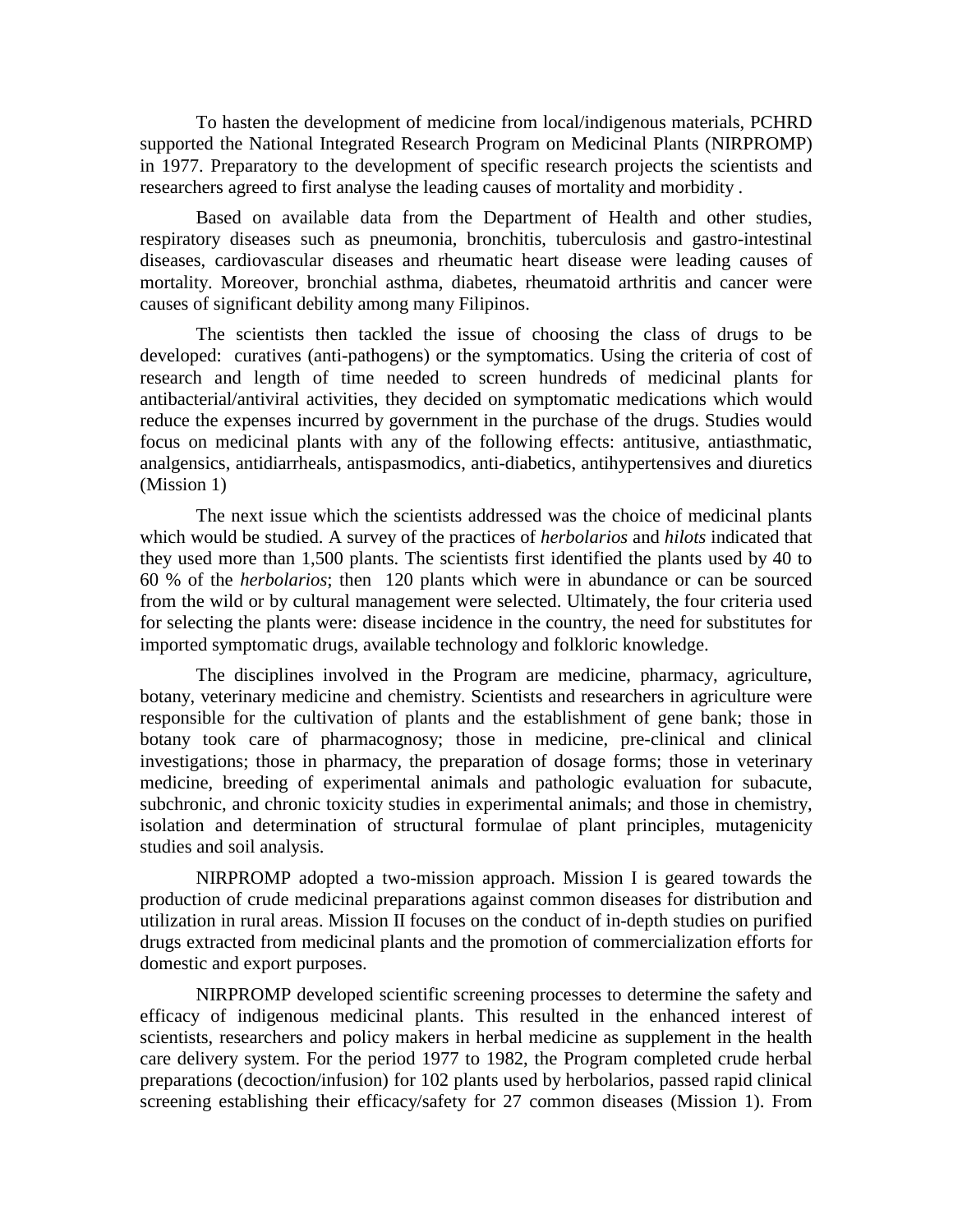To hasten the development of medicine from local/indigenous materials, PCHRD supported the National Integrated Research Program on Medicinal Plants (NIRPROMP) in 1977. Preparatory to the development of specific research projects the scientists and researchers agreed to first analyse the leading causes of mortality and morbidity .

Based on available data from the Department of Health and other studies, respiratory diseases such as pneumonia, bronchitis, tuberculosis and gastro-intestinal diseases, cardiovascular diseases and rheumatic heart disease were leading causes of mortality. Moreover, bronchial asthma, diabetes, rheumatoid arthritis and cancer were causes of significant debility among many Filipinos.

The scientists then tackled the issue of choosing the class of drugs to be developed: curatives (anti-pathogens) or the symptomatics. Using the criteria of cost of research and length of time needed to screen hundreds of medicinal plants for antibacterial/antiviral activities, they decided on symptomatic medications which would reduce the expenses incurred by government in the purchase of the drugs. Studies would focus on medicinal plants with any of the following effects: antitusive, antiasthmatic, analgensics, antidiarrheals, antispasmodics, anti-diabetics, antihypertensives and diuretics (Mission 1)

The next issue which the scientists addressed was the choice of medicinal plants which would be studied. A survey of the practices of *herbolarios* and *hilots* indicated that they used more than 1,500 plants. The scientists first identified the plants used by 40 to 60 % of the *herbolarios*; then 120 plants which were in abundance or can be sourced from the wild or by cultural management were selected. Ultimately, the four criteria used for selecting the plants were: disease incidence in the country, the need for substitutes for imported symptomatic drugs, available technology and folkloric knowledge.

The disciplines involved in the Program are medicine, pharmacy, agriculture, botany, veterinary medicine and chemistry. Scientists and researchers in agriculture were responsible for the cultivation of plants and the establishment of gene bank; those in botany took care of pharmacognosy; those in medicine, pre-clinical and clinical investigations; those in pharmacy, the preparation of dosage forms; those in veterinary medicine, breeding of experimental animals and pathologic evaluation for subacute, subchronic, and chronic toxicity studies in experimental animals; and those in chemistry, isolation and determination of structural formulae of plant principles, mutagenicity studies and soil analysis.

NIRPROMP adopted a two-mission approach. Mission I is geared towards the production of crude medicinal preparations against common diseases for distribution and utilization in rural areas. Mission II focuses on the conduct of in-depth studies on purified drugs extracted from medicinal plants and the promotion of commercialization efforts for domestic and export purposes.

NIRPROMP developed scientific screening processes to determine the safety and efficacy of indigenous medicinal plants. This resulted in the enhanced interest of scientists, researchers and policy makers in herbal medicine as supplement in the health care delivery system. For the period 1977 to 1982, the Program completed crude herbal preparations (decoction/infusion) for 102 plants used by herbolarios, passed rapid clinical screening establishing their efficacy/safety for 27 common diseases (Mission 1). From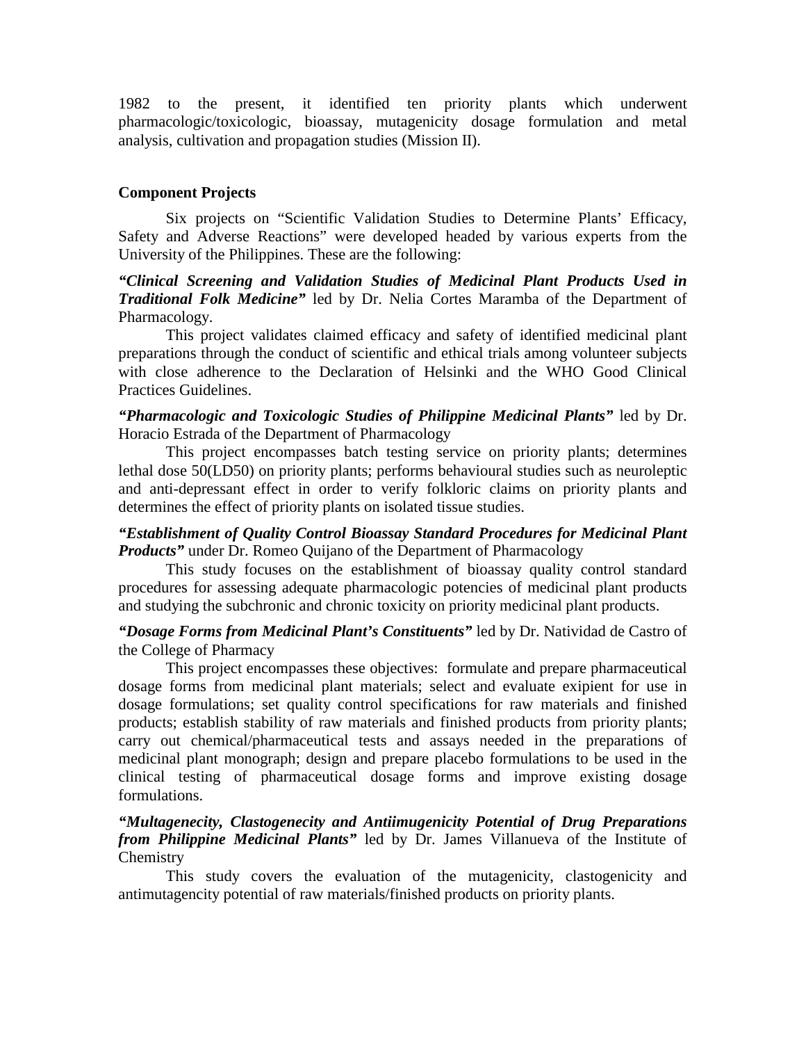1982 to the present, it identified ten priority plants which underwent pharmacologic/toxicologic, bioassay, mutagenicity dosage formulation and metal analysis, cultivation and propagation studies (Mission II).

### Component Projects

Six projects on "Scientific Validation Studies to Determine Plants' Efficacy, Safety and Adverse Reactions" were developed headed by various experts from the University of the Philippines. These are the following:

***"Clinical Screening and Validation Studies of Medicinal Plant Products Used in Traditional Folk Medicine"*** led by Dr. Nelia Cortes Maramba of the Department of Pharmacology.

This project validates claimed efficacy and safety of identified medicinal plant preparations through the conduct of scientific and ethical trials among volunteer subjects with close adherence to the Declaration of Helsinki and the WHO Good Clinical Practices Guidelines.

***"Pharmacologic and Toxicologic Studies of Philippine Medicinal Plants"*** led by Dr. Horacio Estrada of the Department of Pharmacology

This project encompasses batch testing service on priority plants; determines lethal dose 50(LD50) on priority plants; performs behavioural studies such as neuroleptic and anti-depressant effect in order to verify folkloric claims on priority plants and determines the effect of priority plants on isolated tissue studies.

***"Establishment of Quality Control Bioassay Standard Procedures for Medicinal Plant Products"*** under Dr. Romeo Quijano of the Department of Pharmacology

This study focuses on the establishment of bioassay quality control standard procedures for assessing adequate pharmacologic potencies of medicinal plant products and studying the subchronic and chronic toxicity on priority medicinal plant products.

***"Dosage Forms from Medicinal Plant's Constituents"*** led by Dr. Natividad de Castro of the College of Pharmacy

This project encompasses these objectives: formulate and prepare pharmaceutical dosage forms from medicinal plant materials; select and evaluate exipient for use in dosage formulations; set quality control specifications for raw materials and finished products; establish stability of raw materials and finished products from priority plants; carry out chemical/pharmaceutical tests and assays needed in the preparations of medicinal plant monograph; design and prepare placebo formulations to be used in the clinical testing of pharmaceutical dosage forms and improve existing dosage formulations.

***"Multagenecity, Clastogenecity and Antiimugenicity Potential of Drug Preparations from Philippine Medicinal Plants"*** led by Dr. James Villanueva of the Institute of Chemistry

This study covers the evaluation of the mutagenicity, clastogenicity and antimutagencity potential of raw materials/finished products on priority plants.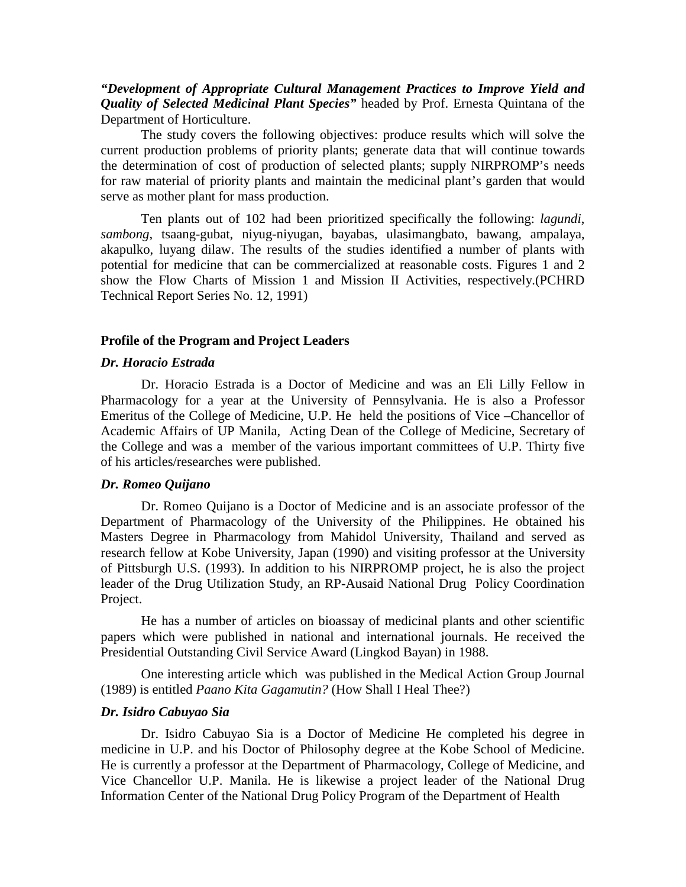***"Development of Appropriate Cultural Management Practices to Improve Yield and Quality of Selected Medicinal Plant Species"*** headed by Prof. Ernesta Quintana of the Department of Horticulture.

The study covers the following objectives: produce results which will solve the current production problems of priority plants; generate data that will continue towards the determination of cost of production of selected plants; supply NIRPROMP's needs for raw material of priority plants and maintain the medicinal plant's garden that would serve as mother plant for mass production.

Ten plants out of 102 had been prioritized specifically the following: *lagundi*, *sambong*, tsaang-gubat, niyug-niyugan, bayabas, ulasimangbato, bawang, ampalaya, akapulko, luyang dilaw. The results of the studies identified a number of plants with potential for medicine that can be commercialized at reasonable costs. Figures 1 and 2 show the Flow Charts of Mission 1 and Mission II Activities, respectively.(PCHRD Technical Report Series No. 12, 1991)

**Profile of the Program and Project Leaders**

***Dr. Horacio Estrada***

Dr. Horacio Estrada is a Doctor of Medicine and was an Eli Lilly Fellow in Pharmacology for a year at the University of Pennsylvania. He is also a Professor Emeritus of the College of Medicine, U.P. He held the positions of Vice –Chancellor of Academic Affairs of UP Manila, Acting Dean of the College of Medicine, Secretary of the College and was a member of the various important committees of U.P. Thirty five of his articles/researches were published.

***Dr. Romeo Quijano***

Dr. Romeo Quijano is a Doctor of Medicine and is an associate professor of the Department of Pharmacology of the University of the Philippines. He obtained his Masters Degree in Pharmacology from Mahidol University, Thailand and served as research fellow at Kobe University, Japan (1990) and visiting professor at the University of Pittsburgh U.S. (1993). In addition to his NIRPROMP project, he is also the project leader of the Drug Utilization Study, an RP-Ausaid National Drug Policy Coordination Project.

He has a number of articles on bioassay of medicinal plants and other scientific papers which were published in national and international journals. He received the Presidential Outstanding Civil Service Award (Lingkod Bayan) in 1988.

One interesting article which was published in the Medical Action Group Journal (1989) is entitled *Paano Kita Gagamutin?* (How Shall I Heal Thee?)

***Dr. Isidro Cabuyao Sia***

Dr. Isidro Cabuyao Sia is a Doctor of Medicine He completed his degree in medicine in U.P. and his Doctor of Philosophy degree at the Kobe School of Medicine. He is currently a professor at the Department of Pharmacology, College of Medicine, and Vice Chancellor U.P. Manila. He is likewise a project leader of the National Drug Information Center of the National Drug Policy Program of the Department of Health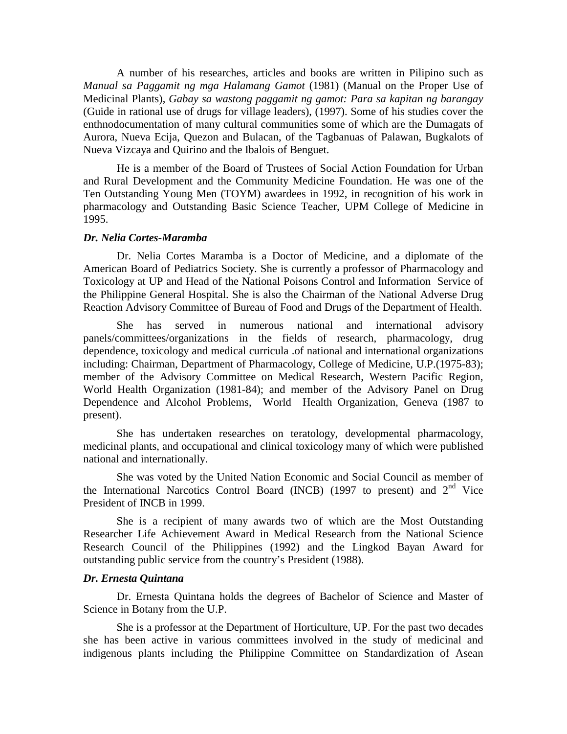A number of his researches, articles and books are written in Pilipino such as *Manual sa Paggamit ng mga Halamang Gamot* (1981) (Manual on the Proper Use of Medicinal Plants), *Gabay sa wastong paggamit ng gamot: Para sa kapitan ng barangay* (Guide in rational use of drugs for village leaders), (1997). Some of his studies cover the enthnodocumentation of many cultural communities some of which are the Dumagats of Aurora, Nueva Ecija, Quezon and Bulacan, of the Tagbanuas of Palawan, Bugkalots of Nueva Vizcaya and Quirino and the Ibalois of Benguet.

He is a member of the Board of Trustees of Social Action Foundation for Urban and Rural Development and the Community Medicine Foundation. He was one of the Ten Outstanding Young Men (TOYM) awardees in 1992, in recognition of his work in pharmacology and Outstanding Basic Science Teacher, UPM College of Medicine in 1995.

***Dr. Nelia Cortes-Maramba***

Dr. Nelia Cortes Maramba is a Doctor of Medicine, and a diplomate of the American Board of Pediatrics Society. She is currently a professor of Pharmacology and Toxicology at UP and Head of the National Poisons Control and Information Service of the Philippine General Hospital. She is also the Chairman of the National Adverse Drug Reaction Advisory Committee of Bureau of Food and Drugs of the Department of Health.

She has served in numerous national and international advisory panels/committees/organizations in the fields of research, pharmacology, drug dependence, toxicology and medical curricula .of national and international organizations including: Chairman, Department of Pharmacology, College of Medicine, U.P.(1975-83); member of the Advisory Committee on Medical Research, Western Pacific Region, World Health Organization (1981-84); and member of the Advisory Panel on Drug Dependence and Alcohol Problems, World Health Organization, Geneva (1987 to present).

She has undertaken researches on teratology, developmental pharmacology, medicinal plants, and occupational and clinical toxicology many of which were published national and internationally.

She was voted by the United Nation Economic and Social Council as member of the International Narcotics Control Board (INCB) (1997 to present) and 2nd Vice President of INCB in 1999.

She is a recipient of many awards two of which are the Most Outstanding Researcher Life Achievement Award in Medical Research from the National Science Research Council of the Philippines (1992) and the Lingkod Bayan Award for outstanding public service from the country's President (1988).

***Dr. Ernesta Quintana***

Dr. Ernesta Quintana holds the degrees of Bachelor of Science and Master of Science in Botany from the U.P.

She is a professor at the Department of Horticulture, UP. For the past two decades she has been active in various committees involved in the study of medicinal and indigenous plants including the Philippine Committee on Standardization of Asean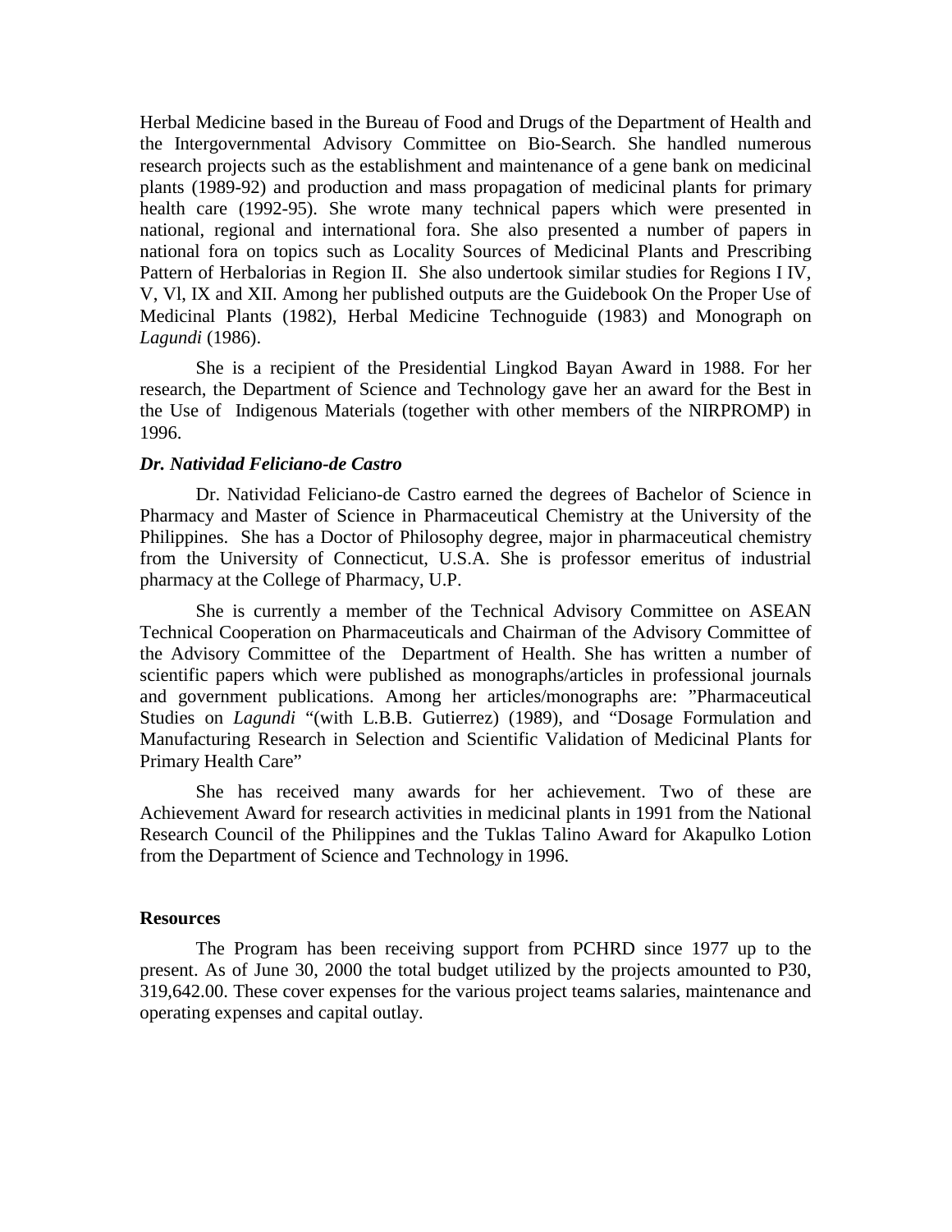Herbal Medicine based in the Bureau of Food and Drugs of the Department of Health and the Intergovernmental Advisory Committee on Bio-Search. She handled numerous research projects such as the establishment and maintenance of a gene bank on medicinal plants (1989-92) and production and mass propagation of medicinal plants for primary health care (1992-95). She wrote many technical papers which were presented in national, regional and international fora. She also presented a number of papers in national fora on topics such as Locality Sources of Medicinal Plants and Prescribing Pattern of Herbalorias in Region II. She also undertook similar studies for Regions I IV, V, Vl, IX and XII. Among her published outputs are the Guidebook On the Proper Use of Medicinal Plants (1982), Herbal Medicine Technoguide (1983) and Monograph on *Lagundi* (1986).

She is a recipient of the Presidential Lingkod Bayan Award in 1988. For her research, the Department of Science and Technology gave her an award for the Best in the Use of Indigenous Materials (together with other members of the NIRPROMP) in 1996.

***Dr. Natividad Feliciano-de Castro***

Dr. Natividad Feliciano-de Castro earned the degrees of Bachelor of Science in Pharmacy and Master of Science in Pharmaceutical Chemistry at the University of the Philippines. She has a Doctor of Philosophy degree, major in pharmaceutical chemistry from the University of Connecticut, U.S.A. She is professor emeritus of industrial pharmacy at the College of Pharmacy, U.P.

She is currently a member of the Technical Advisory Committee on ASEAN Technical Cooperation on Pharmaceuticals and Chairman of the Advisory Committee of the Advisory Committee of the Department of Health. She has written a number of scientific papers which were published as monographs/articles in professional journals and government publications. Among her articles/monographs are: "Pharmaceutical Studies on *Lagundi* "(with L.B.B. Gutierrez) (1989), and "Dosage Formulation and Manufacturing Research in Selection and Scientific Validation of Medicinal Plants for Primary Health Care"

She has received many awards for her achievement. Two of these are Achievement Award for research activities in medicinal plants in 1991 from the National Research Council of the Philippines and the Tuklas Talino Award for Akapulko Lotion from the Department of Science and Technology in 1996.

**Resources**

The Program has been receiving support from PCHRD since 1977 up to the present. As of June 30, 2000 the total budget utilized by the projects amounted to P30, 319,642.00. These cover expenses for the various project teams salaries, maintenance and operating expenses and capital outlay.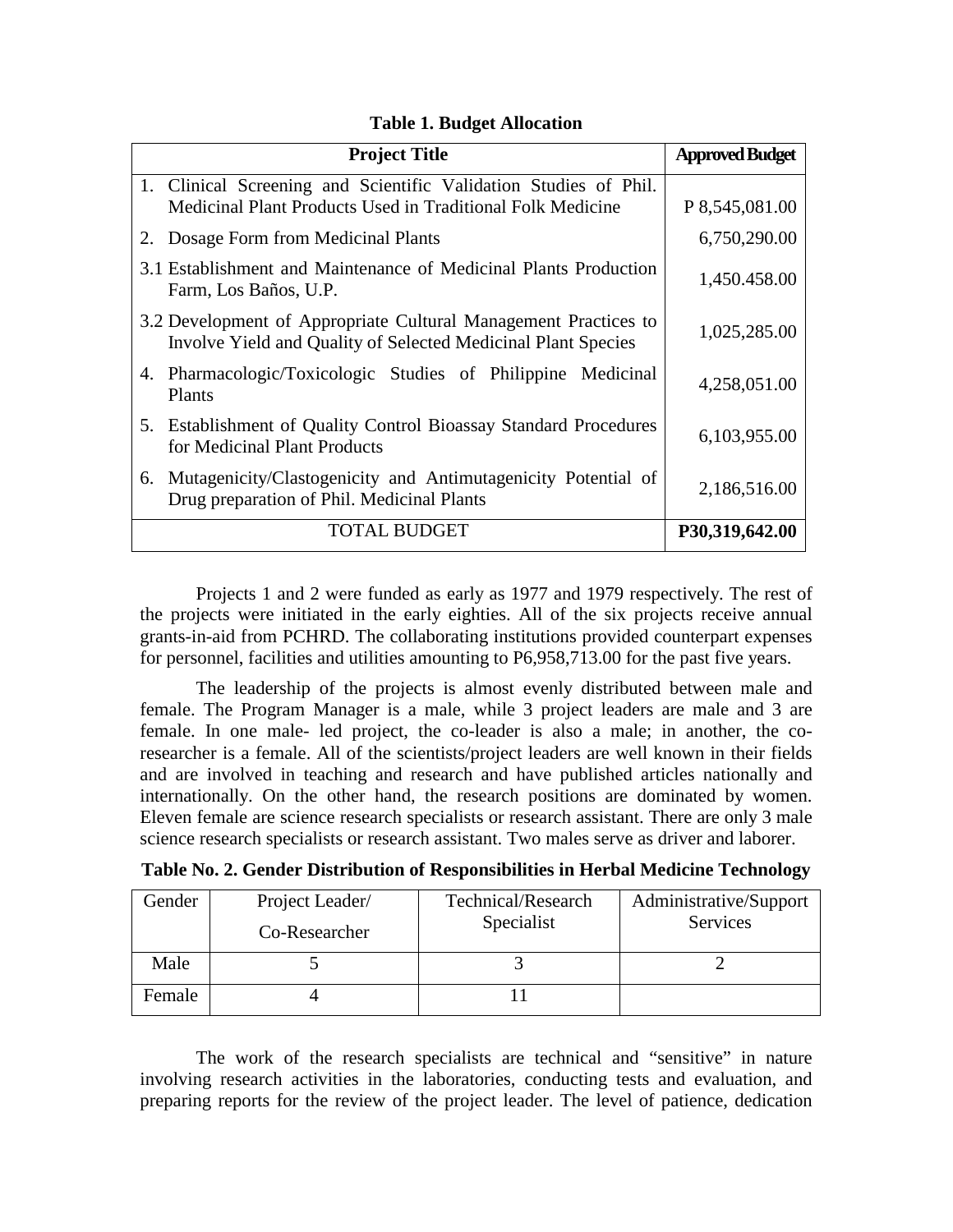**Table 1. Budget Allocation**

| Project Title | Approved Budget |
|---|---|
| 1. Clinical Screening and Scientific Validation Studies of Phil. Medicinal Plant Products Used in Traditional Folk Medicine | P 8,545,081.00 |
| 2. Dosage Form from Medicinal Plants | 6,750,290.00 |
| 3.1 Establishment and Maintenance of Medicinal Plants Production Farm, Los Baños, U.P. | 1,450.458.00 |
| 3.2 Development of Appropriate Cultural Management Practices to Involve Yield and Quality of Selected Medicinal Plant Species | 1,025,285.00 |
| 4. Pharmacologic/Toxicologic Studies of Philippine Medicinal Plants | 4,258,051.00 |
| 5. Establishment of Quality Control Bioassay Standard Procedures for Medicinal Plant Products | 6,103,955.00 |
| 6. Mutagenicity/Clastogenicity and Antimutagenicity Potential of Drug preparation of Phil. Medicinal Plants | 2,186,516.00 |
| TOTAL BUDGET | **P30,319,642.00** |

Projects 1 and 2 were funded as early as 1977 and 1979 respectively. The rest of the projects were initiated in the early eighties. All of the six projects receive annual grants-in-aid from PCHRD. The collaborating institutions provided counterpart expenses for personnel, facilities and utilities amounting to P6,958,713.00 for the past five years.

The leadership of the projects is almost evenly distributed between male and female. The Program Manager is a male, while 3 project leaders are male and 3 are female. In one male- led project, the co-leader is also a male; in another, the co-researcher is a female. All of the scientists/project leaders are well known in their fields and are involved in teaching and research and have published articles nationally and internationally. On the other hand, the research positions are dominated by women. Eleven female are science research specialists or research assistant. There are only 3 male science research specialists or research assistant. Two males serve as driver and laborer.

**Table No. 2. Gender Distribution of Responsibilities in Herbal Medicine Technology**

| Gender | Project Leader/ Co-Researcher | Technical/Research Specialist | Administrative/Support Services |
|---|---|---|---|
| Male | 5 | 3 | 2 |
| Female | 4 | 11 | |

The work of the research specialists are technical and "sensitive" in nature involving research activities in the laboratories, conducting tests and evaluation, and preparing reports for the review of the project leader. The level of patience, dedication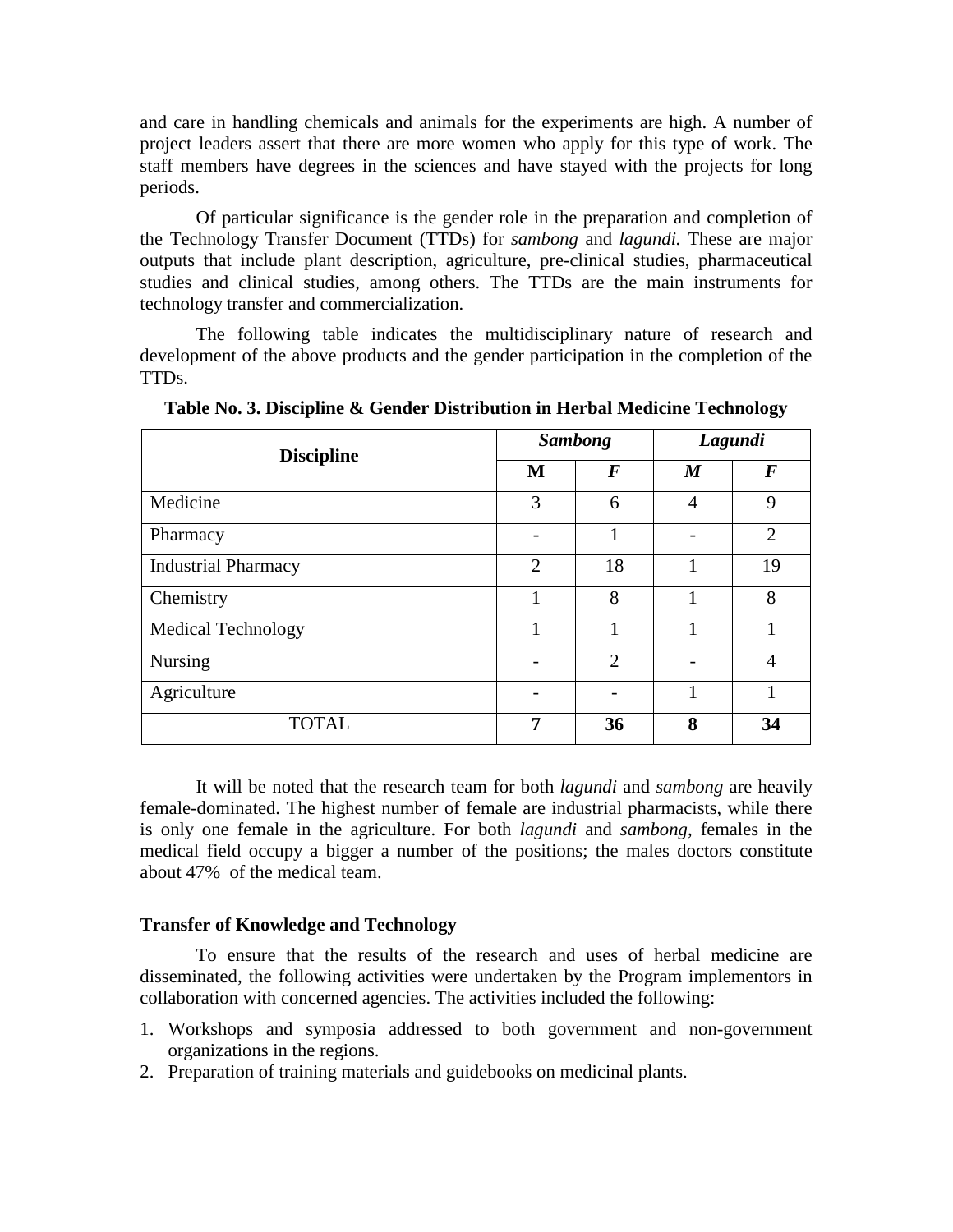and care in handling chemicals and animals for the experiments are high. A number of project leaders assert that there are more women who apply for this type of work. The staff members have degrees in the sciences and have stayed with the projects for long periods.

Of particular significance is the gender role in the preparation and completion of the Technology Transfer Document (TTDs) for *sambong* and *lagundi.* These are major outputs that include plant description, agriculture, pre-clinical studies, pharmaceutical studies and clinical studies, among others. The TTDs are the main instruments for technology transfer and commercialization.

The following table indicates the multidisciplinary nature of research and development of the above products and the gender participation in the completion of the TTDs.

**Table No. 3. Discipline & Gender Distribution in Herbal Medicine Technology**

| Discipline | *Sambong* | | *Lagundi* | |
|---|---|---|---|---|
| | **M** | ***F*** | ***M*** | ***F*** |
| Medicine | 3 | 6 | 4 | 9 |
| Pharmacy | - | 1 | - | 2 |
| Industrial Pharmacy | 2 | 18 | 1 | 19 |
| Chemistry | 1 | 8 | 1 | 8 |
| Medical Technology | 1 | 1 | 1 | 1 |
| Nursing | - | 2 | - | 4 |
| Agriculture | - | - | 1 | 1 |
| TOTAL | **7** | **36** | **8** | **34** |

It will be noted that the research team for both *lagundi* and *sambong* are heavily female-dominated. The highest number of female are industrial pharmacists, while there is only one female in the agriculture. For both *lagundi* and *sambong*, females in the medical field occupy a bigger a number of the positions; the males doctors constitute about 47% of the medical team.

**Transfer of Knowledge and Technology**

To ensure that the results of the research and uses of herbal medicine are disseminated, the following activities were undertaken by the Program implementors in collaboration with concerned agencies. The activities included the following:

1. Workshops and symposia addressed to both government and non-government organizations in the regions.
2. Preparation of training materials and guidebooks on medicinal plants.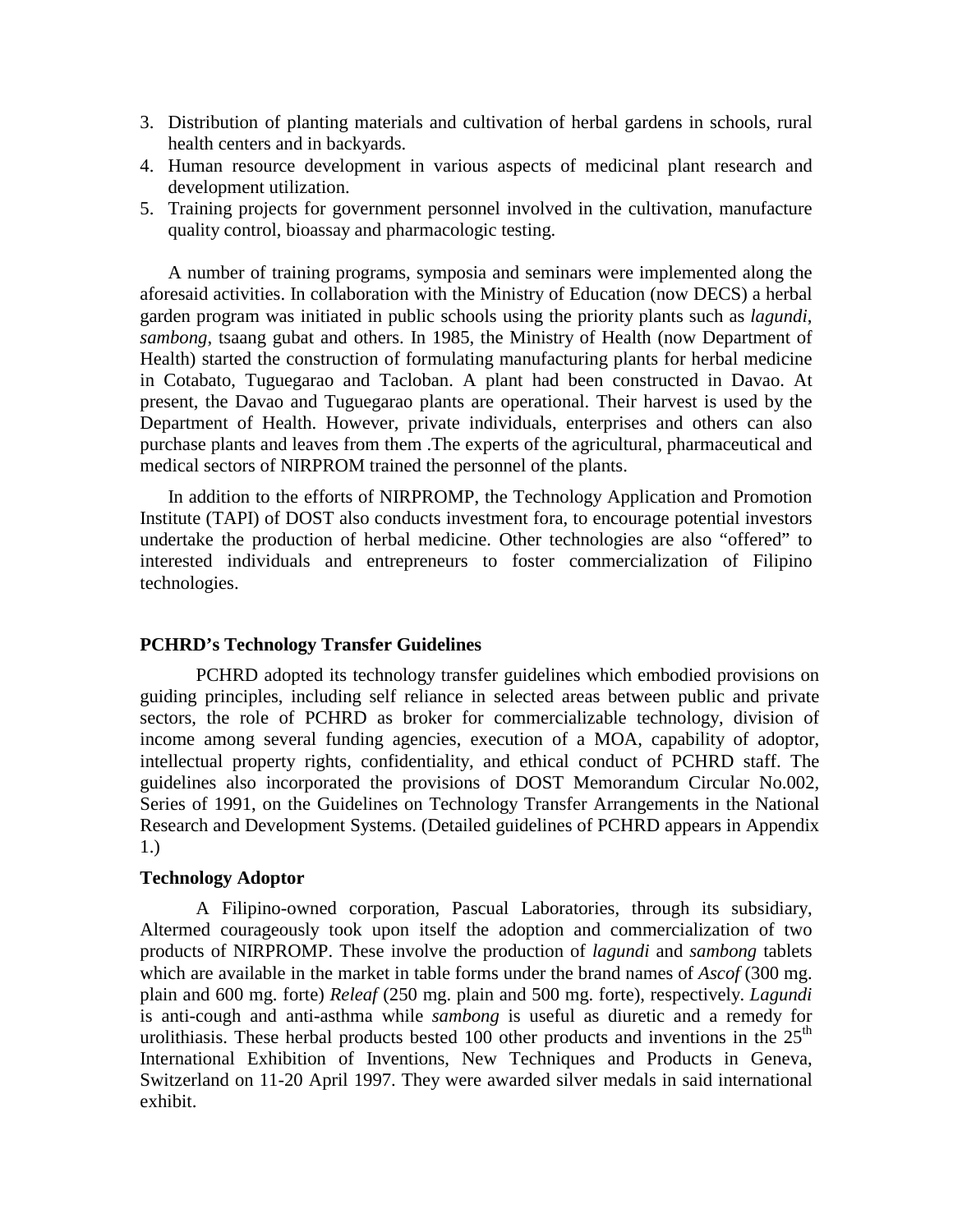3. Distribution of planting materials and cultivation of herbal gardens in schools, rural health centers and in backyards.
4. Human resource development in various aspects of medicinal plant research and development utilization.
5. Training projects for government personnel involved in the cultivation, manufacture quality control, bioassay and pharmacologic testing.

A number of training programs, symposia and seminars were implemented along the aforesaid activities. In collaboration with the Ministry of Education (now DECS) a herbal garden program was initiated in public schools using the priority plants such as *lagundi*, *sambong*, tsaang gubat and others. In 1985, the Ministry of Health (now Department of Health) started the construction of formulating manufacturing plants for herbal medicine in Cotabato, Tuguegarao and Tacloban. A plant had been constructed in Davao. At present, the Davao and Tuguegarao plants are operational. Their harvest is used by the Department of Health. However, private individuals, enterprises and others can also purchase plants and leaves from them .The experts of the agricultural, pharmaceutical and medical sectors of NIRPROM trained the personnel of the plants.

In addition to the efforts of NIRPROMP, the Technology Application and Promotion Institute (TAPI) of DOST also conducts investment fora, to encourage potential investors undertake the production of herbal medicine. Other technologies are also "offered" to interested individuals and entrepreneurs to foster commercialization of Filipino technologies.

**PCHRD's Technology Transfer Guidelines**

PCHRD adopted its technology transfer guidelines which embodied provisions on guiding principles, including self reliance in selected areas between public and private sectors, the role of PCHRD as broker for commercializable technology, division of income among several funding agencies, execution of a MOA, capability of adoptor, intellectual property rights, confidentiality, and ethical conduct of PCHRD staff. The guidelines also incorporated the provisions of DOST Memorandum Circular No.002, Series of 1991, on the Guidelines on Technology Transfer Arrangements in the National Research and Development Systems. (Detailed guidelines of PCHRD appears in Appendix 1.)

**Technology Adoptor**

A Filipino-owned corporation, Pascual Laboratories, through its subsidiary, Altermed courageously took upon itself the adoption and commercialization of two products of NIRPROMP. These involve the production of *lagundi* and *sambong* tablets which are available in the market in table forms under the brand names of *Ascof* (300 mg. plain and 600 mg. forte) *Releaf* (250 mg. plain and 500 mg. forte), respectively. *Lagundi* is anti-cough and anti-asthma while *sambong* is useful as diuretic and a remedy for urolithiasis. These herbal products bested 100 other products and inventions in the 25$^{th}$ International Exhibition of Inventions, New Techniques and Products in Geneva, Switzerland on 11-20 April 1997. They were awarded silver medals in said international exhibit.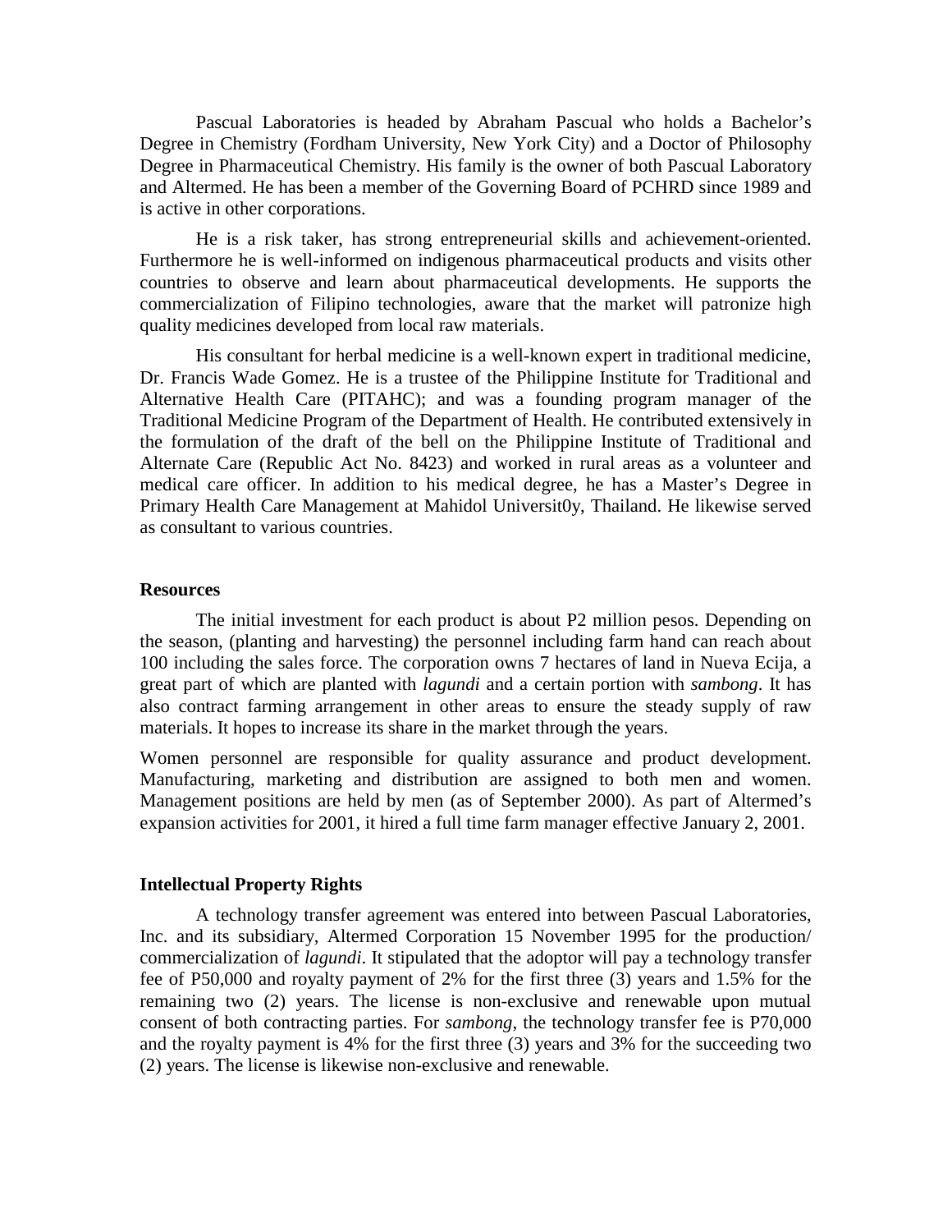Pascual Laboratories is headed by Abraham Pascual who holds a Bachelor's Degree in Chemistry (Fordham University, New York City) and a Doctor of Philosophy Degree in Pharmaceutical Chemistry. His family is the owner of both Pascual Laboratory and Altermed. He has been a member of the Governing Board of PCHRD since 1989 and is active in other corporations.

He is a risk taker, has strong entrepreneurial skills and achievement-oriented. Furthermore he is well-informed on indigenous pharmaceutical products and visits other countries to observe and learn about pharmaceutical developments. He supports the commercialization of Filipino technologies, aware that the market will patronize high quality medicines developed from local raw materials.

His consultant for herbal medicine is a well-known expert in traditional medicine, Dr. Francis Wade Gomez. He is a trustee of the Philippine Institute for Traditional and Alternative Health Care (PITAHC); and was a founding program manager of the Traditional Medicine Program of the Department of Health. He contributed extensively in the formulation of the draft of the bell on the Philippine Institute of Traditional and Alternate Care (Republic Act No. 8423) and worked in rural areas as a volunteer and medical care officer. In addition to his medical degree, he has a Master's Degree in Primary Health Care Management at Mahidol Universit0y, Thailand. He likewise served as consultant to various countries.

**Resources**

The initial investment for each product is about P2 million pesos. Depending on the season, (planting and harvesting) the personnel including farm hand can reach about 100 including the sales force. The corporation owns 7 hectares of land in Nueva Ecija, a great part of which are planted with *lagundi* and a certain portion with *sambong*. It has also contract farming arrangement in other areas to ensure the steady supply of raw materials. It hopes to increase its share in the market through the years.

Women personnel are responsible for quality assurance and product development. Manufacturing, marketing and distribution are assigned to both men and women. Management positions are held by men (as of September 2000). As part of Altermed's expansion activities for 2001, it hired a full time farm manager effective January 2, 2001.

**Intellectual Property Rights**

A technology transfer agreement was entered into between Pascual Laboratories, Inc. and its subsidiary, Altermed Corporation 15 November 1995 for the production/ commercialization of *lagundi*. It stipulated that the adoptor will pay a technology transfer fee of P50,000 and royalty payment of 2% for the first three (3) years and 1.5% for the remaining two (2) years. The license is non-exclusive and renewable upon mutual consent of both contracting parties. For *sambong*, the technology transfer fee is P70,000 and the royalty payment is 4% for the first three (3) years and 3% for the succeeding two (2) years. The license is likewise non-exclusive and renewable.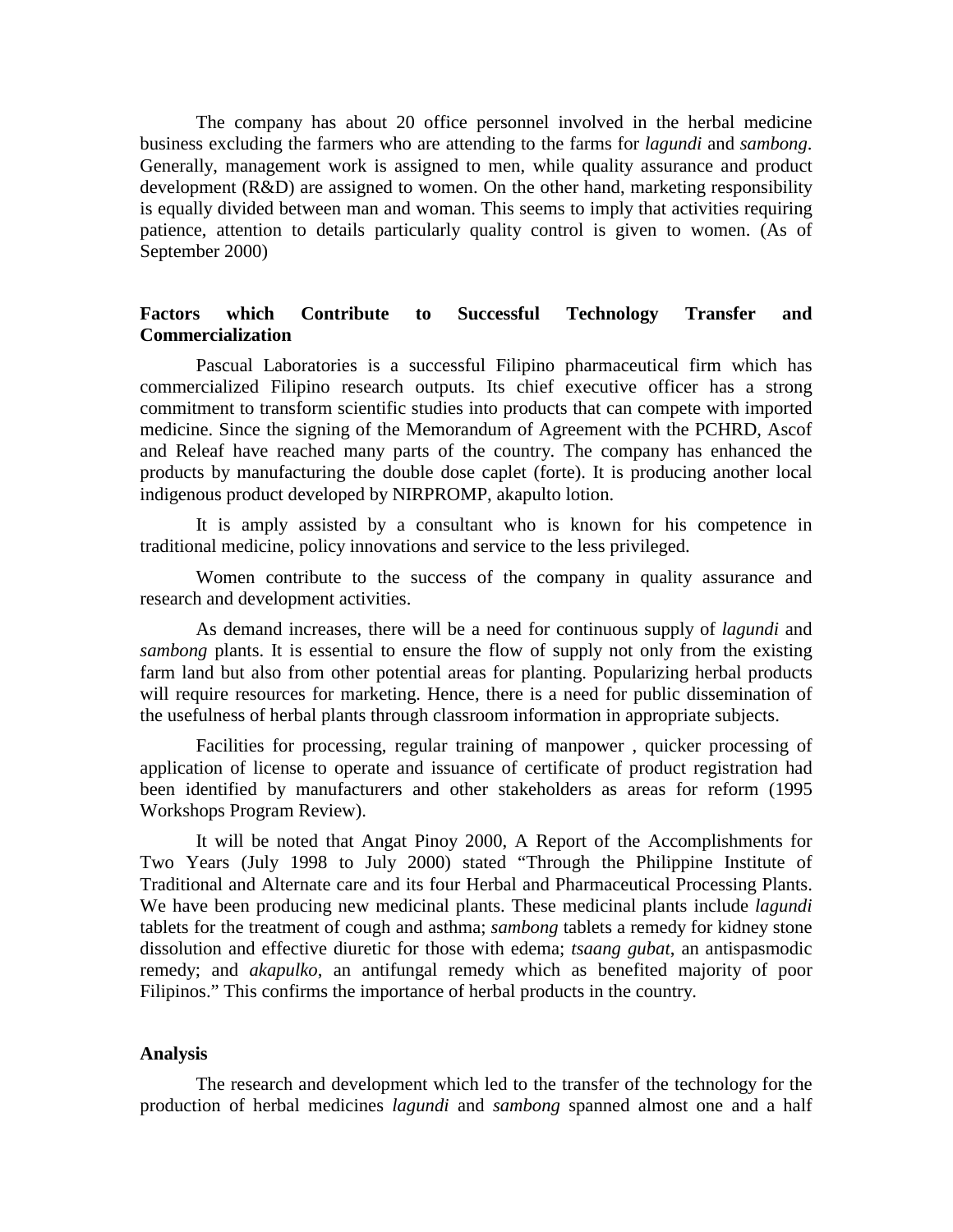The company has about 20 office personnel involved in the herbal medicine business excluding the farmers who are attending to the farms for *lagundi* and *sambong*. Generally, management work is assigned to men, while quality assurance and product development (R&D) are assigned to women. On the other hand, marketing responsibility is equally divided between man and woman. This seems to imply that activities requiring patience, attention to details particularly quality control is given to women. (As of September 2000)

**Factors which Contribute to Successful Technology Transfer and Commercialization**

Pascual Laboratories is a successful Filipino pharmaceutical firm which has commercialized Filipino research outputs. Its chief executive officer has a strong commitment to transform scientific studies into products that can compete with imported medicine. Since the signing of the Memorandum of Agreement with the PCHRD, Ascof and Releaf have reached many parts of the country. The company has enhanced the products by manufacturing the double dose caplet (forte). It is producing another local indigenous product developed by NIRPROMP, akapulto lotion.

It is amply assisted by a consultant who is known for his competence in traditional medicine, policy innovations and service to the less privileged.

Women contribute to the success of the company in quality assurance and research and development activities.

As demand increases, there will be a need for continuous supply of *lagundi* and *sambong* plants. It is essential to ensure the flow of supply not only from the existing farm land but also from other potential areas for planting. Popularizing herbal products will require resources for marketing. Hence, there is a need for public dissemination of the usefulness of herbal plants through classroom information in appropriate subjects.

Facilities for processing, regular training of manpower , quicker processing of application of license to operate and issuance of certificate of product registration had been identified by manufacturers and other stakeholders as areas for reform (1995 Workshops Program Review).

It will be noted that Angat Pinoy 2000, A Report of the Accomplishments for Two Years (July 1998 to July 2000) stated "Through the Philippine Institute of Traditional and Alternate care and its four Herbal and Pharmaceutical Processing Plants. We have been producing new medicinal plants. These medicinal plants include *lagundi* tablets for the treatment of cough and asthma; *sambong* tablets a remedy for kidney stone dissolution and effective diuretic for those with edema; *tsaang gubat*, an antispasmodic remedy; and *akapulko*, an antifungal remedy which as benefited majority of poor Filipinos." This confirms the importance of herbal products in the country.

**Analysis**

The research and development which led to the transfer of the technology for the production of herbal medicines *lagundi* and *sambong* spanned almost one and a half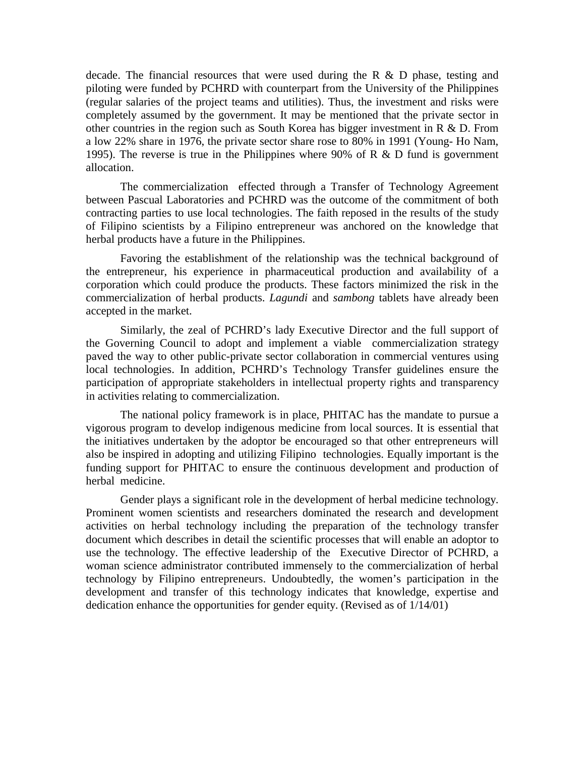decade. The financial resources that were used during the R & D phase, testing and piloting were funded by PCHRD with counterpart from the University of the Philippines (regular salaries of the project teams and utilities). Thus, the investment and risks were completely assumed by the government. It may be mentioned that the private sector in other countries in the region such as South Korea has bigger investment in R & D. From a low 22% share in 1976, the private sector share rose to 80% in 1991 (Young- Ho Nam, 1995). The reverse is true in the Philippines where 90% of R & D fund is government allocation.

The commercialization effected through a Transfer of Technology Agreement between Pascual Laboratories and PCHRD was the outcome of the commitment of both contracting parties to use local technologies. The faith reposed in the results of the study of Filipino scientists by a Filipino entrepreneur was anchored on the knowledge that herbal products have a future in the Philippines.

Favoring the establishment of the relationship was the technical background of the entrepreneur, his experience in pharmaceutical production and availability of a corporation which could produce the products. These factors minimized the risk in the commercialization of herbal products. *Lagundi* and *sambong* tablets have already been accepted in the market.

Similarly, the zeal of PCHRD's lady Executive Director and the full support of the Governing Council to adopt and implement a viable commercialization strategy paved the way to other public-private sector collaboration in commercial ventures using local technologies. In addition, PCHRD's Technology Transfer guidelines ensure the participation of appropriate stakeholders in intellectual property rights and transparency in activities relating to commercialization.

The national policy framework is in place, PHITAC has the mandate to pursue a vigorous program to develop indigenous medicine from local sources. It is essential that the initiatives undertaken by the adoptor be encouraged so that other entrepreneurs will also be inspired in adopting and utilizing Filipino technologies. Equally important is the funding support for PHITAC to ensure the continuous development and production of herbal medicine.

Gender plays a significant role in the development of herbal medicine technology. Prominent women scientists and researchers dominated the research and development activities on herbal technology including the preparation of the technology transfer document which describes in detail the scientific processes that will enable an adoptor to use the technology. The effective leadership of the Executive Director of PCHRD, a woman science administrator contributed immensely to the commercialization of herbal technology by Filipino entrepreneurs. Undoubtedly, the women's participation in the development and transfer of this technology indicates that knowledge, expertise and dedication enhance the opportunities for gender equity. (Revised as of 1/14/01)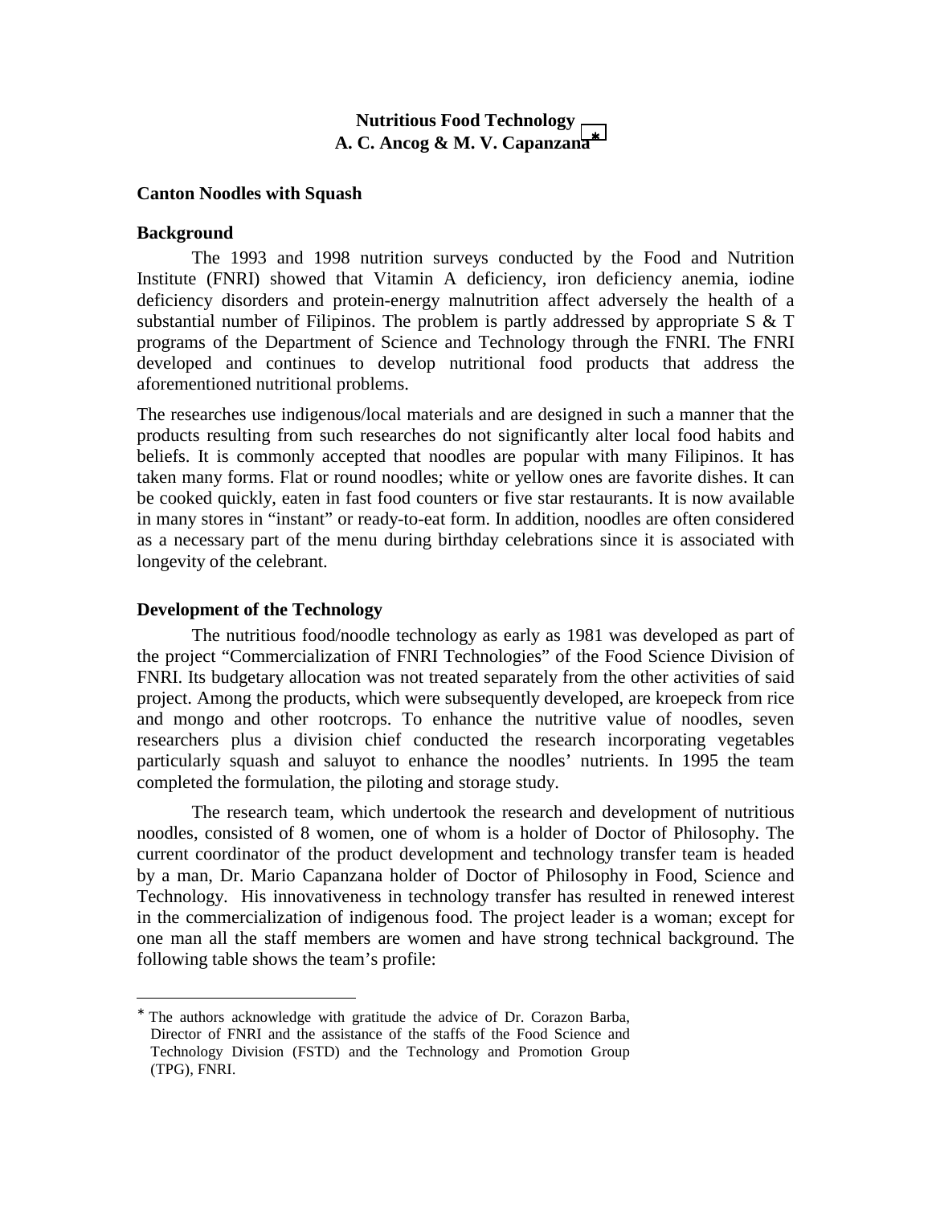**Nutritious Food Technology**
**A. C. Ancog & M. V. Capanzana** *

**Canton Noodles with Squash**

**Background**

The 1993 and 1998 nutrition surveys conducted by the Food and Nutrition Institute (FNRI) showed that Vitamin A deficiency, iron deficiency anemia, iodine deficiency disorders and protein-energy malnutrition affect adversely the health of a substantial number of Filipinos. The problem is partly addressed by appropriate S & T programs of the Department of Science and Technology through the FNRI. The FNRI developed and continues to develop nutritional food products that address the aforementioned nutritional problems.

The researches use indigenous/local materials and are designed in such a manner that the products resulting from such researches do not significantly alter local food habits and beliefs. It is commonly accepted that noodles are popular with many Filipinos. It has taken many forms. Flat or round noodles; white or yellow ones are favorite dishes. It can be cooked quickly, eaten in fast food counters or five star restaurants. It is now available in many stores in "instant" or ready-to-eat form. In addition, noodles are often considered as a necessary part of the menu during birthday celebrations since it is associated with longevity of the celebrant.

**Development of the Technology**

The nutritious food/noodle technology as early as 1981 was developed as part of the project "Commercialization of FNRI Technologies" of the Food Science Division of FNRI. Its budgetary allocation was not treated separately from the other activities of said project. Among the products, which were subsequently developed, are kroepeck from rice and mongo and other rootcrops. To enhance the nutritive value of noodles, seven researchers plus a division chief conducted the research incorporating vegetables particularly squash and saluyot to enhance the noodles' nutrients. In 1995 the team completed the formulation, the piloting and storage study.

The research team, which undertook the research and development of nutritious noodles, consisted of 8 women, one of whom is a holder of Doctor of Philosophy. The current coordinator of the product development and technology transfer team is headed by a man, Dr. Mario Capanzana holder of Doctor of Philosophy in Food, Science and Technology. His innovativeness in technology transfer has resulted in renewed interest in the commercialization of indigenous food. The project leader is a woman; except for one man all the staff members are women and have strong technical background. The following table shows the team's profile:

---

* The authors acknowledge with gratitude the advice of Dr. Corazon Barba, Director of FNRI and the assistance of the staffs of the Food Science and Technology Division (FSTD) and the Technology and Promotion Group (TPG), FNRI.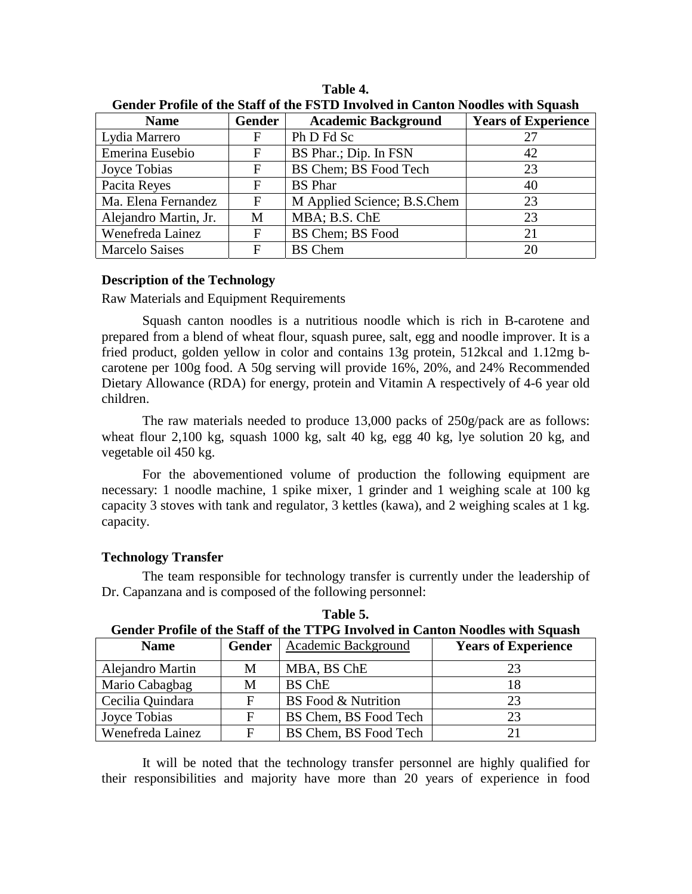**Table 4.**
**Gender Profile of the Staff of the FSTD Involved in Canton Noodles with Squash**

| Name | Gender | Academic Background | Years of Experience |
|---|---|---|---|
| Lydia Marrero | F | Ph D Fd Sc | 27 |
| Emerina Eusebio | F | BS Phar.; Dip. In FSN | 42 |
| Joyce Tobias | F | BS Chem; BS Food Tech | 23 |
| Pacita Reyes | F | BS Phar | 40 |
| Ma. Elena Fernandez | F | M Applied Science; B.S.Chem | 23 |
| Alejandro Martin, Jr. | M | MBA; B.S. ChE | 23 |
| Wenefreda Lainez | F | BS Chem; BS Food | 21 |
| Marcelo Saises | F | BS Chem | 20 |

**Description of the Technology**

Raw Materials and Equipment Requirements

Squash canton noodles is a nutritious noodle which is rich in B-carotene and prepared from a blend of wheat flour, squash puree, salt, egg and noodle improver. It is a fried product, golden yellow in color and contains 13g protein, 512kcal and 1.12mg b-carotene per 100g food. A 50g serving will provide 16%, 20%, and 24% Recommended Dietary Allowance (RDA) for energy, protein and Vitamin A respectively of 4-6 year old children.

The raw materials needed to produce 13,000 packs of 250g/pack are as follows: wheat flour 2,100 kg, squash 1000 kg, salt 40 kg, egg 40 kg, lye solution 20 kg, and vegetable oil 450 kg.

For the abovementioned volume of production the following equipment are necessary: 1 noodle machine, 1 spike mixer, 1 grinder and 1 weighing scale at 100 kg capacity 3 stoves with tank and regulator, 3 kettles (kawa), and 2 weighing scales at 1 kg. capacity.

**Technology Transfer**

The team responsible for technology transfer is currently under the leadership of Dr. Capanzana and is composed of the following personnel:

**Table 5.**
**Gender Profile of the Staff of the TTPG Involved in Canton Noodles with Squash**

| Name | Gender | Academic Background | Years of Experience |
|---|---|---|---|
| Alejandro Martin | M | MBA, BS ChE | 23 |
| Mario Cabagbag | M | BS ChE | 18 |
| Cecilia Quindara | F | BS Food & Nutrition | 23 |
| Joyce Tobias | F | BS Chem, BS Food Tech | 23 |
| Wenefreda Lainez | F | BS Chem, BS Food Tech | 21 |

It will be noted that the technology transfer personnel are highly qualified for their responsibilities and majority have more than 20 years of experience in food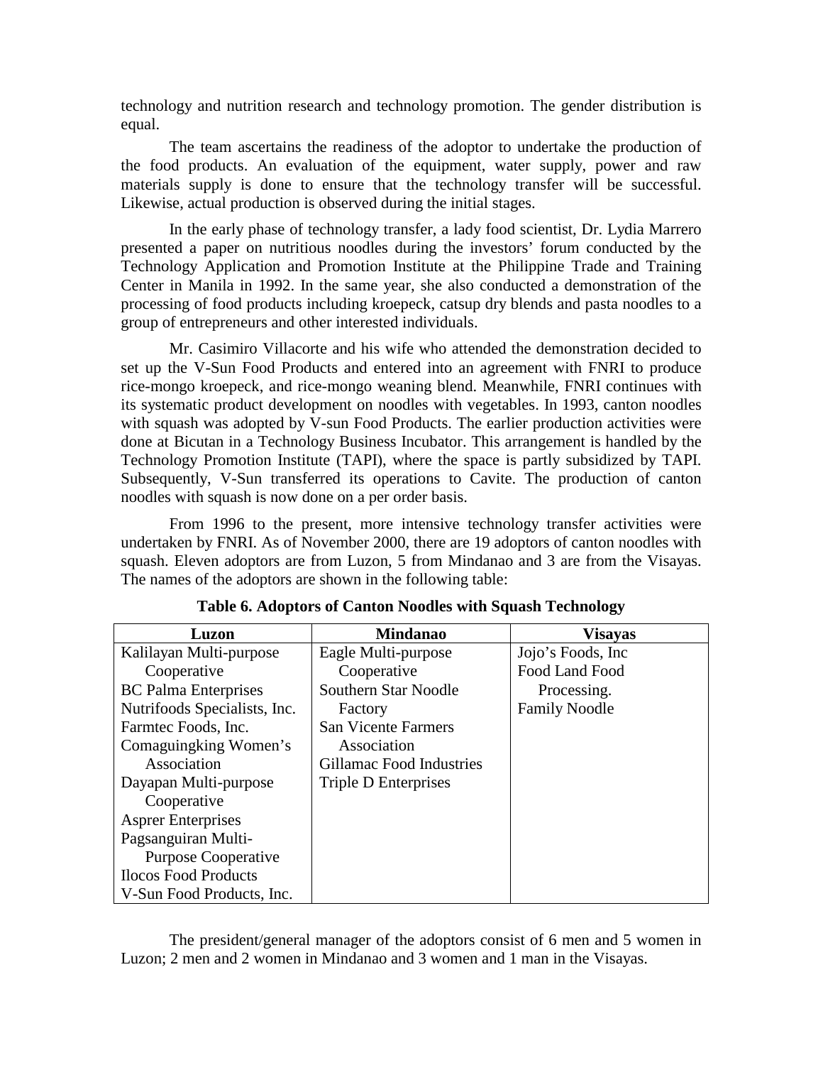technology and nutrition research and technology promotion. The gender distribution is equal.

The team ascertains the readiness of the adoptor to undertake the production of the food products. An evaluation of the equipment, water supply, power and raw materials supply is done to ensure that the technology transfer will be successful. Likewise, actual production is observed during the initial stages.

In the early phase of technology transfer, a lady food scientist, Dr. Lydia Marrero presented a paper on nutritious noodles during the investors' forum conducted by the Technology Application and Promotion Institute at the Philippine Trade and Training Center in Manila in 1992. In the same year, she also conducted a demonstration of the processing of food products including kroepeck, catsup dry blends and pasta noodles to a group of entrepreneurs and other interested individuals.

Mr. Casimiro Villacorte and his wife who attended the demonstration decided to set up the V-Sun Food Products and entered into an agreement with FNRI to produce rice-mongo kroepeck, and rice-mongo weaning blend. Meanwhile, FNRI continues with its systematic product development on noodles with vegetables. In 1993, canton noodles with squash was adopted by V-sun Food Products. The earlier production activities were done at Bicutan in a Technology Business Incubator. This arrangement is handled by the Technology Promotion Institute (TAPI), where the space is partly subsidized by TAPI. Subsequently, V-Sun transferred its operations to Cavite. The production of canton noodles with squash is now done on a per order basis.

From 1996 to the present, more intensive technology transfer activities were undertaken by FNRI. As of November 2000, there are 19 adoptors of canton noodles with squash. Eleven adoptors are from Luzon, 5 from Mindanao and 3 are from the Visayas. The names of the adoptors are shown in the following table:

**Table 6. Adoptors of Canton Noodles with Squash Technology**

| Luzon | Mindanao | Visayas |
|---|---|---|
| Kalilayan Multi-purpose Cooperative | Eagle Multi-purpose Cooperative | Jojo's Foods, Inc |
| BC Palma Enterprises | Southern Star Noodle Factory | Food Land Food Processing. |
| Nutrifoods Specialists, Inc. | San Vicente Farmers Association | Family Noodle |
| Farmtec Foods, Inc. | Gillamac Food Industries | |
| Comaguingking Women's Association | Triple D Enterprises | |
| Dayapan Multi-purpose Cooperative | | |
| Asprer Enterprises | | |
| Pagsanguiran Multi-Purpose Cooperative | | |
| Ilocos Food Products | | |
| V-Sun Food Products, Inc. | | |

The president/general manager of the adoptors consist of 6 men and 5 women in Luzon; 2 men and 2 women in Mindanao and 3 women and 1 man in the Visayas.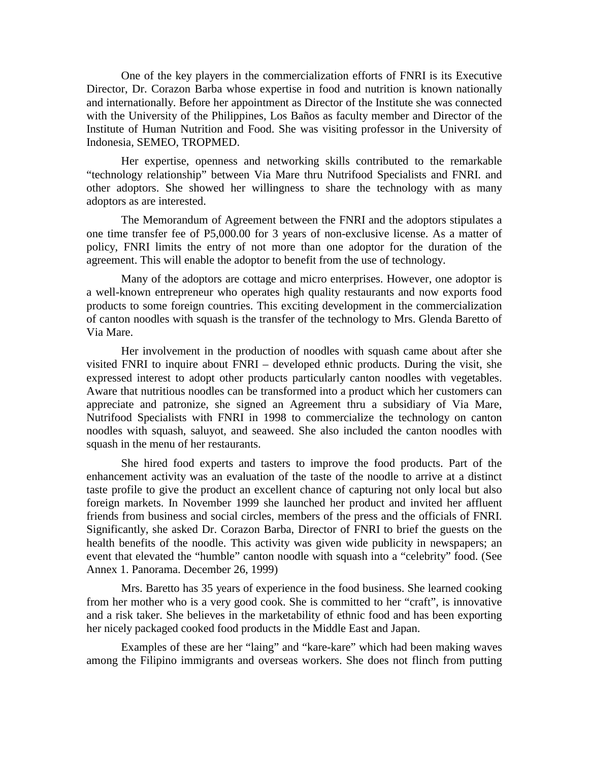One of the key players in the commercialization efforts of FNRI is its Executive Director, Dr. Corazon Barba whose expertise in food and nutrition is known nationally and internationally. Before her appointment as Director of the Institute she was connected with the University of the Philippines, Los Baños as faculty member and Director of the Institute of Human Nutrition and Food. She was visiting professor in the University of Indonesia, SEMEO, TROPMED.

Her expertise, openness and networking skills contributed to the remarkable "technology relationship" between Via Mare thru Nutrifood Specialists and FNRI. and other adoptors. She showed her willingness to share the technology with as many adoptors as are interested.

The Memorandum of Agreement between the FNRI and the adoptors stipulates a one time transfer fee of P5,000.00 for 3 years of non-exclusive license. As a matter of policy, FNRI limits the entry of not more than one adoptor for the duration of the agreement. This will enable the adoptor to benefit from the use of technology.

Many of the adoptors are cottage and micro enterprises. However, one adoptor is a well-known entrepreneur who operates high quality restaurants and now exports food products to some foreign countries. This exciting development in the commercialization of canton noodles with squash is the transfer of the technology to Mrs. Glenda Baretto of Via Mare.

Her involvement in the production of noodles with squash came about after she visited FNRI to inquire about FNRI – developed ethnic products. During the visit, she expressed interest to adopt other products particularly canton noodles with vegetables. Aware that nutritious noodles can be transformed into a product which her customers can appreciate and patronize, she signed an Agreement thru a subsidiary of Via Mare, Nutrifood Specialists with FNRI in 1998 to commercialize the technology on canton noodles with squash, saluyot, and seaweed. She also included the canton noodles with squash in the menu of her restaurants.

She hired food experts and tasters to improve the food products. Part of the enhancement activity was an evaluation of the taste of the noodle to arrive at a distinct taste profile to give the product an excellent chance of capturing not only local but also foreign markets. In November 1999 she launched her product and invited her affluent friends from business and social circles, members of the press and the officials of FNRI. Significantly, she asked Dr. Corazon Barba, Director of FNRI to brief the guests on the health benefits of the noodle. This activity was given wide publicity in newspapers; an event that elevated the "humble" canton noodle with squash into a "celebrity" food. (See Annex 1. Panorama. December 26, 1999)

Mrs. Baretto has 35 years of experience in the food business. She learned cooking from her mother who is a very good cook. She is committed to her "craft", is innovative and a risk taker. She believes in the marketability of ethnic food and has been exporting her nicely packaged cooked food products in the Middle East and Japan.

Examples of these are her "laing" and "kare-kare" which had been making waves among the Filipino immigrants and overseas workers. She does not flinch from putting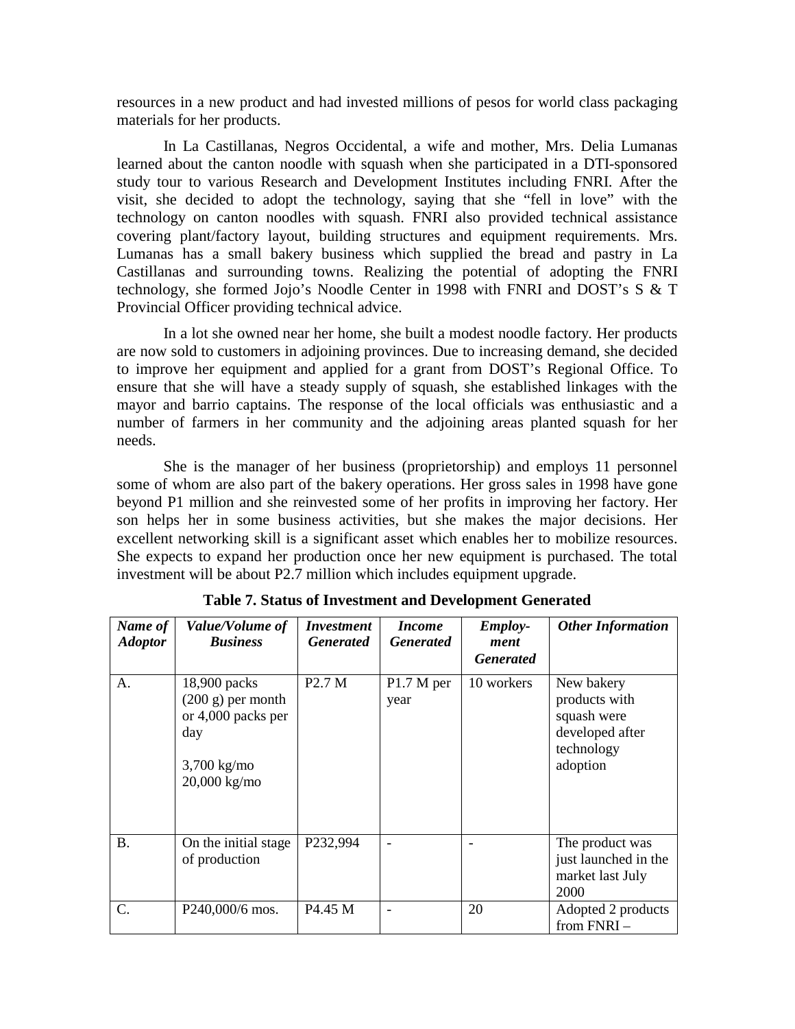resources in a new product and had invested millions of pesos for world class packaging materials for her products.

In La Castillanas, Negros Occidental, a wife and mother, Mrs. Delia Lumanas learned about the canton noodle with squash when she participated in a DTI-sponsored study tour to various Research and Development Institutes including FNRI. After the visit, she decided to adopt the technology, saying that she "fell in love" with the technology on canton noodles with squash. FNRI also provided technical assistance covering plant/factory layout, building structures and equipment requirements. Mrs. Lumanas has a small bakery business which supplied the bread and pastry in La Castillanas and surrounding towns. Realizing the potential of adopting the FNRI technology, she formed Jojo's Noodle Center in 1998 with FNRI and DOST's S & T Provincial Officer providing technical advice.

In a lot she owned near her home, she built a modest noodle factory. Her products are now sold to customers in adjoining provinces. Due to increasing demand, she decided to improve her equipment and applied for a grant from DOST's Regional Office. To ensure that she will have a steady supply of squash, she established linkages with the mayor and barrio captains. The response of the local officials was enthusiastic and a number of farmers in her community and the adjoining areas planted squash for her needs.

She is the manager of her business (proprietorship) and employs 11 personnel some of whom are also part of the bakery operations. Her gross sales in 1998 have gone beyond P1 million and she reinvested some of her profits in improving her factory. Her son helps her in some business activities, but she makes the major decisions. Her excellent networking skill is a significant asset which enables her to mobilize resources. She expects to expand her production once her new equipment is purchased. The total investment will be about P2.7 million which includes equipment upgrade.

**Table 7. Status of Investment and Development Generated**

| *Name of Adoptor* | *Value/Volume of Business* | *Investment Generated* | *Income Generated* | *Employ-ment Generated* | *Other Information* |
|---|---|---|---|---|---|
| A. | 18,900 packs (200 g) per month or 4,000 packs per day<br><br>3,700 kg/mo<br>20,000 kg/mo | P2.7 M | P1.7 M per year | 10 workers | New bakery products with squash were developed after technology adoption |
| B. | On the initial stage of production | P232,994 | - | - | The product was just launched in the market last July 2000 |
| C. | P240,000/6 mos. | P4.45 M | - | 20 | Adopted 2 products from FNRI – |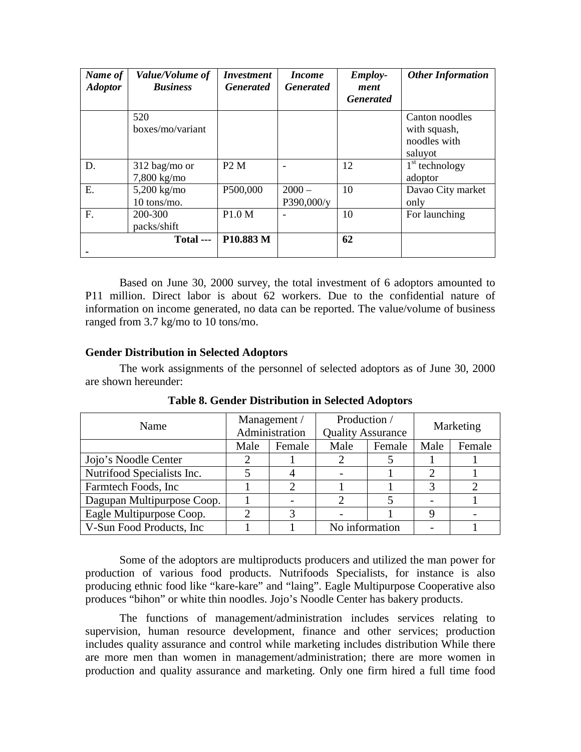| *Name of Adoptor* | *Value/Volume of Business* | *Investment Generated* | *Income Generated* | *Employ-ment Generated* | *Other Information* |
|---|---|---|---|---|---|
| | 520 boxes/mo/variant | | | | Canton noodles with squash, noodles with saluyot |
| D. | 312 bag/mo or 7,800 kg/mo | P2 M | - | 12 | 1st technology adoptor |
| E. | 5,200 kg/mo 10 tons/mo. | P500,000 | 2000 – P390,000/y | 10 | Davao City market only |
| F. | 200-300 packs/shift | P1.0 M | - | 10 | For launching |
| **Total ---** - | | **P10.883 M** | | **62** | |

Based on June 30, 2000 survey, the total investment of 6 adoptors amounted to P11 million. Direct labor is about 62 workers. Due to the confidential nature of information on income generated, no data can be reported. The value/volume of business ranged from 3.7 kg/mo to 10 tons/mo.

### Gender Distribution in Selected Adoptors

The work assignments of the personnel of selected adoptors as of June 30, 2000 are shown hereunder:

**Table 8. Gender Distribution in Selected Adoptors**

| Name | Management / Administration | | Production / Quality Assurance | | Marketing | |
|---|---|---|---|---|---|---|
| | Male | Female | Male | Female | Male | Female |
| Jojo's Noodle Center | 2 | 1 | 2 | 5 | 1 | 1 |
| Nutrifood Specialists Inc. | 5 | 4 | - | 1 | 2 | 1 |
| Farmtech Foods, Inc | 1 | 2 | 1 | 1 | 3 | 2 |
| Dagupan Multipurpose Coop. | 1 | - | 2 | 5 | - | 1 |
| Eagle Multipurpose Coop. | 2 | 3 | - | 1 | 9 | - |
| V-Sun Food Products, Inc | 1 | 1 | No information | | - | 1 |

Some of the adoptors are multiproducts producers and utilized the man power for production of various food products. Nutrifoods Specialists, for instance is also producing ethnic food like "kare-kare" and "laing". Eagle Multipurpose Cooperative also produces "bihon" or white thin noodles. Jojo's Noodle Center has bakery products.

The functions of management/administration includes services relating to supervision, human resource development, finance and other services; production includes quality assurance and control while marketing includes distribution While there are more men than women in management/administration; there are more women in production and quality assurance and marketing. Only one firm hired a full time food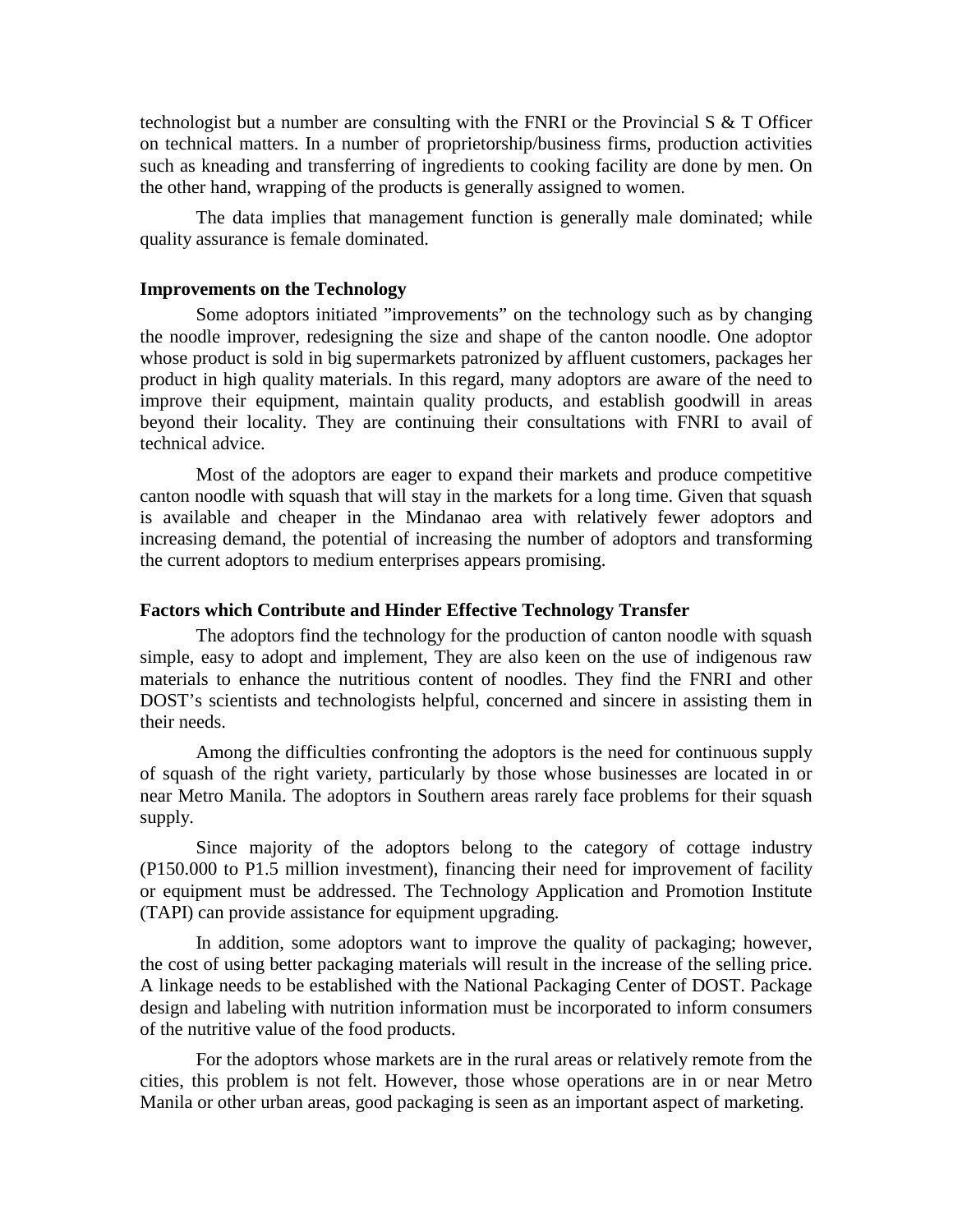technologist but a number are consulting with the FNRI or the Provincial S & T Officer on technical matters. In a number of proprietorship/business firms, production activities such as kneading and transferring of ingredients to cooking facility are done by men. On the other hand, wrapping of the products is generally assigned to women.

The data implies that management function is generally male dominated; while quality assurance is female dominated.

**Improvements on the Technology**

Some adoptors initiated "improvements" on the technology such as by changing the noodle improver, redesigning the size and shape of the canton noodle. One adoptor whose product is sold in big supermarkets patronized by affluent customers, packages her product in high quality materials. In this regard, many adoptors are aware of the need to improve their equipment, maintain quality products, and establish goodwill in areas beyond their locality. They are continuing their consultations with FNRI to avail of technical advice.

Most of the adoptors are eager to expand their markets and produce competitive canton noodle with squash that will stay in the markets for a long time. Given that squash is available and cheaper in the Mindanao area with relatively fewer adoptors and increasing demand, the potential of increasing the number of adoptors and transforming the current adoptors to medium enterprises appears promising.

**Factors which Contribute and Hinder Effective Technology Transfer**

The adoptors find the technology for the production of canton noodle with squash simple, easy to adopt and implement, They are also keen on the use of indigenous raw materials to enhance the nutritious content of noodles. They find the FNRI and other DOST's scientists and technologists helpful, concerned and sincere in assisting them in their needs.

Among the difficulties confronting the adoptors is the need for continuous supply of squash of the right variety, particularly by those whose businesses are located in or near Metro Manila. The adoptors in Southern areas rarely face problems for their squash supply.

Since majority of the adoptors belong to the category of cottage industry (P150.000 to P1.5 million investment), financing their need for improvement of facility or equipment must be addressed. The Technology Application and Promotion Institute (TAPI) can provide assistance for equipment upgrading.

In addition, some adoptors want to improve the quality of packaging; however, the cost of using better packaging materials will result in the increase of the selling price. A linkage needs to be established with the National Packaging Center of DOST. Package design and labeling with nutrition information must be incorporated to inform consumers of the nutritive value of the food products.

For the adoptors whose markets are in the rural areas or relatively remote from the cities, this problem is not felt. However, those whose operations are in or near Metro Manila or other urban areas, good packaging is seen as an important aspect of marketing.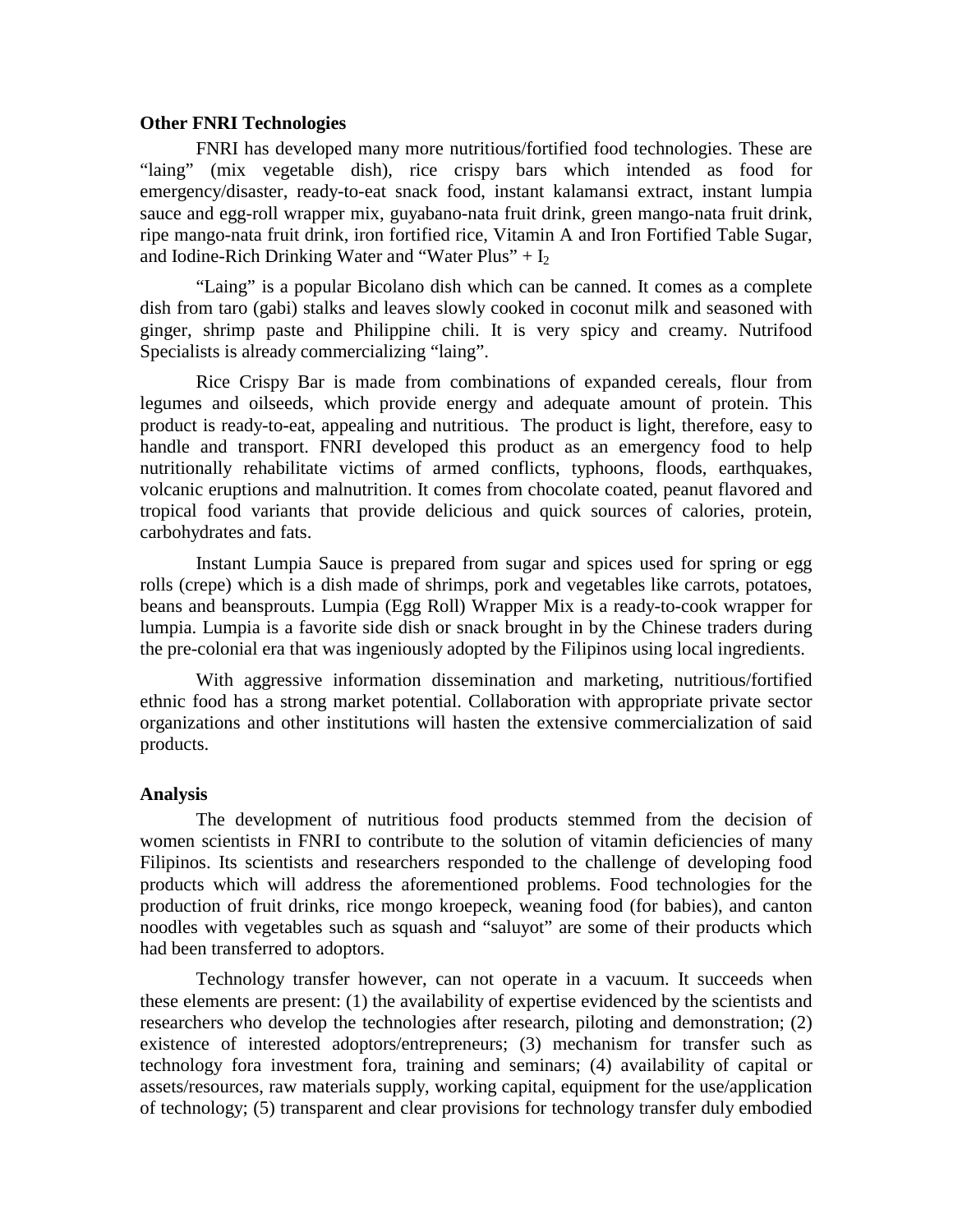**Other FNRI Technologies**

FNRI has developed many more nutritious/fortified food technologies. These are “laing” (mix vegetable dish), rice crispy bars which intended as food for emergency/disaster, ready-to-eat snack food, instant kalamansi extract, instant lumpia sauce and egg-roll wrapper mix, guyabano-nata fruit drink, green mango-nata fruit drink, ripe mango-nata fruit drink, iron fortified rice, Vitamin A and Iron Fortified Table Sugar, and Iodine-Rich Drinking Water and “Water Plus” + $I_2$

“Laing” is a popular Bicolano dish which can be canned. It comes as a complete dish from taro (gabi) stalks and leaves slowly cooked in coconut milk and seasoned with ginger, shrimp paste and Philippine chili. It is very spicy and creamy. Nutrifood Specialists is already commercializing “laing”.

Rice Crispy Bar is made from combinations of expanded cereals, flour from legumes and oilseeds, which provide energy and adequate amount of protein. This product is ready-to-eat, appealing and nutritious. The product is light, therefore, easy to handle and transport. FNRI developed this product as an emergency food to help nutritionally rehabilitate victims of armed conflicts, typhoons, floods, earthquakes, volcanic eruptions and malnutrition. It comes from chocolate coated, peanut flavored and tropical food variants that provide delicious and quick sources of calories, protein, carbohydrates and fats.

Instant Lumpia Sauce is prepared from sugar and spices used for spring or egg rolls (crepe) which is a dish made of shrimps, pork and vegetables like carrots, potatoes, beans and beansprouts. Lumpia (Egg Roll) Wrapper Mix is a ready-to-cook wrapper for lumpia. Lumpia is a favorite side dish or snack brought in by the Chinese traders during the pre-colonial era that was ingeniously adopted by the Filipinos using local ingredients.

With aggressive information dissemination and marketing, nutritious/fortified ethnic food has a strong market potential. Collaboration with appropriate private sector organizations and other institutions will hasten the extensive commercialization of said products.

**Analysis**

The development of nutritious food products stemmed from the decision of women scientists in FNRI to contribute to the solution of vitamin deficiencies of many Filipinos. Its scientists and researchers responded to the challenge of developing food products which will address the aforementioned problems. Food technologies for the production of fruit drinks, rice mongo kroepeck, weaning food (for babies), and canton noodles with vegetables such as squash and “saluyot” are some of their products which had been transferred to adoptors.

Technology transfer however, can not operate in a vacuum. It succeeds when these elements are present: (1) the availability of expertise evidenced by the scientists and researchers who develop the technologies after research, piloting and demonstration; (2) existence of interested adoptors/entrepreneurs; (3) mechanism for transfer such as technology fora investment fora, training and seminars; (4) availability of capital or assets/resources, raw materials supply, working capital, equipment for the use/application of technology; (5) transparent and clear provisions for technology transfer duly embodied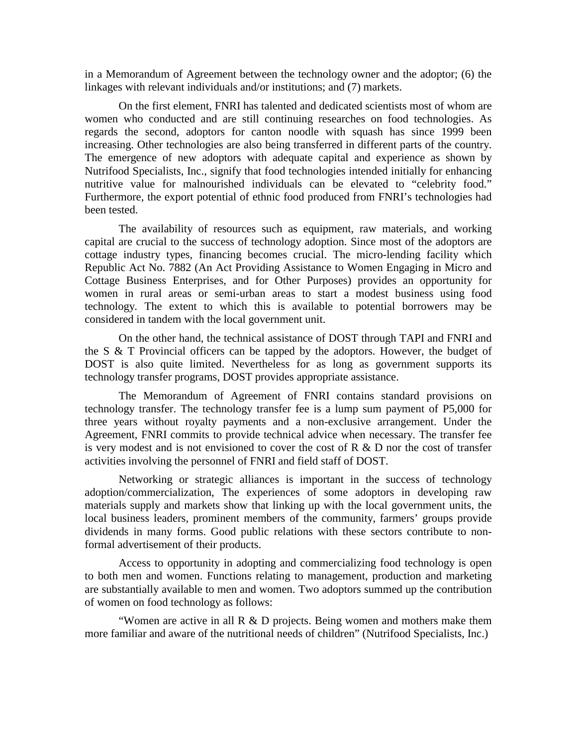in a Memorandum of Agreement between the technology owner and the adoptor; (6) the linkages with relevant individuals and/or institutions; and (7) markets.

On the first element, FNRI has talented and dedicated scientists most of whom are women who conducted and are still continuing researches on food technologies. As regards the second, adoptors for canton noodle with squash has since 1999 been increasing. Other technologies are also being transferred in different parts of the country. The emergence of new adoptors with adequate capital and experience as shown by Nutrifood Specialists, Inc., signify that food technologies intended initially for enhancing nutritive value for malnourished individuals can be elevated to "celebrity food." Furthermore, the export potential of ethnic food produced from FNRI's technologies had been tested.

The availability of resources such as equipment, raw materials, and working capital are crucial to the success of technology adoption. Since most of the adoptors are cottage industry types, financing becomes crucial. The micro-lending facility which Republic Act No. 7882 (An Act Providing Assistance to Women Engaging in Micro and Cottage Business Enterprises, and for Other Purposes) provides an opportunity for women in rural areas or semi-urban areas to start a modest business using food technology. The extent to which this is available to potential borrowers may be considered in tandem with the local government unit.

On the other hand, the technical assistance of DOST through TAPI and FNRI and the S & T Provincial officers can be tapped by the adoptors. However, the budget of DOST is also quite limited. Nevertheless for as long as government supports its technology transfer programs, DOST provides appropriate assistance.

The Memorandum of Agreement of FNRI contains standard provisions on technology transfer. The technology transfer fee is a lump sum payment of P5,000 for three years without royalty payments and a non-exclusive arrangement. Under the Agreement, FNRI commits to provide technical advice when necessary. The transfer fee is very modest and is not envisioned to cover the cost of R & D nor the cost of transfer activities involving the personnel of FNRI and field staff of DOST.

Networking or strategic alliances is important in the success of technology adoption/commercialization, The experiences of some adoptors in developing raw materials supply and markets show that linking up with the local government units, the local business leaders, prominent members of the community, farmers' groups provide dividends in many forms. Good public relations with these sectors contribute to non-formal advertisement of their products.

Access to opportunity in adopting and commercializing food technology is open to both men and women. Functions relating to management, production and marketing are substantially available to men and women. Two adoptors summed up the contribution of women on food technology as follows:

"Women are active in all R & D projects. Being women and mothers make them more familiar and aware of the nutritional needs of children" (Nutrifood Specialists, Inc.)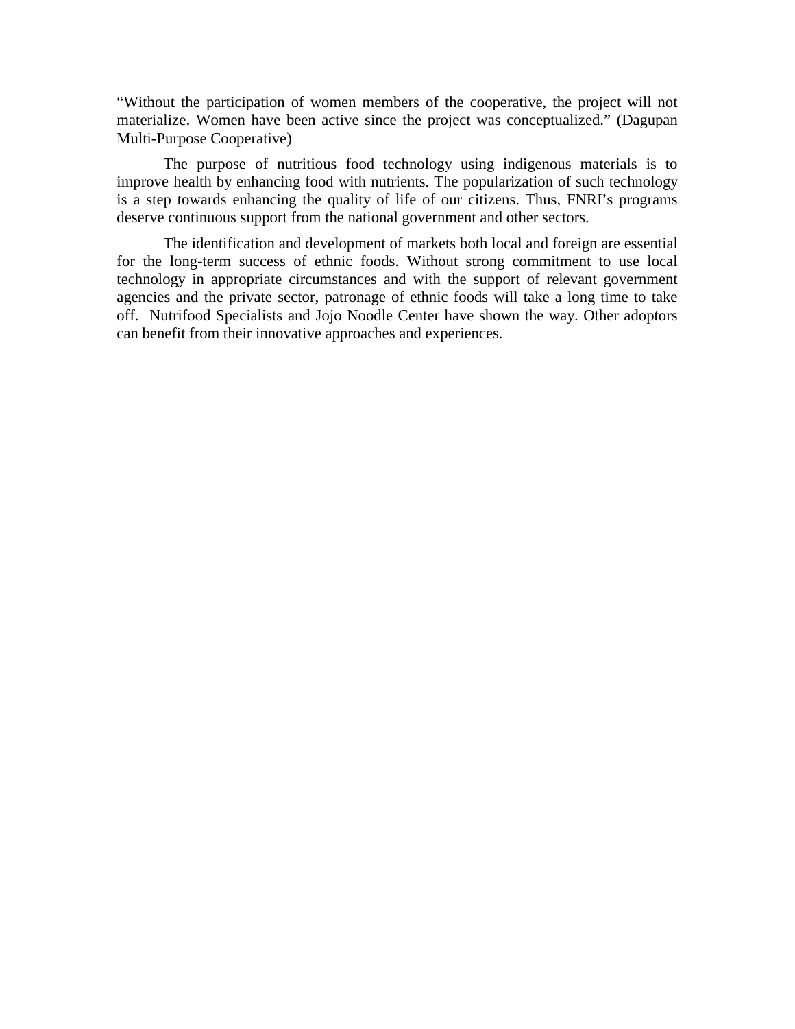"Without the participation of women members of the cooperative, the project will not materialize. Women have been active since the project was conceptualized." (Dagupan Multi-Purpose Cooperative)

The purpose of nutritious food technology using indigenous materials is to improve health by enhancing food with nutrients. The popularization of such technology is a step towards enhancing the quality of life of our citizens. Thus, FNRI's programs deserve continuous support from the national government and other sectors.

The identification and development of markets both local and foreign are essential for the long-term success of ethnic foods. Without strong commitment to use local technology in appropriate circumstances and with the support of relevant government agencies and the private sector, patronage of ethnic foods will take a long time to take off. Nutrifood Specialists and Jojo Noodle Center have shown the way. Other adoptors can benefit from their innovative approaches and experiences.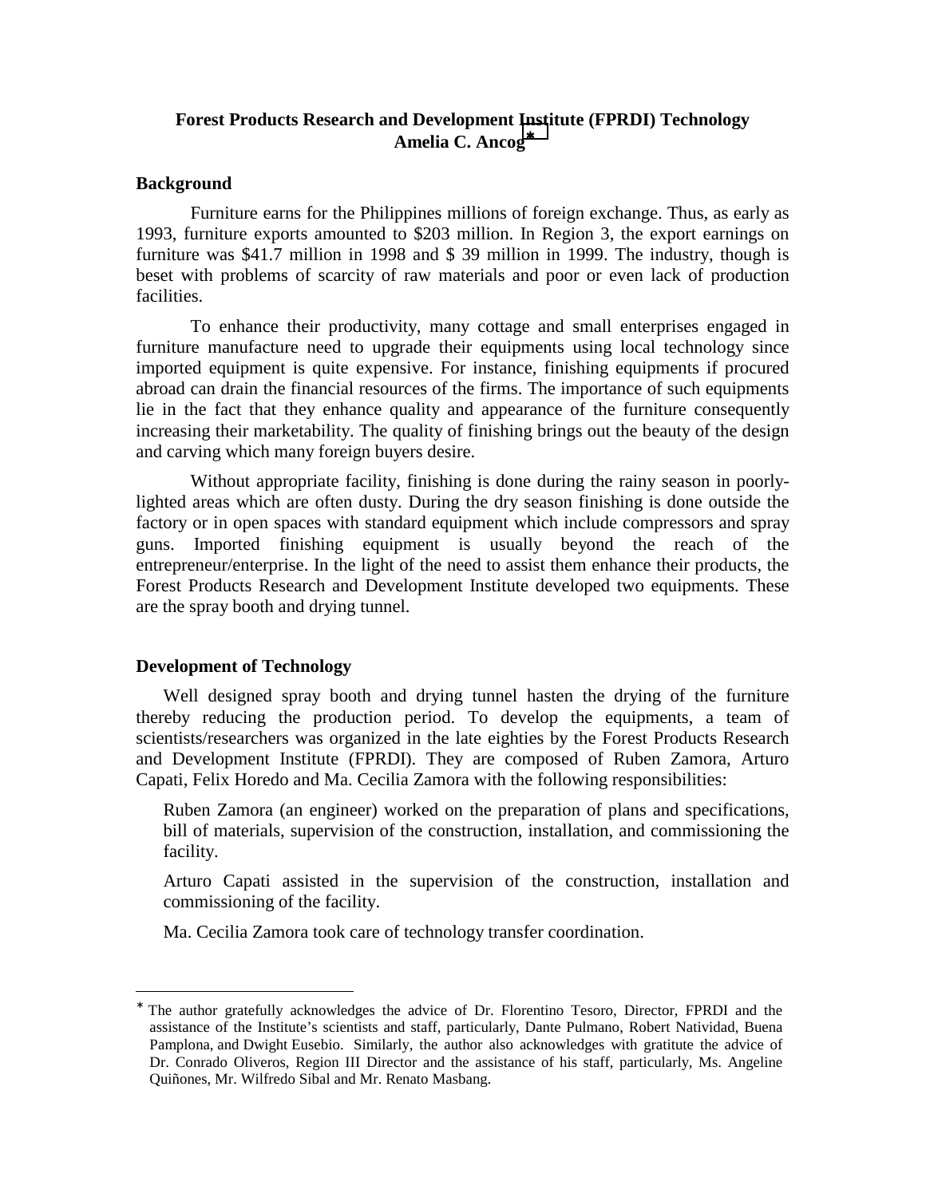# Forest Products Research and Development Institute (FPRDI) Technology

**Amelia C. Ancog***

## Background

Furniture earns for the Philippines millions of foreign exchange. Thus, as early as 1993, furniture exports amounted to $203 million. In Region 3, the export earnings on furniture was $41.7 million in 1998 and $ 39 million in 1999. The industry, though is beset with problems of scarcity of raw materials and poor or even lack of production facilities.

To enhance their productivity, many cottage and small enterprises engaged in furniture manufacture need to upgrade their equipments using local technology since imported equipment is quite expensive. For instance, finishing equipments if procured abroad can drain the financial resources of the firms. The importance of such equipments lie in the fact that they enhance quality and appearance of the furniture consequently increasing their marketability. The quality of finishing brings out the beauty of the design and carving which many foreign buyers desire.

Without appropriate facility, finishing is done during the rainy season in poorly-lighted areas which are often dusty. During the dry season finishing is done outside the factory or in open spaces with standard equipment which include compressors and spray guns. Imported finishing equipment is usually beyond the reach of the entrepreneur/enterprise. In the light of the need to assist them enhance their products, the Forest Products Research and Development Institute developed two equipments. These are the spray booth and drying tunnel.

## Development of Technology

Well designed spray booth and drying tunnel hasten the drying of the furniture thereby reducing the production period. To develop the equipments, a team of scientists/researchers was organized in the late eighties by the Forest Products Research and Development Institute (FPRDI). They are composed of Ruben Zamora, Arturo Capati, Felix Horedo and Ma. Cecilia Zamora with the following responsibilities:

Ruben Zamora (an engineer) worked on the preparation of plans and specifications, bill of materials, supervision of the construction, installation, and commissioning the facility.

Arturo Capati assisted in the supervision of the construction, installation and commissioning of the facility.

Ma. Cecilia Zamora took care of technology transfer coordination.

---

* The author gratefully acknowledges the advice of Dr. Florentino Tesoro, Director, FPRDI and the assistance of the Institute's scientists and staff, particularly, Dante Pulmano, Robert Natividad, Buena Pamplona, and Dwight Eusebio. Similarly, the author also acknowledges with gratitute the advice of Dr. Conrado Oliveros, Region III Director and the assistance of his staff, particularly, Ms. Angeline Quiñones, Mr. Wilfredo Sibal and Mr. Renato Masbang.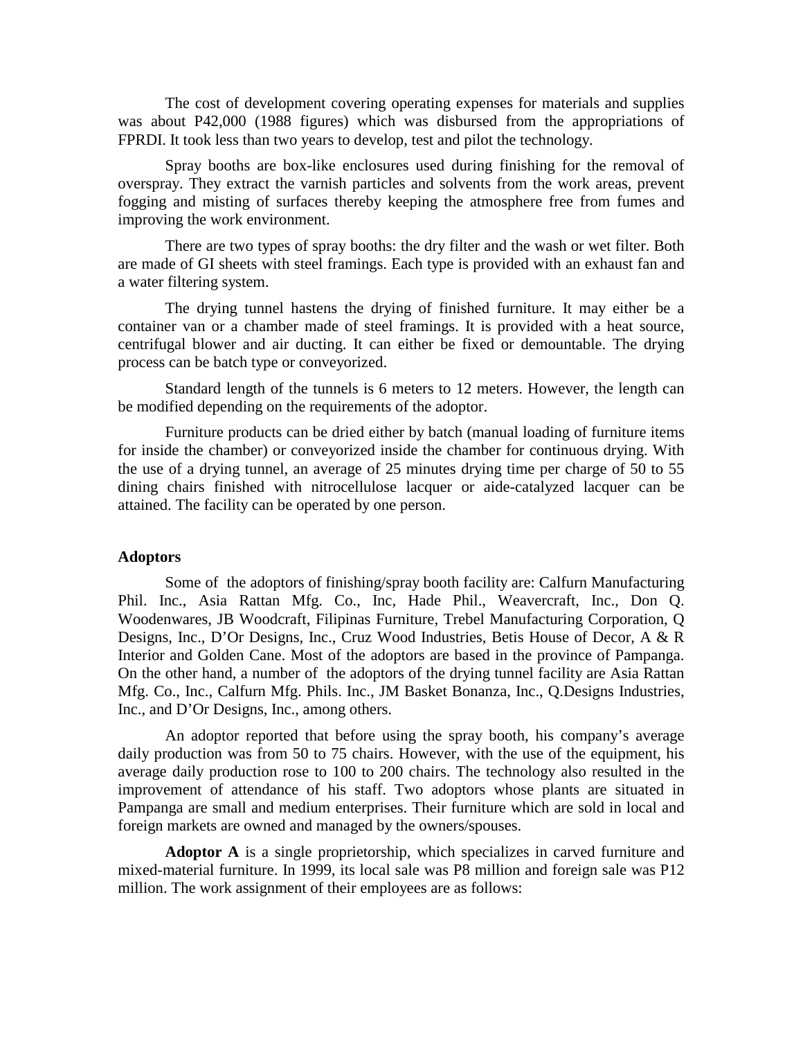The cost of development covering operating expenses for materials and supplies was about P42,000 (1988 figures) which was disbursed from the appropriations of FPRDI. It took less than two years to develop, test and pilot the technology.

Spray booths are box-like enclosures used during finishing for the removal of overspray. They extract the varnish particles and solvents from the work areas, prevent fogging and misting of surfaces thereby keeping the atmosphere free from fumes and improving the work environment.

There are two types of spray booths: the dry filter and the wash or wet filter. Both are made of GI sheets with steel framings. Each type is provided with an exhaust fan and a water filtering system.

The drying tunnel hastens the drying of finished furniture. It may either be a container van or a chamber made of steel framings. It is provided with a heat source, centrifugal blower and air ducting. It can either be fixed or demountable. The drying process can be batch type or conveyorized.

Standard length of the tunnels is 6 meters to 12 meters. However, the length can be modified depending on the requirements of the adoptor.

Furniture products can be dried either by batch (manual loading of furniture items for inside the chamber) or conveyorized inside the chamber for continuous drying. With the use of a drying tunnel, an average of 25 minutes drying time per charge of 50 to 55 dining chairs finished with nitrocellulose lacquer or aide-catalyzed lacquer can be attained. The facility can be operated by one person.

**Adoptors**

Some of the adoptors of finishing/spray booth facility are: Calfurn Manufacturing Phil. Inc., Asia Rattan Mfg. Co., Inc, Hade Phil., Weavercraft, Inc., Don Q. Woodenwares, JB Woodcraft, Filipinas Furniture, Trebel Manufacturing Corporation, Q Designs, Inc., D'Or Designs, Inc., Cruz Wood Industries, Betis House of Decor, A & R Interior and Golden Cane. Most of the adoptors are based in the province of Pampanga. On the other hand, a number of the adoptors of the drying tunnel facility are Asia Rattan Mfg. Co., Inc., Calfurn Mfg. Phils. Inc., JM Basket Bonanza, Inc., Q.Designs Industries, Inc., and D'Or Designs, Inc., among others.

An adoptor reported that before using the spray booth, his company's average daily production was from 50 to 75 chairs. However, with the use of the equipment, his average daily production rose to 100 to 200 chairs. The technology also resulted in the improvement of attendance of his staff. Two adoptors whose plants are situated in Pampanga are small and medium enterprises. Their furniture which are sold in local and foreign markets are owned and managed by the owners/spouses.

**Adoptor A** is a single proprietorship, which specializes in carved furniture and mixed-material furniture. In 1999, its local sale was P8 million and foreign sale was P12 million. The work assignment of their employees are as follows: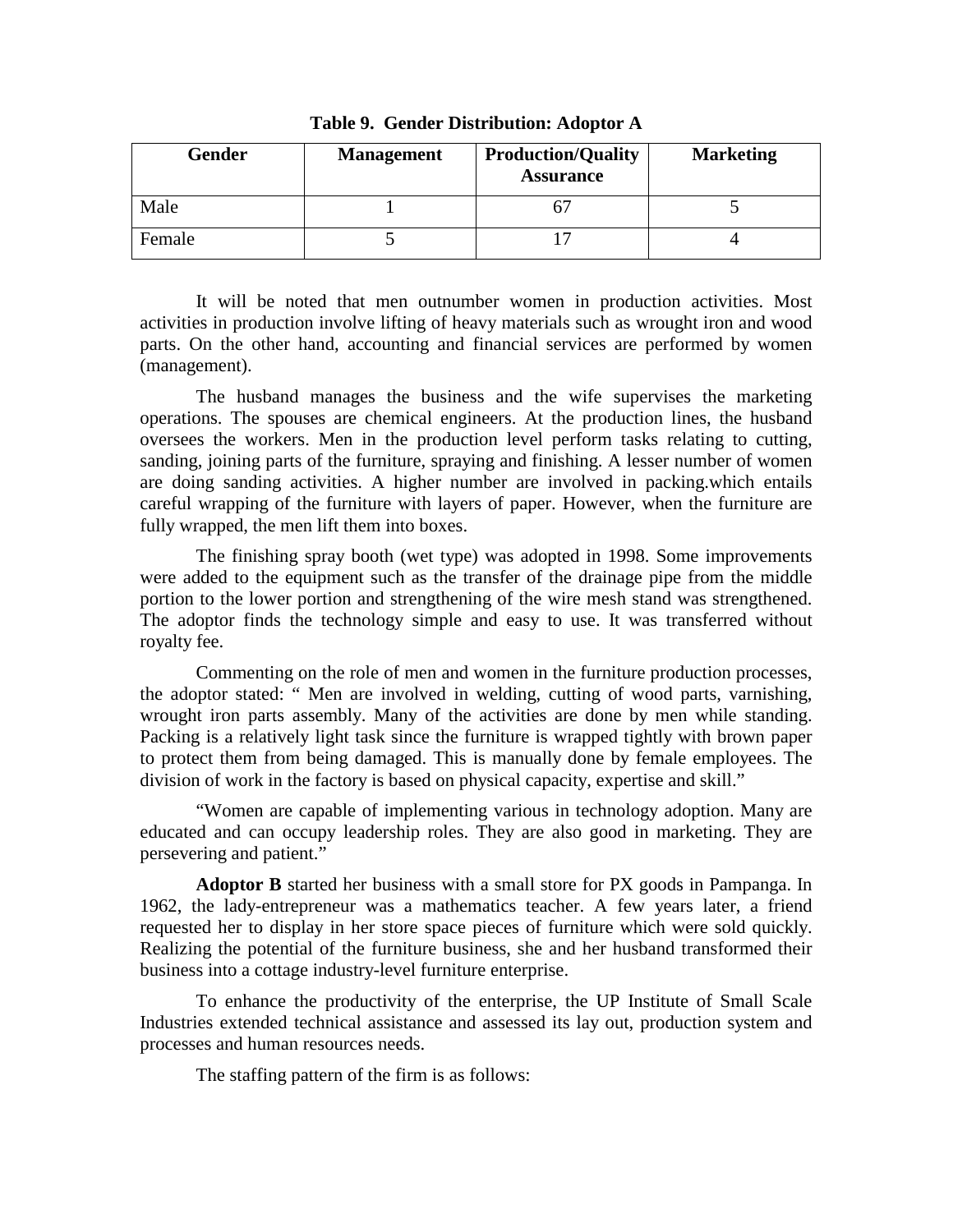**Table 9. Gender Distribution: Adoptor A**

| Gender | Management | Production/Quality Assurance | Marketing |
|---|---|---|---|
| Male | 1 | 67 | 5 |
| Female | 5 | 17 | 4 |

It will be noted that men outnumber women in production activities. Most activities in production involve lifting of heavy materials such as wrought iron and wood parts. On the other hand, accounting and financial services are performed by women (management).

The husband manages the business and the wife supervises the marketing operations. The spouses are chemical engineers. At the production lines, the husband oversees the workers. Men in the production level perform tasks relating to cutting, sanding, joining parts of the furniture, spraying and finishing. A lesser number of women are doing sanding activities. A higher number are involved in packing.which entails careful wrapping of the furniture with layers of paper. However, when the furniture are fully wrapped, the men lift them into boxes.

The finishing spray booth (wet type) was adopted in 1998. Some improvements were added to the equipment such as the transfer of the drainage pipe from the middle portion to the lower portion and strengthening of the wire mesh stand was strengthened. The adoptor finds the technology simple and easy to use. It was transferred without royalty fee.

Commenting on the role of men and women in the furniture production processes, the adoptor stated: " Men are involved in welding, cutting of wood parts, varnishing, wrought iron parts assembly. Many of the activities are done by men while standing. Packing is a relatively light task since the furniture is wrapped tightly with brown paper to protect them from being damaged. This is manually done by female employees. The division of work in the factory is based on physical capacity, expertise and skill."

"Women are capable of implementing various in technology adoption. Many are educated and can occupy leadership roles. They are also good in marketing. They are persevering and patient."

**Adoptor B** started her business with a small store for PX goods in Pampanga. In 1962, the lady-entrepreneur was a mathematics teacher. A few years later, a friend requested her to display in her store space pieces of furniture which were sold quickly. Realizing the potential of the furniture business, she and her husband transformed their business into a cottage industry-level furniture enterprise.

To enhance the productivity of the enterprise, the UP Institute of Small Scale Industries extended technical assistance and assessed its lay out, production system and processes and human resources needs.

The staffing pattern of the firm is as follows: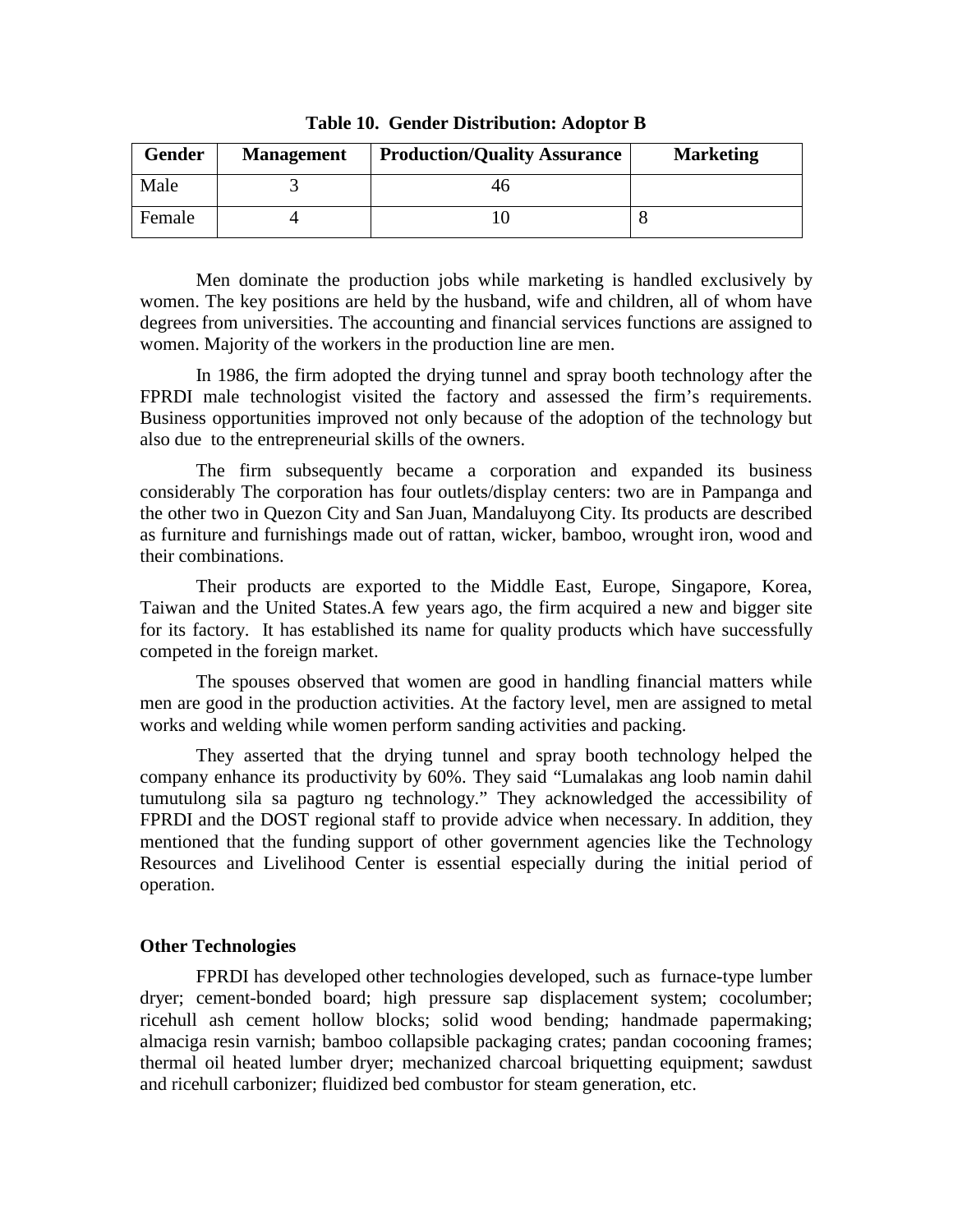**Table 10. Gender Distribution: Adoptor B**

| Gender | Management | Production/Quality Assurance | Marketing |
|---|---|---|---|
| Male | 3 | 46 | |
| Female | 4 | 10 | 8 |

Men dominate the production jobs while marketing is handled exclusively by women. The key positions are held by the husband, wife and children, all of whom have degrees from universities. The accounting and financial services functions are assigned to women. Majority of the workers in the production line are men.

In 1986, the firm adopted the drying tunnel and spray booth technology after the FPRDI male technologist visited the factory and assessed the firm's requirements. Business opportunities improved not only because of the adoption of the technology but also due to the entrepreneurial skills of the owners.

The firm subsequently became a corporation and expanded its business considerably The corporation has four outlets/display centers: two are in Pampanga and the other two in Quezon City and San Juan, Mandaluyong City. Its products are described as furniture and furnishings made out of rattan, wicker, bamboo, wrought iron, wood and their combinations.

Their products are exported to the Middle East, Europe, Singapore, Korea, Taiwan and the United States.A few years ago, the firm acquired a new and bigger site for its factory. It has established its name for quality products which have successfully competed in the foreign market.

The spouses observed that women are good in handling financial matters while men are good in the production activities. At the factory level, men are assigned to metal works and welding while women perform sanding activities and packing.

They asserted that the drying tunnel and spray booth technology helped the company enhance its productivity by 60%. They said "Lumalakas ang loob namin dahil tumutulong sila sa pagturo ng technology." They acknowledged the accessibility of FPRDI and the DOST regional staff to provide advice when necessary. In addition, they mentioned that the funding support of other government agencies like the Technology Resources and Livelihood Center is essential especially during the initial period of operation.

**Other Technologies**

FPRDI has developed other technologies developed, such as furnace-type lumber dryer; cement-bonded board; high pressure sap displacement system; cocolumber; ricehull ash cement hollow blocks; solid wood bending; handmade papermaking; almaciga resin varnish; bamboo collapsible packaging crates; pandan cocooning frames; thermal oil heated lumber dryer; mechanized charcoal briquetting equipment; sawdust and ricehull carbonizer; fluidized bed combustor for steam generation, etc.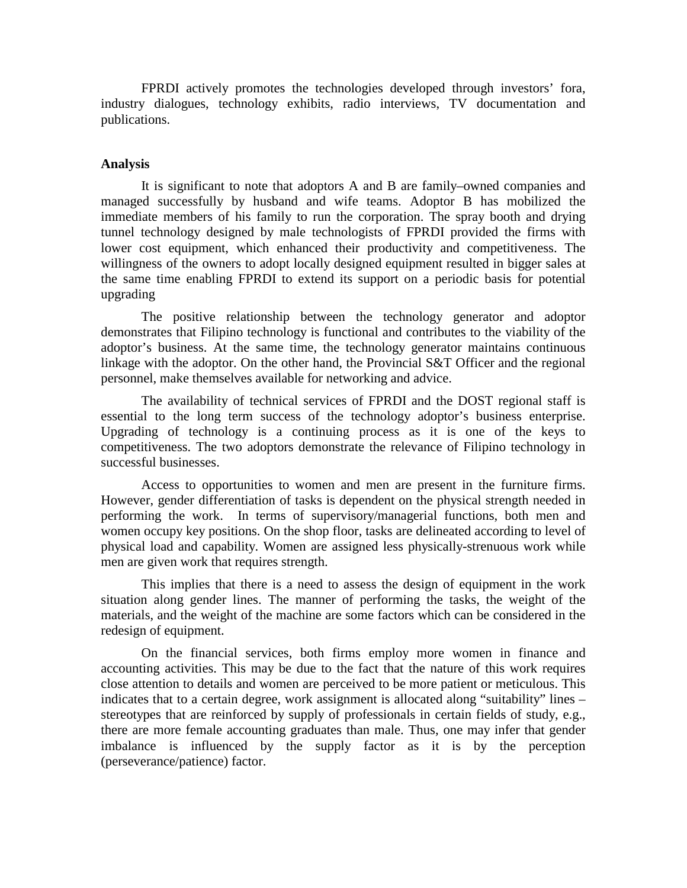FPRDI actively promotes the technologies developed through investors' fora, industry dialogues, technology exhibits, radio interviews, TV documentation and publications.

**Analysis**

It is significant to note that adoptors A and B are family–owned companies and managed successfully by husband and wife teams. Adoptor B has mobilized the immediate members of his family to run the corporation. The spray booth and drying tunnel technology designed by male technologists of FPRDI provided the firms with lower cost equipment, which enhanced their productivity and competitiveness. The willingness of the owners to adopt locally designed equipment resulted in bigger sales at the same time enabling FPRDI to extend its support on a periodic basis for potential upgrading

The positive relationship between the technology generator and adoptor demonstrates that Filipino technology is functional and contributes to the viability of the adoptor's business. At the same time, the technology generator maintains continuous linkage with the adoptor. On the other hand, the Provincial S&T Officer and the regional personnel, make themselves available for networking and advice.

The availability of technical services of FPRDI and the DOST regional staff is essential to the long term success of the technology adoptor's business enterprise. Upgrading of technology is a continuing process as it is one of the keys to competitiveness. The two adoptors demonstrate the relevance of Filipino technology in successful businesses.

Access to opportunities to women and men are present in the furniture firms. However, gender differentiation of tasks is dependent on the physical strength needed in performing the work. In terms of supervisory/managerial functions, both men and women occupy key positions. On the shop floor, tasks are delineated according to level of physical load and capability. Women are assigned less physically-strenuous work while men are given work that requires strength.

This implies that there is a need to assess the design of equipment in the work situation along gender lines. The manner of performing the tasks, the weight of the materials, and the weight of the machine are some factors which can be considered in the redesign of equipment.

On the financial services, both firms employ more women in finance and accounting activities. This may be due to the fact that the nature of this work requires close attention to details and women are perceived to be more patient or meticulous. This indicates that to a certain degree, work assignment is allocated along "suitability" lines – stereotypes that are reinforced by supply of professionals in certain fields of study, e.g., there are more female accounting graduates than male. Thus, one may infer that gender imbalance is influenced by the supply factor as it is by the perception (perseverance/patience) factor.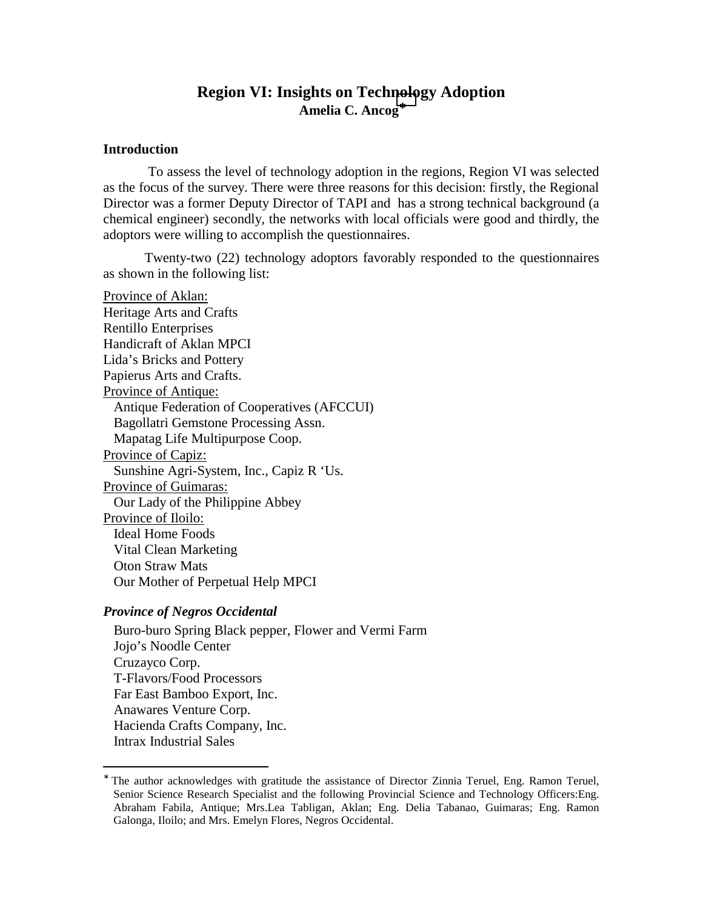# Region VI: Insights on Technology Adoption

**Amelia C. Ancog**[*]

## Introduction

To assess the level of technology adoption in the regions, Region VI was selected as the focus of the survey. There were three reasons for this decision: firstly, the Regional Director was a former Deputy Director of TAPI and has a strong technical background (a chemical engineer) secondly, the networks with local officials were good and thirdly, the adoptors were willing to accomplish the questionnaires.

Twenty-two (22) technology adoptors favorably responded to the questionnaires as shown in the following list:

<u>Province of Aklan:</u>
Heritage Arts and Crafts
Rentillo Enterprises
Handicraft of Aklan MPCI
Lida's Bricks and Pottery
Papierus Arts and Crafts.

<u>Province of Antique:</u>
Antique Federation of Cooperatives (AFCCUI)
Bagollatri Gemstone Processing Assn.
Mapatag Life Multipurpose Coop.

<u>Province of Capiz:</u>
Sunshine Agri-System, Inc., Capiz R 'Us.

<u>Province of Guimaras:</u>
Our Lady of the Philippine Abbey

<u>Province of Iloilo:</u>
Ideal Home Foods
Vital Clean Marketing
Oton Straw Mats
Our Mother of Perpetual Help MPCI

***Province of Negros Occidental***

Buro-buro Spring Black pepper, Flower and Vermi Farm
Jojo's Noodle Center
Cruzayco Corp.
T-Flavors/Food Processors
Far East Bamboo Export, Inc.
Anawares Venture Corp.
Hacienda Crafts Company, Inc.
Intrax Industrial Sales

---

[*] The author acknowledges with gratitude the assistance of Director Zinnia Teruel, Eng. Ramon Teruel, Senior Science Research Specialist and the following Provincial Science and Technology Officers:Eng. Abraham Fabila, Antique; Mrs.Lea Tabligan, Aklan; Eng. Delia Tabanao, Guimaras; Eng. Ramon Galonga, Iloilo; and Mrs. Emelyn Flores, Negros Occidental.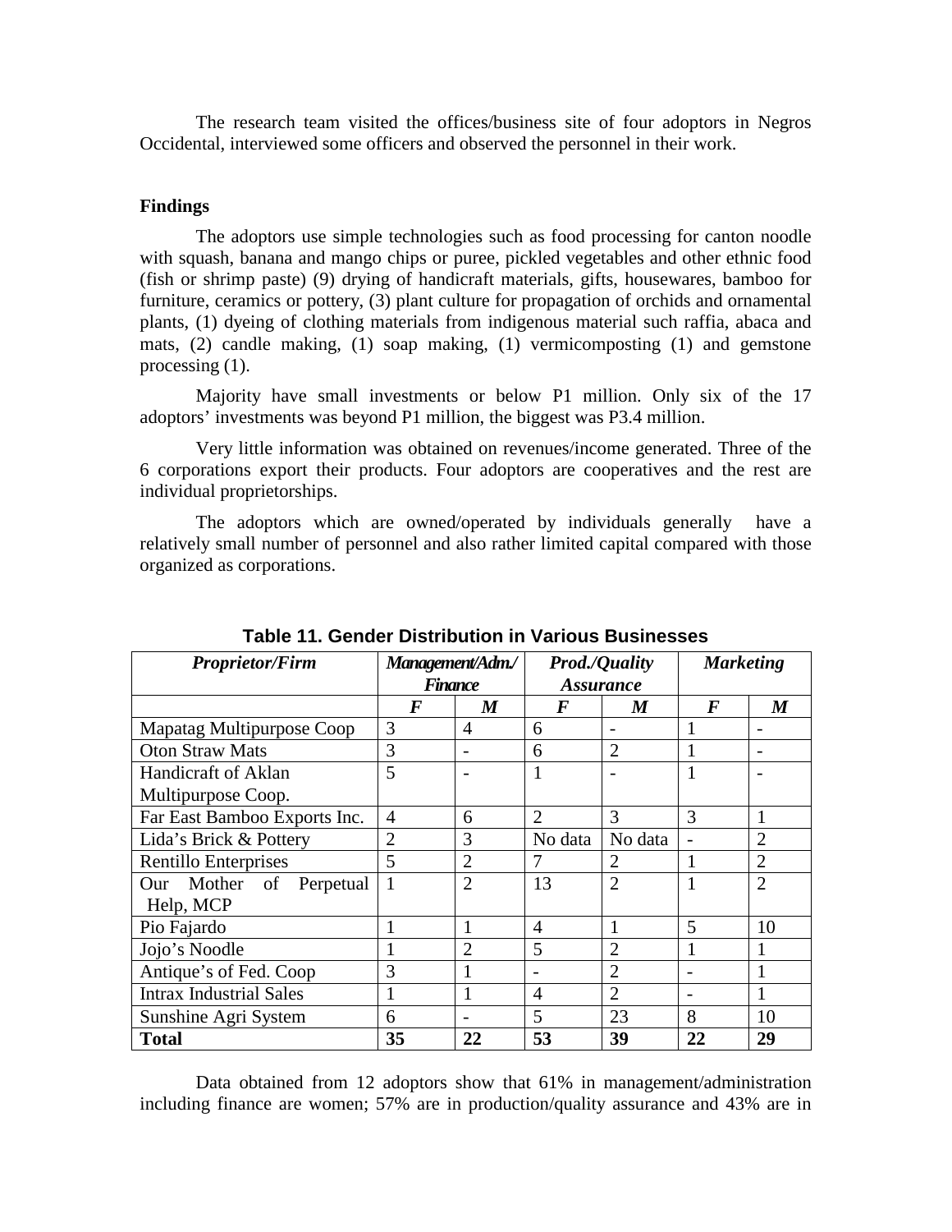The research team visited the offices/business site of four adoptors in Negros Occidental, interviewed some officers and observed the personnel in their work.

**Findings**

The adoptors use simple technologies such as food processing for canton noodle with squash, banana and mango chips or puree, pickled vegetables and other ethnic food (fish or shrimp paste) (9) drying of handicraft materials, gifts, housewares, bamboo for furniture, ceramics or pottery, (3) plant culture for propagation of orchids and ornamental plants, (1) dyeing of clothing materials from indigenous material such raffia, abaca and mats, (2) candle making, (1) soap making, (1) vermicomposting (1) and gemstone processing (1).

Majority have small investments or below P1 million. Only six of the 17 adoptors' investments was beyond P1 million, the biggest was P3.4 million.

Very little information was obtained on revenues/income generated. Three of the 6 corporations export their products. Four adoptors are cooperatives and the rest are individual proprietorships.

The adoptors which are owned/operated by individuals generally have a relatively small number of personnel and also rather limited capital compared with those organized as corporations.

**Table 11. Gender Distribution in Various Businesses**

| *Proprietor/Firm* | *Management/Adm./ Finance* | | *Prod./Quality Assurance* | | *Marketing* | |
|---|---|---|---|---|---|---|
| | ***F*** | ***M*** | ***F*** | ***M*** | ***F*** | ***M*** |
| Mapatag Multipurpose Coop | 3 | 4 | 6 | - | 1 | - |
| Oton Straw Mats | 3 | - | 6 | 2 | 1 | - |
| Handicraft of Aklan Multipurpose Coop. | 5 | - | 1 | - | 1 | - |
| Far East Bamboo Exports Inc. | 4 | 6 | 2 | 3 | 3 | 1 |
| Lida's Brick & Pottery | 2 | 3 | No data | No data | - | 2 |
| Rentillo Enterprises | 5 | 2 | 7 | 2 | 1 | 2 |
| Our Mother of Perpetual Help, MCP | 1 | 2 | 13 | 2 | 1 | 2 |
| Pio Fajardo | 1 | 1 | 4 | 1 | 5 | 10 |
| Jojo's Noodle | 1 | 2 | 5 | 2 | 1 | 1 |
| Antique's of Fed. Coop | 3 | 1 | - | 2 | - | 1 |
| Intrax Industrial Sales | 1 | 1 | 4 | 2 | - | 1 |
| Sunshine Agri System | 6 | - | 5 | 23 | 8 | 10 |
| **Total** | **35** | **22** | **53** | **39** | **22** | **29** |

Data obtained from 12 adoptors show that 61% in management/administration including finance are women; 57% are in production/quality assurance and 43% are in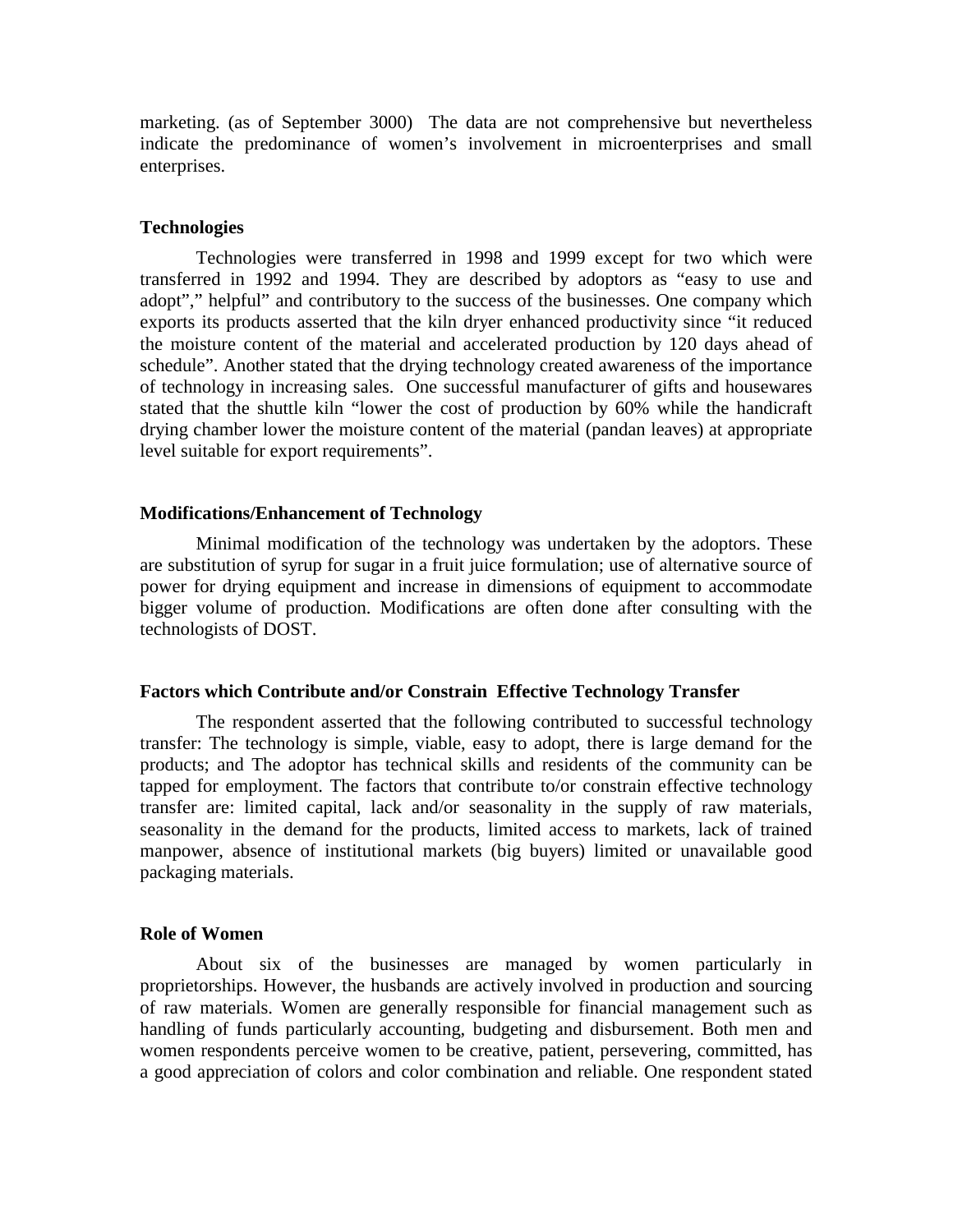marketing. (as of September 3000) The data are not comprehensive but nevertheless indicate the predominance of women's involvement in microenterprises and small enterprises.

**Technologies**

Technologies were transferred in 1998 and 1999 except for two which were transferred in 1992 and 1994. They are described by adoptors as "easy to use and adopt"," helpful" and contributory to the success of the businesses. One company which exports its products asserted that the kiln dryer enhanced productivity since "it reduced the moisture content of the material and accelerated production by 120 days ahead of schedule". Another stated that the drying technology created awareness of the importance of technology in increasing sales. One successful manufacturer of gifts and housewares stated that the shuttle kiln "lower the cost of production by 60% while the handicraft drying chamber lower the moisture content of the material (pandan leaves) at appropriate level suitable for export requirements".

**Modifications/Enhancement of Technology**

Minimal modification of the technology was undertaken by the adoptors. These are substitution of syrup for sugar in a fruit juice formulation; use of alternative source of power for drying equipment and increase in dimensions of equipment to accommodate bigger volume of production. Modifications are often done after consulting with the technologists of DOST.

**Factors which Contribute and/or Constrain Effective Technology Transfer**

The respondent asserted that the following contributed to successful technology transfer: The technology is simple, viable, easy to adopt, there is large demand for the products; and The adoptor has technical skills and residents of the community can be tapped for employment. The factors that contribute to/or constrain effective technology transfer are: limited capital, lack and/or seasonality in the supply of raw materials, seasonality in the demand for the products, limited access to markets, lack of trained manpower, absence of institutional markets (big buyers) limited or unavailable good packaging materials.

**Role of Women**

About six of the businesses are managed by women particularly in proprietorships. However, the husbands are actively involved in production and sourcing of raw materials. Women are generally responsible for financial management such as handling of funds particularly accounting, budgeting and disbursement. Both men and women respondents perceive women to be creative, patient, persevering, committed, has a good appreciation of colors and color combination and reliable. One respondent stated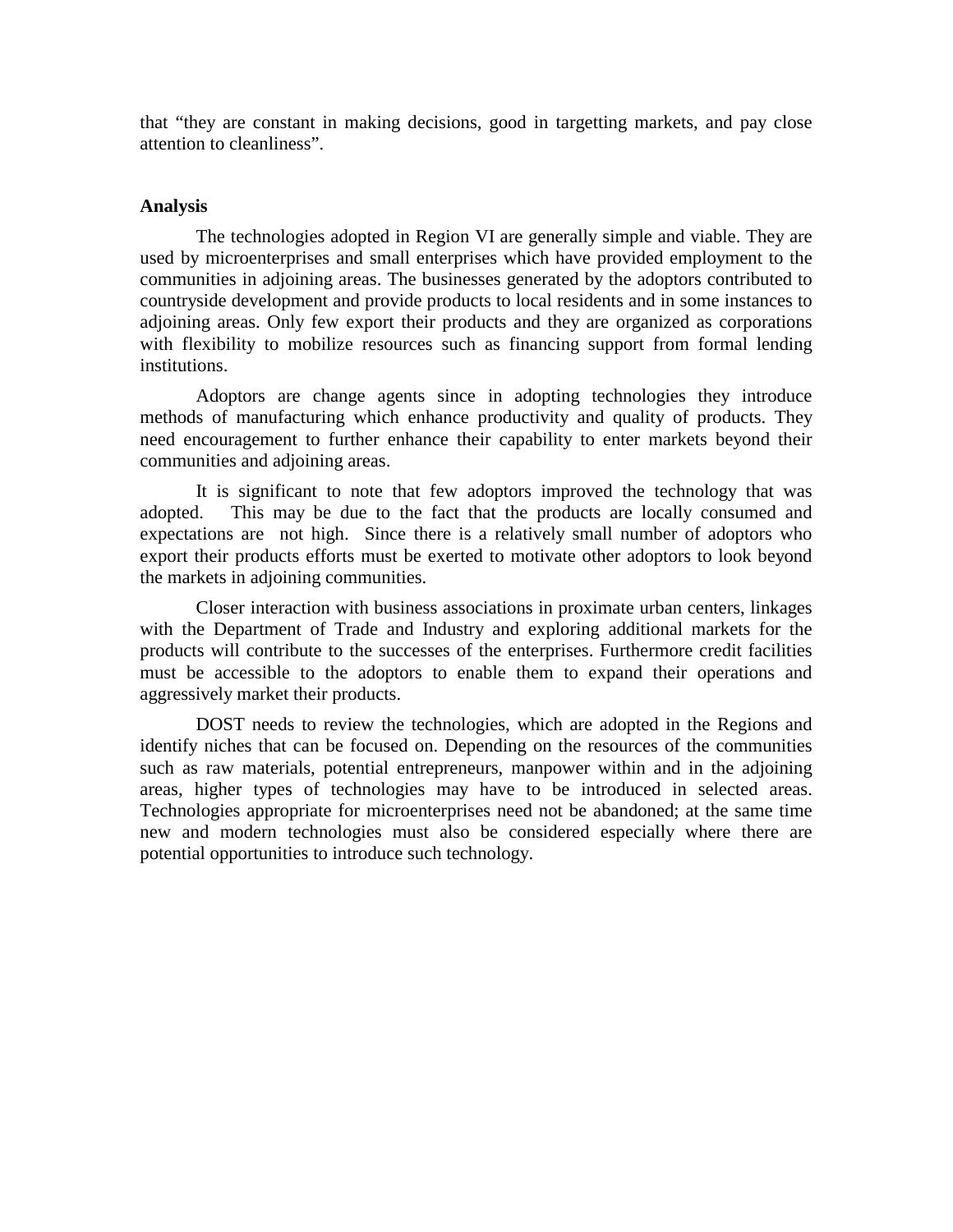that "they are constant in making decisions, good in targetting markets, and pay close attention to cleanliness".

**Analysis**

The technologies adopted in Region VI are generally simple and viable. They are used by microenterprises and small enterprises which have provided employment to the communities in adjoining areas. The businesses generated by the adoptors contributed to countryside development and provide products to local residents and in some instances to adjoining areas. Only few export their products and they are organized as corporations with flexibility to mobilize resources such as financing support from formal lending institutions.

Adoptors are change agents since in adopting technologies they introduce methods of manufacturing which enhance productivity and quality of products. They need encouragement to further enhance their capability to enter markets beyond their communities and adjoining areas.

It is significant to note that few adoptors improved the technology that was adopted. This may be due to the fact that the products are locally consumed and expectations are not high. Since there is a relatively small number of adoptors who export their products efforts must be exerted to motivate other adoptors to look beyond the markets in adjoining communities.

Closer interaction with business associations in proximate urban centers, linkages with the Department of Trade and Industry and exploring additional markets for the products will contribute to the successes of the enterprises. Furthermore credit facilities must be accessible to the adoptors to enable them to expand their operations and aggressively market their products.

DOST needs to review the technologies, which are adopted in the Regions and identify niches that can be focused on. Depending on the resources of the communities such as raw materials, potential entrepreneurs, manpower within and in the adjoining areas, higher types of technologies may have to be introduced in selected areas. Technologies appropriate for microenterprises need not be abandoned; at the same time new and modern technologies must also be considered especially where there are potential opportunities to introduce such technology.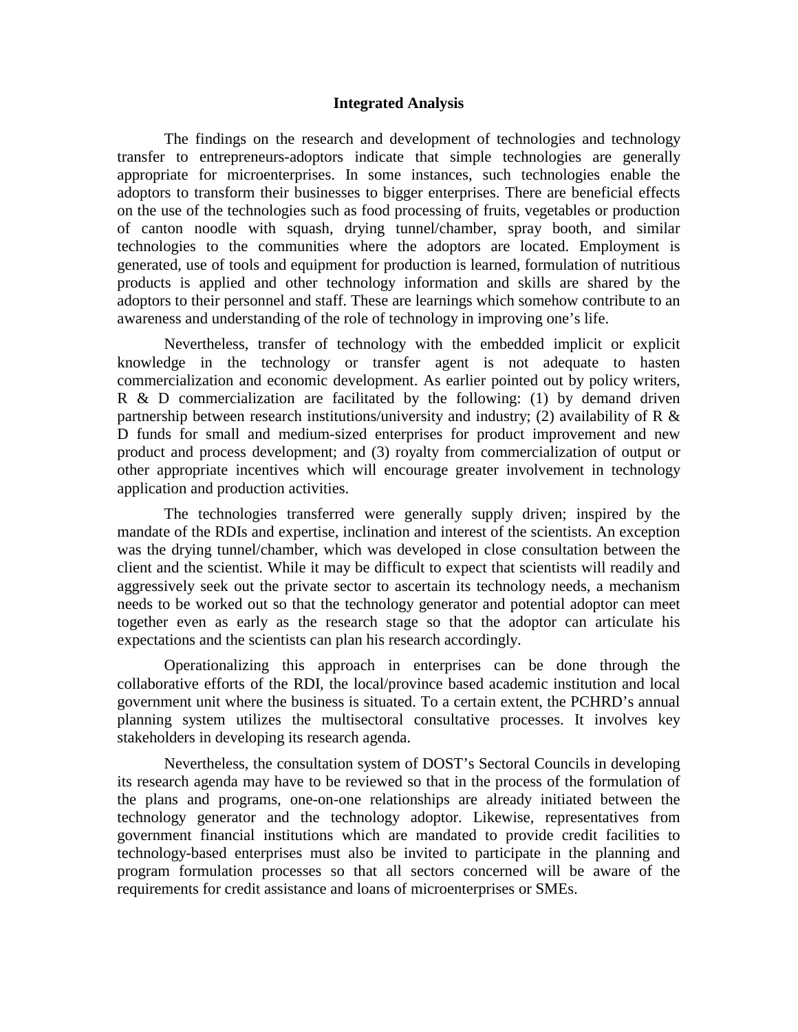## Integrated Analysis

The findings on the research and development of technologies and technology transfer to entrepreneurs-adoptors indicate that simple technologies are generally appropriate for microenterprises. In some instances, such technologies enable the adoptors to transform their businesses to bigger enterprises. There are beneficial effects on the use of the technologies such as food processing of fruits, vegetables or production of canton noodle with squash, drying tunnel/chamber, spray booth, and similar technologies to the communities where the adoptors are located. Employment is generated, use of tools and equipment for production is learned, formulation of nutritious products is applied and other technology information and skills are shared by the adoptors to their personnel and staff. These are learnings which somehow contribute to an awareness and understanding of the role of technology in improving one's life.

Nevertheless, transfer of technology with the embedded implicit or explicit knowledge in the technology or transfer agent is not adequate to hasten commercialization and economic development. As earlier pointed out by policy writers, R & D commercialization are facilitated by the following: (1) by demand driven partnership between research institutions/university and industry; (2) availability of R & D funds for small and medium-sized enterprises for product improvement and new product and process development; and (3) royalty from commercialization of output or other appropriate incentives which will encourage greater involvement in technology application and production activities.

The technologies transferred were generally supply driven; inspired by the mandate of the RDIs and expertise, inclination and interest of the scientists. An exception was the drying tunnel/chamber, which was developed in close consultation between the client and the scientist. While it may be difficult to expect that scientists will readily and aggressively seek out the private sector to ascertain its technology needs, a mechanism needs to be worked out so that the technology generator and potential adoptor can meet together even as early as the research stage so that the adoptor can articulate his expectations and the scientists can plan his research accordingly.

Operationalizing this approach in enterprises can be done through the collaborative efforts of the RDI, the local/province based academic institution and local government unit where the business is situated. To a certain extent, the PCHRD's annual planning system utilizes the multisectoral consultative processes. It involves key stakeholders in developing its research agenda.

Nevertheless, the consultation system of DOST's Sectoral Councils in developing its research agenda may have to be reviewed so that in the process of the formulation of the plans and programs, one-on-one relationships are already initiated between the technology generator and the technology adoptor. Likewise, representatives from government financial institutions which are mandated to provide credit facilities to technology-based enterprises must also be invited to participate in the planning and program formulation processes so that all sectors concerned will be aware of the requirements for credit assistance and loans of microenterprises or SMEs.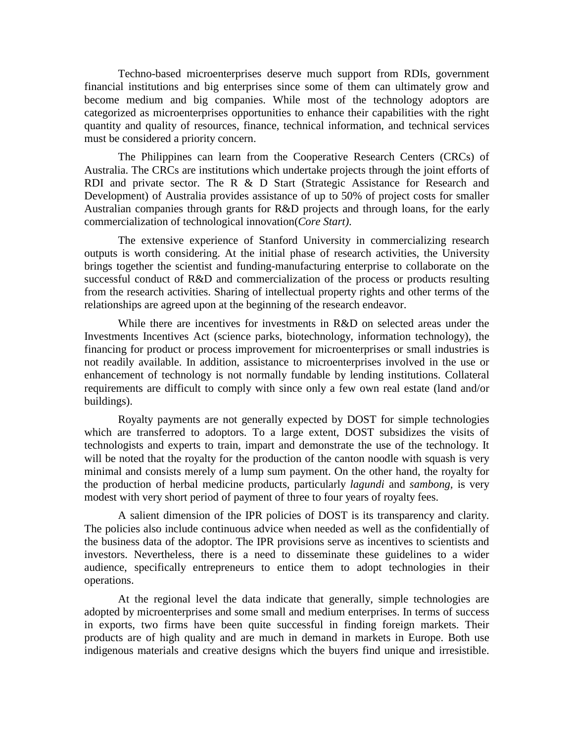Techno-based microenterprises deserve much support from RDIs, government financial institutions and big enterprises since some of them can ultimately grow and become medium and big companies. While most of the technology adoptors are categorized as microenterprises opportunities to enhance their capabilities with the right quantity and quality of resources, finance, technical information, and technical services must be considered a priority concern.

The Philippines can learn from the Cooperative Research Centers (CRCs) of Australia. The CRCs are institutions which undertake projects through the joint efforts of RDI and private sector. The R & D Start (Strategic Assistance for Research and Development) of Australia provides assistance of up to 50% of project costs for smaller Australian companies through grants for R&D projects and through loans, for the early commercialization of technological innovation(*Core Start).*

The extensive experience of Stanford University in commercializing research outputs is worth considering. At the initial phase of research activities, the University brings together the scientist and funding-manufacturing enterprise to collaborate on the successful conduct of R&D and commercialization of the process or products resulting from the research activities. Sharing of intellectual property rights and other terms of the relationships are agreed upon at the beginning of the research endeavor.

While there are incentives for investments in R&D on selected areas under the Investments Incentives Act (science parks, biotechnology, information technology), the financing for product or process improvement for microenterprises or small industries is not readily available. In addition, assistance to microenterprises involved in the use or enhancement of technology is not normally fundable by lending institutions. Collateral requirements are difficult to comply with since only a few own real estate (land and/or buildings).

Royalty payments are not generally expected by DOST for simple technologies which are transferred to adoptors. To a large extent, DOST subsidizes the visits of technologists and experts to train, impart and demonstrate the use of the technology. It will be noted that the royalty for the production of the canton noodle with squash is very minimal and consists merely of a lump sum payment. On the other hand, the royalty for the production of herbal medicine products, particularly *lagundi* and *sambong,* is very modest with very short period of payment of three to four years of royalty fees.

A salient dimension of the IPR policies of DOST is its transparency and clarity. The policies also include continuous advice when needed as well as the confidentially of the business data of the adoptor. The IPR provisions serve as incentives to scientists and investors. Nevertheless, there is a need to disseminate these guidelines to a wider audience, specifically entrepreneurs to entice them to adopt technologies in their operations.

At the regional level the data indicate that generally, simple technologies are adopted by microenterprises and some small and medium enterprises. In terms of success in exports, two firms have been quite successful in finding foreign markets. Their products are of high quality and are much in demand in markets in Europe. Both use indigenous materials and creative designs which the buyers find unique and irresistible.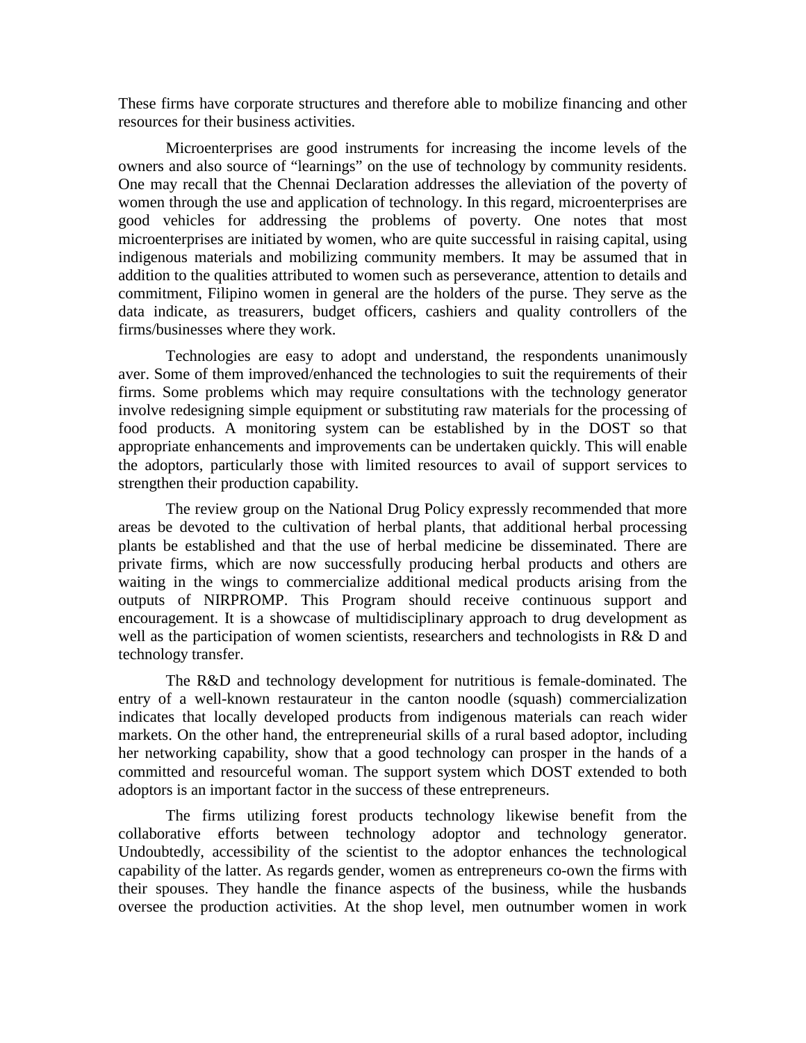These firms have corporate structures and therefore able to mobilize financing and other resources for their business activities.

Microenterprises are good instruments for increasing the income levels of the owners and also source of "learnings" on the use of technology by community residents. One may recall that the Chennai Declaration addresses the alleviation of the poverty of women through the use and application of technology. In this regard, microenterprises are good vehicles for addressing the problems of poverty. One notes that most microenterprises are initiated by women, who are quite successful in raising capital, using indigenous materials and mobilizing community members. It may be assumed that in addition to the qualities attributed to women such as perseverance, attention to details and commitment, Filipino women in general are the holders of the purse. They serve as the data indicate, as treasurers, budget officers, cashiers and quality controllers of the firms/businesses where they work.

Technologies are easy to adopt and understand, the respondents unanimously aver. Some of them improved/enhanced the technologies to suit the requirements of their firms. Some problems which may require consultations with the technology generator involve redesigning simple equipment or substituting raw materials for the processing of food products. A monitoring system can be established by in the DOST so that appropriate enhancements and improvements can be undertaken quickly. This will enable the adoptors, particularly those with limited resources to avail of support services to strengthen their production capability.

The review group on the National Drug Policy expressly recommended that more areas be devoted to the cultivation of herbal plants, that additional herbal processing plants be established and that the use of herbal medicine be disseminated. There are private firms, which are now successfully producing herbal products and others are waiting in the wings to commercialize additional medical products arising from the outputs of NIRPROMP. This Program should receive continuous support and encouragement. It is a showcase of multidisciplinary approach to drug development as well as the participation of women scientists, researchers and technologists in R& D and technology transfer.

The R&D and technology development for nutritious is female-dominated. The entry of a well-known restaurateur in the canton noodle (squash) commercialization indicates that locally developed products from indigenous materials can reach wider markets. On the other hand, the entrepreneurial skills of a rural based adoptor, including her networking capability, show that a good technology can prosper in the hands of a committed and resourceful woman. The support system which DOST extended to both adoptors is an important factor in the success of these entrepreneurs.

The firms utilizing forest products technology likewise benefit from the collaborative efforts between technology adoptor and technology generator. Undoubtedly, accessibility of the scientist to the adoptor enhances the technological capability of the latter. As regards gender, women as entrepreneurs co-own the firms with their spouses. They handle the finance aspects of the business, while the husbands oversee the production activities. At the shop level, men outnumber women in work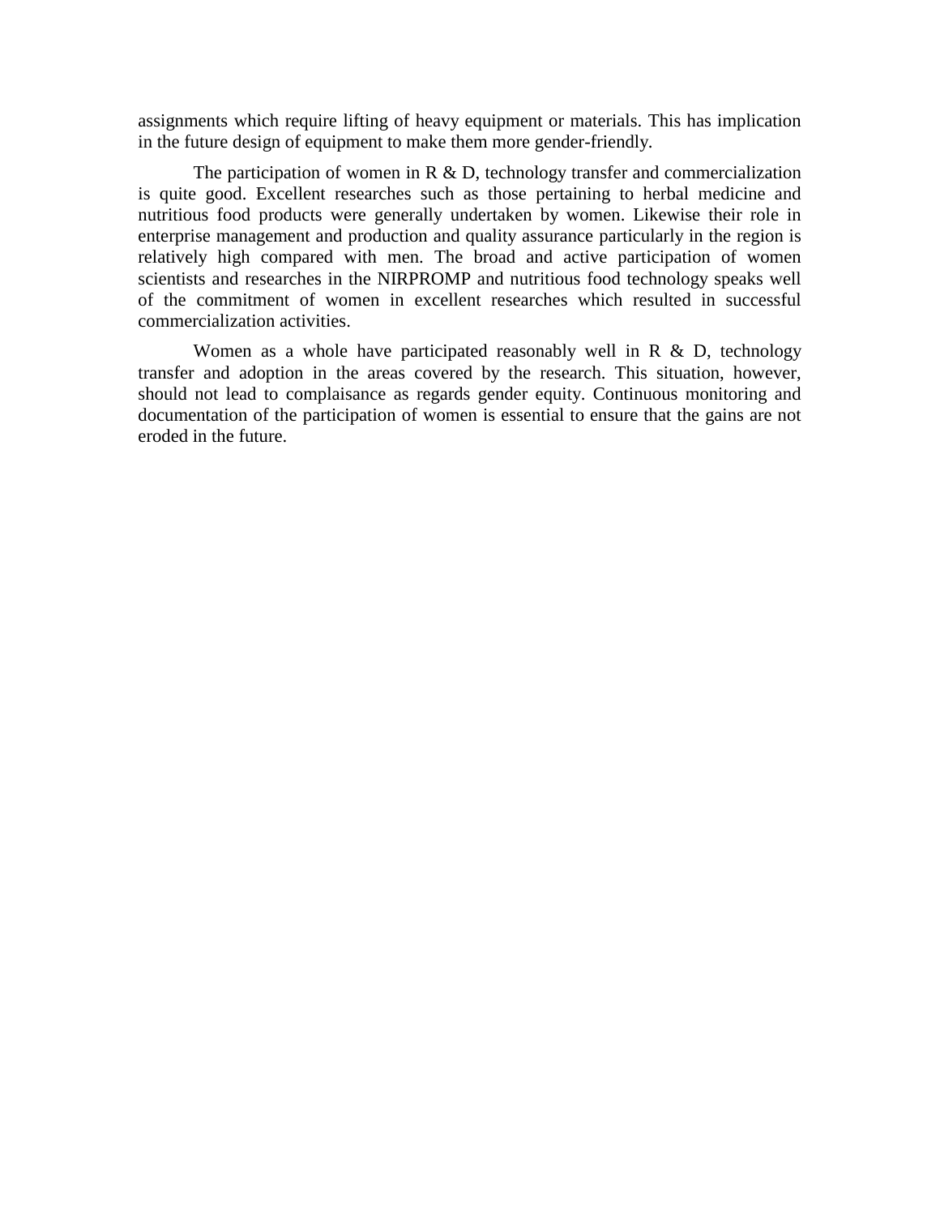assignments which require lifting of heavy equipment or materials. This has implication in the future design of equipment to make them more gender-friendly.

The participation of women in R & D, technology transfer and commercialization is quite good. Excellent researches such as those pertaining to herbal medicine and nutritious food products were generally undertaken by women. Likewise their role in enterprise management and production and quality assurance particularly in the region is relatively high compared with men. The broad and active participation of women scientists and researches in the NIRPROMP and nutritious food technology speaks well of the commitment of women in excellent researches which resulted in successful commercialization activities.

Women as a whole have participated reasonably well in R & D, technology transfer and adoption in the areas covered by the research. This situation, however, should not lead to complaisance as regards gender equity. Continuous monitoring and documentation of the participation of women is essential to ensure that the gains are not eroded in the future.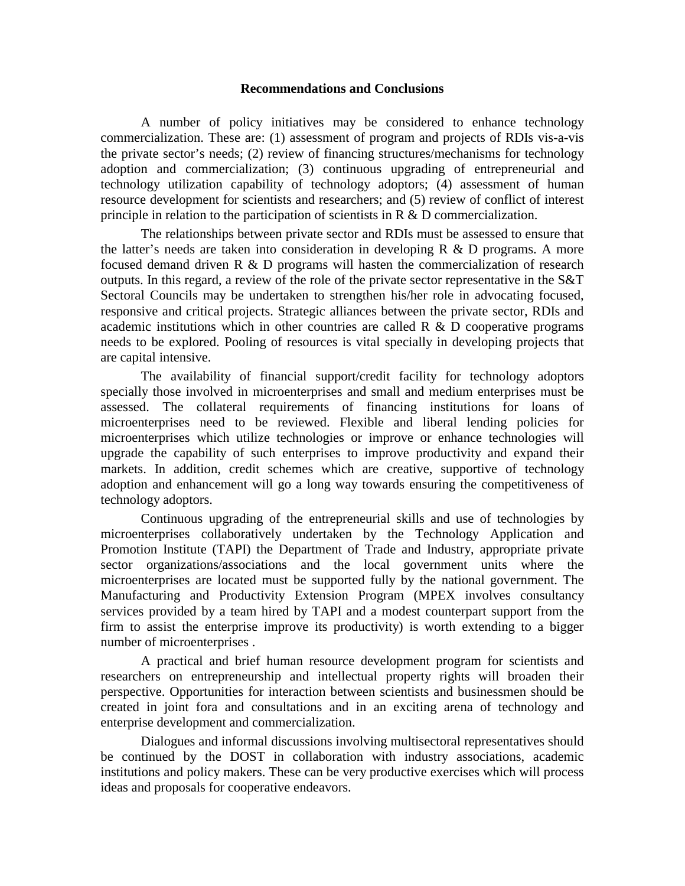## Recommendations and Conclusions

A number of policy initiatives may be considered to enhance technology commercialization. These are: (1) assessment of program and projects of RDIs vis-a-vis the private sector's needs; (2) review of financing structures/mechanisms for technology adoption and commercialization; (3) continuous upgrading of entrepreneurial and technology utilization capability of technology adoptors; (4) assessment of human resource development for scientists and researchers; and (5) review of conflict of interest principle in relation to the participation of scientists in R & D commercialization.

The relationships between private sector and RDIs must be assessed to ensure that the latter's needs are taken into consideration in developing R & D programs. A more focused demand driven R & D programs will hasten the commercialization of research outputs. In this regard, a review of the role of the private sector representative in the S&T Sectoral Councils may be undertaken to strengthen his/her role in advocating focused, responsive and critical projects. Strategic alliances between the private sector, RDIs and academic institutions which in other countries are called R & D cooperative programs needs to be explored. Pooling of resources is vital specially in developing projects that are capital intensive.

The availability of financial support/credit facility for technology adoptors specially those involved in microenterprises and small and medium enterprises must be assessed. The collateral requirements of financing institutions for loans of microenterprises need to be reviewed. Flexible and liberal lending policies for microenterprises which utilize technologies or improve or enhance technologies will upgrade the capability of such enterprises to improve productivity and expand their markets. In addition, credit schemes which are creative, supportive of technology adoption and enhancement will go a long way towards ensuring the competitiveness of technology adoptors.

Continuous upgrading of the entrepreneurial skills and use of technologies by microenterprises collaboratively undertaken by the Technology Application and Promotion Institute (TAPI) the Department of Trade and Industry, appropriate private sector organizations/associations and the local government units where the microenterprises are located must be supported fully by the national government. The Manufacturing and Productivity Extension Program (MPEX involves consultancy services provided by a team hired by TAPI and a modest counterpart support from the firm to assist the enterprise improve its productivity) is worth extending to a bigger number of microenterprises .

A practical and brief human resource development program for scientists and researchers on entrepreneurship and intellectual property rights will broaden their perspective. Opportunities for interaction between scientists and businessmen should be created in joint fora and consultations and in an exciting arena of technology and enterprise development and commercialization.

Dialogues and informal discussions involving multisectoral representatives should be continued by the DOST in collaboration with industry associations, academic institutions and policy makers. These can be very productive exercises which will process ideas and proposals for cooperative endeavors.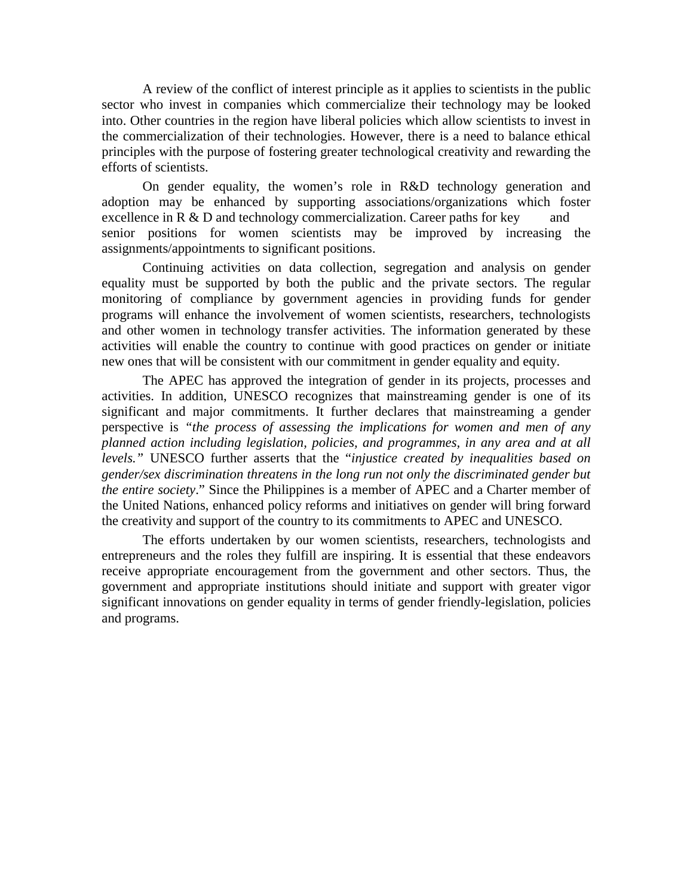A review of the conflict of interest principle as it applies to scientists in the public sector who invest in companies which commercialize their technology may be looked into. Other countries in the region have liberal policies which allow scientists to invest in the commercialization of their technologies. However, there is a need to balance ethical principles with the purpose of fostering greater technological creativity and rewarding the efforts of scientists.

On gender equality, the women's role in R&D technology generation and adoption may be enhanced by supporting associations/organizations which foster excellence in R & D and technology commercialization. Career paths for key and senior positions for women scientists may be improved by increasing the assignments/appointments to significant positions.

Continuing activities on data collection, segregation and analysis on gender equality must be supported by both the public and the private sectors. The regular monitoring of compliance by government agencies in providing funds for gender programs will enhance the involvement of women scientists, researchers, technologists and other women in technology transfer activities. The information generated by these activities will enable the country to continue with good practices on gender or initiate new ones that will be consistent with our commitment in gender equality and equity.

The APEC has approved the integration of gender in its projects, processes and activities. In addition, UNESCO recognizes that mainstreaming gender is one of its significant and major commitments. It further declares that mainstreaming a gender perspective is *"the process of assessing the implications for women and men of any planned action including legislation, policies, and programmes, in any area and at all levels."* UNESCO further asserts that the "*injustice created by inequalities based on gender/sex discrimination threatens in the long run not only the discriminated gender but the entire society*." Since the Philippines is a member of APEC and a Charter member of the United Nations, enhanced policy reforms and initiatives on gender will bring forward the creativity and support of the country to its commitments to APEC and UNESCO.

The efforts undertaken by our women scientists, researchers, technologists and entrepreneurs and the roles they fulfill are inspiring. It is essential that these endeavors receive appropriate encouragement from the government and other sectors. Thus, the government and appropriate institutions should initiate and support with greater vigor significant innovations on gender equality in terms of gender friendly-legislation, policies and programs.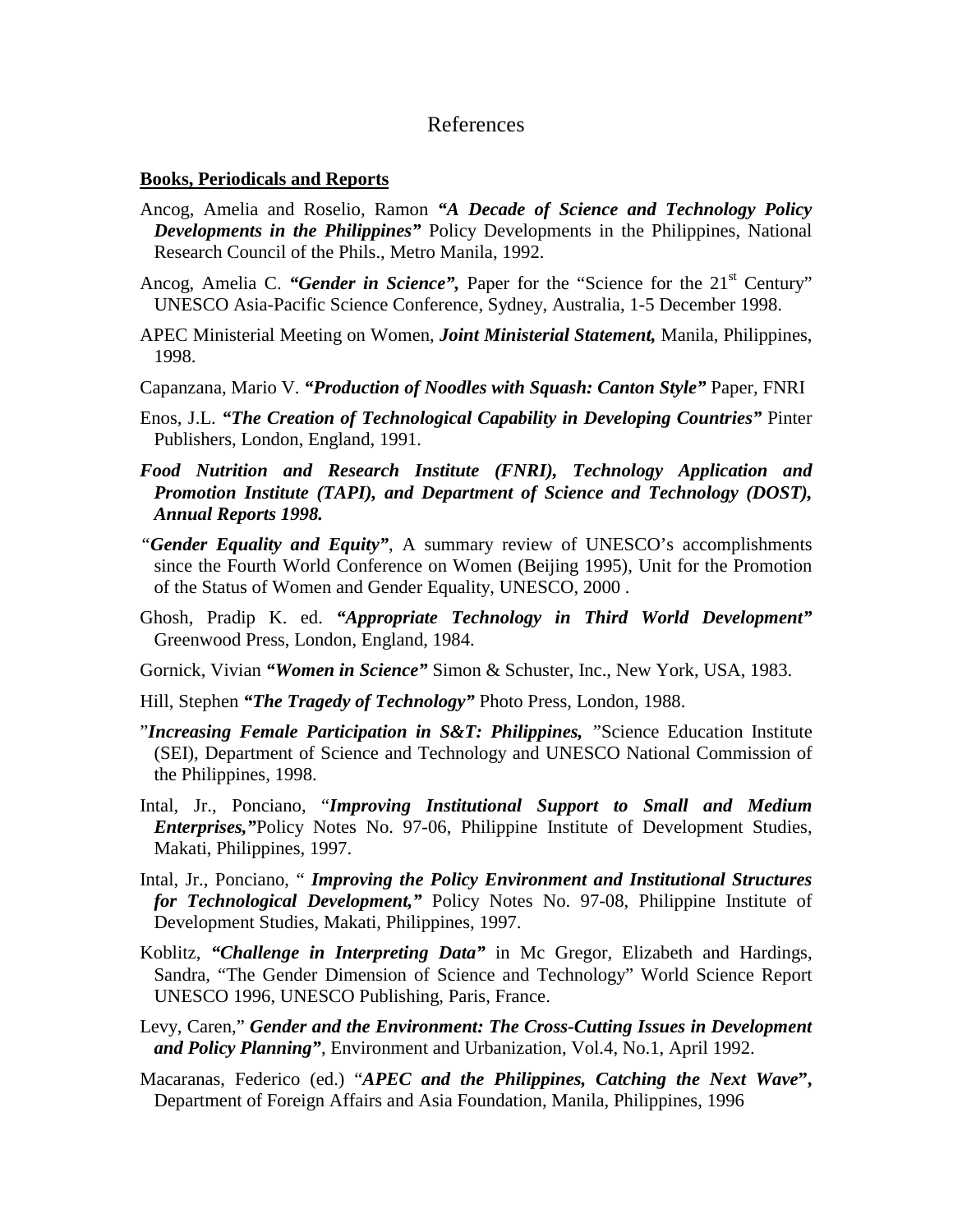# References

**Books, Periodicals and Reports**

Ancog, Amelia and Roselio, Ramon ***"A Decade of Science and Technology Policy Developments in the Philippines"*** Policy Developments in the Philippines, National Research Council of the Phils., Metro Manila, 1992.

Ancog, Amelia C. ***"Gender in Science",*** Paper for the "Science for the 21st Century" UNESCO Asia-Pacific Science Conference, Sydney, Australia, 1-5 December 1998.

APEC Ministerial Meeting on Women, ***Joint Ministerial Statement,*** Manila, Philippines, 1998.

Capanzana, Mario V. ***"Production of Noodles with Squash: Canton Style"*** Paper, FNRI

Enos, J.L. ***"The Creation of Technological Capability in Developing Countries"*** Pinter Publishers, London, England, 1991.

***Food Nutrition and Research Institute (FNRI), Technology Application and Promotion Institute (TAPI), and Department of Science and Technology (DOST), Annual Reports 1998.***

*"**Gender Equality and Equity"***, A summary review of UNESCO's accomplishments since the Fourth World Conference on Women (Beijing 1995), Unit for the Promotion of the Status of Women and Gender Equality, UNESCO, 2000 .

Ghosh, Pradip K. ed. ***"Appropriate Technology in Third World Development"*** Greenwood Press, London, England, 1984.

Gornick, Vivian ***"Women in Science"*** Simon & Schuster, Inc., New York, USA, 1983.

Hill, Stephen ***"The Tragedy of Technology"*** Photo Press, London, 1988.

"***Increasing Female Participation in S&T: Philippines,*** "Science Education Institute (SEI), Department of Science and Technology and UNESCO National Commission of the Philippines, 1998.

Intal, Jr., Ponciano, "***Improving Institutional Support to Small and Medium Enterprises,"***Policy Notes No. 97-06, Philippine Institute of Development Studies, Makati, Philippines, 1997.

Intal, Jr., Ponciano, " ***Improving the Policy Environment and Institutional Structures for Technological Development,"*** Policy Notes No. 97-08, Philippine Institute of Development Studies, Makati, Philippines, 1997.

Koblitz, ***"Challenge in Interpreting Data"*** in Mc Gregor, Elizabeth and Hardings, Sandra, "The Gender Dimension of Science and Technology" World Science Report UNESCO 1996, UNESCO Publishing, Paris, France.

Levy, Caren," ***Gender and the Environment: The Cross-Cutting Issues in Development and Policy Planning"***, Environment and Urbanization, Vol.4, No.1, April 1992.

Macaranas, Federico (ed.) "***APEC and the Philippines, Catching the Next Wave*"**, Department of Foreign Affairs and Asia Foundation, Manila, Philippines, 1996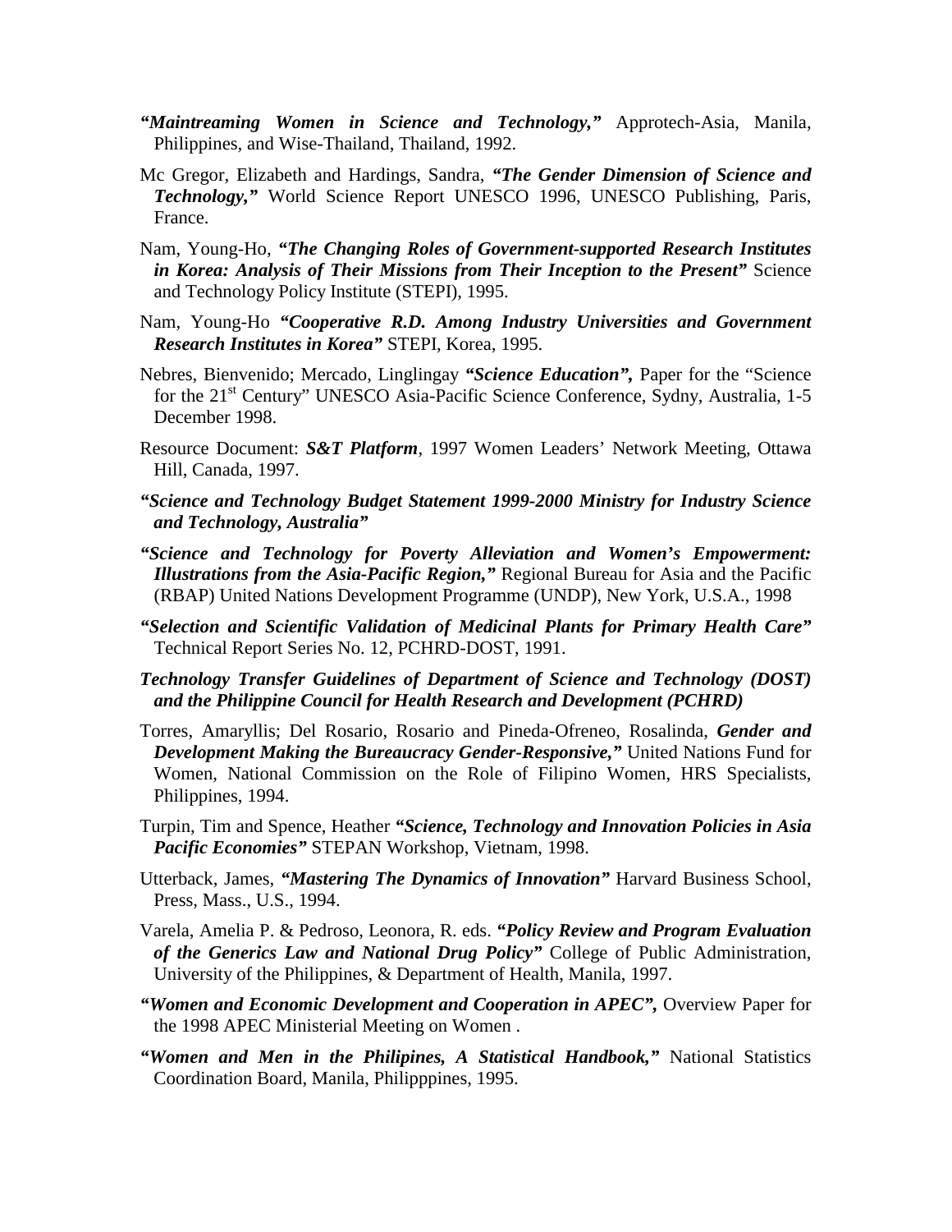***"Maintreaming Women in Science and Technology,"*** Approtech-Asia, Manila, Philippines, and Wise-Thailand, Thailand, 1992.

Mc Gregor, Elizabeth and Hardings, Sandra, ***"The Gender Dimension of Science and Technology,"*** World Science Report UNESCO 1996, UNESCO Publishing, Paris, France.

Nam, Young-Ho, ***"The Changing Roles of Government-supported Research Institutes in Korea: Analysis of Their Missions from Their Inception to the Present"*** Science and Technology Policy Institute (STEPI), 1995.

Nam, Young-Ho ***"Cooperative R.D. Among Industry Universities and Government Research Institutes in Korea"*** STEPI, Korea, 1995.

Nebres, Bienvenido; Mercado, Linglingay ***"Science Education",*** Paper for the "Science for the 21st Century" UNESCO Asia-Pacific Science Conference, Sydny, Australia, 1-5 December 1998.

Resource Document: ***S&T Platform***, 1997 Women Leaders' Network Meeting, Ottawa Hill, Canada, 1997.

***"Science and Technology Budget Statement 1999-2000 Ministry for Industry Science and Technology, Australia"***

***"Science and Technology for Poverty Alleviation and Women's Empowerment: Illustrations from the Asia-Pacific Region,"*** Regional Bureau for Asia and the Pacific (RBAP) United Nations Development Programme (UNDP), New York, U.S.A., 1998

***"Selection and Scientific Validation of Medicinal Plants for Primary Health Care"*** Technical Report Series No. 12, PCHRD-DOST, 1991.

***Technology Transfer Guidelines of Department of Science and Technology (DOST) and the Philippine Council for Health Research and Development (PCHRD)***

Torres, Amaryllis; Del Rosario, Rosario and Pineda-Ofreneo, Rosalinda, ***Gender and Development Making the Bureaucracy Gender-Responsive,"*** United Nations Fund for Women, National Commission on the Role of Filipino Women, HRS Specialists, Philippines, 1994.

Turpin, Tim and Spence, Heather ***"Science, Technology and Innovation Policies in Asia Pacific Economies"*** STEPAN Workshop, Vietnam, 1998.

Utterback, James, ***"Mastering The Dynamics of Innovation"*** Harvard Business School, Press, Mass., U.S., 1994.

Varela, Amelia P. & Pedroso, Leonora, R. eds. ***"Policy Review and Program Evaluation of the Generics Law and National Drug Policy"*** College of Public Administration, University of the Philippines, & Department of Health, Manila, 1997.

***"Women and Economic Development and Cooperation in APEC",*** Overview Paper for the 1998 APEC Ministerial Meeting on Women .

***"Women and Men in the Philipines, A Statistical Handbook,"*** National Statistics Coordination Board, Manila, Philipppines, 1995.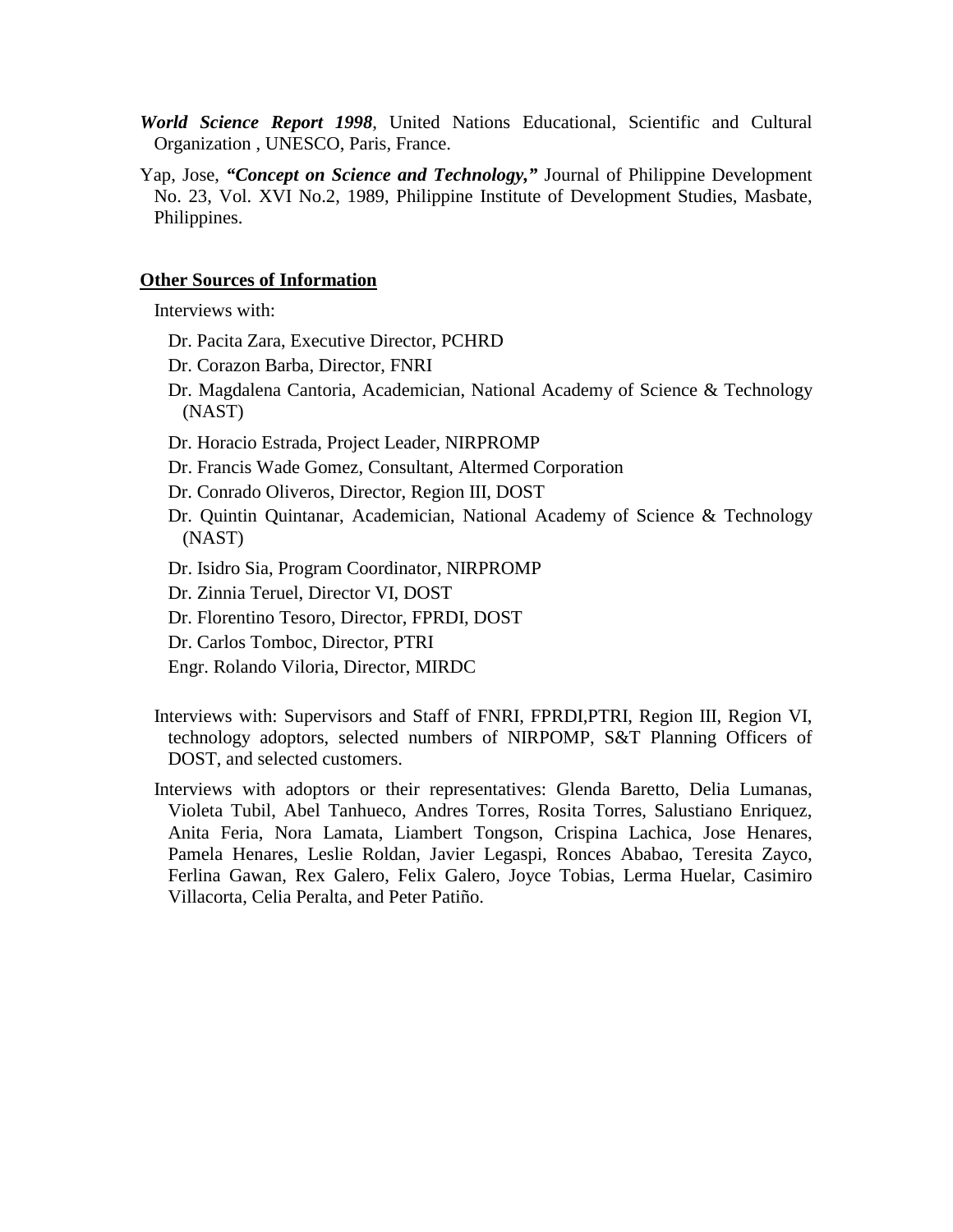***World Science Report 1998***, United Nations Educational, Scientific and Cultural Organization , UNESCO, Paris, France.

Yap, Jose, ***"Concept on Science and Technology,"*** Journal of Philippine Development No. 23, Vol. XVI No.2, 1989, Philippine Institute of Development Studies, Masbate, Philippines.

**Other Sources of Information**

Interviews with:

Dr. Pacita Zara, Executive Director, PCHRD

Dr. Corazon Barba, Director, FNRI

Dr. Magdalena Cantoria, Academician, National Academy of Science & Technology (NAST)

Dr. Horacio Estrada, Project Leader, NIRPROMP

Dr. Francis Wade Gomez, Consultant, Altermed Corporation

Dr. Conrado Oliveros, Director, Region III, DOST

Dr. Quintin Quintanar, Academician, National Academy of Science & Technology (NAST)

Dr. Isidro Sia, Program Coordinator, NIRPROMP

Dr. Zinnia Teruel, Director VI, DOST

Dr. Florentino Tesoro, Director, FPRDI, DOST

Dr. Carlos Tomboc, Director, PTRI

Engr. Rolando Viloria, Director, MIRDC

Interviews with: Supervisors and Staff of FNRI, FPRDI,PTRI, Region III, Region VI, technology adoptors, selected numbers of NIRPOMP, S&T Planning Officers of DOST, and selected customers.

Interviews with adoptors or their representatives: Glenda Baretto, Delia Lumanas, Violeta Tubil, Abel Tanhueco, Andres Torres, Rosita Torres, Salustiano Enriquez, Anita Feria, Nora Lamata, Liambert Tongson, Crispina Lachica, Jose Henares, Pamela Henares, Leslie Roldan, Javier Legaspi, Ronces Ababao, Teresita Zayco, Ferlina Gawan, Rex Galero, Felix Galero, Joyce Tobias, Lerma Huelar, Casimiro Villacorta, Celia Peralta, and Peter Patiño.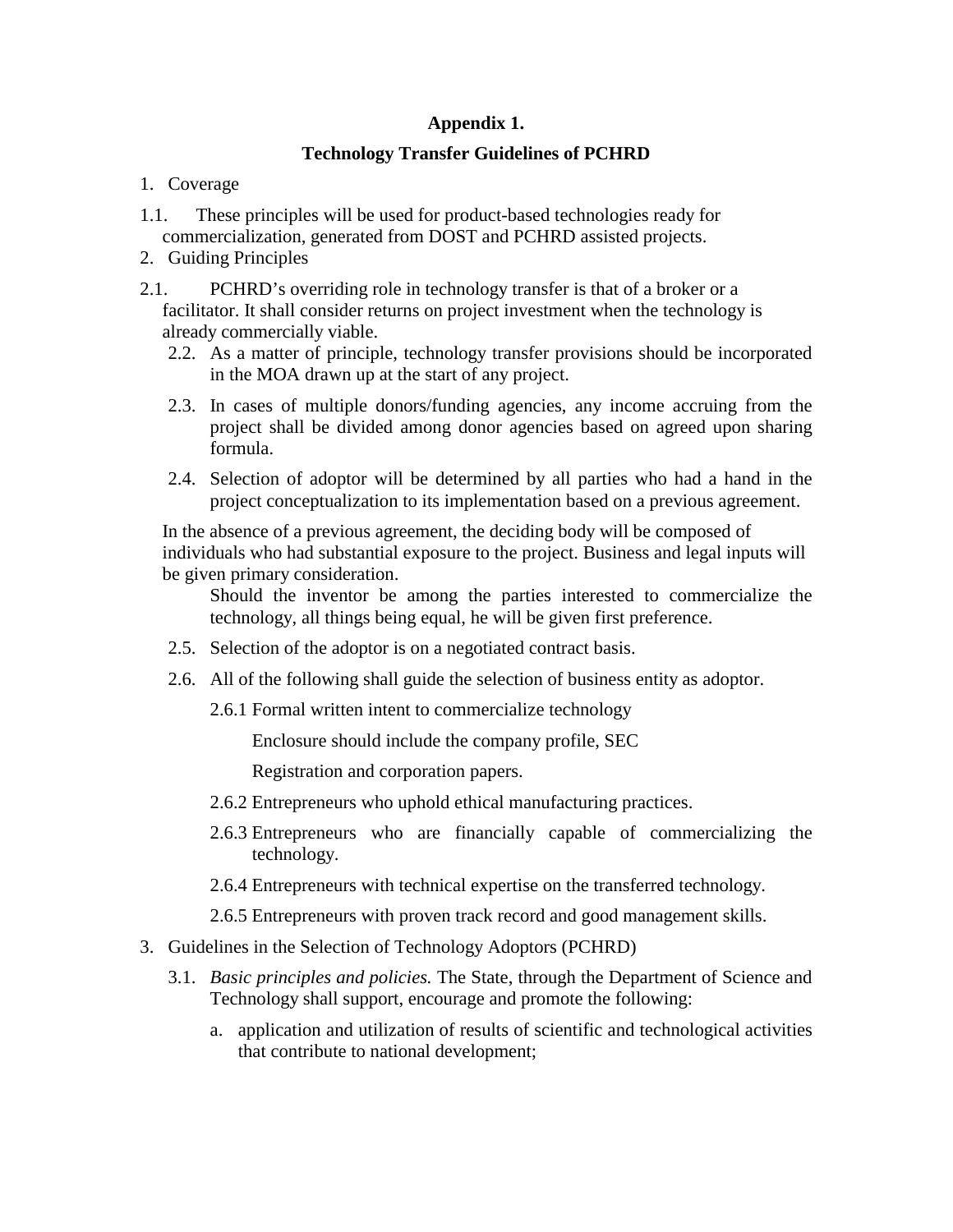**Appendix 1.**

**Technology Transfer Guidelines of PCHRD**

1. Coverage

1.1. These principles will be used for product-based technologies ready for commercialization, generated from DOST and PCHRD assisted projects.

2. Guiding Principles

2.1. PCHRD's overriding role in technology transfer is that of a broker or a facilitator. It shall consider returns on project investment when the technology is already commercially viable.

2.2. As a matter of principle, technology transfer provisions should be incorporated in the MOA drawn up at the start of any project.

2.3. In cases of multiple donors/funding agencies, any income accruing from the project shall be divided among donor agencies based on agreed upon sharing formula.

2.4. Selection of adoptor will be determined by all parties who had a hand in the project conceptualization to its implementation based on a previous agreement.

In the absence of a previous agreement, the deciding body will be composed of individuals who had substantial exposure to the project. Business and legal inputs will be given primary consideration.

Should the inventor be among the parties interested to commercialize the technology, all things being equal, he will be given first preference.

2.5. Selection of the adoptor is on a negotiated contract basis.

2.6. All of the following shall guide the selection of business entity as adoptor.

2.6.1 Formal written intent to commercialize technology

Enclosure should include the company profile, SEC Registration and corporation papers.

2.6.2 Entrepreneurs who uphold ethical manufacturing practices.

2.6.3 Entrepreneurs who are financially capable of commercializing the technology.

2.6.4 Entrepreneurs with technical expertise on the transferred technology.

2.6.5 Entrepreneurs with proven track record and good management skills.

3. Guidelines in the Selection of Technology Adoptors (PCHRD)

3.1. *Basic principles and policies.* The State, through the Department of Science and Technology shall support, encourage and promote the following:

a. application and utilization of results of scientific and technological activities that contribute to national development;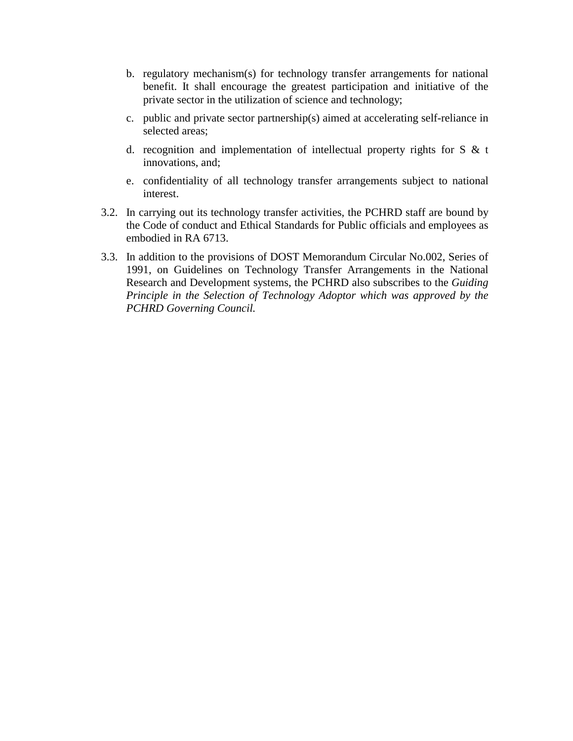b. regulatory mechanism(s) for technology transfer arrangements for national benefit. It shall encourage the greatest participation and initiative of the private sector in the utilization of science and technology;

c. public and private sector partnership(s) aimed at accelerating self-reliance in selected areas;

d. recognition and implementation of intellectual property rights for S & t innovations, and;

e. confidentiality of all technology transfer arrangements subject to national interest.

3.2. In carrying out its technology transfer activities, the PCHRD staff are bound by the Code of conduct and Ethical Standards for Public officials and employees as embodied in RA 6713.

3.3. In addition to the provisions of DOST Memorandum Circular No.002, Series of 1991, on Guidelines on Technology Transfer Arrangements in the National Research and Development systems, the PCHRD also subscribes to the *Guiding Principle in the Selection of Technology Adoptor which was approved by the PCHRD Governing Council.*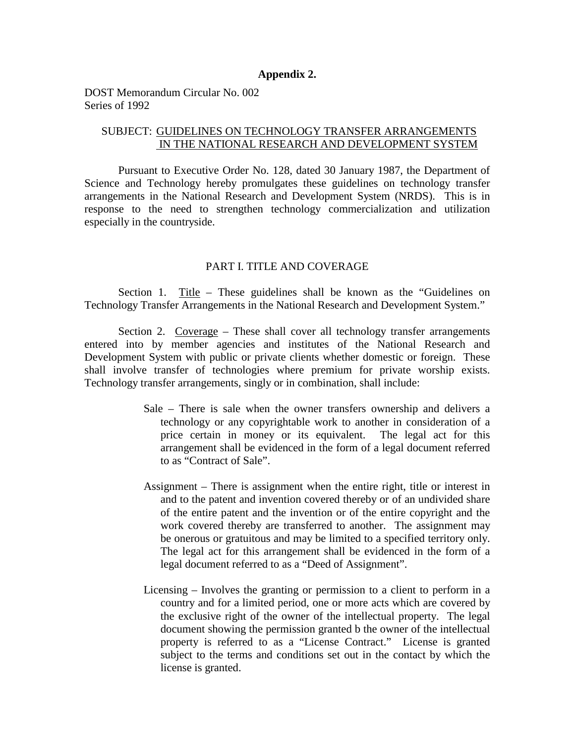**Appendix 2.**

DOST Memorandum Circular No. 002
Series of 1992

SUBJECT: <u>GUIDELINES ON TECHNOLOGY TRANSFER ARRANGEMENTS IN THE NATIONAL RESEARCH AND DEVELOPMENT SYSTEM</u>

Pursuant to Executive Order No. 128, dated 30 January 1987, the Department of Science and Technology hereby promulgates these guidelines on technology transfer arrangements in the National Research and Development System (NRDS). This is in response to the need to strengthen technology commercialization and utilization especially in the countryside.

## PART I. TITLE AND COVERAGE

Section 1. <u>Title</u> – These guidelines shall be known as the "Guidelines on Technology Transfer Arrangements in the National Research and Development System."

Section 2. <u>Coverage</u> – These shall cover all technology transfer arrangements entered into by member agencies and institutes of the National Research and Development System with public or private clients whether domestic or foreign. These shall involve transfer of technologies where premium for private worship exists. Technology transfer arrangements, singly or in combination, shall include:

Sale – There is sale when the owner transfers ownership and delivers a technology or any copyrightable work to another in consideration of a price certain in money or its equivalent. The legal act for this arrangement shall be evidenced in the form of a legal document referred to as "Contract of Sale".

Assignment – There is assignment when the entire right, title or interest in and to the patent and invention covered thereby or of an undivided share of the entire patent and the invention or of the entire copyright and the work covered thereby are transferred to another. The assignment may be onerous or gratuitous and may be limited to a specified territory only. The legal act for this arrangement shall be evidenced in the form of a legal document referred to as a "Deed of Assignment".

Licensing – Involves the granting or permission to a client to perform in a country and for a limited period, one or more acts which are covered by the exclusive right of the owner of the intellectual property. The legal document showing the permission granted b the owner of the intellectual property is referred to as a "License Contract." License is granted subject to the terms and conditions set out in the contact by which the license is granted.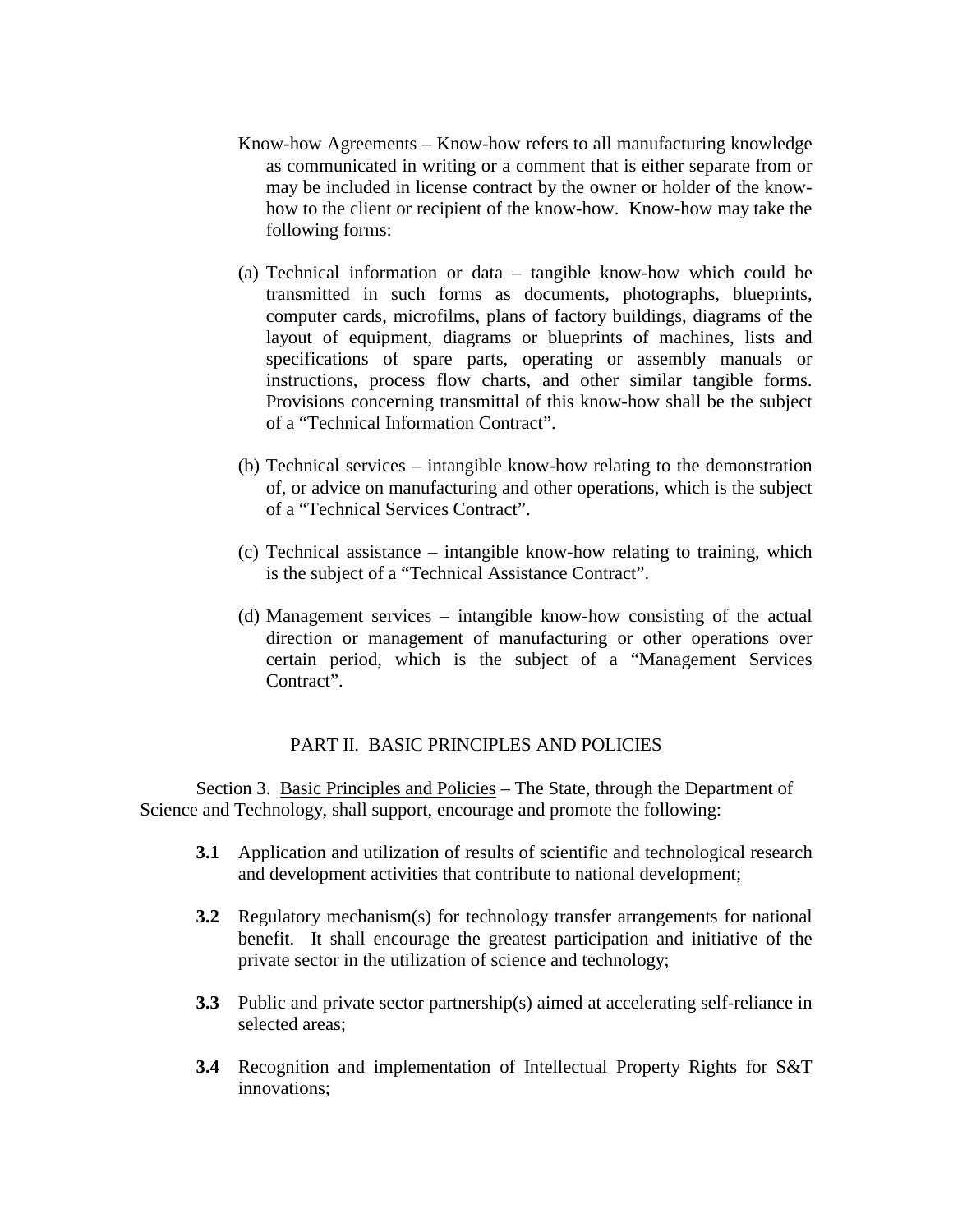Know-how Agreements – Know-how refers to all manufacturing knowledge as communicated in writing or a comment that is either separate from or may be included in license contract by the owner or holder of the know-how to the client or recipient of the know-how. Know-how may take the following forms:

(a) Technical information or data – tangible know-how which could be transmitted in such forms as documents, photographs, blueprints, computer cards, microfilms, plans of factory buildings, diagrams of the layout of equipment, diagrams or blueprints of machines, lists and specifications of spare parts, operating or assembly manuals or instructions, process flow charts, and other similar tangible forms. Provisions concerning transmittal of this know-how shall be the subject of a “Technical Information Contract”.

(b) Technical services – intangible know-how relating to the demonstration of, or advice on manufacturing and other operations, which is the subject of a “Technical Services Contract”.

(c) Technical assistance – intangible know-how relating to training, which is the subject of a “Technical Assistance Contract”.

(d) Management services – intangible know-how consisting of the actual direction or management of manufacturing or other operations over certain period, which is the subject of a “Management Services Contract”.

## PART II. BASIC PRINCIPLES AND POLICIES

Section 3. Basic Principles and Policies – The State, through the Department of Science and Technology, shall support, encourage and promote the following:

**3.1** Application and utilization of results of scientific and technological research and development activities that contribute to national development;

**3.2** Regulatory mechanism(s) for technology transfer arrangements for national benefit. It shall encourage the greatest participation and initiative of the private sector in the utilization of science and technology;

**3.3** Public and private sector partnership(s) aimed at accelerating self-reliance in selected areas;

**3.4** Recognition and implementation of Intellectual Property Rights for S&T innovations;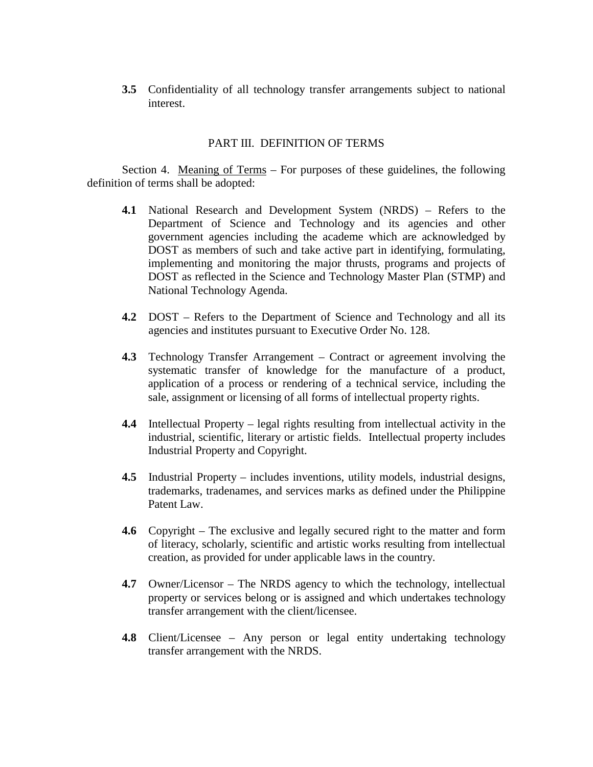**3.5** Confidentiality of all technology transfer arrangements subject to national interest.

## PART III. DEFINITION OF TERMS

Section 4. Meaning of Terms – For purposes of these guidelines, the following definition of terms shall be adopted:

**4.1** National Research and Development System (NRDS) – Refers to the Department of Science and Technology and its agencies and other government agencies including the academe which are acknowledged by DOST as members of such and take active part in identifying, formulating, implementing and monitoring the major thrusts, programs and projects of DOST as reflected in the Science and Technology Master Plan (STMP) and National Technology Agenda.

**4.2** DOST – Refers to the Department of Science and Technology and all its agencies and institutes pursuant to Executive Order No. 128.

**4.3** Technology Transfer Arrangement – Contract or agreement involving the systematic transfer of knowledge for the manufacture of a product, application of a process or rendering of a technical service, including the sale, assignment or licensing of all forms of intellectual property rights.

**4.4** Intellectual Property – legal rights resulting from intellectual activity in the industrial, scientific, literary or artistic fields. Intellectual property includes Industrial Property and Copyright.

**4.5** Industrial Property – includes inventions, utility models, industrial designs, trademarks, tradenames, and services marks as defined under the Philippine Patent Law.

**4.6** Copyright – The exclusive and legally secured right to the matter and form of literacy, scholarly, scientific and artistic works resulting from intellectual creation, as provided for under applicable laws in the country.

**4.7** Owner/Licensor – The NRDS agency to which the technology, intellectual property or services belong or is assigned and which undertakes technology transfer arrangement with the client/licensee.

**4.8** Client/Licensee – Any person or legal entity undertaking technology transfer arrangement with the NRDS.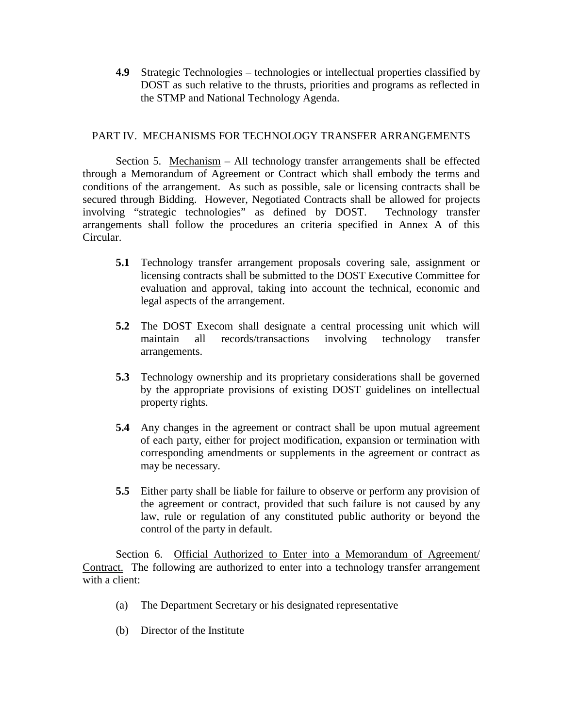**4.9** Strategic Technologies – technologies or intellectual properties classified by DOST as such relative to the thrusts, priorities and programs as reflected in the STMP and National Technology Agenda.

## PART IV. MECHANISMS FOR TECHNOLOGY TRANSFER ARRANGEMENTS

Section 5. <u>Mechanism</u> – All technology transfer arrangements shall be effected through a Memorandum of Agreement or Contract which shall embody the terms and conditions of the arrangement. As such as possible, sale or licensing contracts shall be secured through Bidding. However, Negotiated Contracts shall be allowed for projects involving "strategic technologies" as defined by DOST. Technology transfer arrangements shall follow the procedures an criteria specified in Annex A of this Circular.

**5.1** Technology transfer arrangement proposals covering sale, assignment or licensing contracts shall be submitted to the DOST Executive Committee for evaluation and approval, taking into account the technical, economic and legal aspects of the arrangement.

**5.2** The DOST Execom shall designate a central processing unit which will maintain all records/transactions involving technology transfer arrangements.

**5.3** Technology ownership and its proprietary considerations shall be governed by the appropriate provisions of existing DOST guidelines on intellectual property rights.

**5.4** Any changes in the agreement or contract shall be upon mutual agreement of each party, either for project modification, expansion or termination with corresponding amendments or supplements in the agreement or contract as may be necessary.

**5.5** Either party shall be liable for failure to observe or perform any provision of the agreement or contract, provided that such failure is not caused by any law, rule or regulation of any constituted public authority or beyond the control of the party in default.

Section 6. <u>Official Authorized to Enter into a Memorandum of Agreement/ Contract.</u> The following are authorized to enter into a technology transfer arrangement with a client:

(a) The Department Secretary or his designated representative

(b) Director of the Institute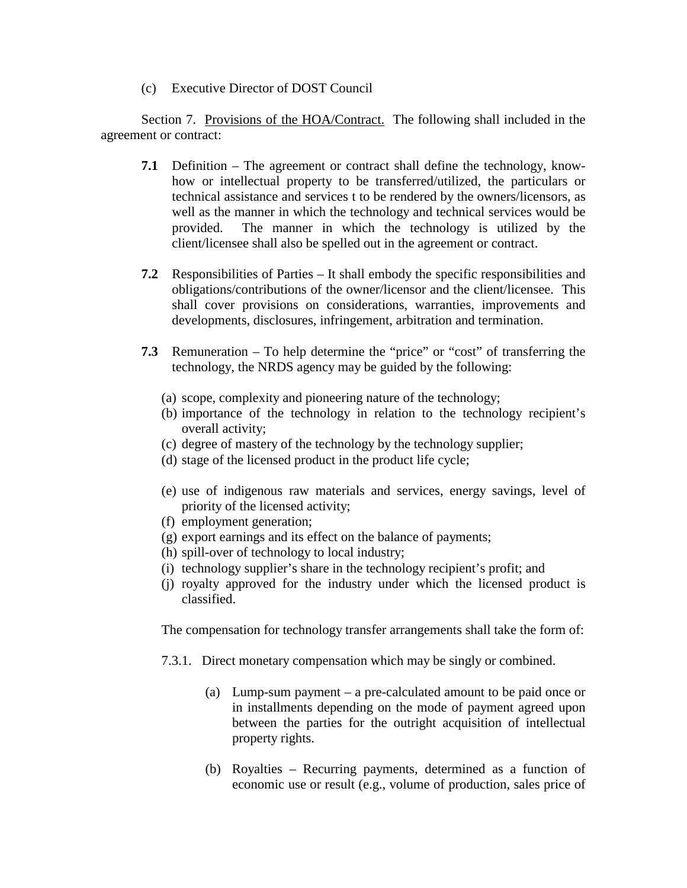(c) Executive Director of DOST Council

Section 7. Provisions of the HOA/Contract. The following shall included in the agreement or contract:

**7.1** Definition – The agreement or contract shall define the technology, know-how or intellectual property to be transferred/utilized, the particulars or technical assistance and services t to be rendered by the owners/licensors, as well as the manner in which the technology and technical services would be provided. The manner in which the technology is utilized by the client/licensee shall also be spelled out in the agreement or contract.

**7.2** Responsibilities of Parties – It shall embody the specific responsibilities and obligations/contributions of the owner/licensor and the client/licensee. This shall cover provisions on considerations, warranties, improvements and developments, disclosures, infringement, arbitration and termination.

**7.3** Remuneration – To help determine the "price" or "cost" of transferring the technology, the NRDS agency may be guided by the following:

(a) scope, complexity and pioneering nature of the technology;
(b) importance of the technology in relation to the technology recipient's overall activity;
(c) degree of mastery of the technology by the technology supplier;
(d) stage of the licensed product in the product life cycle;
(e) use of indigenous raw materials and services, energy savings, level of priority of the licensed activity;
(f) employment generation;
(g) export earnings and its effect on the balance of payments;
(h) spill-over of technology to local industry;
(i) technology supplier's share in the technology recipient's profit; and
(j) royalty approved for the industry under which the licensed product is classified.

The compensation for technology transfer arrangements shall take the form of:

7.3.1. Direct monetary compensation which may be singly or combined.

(a) Lump-sum payment – a pre-calculated amount to be paid once or in installments depending on the mode of payment agreed upon between the parties for the outright acquisition of intellectual property rights.

(b) Royalties – Recurring payments, determined as a function of economic use or result (e.g., volume of production, sales price of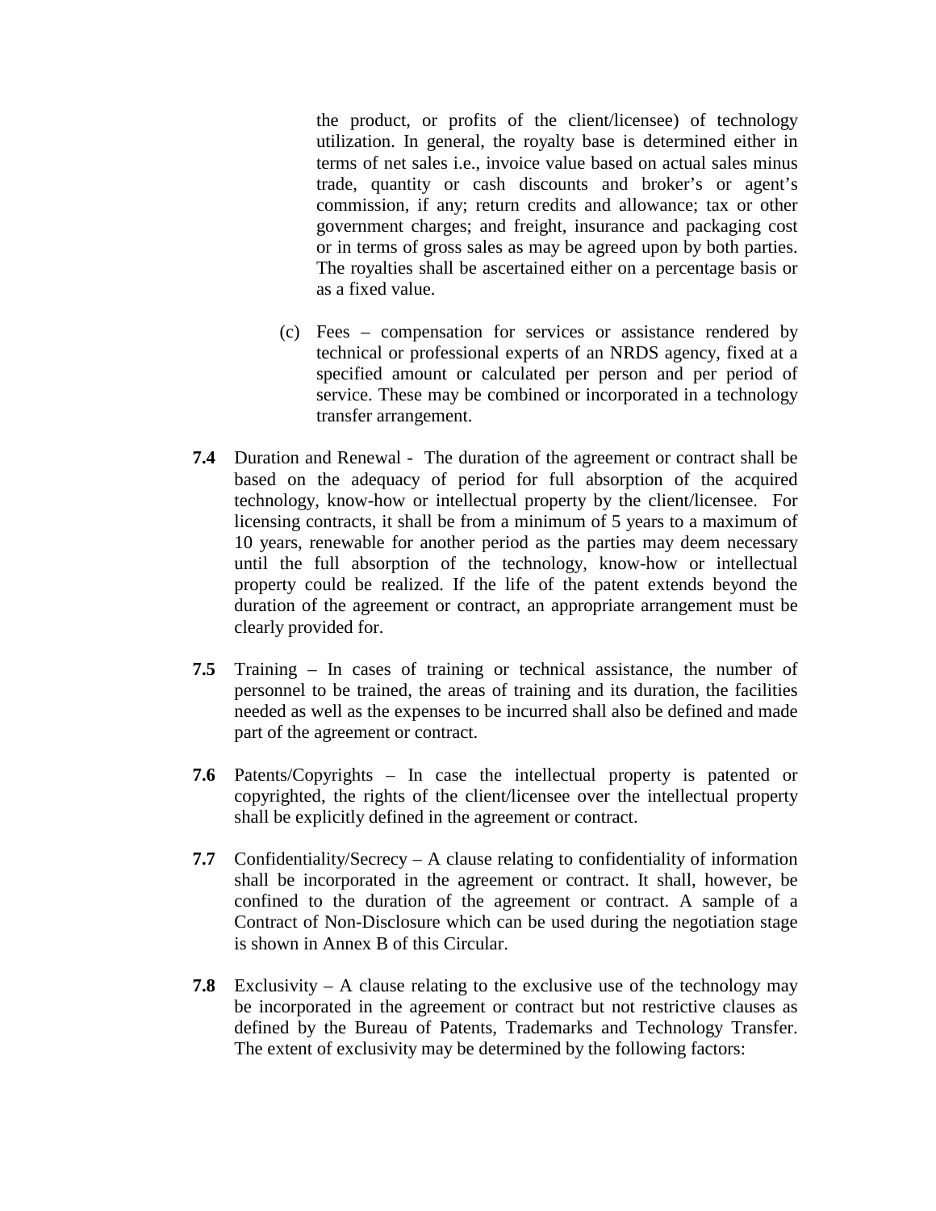the product, or profits of the client/licensee) of technology utilization. In general, the royalty base is determined either in terms of net sales i.e., invoice value based on actual sales minus trade, quantity or cash discounts and broker's or agent's commission, if any; return credits and allowance; tax or other government charges; and freight, insurance and packaging cost or in terms of gross sales as may be agreed upon by both parties. The royalties shall be ascertained either on a percentage basis or as a fixed value.

(c) Fees – compensation for services or assistance rendered by technical or professional experts of an NRDS agency, fixed at a specified amount or calculated per person and per period of service. These may be combined or incorporated in a technology transfer arrangement.

**7.4** Duration and Renewal - The duration of the agreement or contract shall be based on the adequacy of period for full absorption of the acquired technology, know-how or intellectual property by the client/licensee. For licensing contracts, it shall be from a minimum of 5 years to a maximum of 10 years, renewable for another period as the parties may deem necessary until the full absorption of the technology, know-how or intellectual property could be realized. If the life of the patent extends beyond the duration of the agreement or contract, an appropriate arrangement must be clearly provided for.

**7.5** Training – In cases of training or technical assistance, the number of personnel to be trained, the areas of training and its duration, the facilities needed as well as the expenses to be incurred shall also be defined and made part of the agreement or contract.

**7.6** Patents/Copyrights – In case the intellectual property is patented or copyrighted, the rights of the client/licensee over the intellectual property shall be explicitly defined in the agreement or contract.

**7.7** Confidentiality/Secrecy – A clause relating to confidentiality of information shall be incorporated in the agreement or contract. It shall, however, be confined to the duration of the agreement or contract. A sample of a Contract of Non-Disclosure which can be used during the negotiation stage is shown in Annex B of this Circular.

**7.8** Exclusivity – A clause relating to the exclusive use of the technology may be incorporated in the agreement or contract but not restrictive clauses as defined by the Bureau of Patents, Trademarks and Technology Transfer. The extent of exclusivity may be determined by the following factors: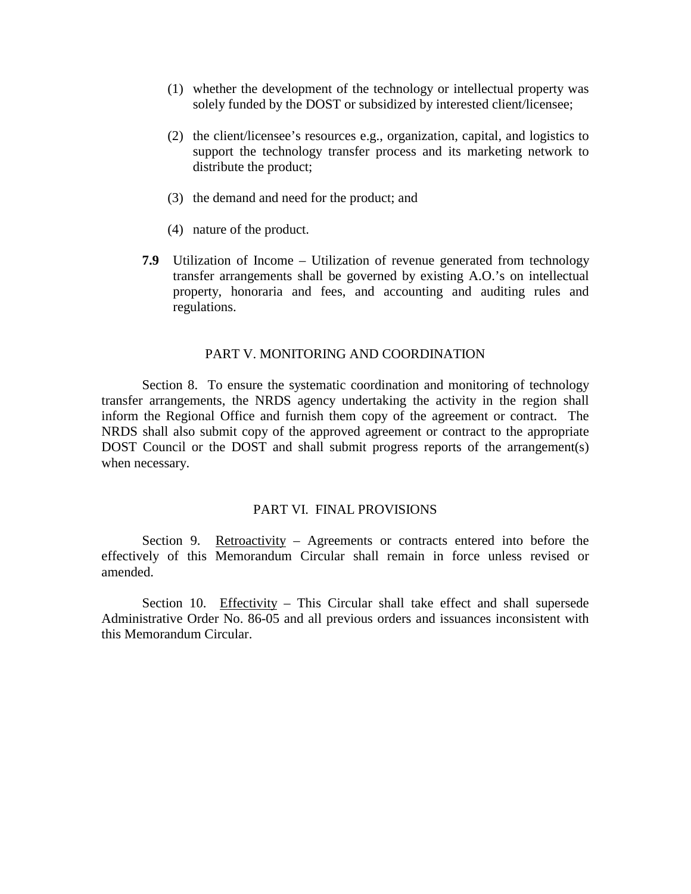(1) whether the development of the technology or intellectual property was solely funded by the DOST or subsidized by interested client/licensee;

(2) the client/licensee's resources e.g., organization, capital, and logistics to support the technology transfer process and its marketing network to distribute the product;

(3) the demand and need for the product; and

(4) nature of the product.

**7.9** Utilization of Income – Utilization of revenue generated from technology transfer arrangements shall be governed by existing A.O.'s on intellectual property, honoraria and fees, and accounting and auditing rules and regulations.

## PART V. MONITORING AND COORDINATION

Section 8. To ensure the systematic coordination and monitoring of technology transfer arrangements, the NRDS agency undertaking the activity in the region shall inform the Regional Office and furnish them copy of the agreement or contract. The NRDS shall also submit copy of the approved agreement or contract to the appropriate DOST Council or the DOST and shall submit progress reports of the arrangement(s) when necessary.

## PART VI. FINAL PROVISIONS

Section 9. Retroactivity – Agreements or contracts entered into before the effectively of this Memorandum Circular shall remain in force unless revised or amended.

Section 10. Effectivity – This Circular shall take effect and shall supersede Administrative Order No. 86-05 and all previous orders and issuances inconsistent with this Memorandum Circular.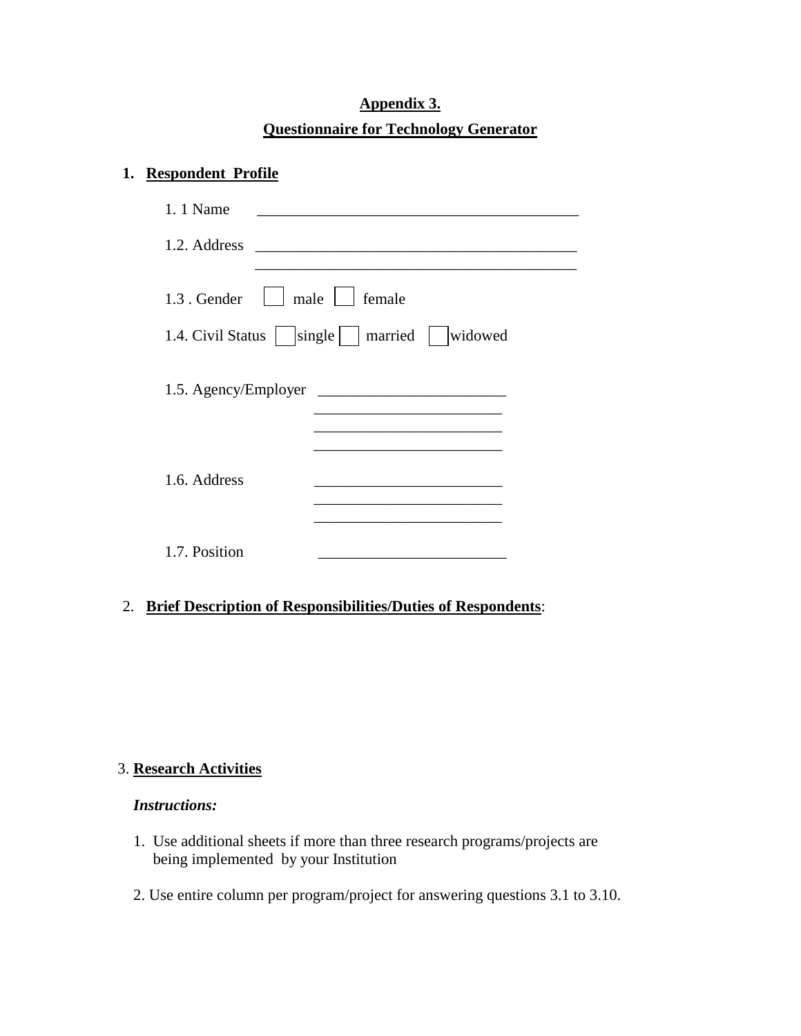**Appendix 3.**

**Questionnaire for Technology Generator**

1. **Respondent Profile**

1. 1 Name ________________________________________

1.2. Address ________________________________________
________________________________________

1.3 . Gender ☐ male ☐ female

1.4. Civil Status ☐ single ☐ married ☐ widowed

1.5. Agency/Employer ________________________
________________________
________________________
________________________

1.6. Address ________________________
________________________
________________________

1.7. Position ________________________

2. **Brief Description of Responsibilities/Duties of Respondents**:

3. **Research Activities**

***Instructions:***

1. Use additional sheets if more than three research programs/projects are being implemented by your Institution

2. Use entire column per program/project for answering questions 3.1 to 3.10.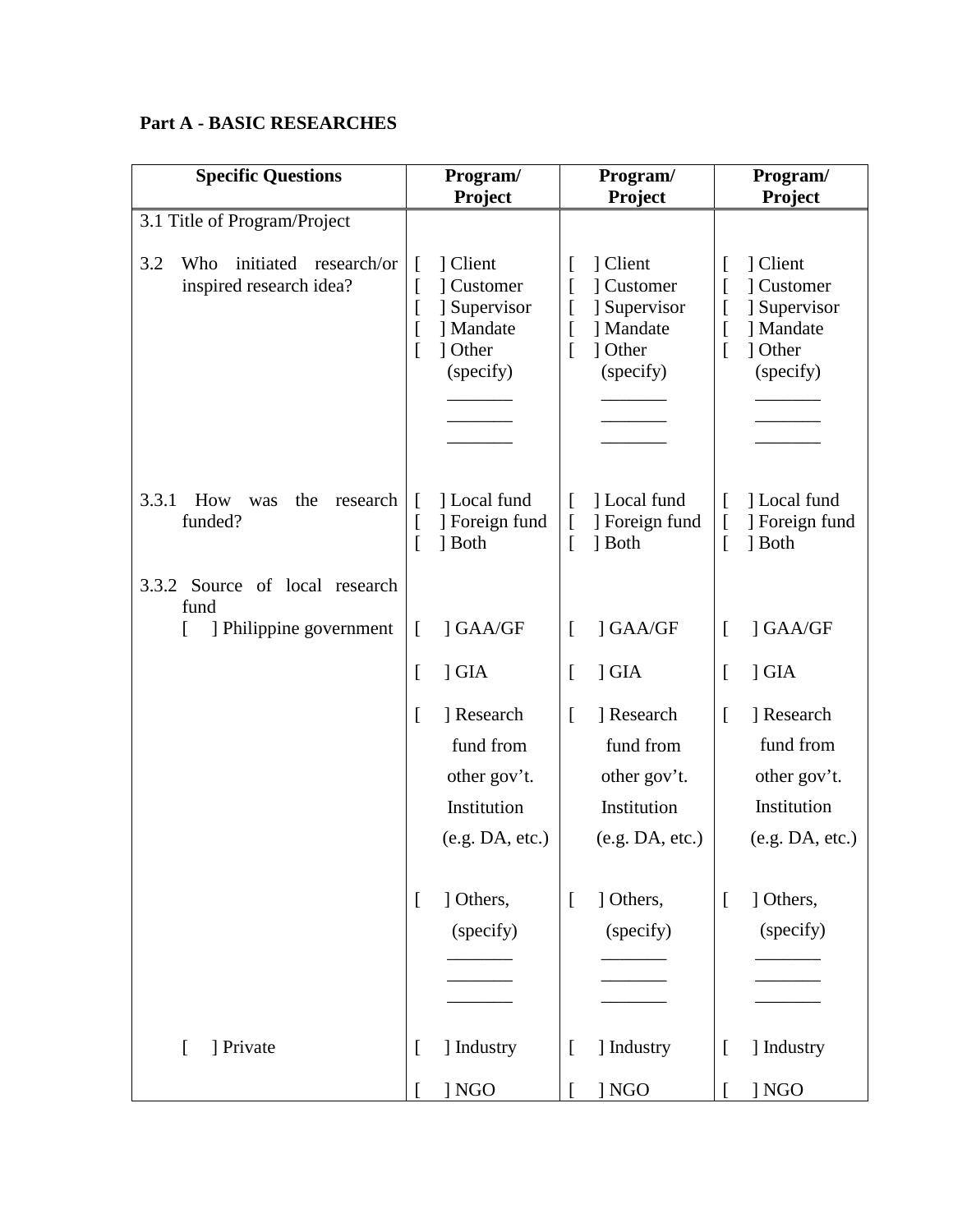**Part A - BASIC RESEARCHES**

| Specific Questions | Program/ Project | Program/ Project | Program/ Project |
|---|---|---|---|
| 3.1 Title of Program/Project | | | |
| 3.2 Who initiated research/or inspired research idea? | [ ] Client<br>[ ] Customer<br>[ ] Supervisor<br>[ ] Mandate<br>[ ] Other (specify) _______ _______ _______ | [ ] Client<br>[ ] Customer<br>[ ] Supervisor<br>[ ] Mandate<br>[ ] Other (specify) _______ _______ _______ | [ ] Client<br>[ ] Customer<br>[ ] Supervisor<br>[ ] Mandate<br>[ ] Other (specify) _______ _______ _______ |
| 3.3.1 How was the research funded? | [ ] Local fund<br>[ ] Foreign fund<br>[ ] Both | [ ] Local fund<br>[ ] Foreign fund<br>[ ] Both | [ ] Local fund<br>[ ] Foreign fund<br>[ ] Both |
| 3.3.2 Source of local research fund | | | |
| [ ] Philippine government | [ ] GAA/GF<br>[ ] GIA<br>[ ] Research fund from other gov't. Institution (e.g. DA, etc.)<br>[ ] Others, (specify) _______ _______ _______ | [ ] GAA/GF<br>[ ] GIA<br>[ ] Research fund from other gov't. Institution (e.g. DA, etc.)<br>[ ] Others, (specify) _______ _______ _______ | [ ] GAA/GF<br>[ ] GIA<br>[ ] Research fund from other gov't. Institution (e.g. DA, etc.)<br>[ ] Others, (specify) _______ _______ _______ |
| [ ] Private | [ ] Industry<br>[ ] NGO | [ ] Industry<br>[ ] NGO | [ ] Industry<br>[ ] NGO |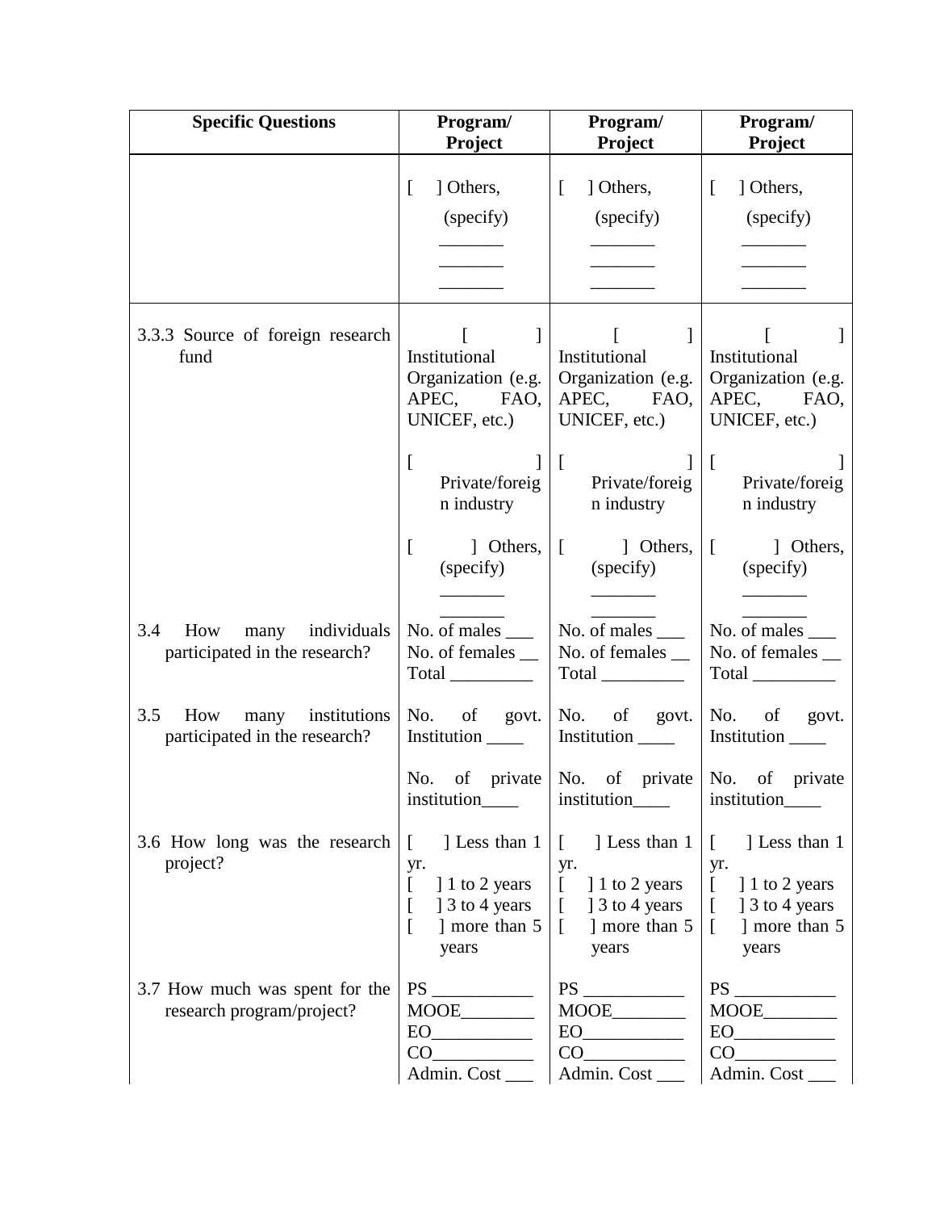| Specific Questions | Program/ Project | Program/ Project | Program/ Project |
|---|---|---|---|
| | [ ] Others, (specify) _______ _______ _______ | [ ] Others, (specify) _______ _______ _______ | [ ] Others, (specify) _______ _______ _______ |
| 3.3.3 Source of foreign research fund | [ ] Institutional Organization (e.g. APEC, FAO, UNICEF, etc.)<br><br>[ ] Private/foreign industry<br><br>[ ] Others, (specify) _______ _______ | [ ] Institutional Organization (e.g. APEC, FAO, UNICEF, etc.)<br><br>[ ] Private/foreign industry<br><br>[ ] Others, (specify) _______ _______ | [ ] Institutional Organization (e.g. APEC, FAO, UNICEF, etc.)<br><br>[ ] Private/foreign industry<br><br>[ ] Others, (specify) _______ _______ |
| 3.4 How many individuals participated in the research? | No. of males ___<br>No. of females __<br>Total _________ | No. of males ___<br>No. of females __<br>Total _________ | No. of males ___<br>No. of females __<br>Total _________ |
| 3.5 How many institutions participated in the research? | No. of govt. Institution ____<br><br>No. of private institution____ | No. of govt. Institution ____<br><br>No. of private institution____ | No. of govt. Institution ____<br><br>No. of private institution____ |
| 3.6 How long was the research project? | [ ] Less than 1 yr.<br>[ ] 1 to 2 years<br>[ ] 3 to 4 years<br>[ ] more than 5 years | [ ] Less than 1 yr.<br>[ ] 1 to 2 years<br>[ ] 3 to 4 years<br>[ ] more than 5 years | [ ] Less than 1 yr.<br>[ ] 1 to 2 years<br>[ ] 3 to 4 years<br>[ ] more than 5 years |
| 3.7 How much was spent for the research program/project? | PS ___________<br>MOOE________<br>EO___________<br>CO___________<br>Admin. Cost ___ | PS ___________<br>MOOE________<br>EO___________<br>CO___________<br>Admin. Cost ___ | PS ___________<br>MOOE________<br>EO___________<br>CO___________<br>Admin. Cost ___ |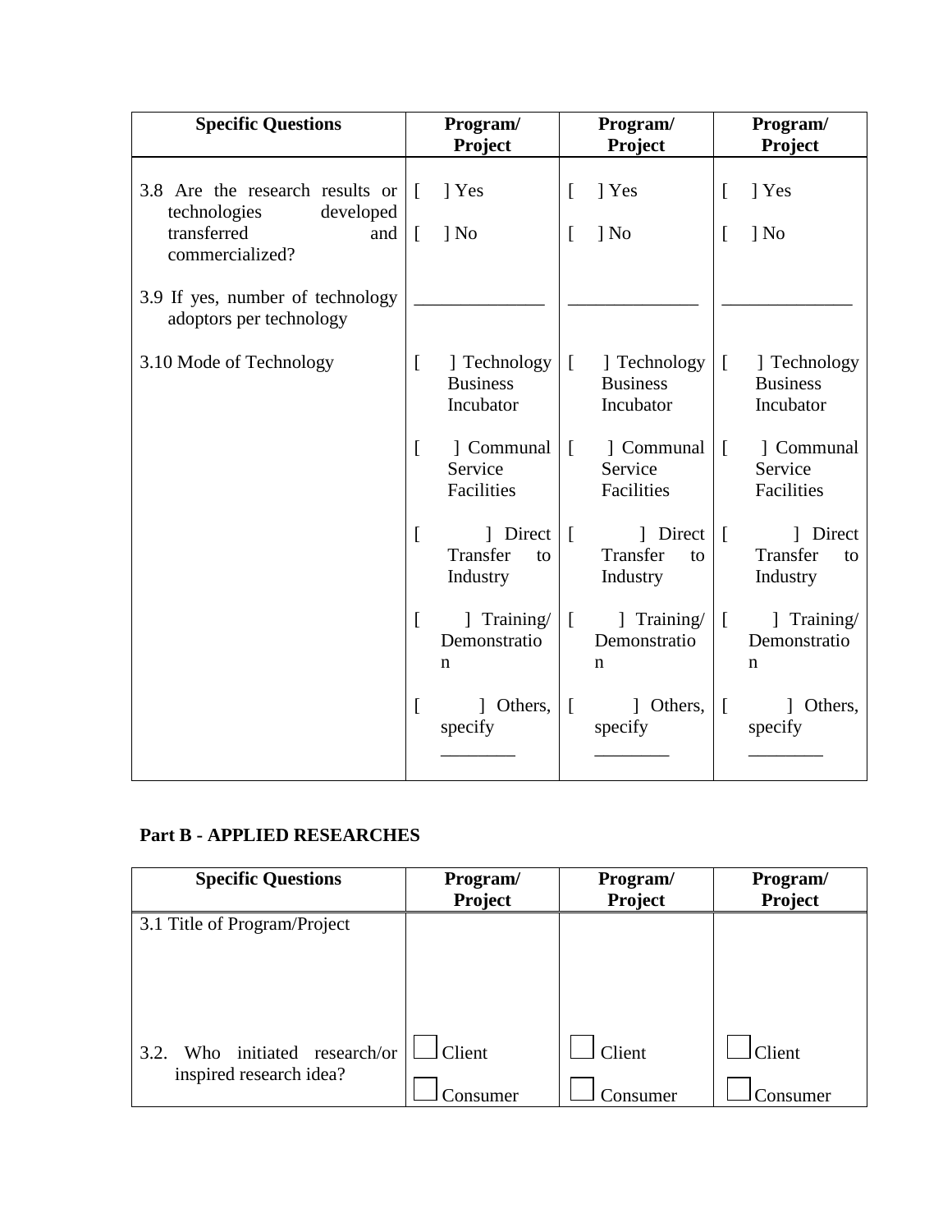| Specific Questions | Program/ Project | Program/ Project | Program/ Project |
|---|---|---|---|
| 3.8 Are the research results or technologies developed transferred and commercialized? | [ ] Yes<br><br>[ ] No | [ ] Yes<br><br>[ ] No | [ ] Yes<br><br>[ ] No |
| 3.9 If yes, number of technology adoptors per technology | ______________ | ______________ | ______________ |
| 3.10 Mode of Technology | [ ] Technology Business Incubator<br><br>[ ] Communal Service Facilities<br><br>[ ] Direct Transfer to Industry<br><br>[ ] Training/ Demonstration<br><br>[ ] Others, specify ________ | [ ] Technology Business Incubator<br><br>[ ] Communal Service Facilities<br><br>[ ] Direct Transfer to Industry<br><br>[ ] Training/ Demonstration<br><br>[ ] Others, specify ________ | [ ] Technology Business Incubator<br><br>[ ] Communal Service Facilities<br><br>[ ] Direct Transfer to Industry<br><br>[ ] Training/ Demonstration<br><br>[ ] Others, specify ________ |

**Part B - APPLIED RESEARCHES**

| Specific Questions | Program/ Project | Program/ Project | Program/ Project |
|---|---|---|---|
| 3.1 Title of Program/Project | | | |
| 3.2. Who initiated research/or inspired research idea? | ☐ Client<br><br>☐ Consumer | ☐ Client<br><br>☐ Consumer | ☐ Client<br><br>☐ Consumer |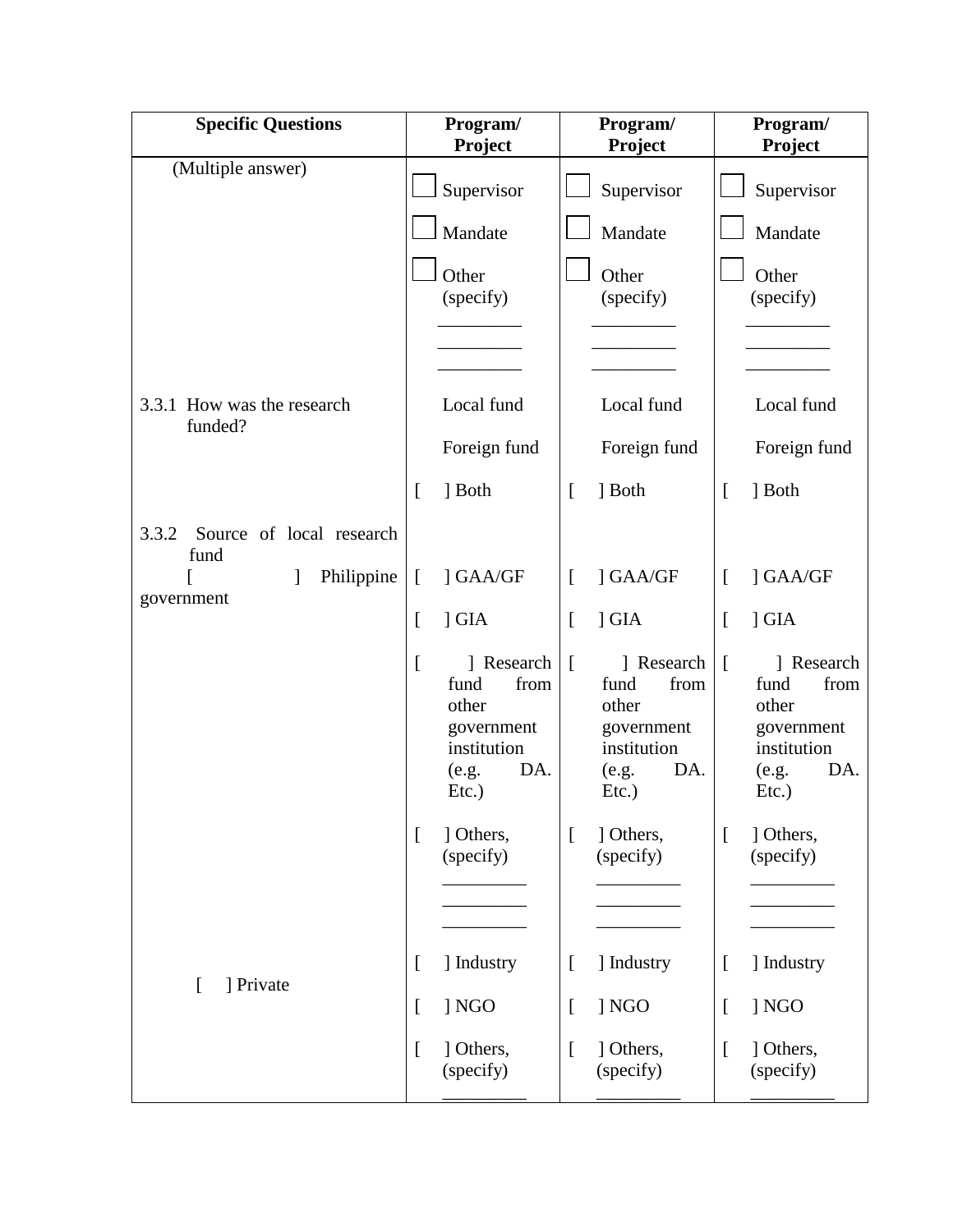| Specific Questions | Program/ Project | Program/ Project | Program/ Project |
|---|---|---|---|
| (Multiple answer) | ☐ Supervisor<br>☐ Mandate<br>☐ Other (specify) _________ _________ _________ | ☐ Supervisor<br>☐ Mandate<br>☐ Other (specify) _________ _________ _________ | ☐ Supervisor<br>☐ Mandate<br>☐ Other (specify) _________ _________ _________ |
| 3.3.1 How was the research funded? | Local fund<br>Foreign fund<br>[ ] Both | Local fund<br>Foreign fund<br>[ ] Both | Local fund<br>Foreign fund<br>[ ] Both |
| 3.3.2 Source of local research fund<br>[ ] Philippine government | [ ] GAA/GF<br>[ ] GIA<br>[ ] Research fund from other government institution (e.g. DA. Etc.)<br>[ ] Others, (specify) _________ _________ _________ | [ ] GAA/GF<br>[ ] GIA<br>[ ] Research fund from other government institution (e.g. DA. Etc.)<br>[ ] Others, (specify) _________ _________ _________ | [ ] GAA/GF<br>[ ] GIA<br>[ ] Research fund from other government institution (e.g. DA. Etc.)<br>[ ] Others, (specify) _________ _________ _________ |
| [ ] Private | [ ] Industry<br>[ ] NGO<br>[ ] Others, (specify) _________ | [ ] Industry<br>[ ] NGO<br>[ ] Others, (specify) _________ | [ ] Industry<br>[ ] NGO<br>[ ] Others, (specify) _________ |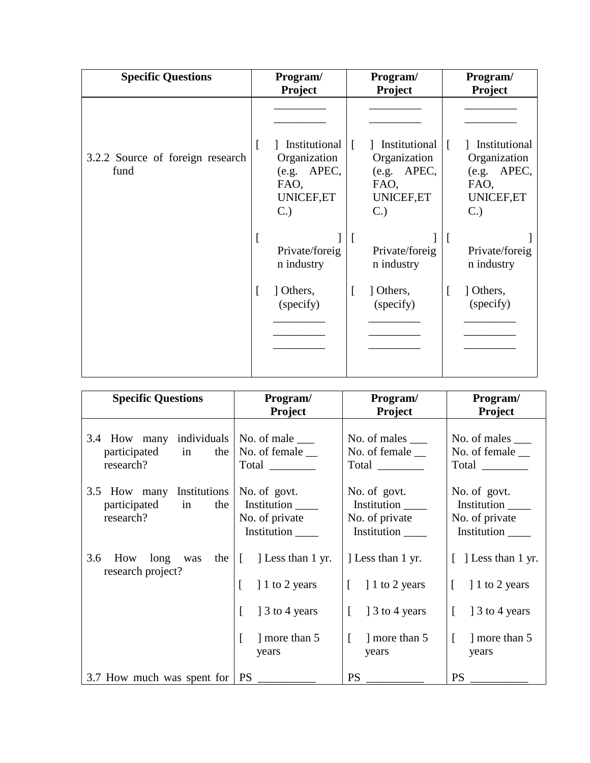| Specific Questions | Program/ Project | Program/ Project | Program/ Project |
|---|---|---|---|
| 3.2.2 Source of foreign research fund | _________ _________ [ ] Institutional Organization (e.g. APEC, FAO, UNICEF,ETC.) [ ] Private/foreign industry [ ] Others, (specify) _________ _________ _________ | _________ _________ [ ] Institutional Organization (e.g. APEC, FAO, UNICEF,ETC.) [ ] Private/foreign industry [ ] Others, (specify) _________ _________ _________ | _________ _________ [ ] Institutional Organization (e.g. APEC, FAO, UNICEF,ETC.) [ ] Private/foreign industry [ ] Others, (specify) _________ _________ _________ |

| Specific Questions | Program/ Project | Program/ Project | Program/ Project |
|---|---|---|---|
| 3.4 How many individuals participated in the research? | No. of male ___ No. of female __ Total ________ | No. of males ___ No. of female __ Total ________ | No. of males ___ No. of female __ Total ________ |
| 3.5 How many Institutions participated in the research? | No. of govt. Institution ____ No. of private Institution ____ | No. of govt. Institution ____ No. of private Institution ____ | No. of govt. Institution ____ No. of private Institution ____ |
| 3.6 How long was the research project? | [ ] Less than 1 yr. [ ] 1 to 2 years [ ] 3 to 4 years [ ] more than 5 years | ] Less than 1 yr. [ ] 1 to 2 years [ ] 3 to 4 years [ ] more than 5 years | [ ] Less than 1 yr. [ ] 1 to 2 years [ ] 3 to 4 years [ ] more than 5 years |
| 3.7 How much was spent for | PS __________ | PS __________ | PS __________ |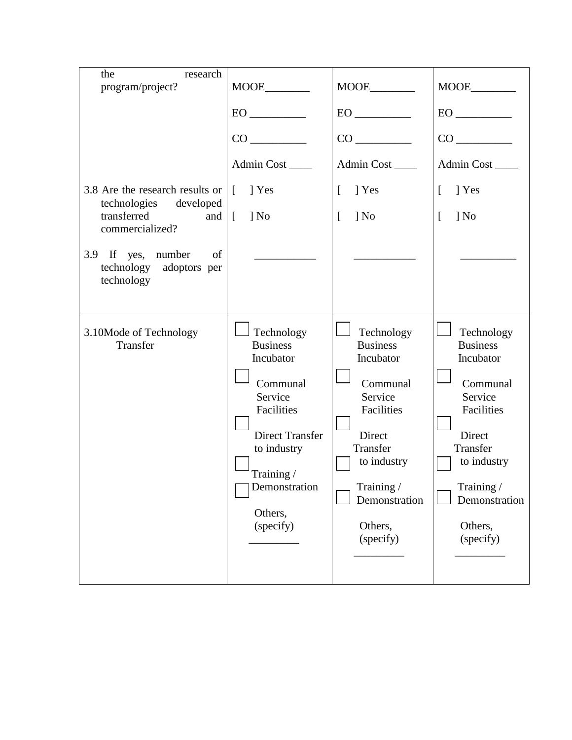| | | | |
|---|---|---|---|
| the research program/project? | MOOE________<br><br>EO __________<br><br>CO __________<br><br>Admin Cost ____ | MOOE________<br><br>EO __________<br><br>CO __________<br><br>Admin Cost ____ | MOOE________<br><br>EO __________<br><br>CO __________<br><br>Admin Cost ____ |
| 3.8 Are the research results or technologies developed transferred and commercialized? | [ ] Yes<br><br>[ ] No | [ ] Yes<br><br>[ ] No | [ ] Yes<br><br>[ ] No |
| 3.9 If yes, number of technology adoptors per technology | ___________ | ___________ | __________ |
| 3.10Mode of Technology Transfer | ☐ Technology Business Incubator<br><br>☐ Communal Service Facilities<br><br>☐ Direct Transfer to industry<br><br>☐ Training / Demonstration<br><br>☐ Others, (specify) _________ | ☐ Technology Business Incubator<br><br>☐ Communal Service Facilities<br><br>☐ Direct Transfer to industry<br><br>☐ Training / Demonstration<br><br>☐ Others, (specify) _________ | ☐ Technology Business Incubator<br><br>☐ Communal Service Facilities<br><br>☐ Direct Transfer to industry<br><br>☐ Training / Demonstration<br><br>☐ Others, (specify) _________ |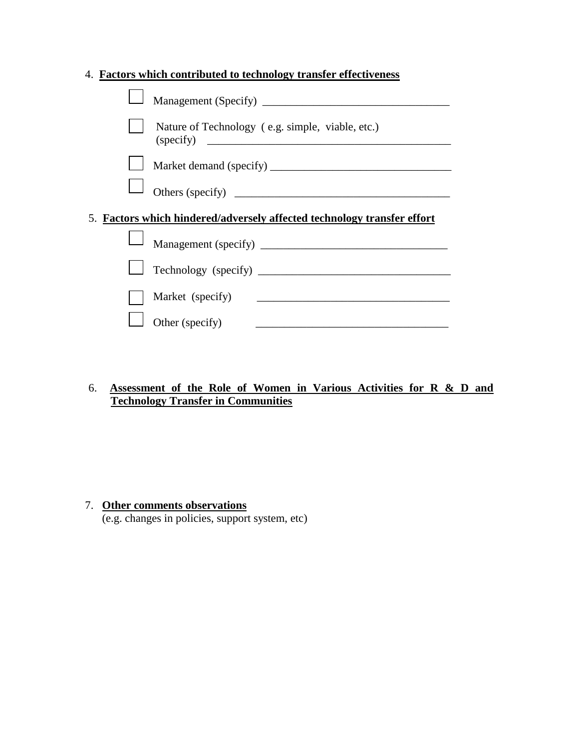4. **Factors which contributed to technology transfer effectiveness**

- ☐ Management (Specify) ________________________________
- ☐ Nature of Technology ( e.g. simple, viable, etc.) (specify) ________________________________
- ☐ Market demand (specify) ________________________________
- ☐ Others (specify) ________________________________

5. **Factors which hindered/adversely affected technology transfer effort**

- ☐ Management (specify) ________________________________
- ☐ Technology (specify) ________________________________
- ☐ Market (specify) ________________________________
- ☐ Other (specify) ________________________________

6. **Assessment of the Role of Women in Various Activities for R & D and Technology Transfer in Communities**

7. **Other comments observations**
   (e.g. changes in policies, support system, etc)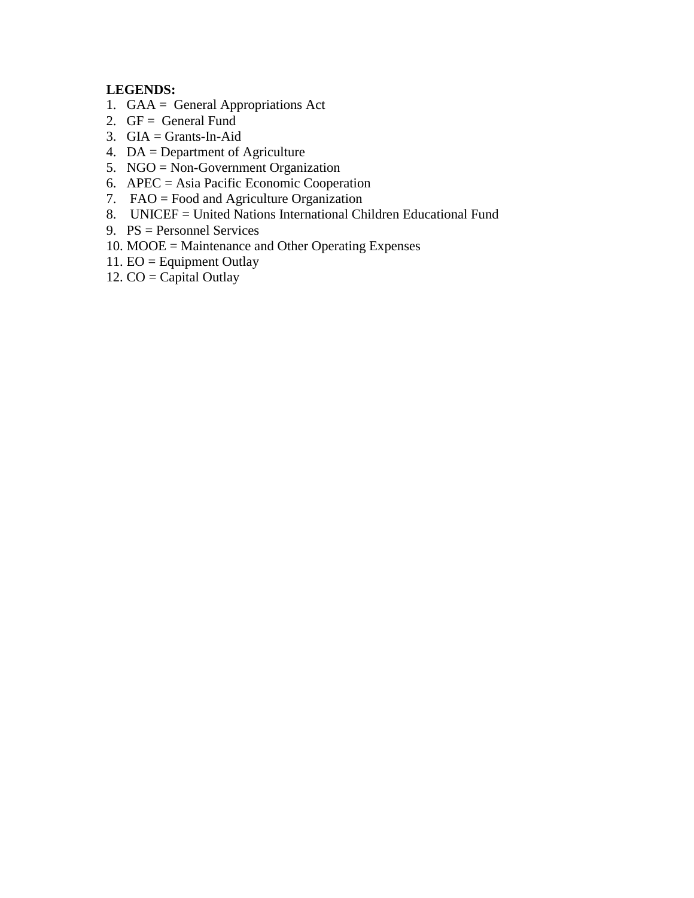**LEGENDS:**

1. GAA = General Appropriations Act
2. GF = General Fund
3. GIA = Grants-In-Aid
4. DA = Department of Agriculture
5. NGO = Non-Government Organization
6. APEC = Asia Pacific Economic Cooperation
7. FAO = Food and Agriculture Organization
8. UNICEF = United Nations International Children Educational Fund
9. PS = Personnel Services
10. MOOE = Maintenance and Other Operating Expenses
11. EO = Equipment Outlay
12. CO = Capital Outlay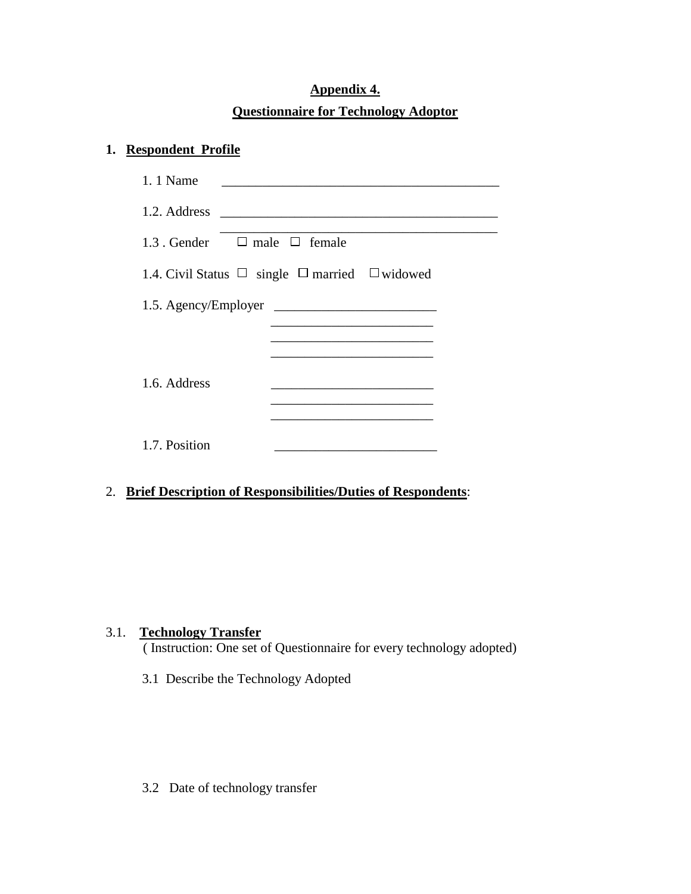**Appendix 4.**

**Questionnaire for Technology Adoptor**

1. **Respondent Profile**

1.1 Name ________________________________________

1.2. Address ________________________________________
________________________________________

1.3 . Gender ☐ male ☐ female

1.4. Civil Status ☐ single ☐ married ☐ widowed

1.5. Agency/Employer ________________________
________________________
________________________
________________________

1.6. Address ________________________
________________________
________________________

1.7. Position ________________________

2. **Brief Description of Responsibilities/Duties of Respondents**:

3.1. **Technology Transfer**
( Instruction: One set of Questionnaire for every technology adopted)

3.1 Describe the Technology Adopted

3.2 Date of technology transfer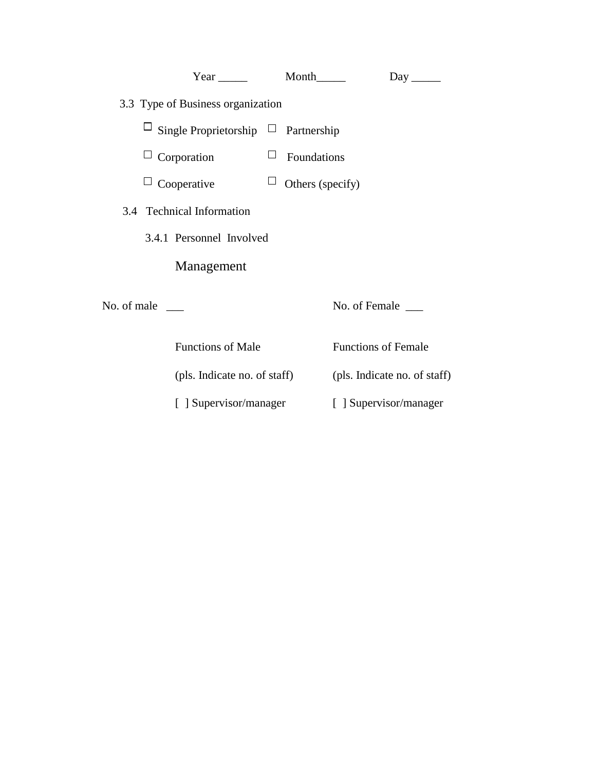Year _____ Month_____ Day _____

3.3 Type of Business organization

☐ Single Proprietorship ☐ Partnership

☐ Corporation ☐ Foundations

☐ Cooperative ☐ Others (specify)

3.4 Technical Information

3.4.1 Personnel Involved

Management

No. of male ___ No. of Female ___

| Functions of Male | Functions of Female |
|---|---|
| (pls. Indicate no. of staff) | (pls. Indicate no. of staff) |
| [ ] Supervisor/manager | [ ] Supervisor/manager |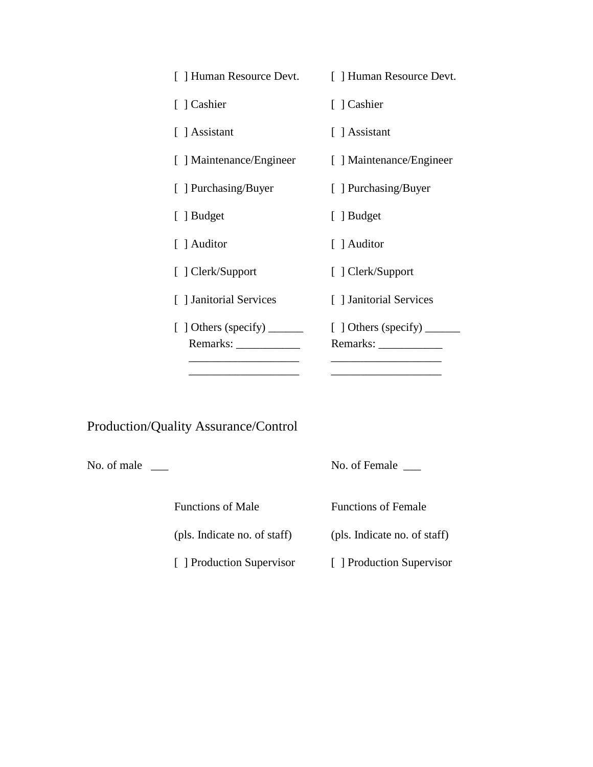| | |
|---|---|
| [ ] Human Resource Devt. | [ ] Human Resource Devt. |
| [ ] Cashier | [ ] Cashier |
| [ ] Assistant | [ ] Assistant |
| [ ] Maintenance/Engineer | [ ] Maintenance/Engineer |
| [ ] Purchasing/Buyer | [ ] Purchasing/Buyer |
| [ ] Budget | [ ] Budget |
| [ ] Auditor | [ ] Auditor |
| [ ] Clerk/Support | [ ] Clerk/Support |
| [ ] Janitorial Services | [ ] Janitorial Services |
| [ ] Others (specify) ______ | [ ] Others (specify) ______ |
| Remarks: ___________ | Remarks: ___________ |
| ___________________ | ___________________ |
| ___________________ | ___________________ |

Production/Quality Assurance/Control

No. of male ___

No. of Female ___

| Functions of Male | Functions of Female |
|---|---|
| (pls. Indicate no. of staff) | (pls. Indicate no. of staff) |
| [ ] Production Supervisor | [ ] Production Supervisor |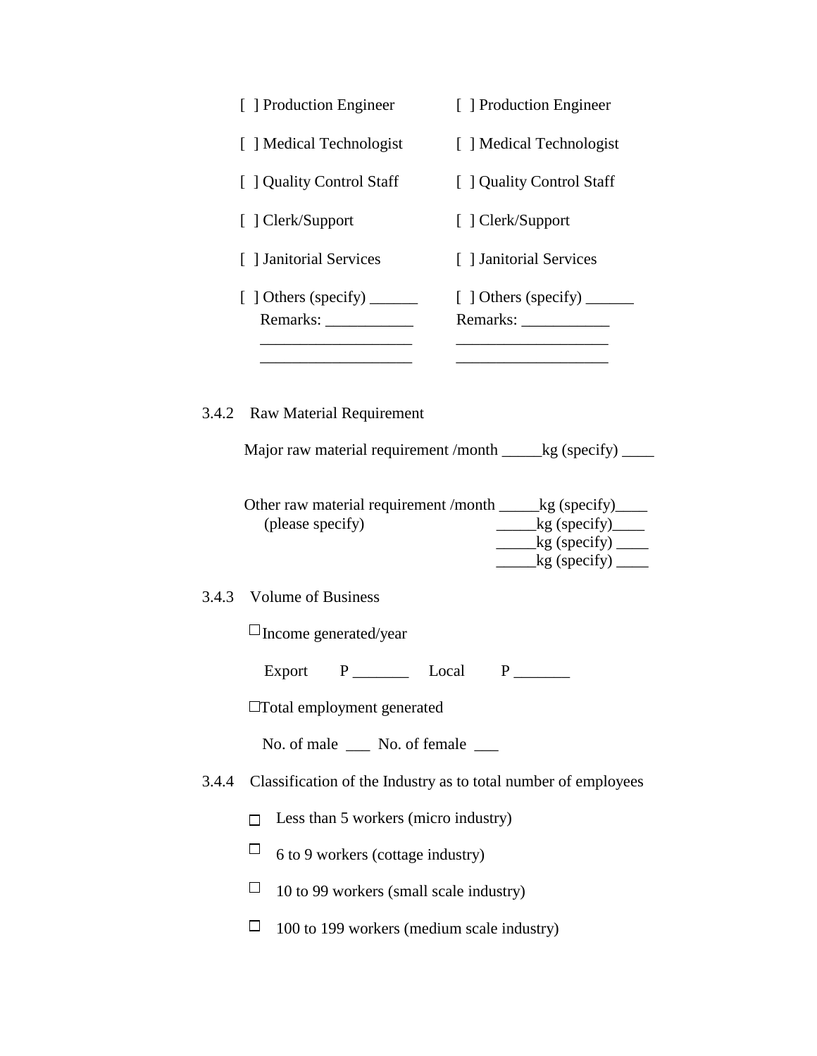| | |
|---|---|
| [ ] Production Engineer | [ ] Production Engineer |
| [ ] Medical Technologist | [ ] Medical Technologist |
| [ ] Quality Control Staff | [ ] Quality Control Staff |
| [ ] Clerk/Support | [ ] Clerk/Support |
| [ ] Janitorial Services | [ ] Janitorial Services |
| [ ] Others (specify) ______ Remarks: ___________ ___________________ ___________________ | [ ] Others (specify) ______ Remarks: ___________ ___________________ ___________________ |

3.4.2 Raw Material Requirement

Major raw material requirement /month _____kg (specify) ____

Other raw material requirement /month _____kg (specify)____
(please specify) _____kg (specify)____
_____kg (specify) ____
_____kg (specify) ____

3.4.3 Volume of Business

☐ Income generated/year

Export P _______ Local P _______

☐ Total employment generated

No. of male ___ No. of female ___

3.4.4 Classification of the Industry as to total number of employees

☐ Less than 5 workers (micro industry)

☐ 6 to 9 workers (cottage industry)

☐ 10 to 99 workers (small scale industry)

☐ 100 to 199 workers (medium scale industry)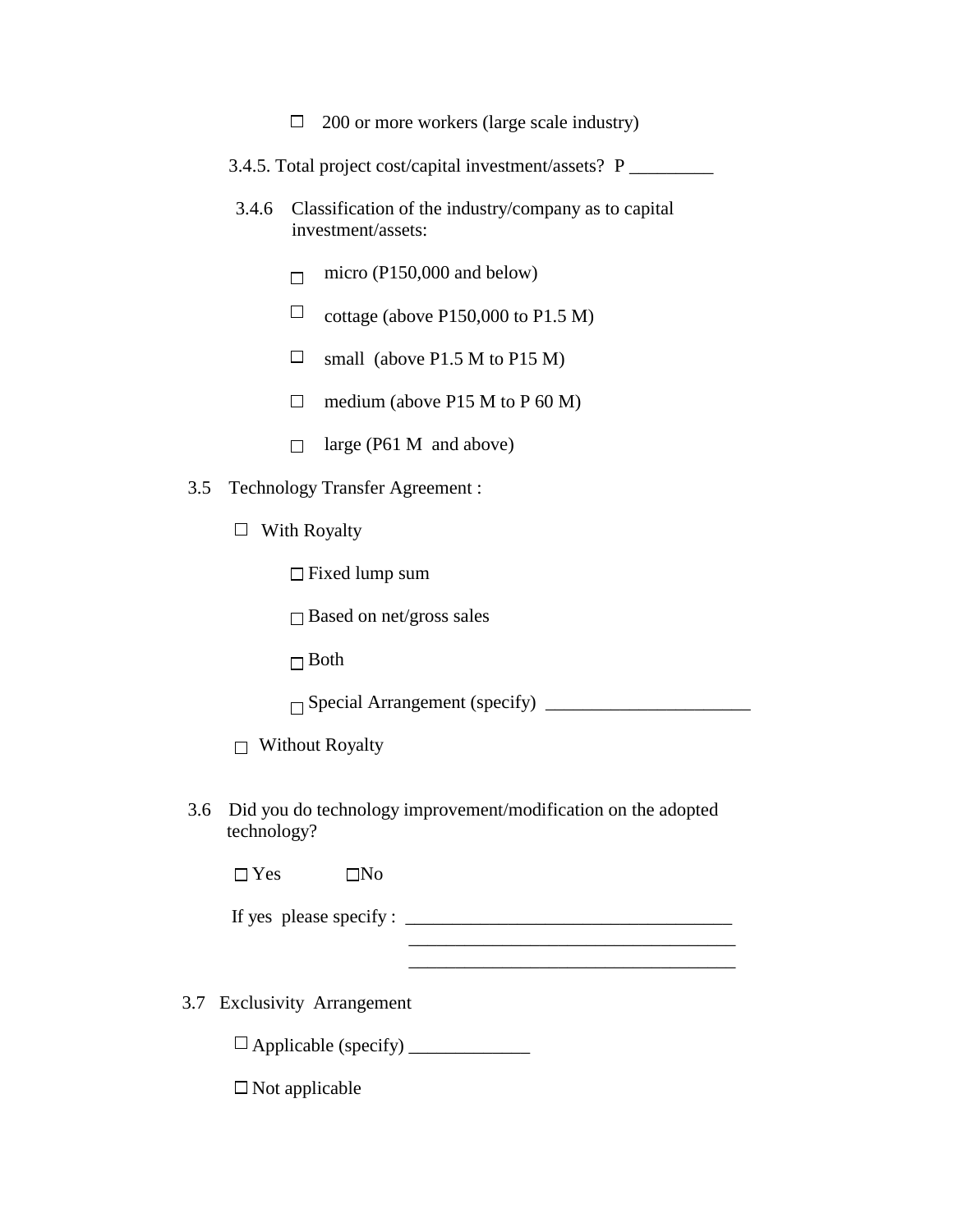- ☐ 200 or more workers (large scale industry)

3.4.5. Total project cost/capital investment/assets? P _________

3.4.6 Classification of the industry/company as to capital investment/assets:

- ☐ micro (P150,000 and below)
- ☐ cottage (above P150,000 to P1.5 M)
- ☐ small (above P1.5 M to P15 M)
- ☐ medium (above P15 M to P 60 M)
- ☐ large (P61 M and above)

3.5 Technology Transfer Agreement :

- ☐ With Royalty
  - ☐ Fixed lump sum
  - ☐ Based on net/gross sales
  - ☐ Both
  - ☐ Special Arrangement (specify) ______________________
- ☐ Without Royalty

3.6 Did you do technology improvement/modification on the adopted technology?

☐ Yes ☐No

If yes please specify : ___________________________________
___________________________________
___________________________________

3.7 Exclusivity Arrangement

- ☐ Applicable (specify) _____________
- ☐ Not applicable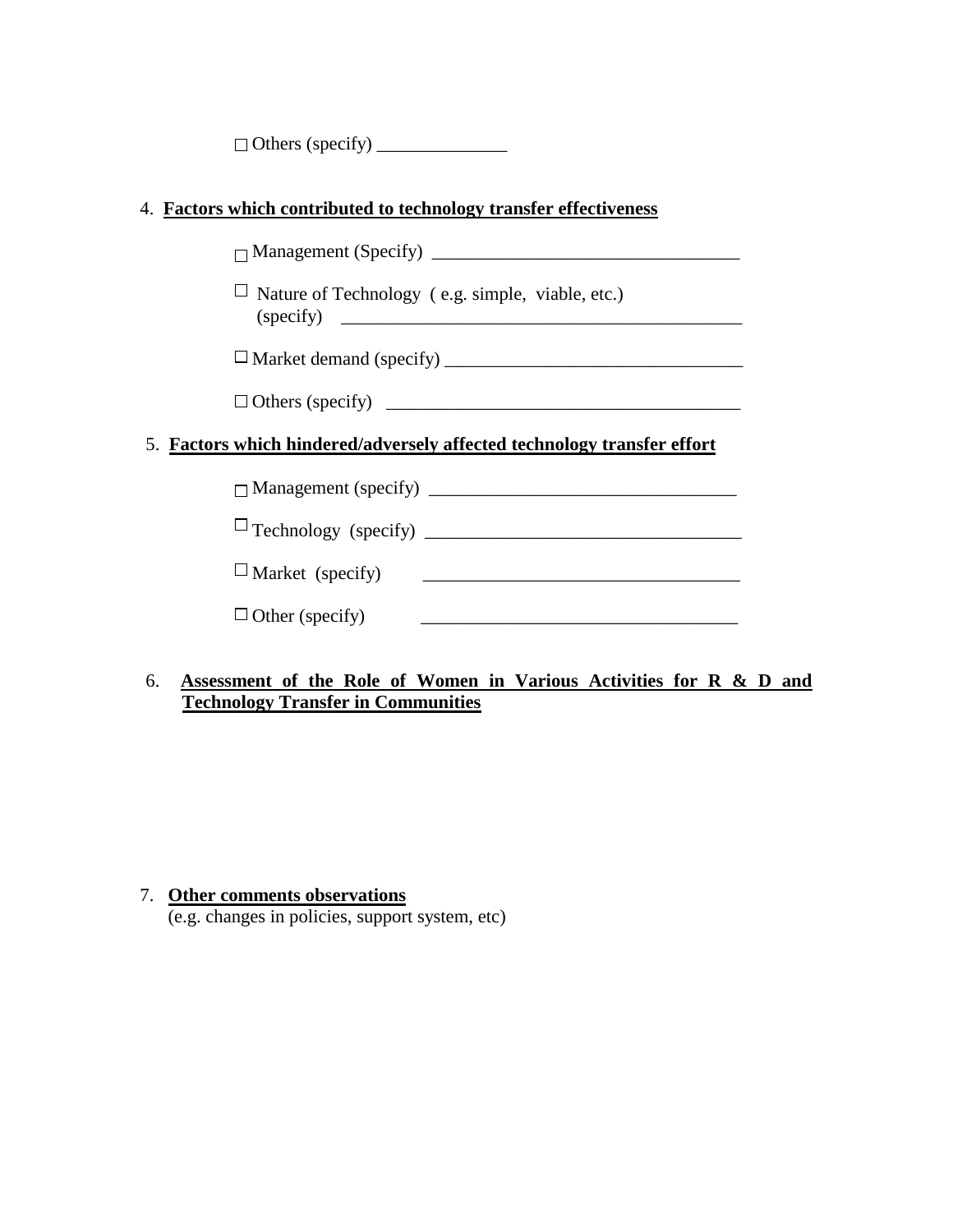☐ Others (specify) ______________

4. **Factors which contributed to technology transfer effectiveness**

☐ Management (Specify) _________________________________

☐ Nature of Technology ( e.g. simple, viable, etc.) (specify) ____________________________________________

☐ Market demand (specify) ________________________________

☐ Others (specify) _______________________________________

5. **Factors which hindered/adversely affected technology transfer effort**

☐ Management (specify) _________________________________

☐ Technology (specify) __________________________________

☐ Market (specify) __________________________________

☐ Other (specify) __________________________________

6. **Assessment of the Role of Women in Various Activities for R & D and Technology Transfer in Communities**

7. **Other comments observations**
(e.g. changes in policies, support system, etc)